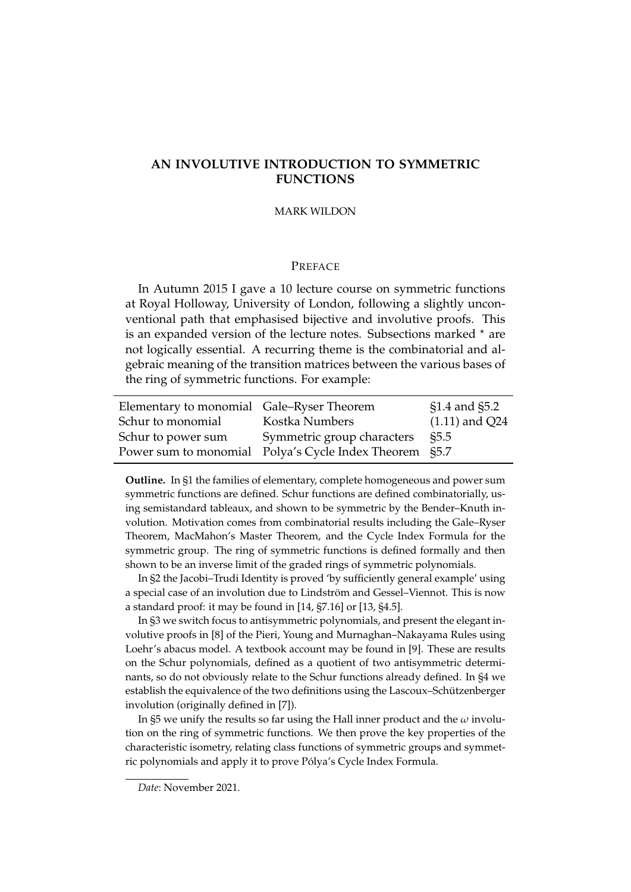# AN INVOLUTIVE INTRODUCTION TO SYMMETRIC FUNCTIONS

MARK WILDON

## PREFACE

In Autumn 2015 I gave a 10 lecture course on symmetric functions at Royal Holloway, University of London, following a slightly unconventional path that emphasised bijective and involutive proofs. This is an expanded version of the lecture notes. Subsections marked * are not logically essential. A recurring theme is the combinatorial and algebraic meaning of the transition matrices between the various bases of the ring of symmetric functions. For example:

| | | |
|---|---|---|
| Elementary to monomial | Gale–Ryser Theorem | §1.4 and §5.2 |
| Schur to monomial | Kostka Numbers | (1.11) and Q24 |
| Schur to power sum | Symmetric group characters | §5.5 |
| Power sum to monomial | Polya's Cycle Index Theorem | §5.7 |

**Outline.** In §1 the families of elementary, complete homogeneous and power sum symmetric functions are defined. Schur functions are defined combinatorially, using semistandard tableaux, and shown to be symmetric by the Bender–Knuth involution. Motivation comes from combinatorial results including the Gale–Ryser Theorem, MacMahon's Master Theorem, and the Cycle Index Formula for the symmetric group. The ring of symmetric functions is defined formally and then shown to be an inverse limit of the graded rings of symmetric polynomials.

In §2 the Jacobi–Trudi Identity is proved 'by sufficiently general example' using a special case of an involution due to Lindström and Gessel–Viennot. This is now a standard proof: it may be found in [14, §7.16] or [13, §4.5].

In §3 we switch focus to antisymmetric polynomials, and present the elegant involutive proofs in [8] of the Pieri, Young and Murnaghan–Nakayama Rules using Loehr's abacus model. A textbook account may be found in [9]. These are results on the Schur polynomials, defined as a quotient of two antisymmetric determinants, so do not obviously relate to the Schur functions already defined. In §4 we establish the equivalence of the two definitions using the Lascoux–Schützenberger involution (originally defined in [7]).

In §5 we unify the results so far using the Hall inner product and the $\omega$ involution on the ring of symmetric functions. We then prove the key properties of the characteristic isometry, relating class functions of symmetric groups and symmetric polynomials and apply it to prove Pólya's Cycle Index Formula.

---

*Date*: November 2021.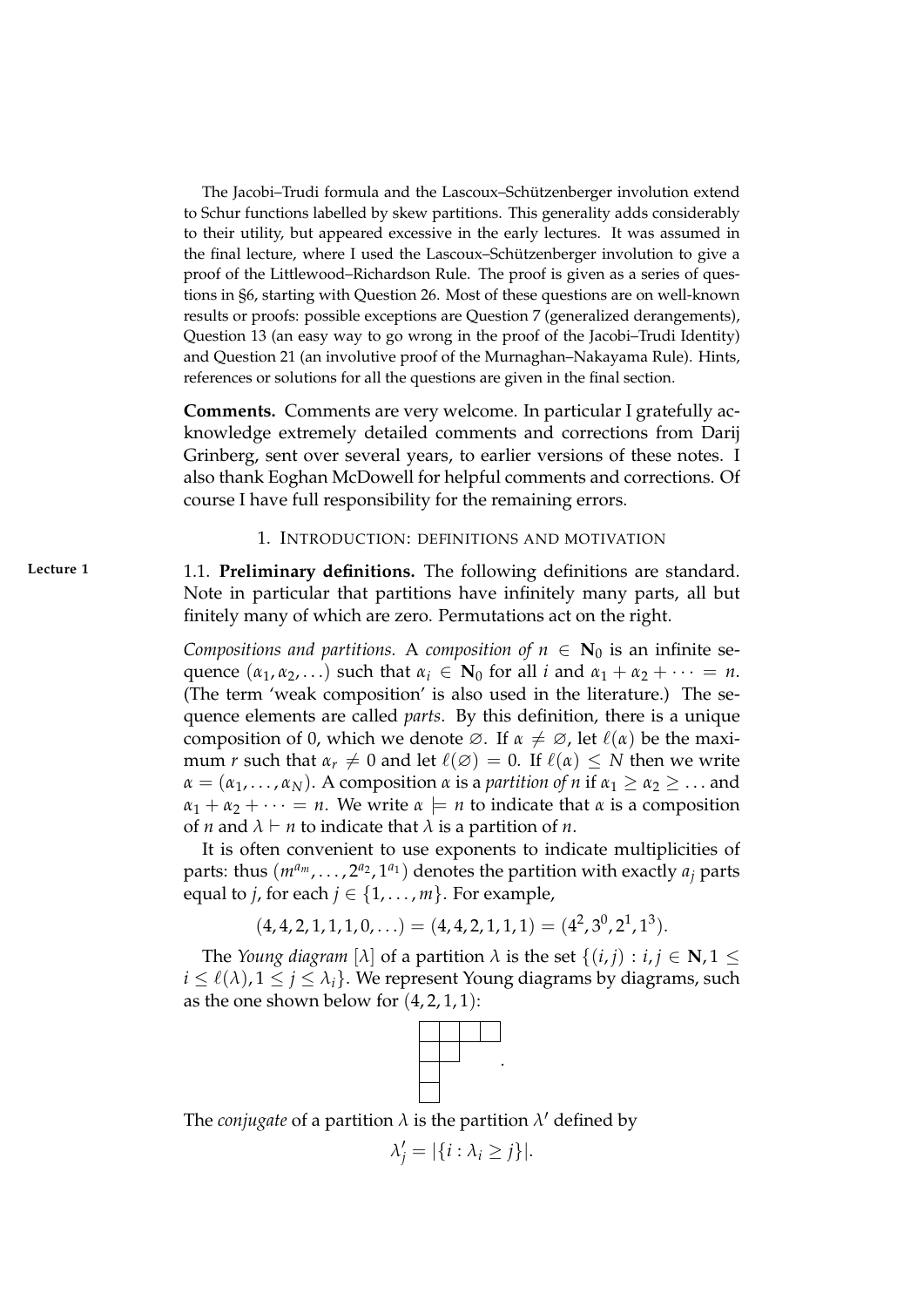The Jacobi–Trudi formula and the Lascoux–Schützenberger involution extend to Schur functions labelled by skew partitions. This generality adds considerably to their utility, but appeared excessive in the early lectures. It was assumed in the final lecture, where I used the Lascoux–Schützenberger involution to give a proof of the Littlewood–Richardson Rule. The proof is given as a series of questions in §6, starting with Question 26. Most of these questions are on well-known results or proofs: possible exceptions are Question 7 (generalized derangements), Question 13 (an easy way to go wrong in the proof of the Jacobi–Trudi Identity) and Question 21 (an involutive proof of the Murnaghan–Nakayama Rule). Hints, references or solutions for all the questions are given in the final section.

**Comments.** Comments are very welcome. In particular I gratefully acknowledge extremely detailed comments and corrections from Darij Grinberg, sent over several years, to earlier versions of these notes. I also thank Eoghan McDowell for helpful comments and corrections. Of course I have full responsibility for the remaining errors.

## 1. Introduction: definitions and motivation

**Lecture 1**

1.1. **Preliminary definitions.** The following definitions are standard. Note in particular that partitions have infinitely many parts, all but finitely many of which are zero. Permutations act on the right.

*Compositions and partitions.* A *composition of* $n \in \mathbf{N}_0$ is an infinite sequence $(\alpha_1, \alpha_2, \ldots)$ such that $\alpha_i \in \mathbf{N}_0$ for all $i$ and $\alpha_1 + \alpha_2 + \cdots = n$. (The term 'weak composition' is also used in the literature.) The sequence elements are called *parts*. By this definition, there is a unique composition of 0, which we denote $\varnothing$. If $\alpha \neq \varnothing$, let $\ell(\alpha)$ be the maximum $r$ such that $\alpha_r \neq 0$ and let $\ell(\varnothing) = 0$. If $\ell(\alpha) \leq N$ then we write $\alpha = (\alpha_1, \ldots, \alpha_N)$. A composition $\alpha$ is a *partition of* $n$ if $\alpha_1 \geq \alpha_2 \geq \ldots$ and $\alpha_1 + \alpha_2 + \cdots = n$. We write $\alpha \models n$ to indicate that $\alpha$ is a composition of $n$ and $\lambda \vdash n$ to indicate that $\lambda$ is a partition of $n$.

It is often convenient to use exponents to indicate multiplicities of parts: thus $(m^{a_m}, \ldots, 2^{a_2}, 1^{a_1})$ denotes the partition with exactly $a_j$ parts equal to $j$, for each $j \in \{1, \ldots, m\}$. For example,

$$(4, 4, 2, 1, 1, 1, 0, \ldots) = (4, 4, 2, 1, 1, 1) = (4^2, 3^0, 2^1, 1^3).$$

The *Young diagram* $[\lambda]$ of a partition $\lambda$ is the set $\{(i, j) : i, j \in \mathbf{N}, 1 \leq i \leq \ell(\lambda), 1 \leq j \leq \lambda_i\}$. We represent Young diagrams by diagrams, such as the one shown below for $(4, 2, 1, 1)$:

The *conjugate* of a partition $\lambda$ is the partition $\lambda'$ defined by

$$\lambda'_j = |\{i : \lambda_i \geq j\}|.$$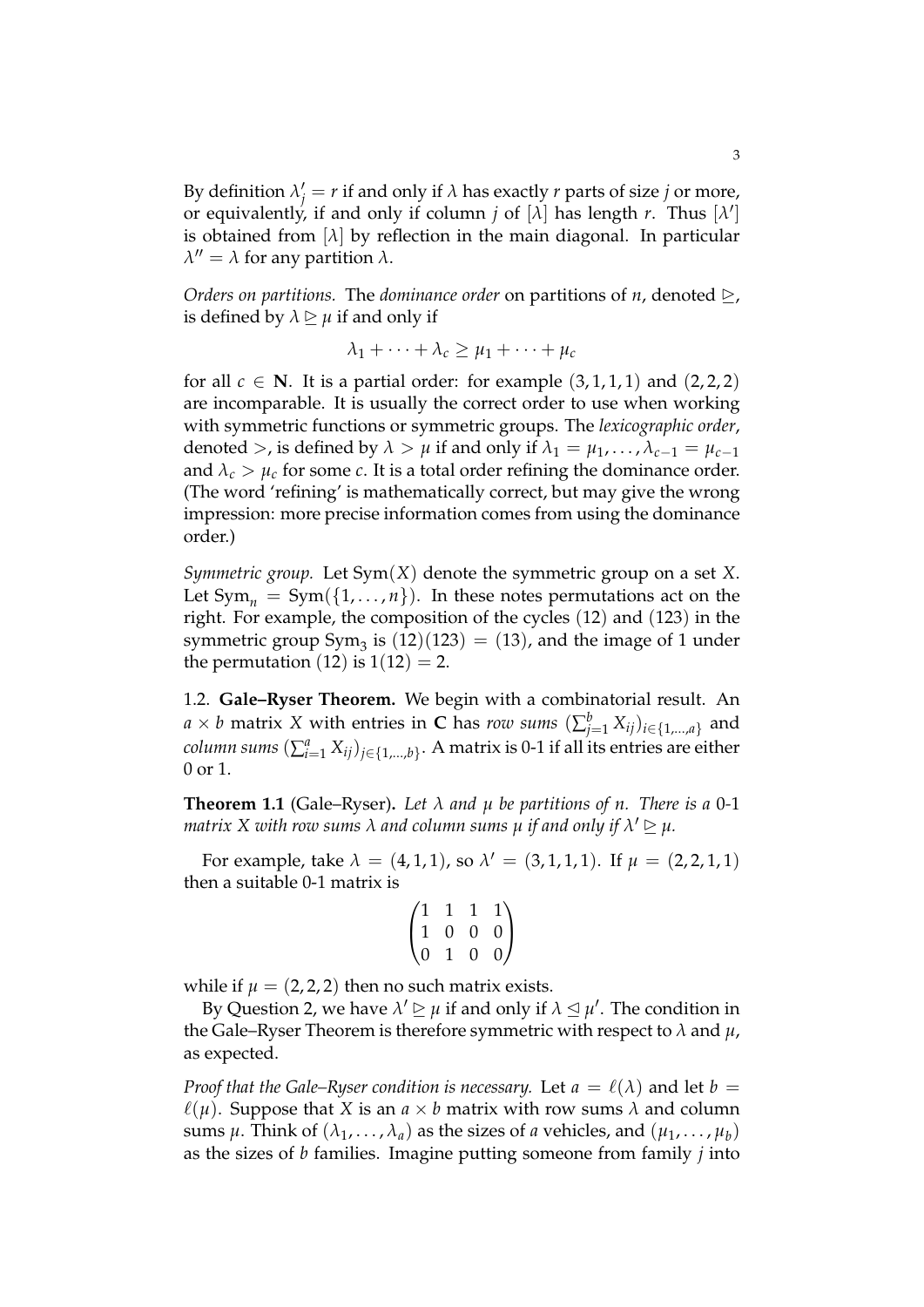By definition $\lambda'_j = r$ if and only if $\lambda$ has exactly $r$ parts of size $j$ or more, or equivalently, if and only if column $j$ of $[\lambda]$ has length $r$. Thus $[\lambda']$ is obtained from $[\lambda]$ by reflection in the main diagonal. In particular $\lambda'' = \lambda$ for any partition $\lambda$.

*Orders on partitions.* The *dominance order* on partitions of $n$, denoted $\trianglerighteq$, is defined by $\lambda \trianglerighteq \mu$ if and only if

$$\lambda_1 + \cdots + \lambda_c \geq \mu_1 + \cdots + \mu_c$$

for all $c \in \mathbf{N}$. It is a partial order: for example $(3,1,1,1)$ and $(2,2,2)$ are incomparable. It is usually the correct order to use when working with symmetric functions or symmetric groups. The *lexicographic order*, denoted $>$, is defined by $\lambda > \mu$ if and only if $\lambda_1 = \mu_1, \ldots, \lambda_{c-1} = \mu_{c-1}$ and $\lambda_c > \mu_c$ for some $c$. It is a total order refining the dominance order. (The word 'refining' is mathematically correct, but may give the wrong impression: more precise information comes from using the dominance order.)

*Symmetric group.* Let $\mathrm{Sym}(X)$ denote the symmetric group on a set $X$. Let $\mathrm{Sym}_n = \mathrm{Sym}(\{1, \ldots, n\})$. In these notes permutations act on the right. For example, the composition of the cycles $(12)$ and $(123)$ in the symmetric group $\mathrm{Sym}_3$ is $(12)(123) = (13)$, and the image of 1 under the permutation $(12)$ is $1(12) = 2$.

1.2. **Gale–Ryser Theorem.** We begin with a combinatorial result. An $a \times b$ matrix $X$ with entries in $\mathbf{C}$ has *row sums* $(\sum_{j=1}^{b} X_{ij})_{i \in \{1,\ldots,a\}}$ and *column sums* $(\sum_{i=1}^{a} X_{ij})_{j \in \{1,\ldots,b\}}$. A matrix is 0-1 if all its entries are either 0 or 1.

**Theorem 1.1** (Gale–Ryser). *Let $\lambda$ and $\mu$ be partitions of $n$. There is a 0-1 matrix $X$ with row sums $\lambda$ and column sums $\mu$ if and only if $\lambda' \trianglerighteq \mu$.*

For example, take $\lambda = (4,1,1)$, so $\lambda' = (3,1,1,1)$. If $\mu = (2,2,1,1)$ then a suitable 0-1 matrix is

$$\begin{pmatrix} 1 & 1 & 1 & 1 \\ 1 & 0 & 0 & 0 \\ 0 & 1 & 0 & 0 \end{pmatrix}$$

while if $\mu = (2,2,2)$ then no such matrix exists.

By Question 2, we have $\lambda' \trianglerighteq \mu$ if and only if $\lambda \trianglelefteq \mu'$. The condition in the Gale–Ryser Theorem is therefore symmetric with respect to $\lambda$ and $\mu$, as expected.

*Proof that the Gale–Ryser condition is necessary.* Let $a = \ell(\lambda)$ and let $b = \ell(\mu)$. Suppose that $X$ is an $a \times b$ matrix with row sums $\lambda$ and column sums $\mu$. Think of $(\lambda_1, \ldots, \lambda_a)$ as the sizes of $a$ vehicles, and $(\mu_1, \ldots, \mu_b)$ as the sizes of $b$ families. Imagine putting someone from family $j$ into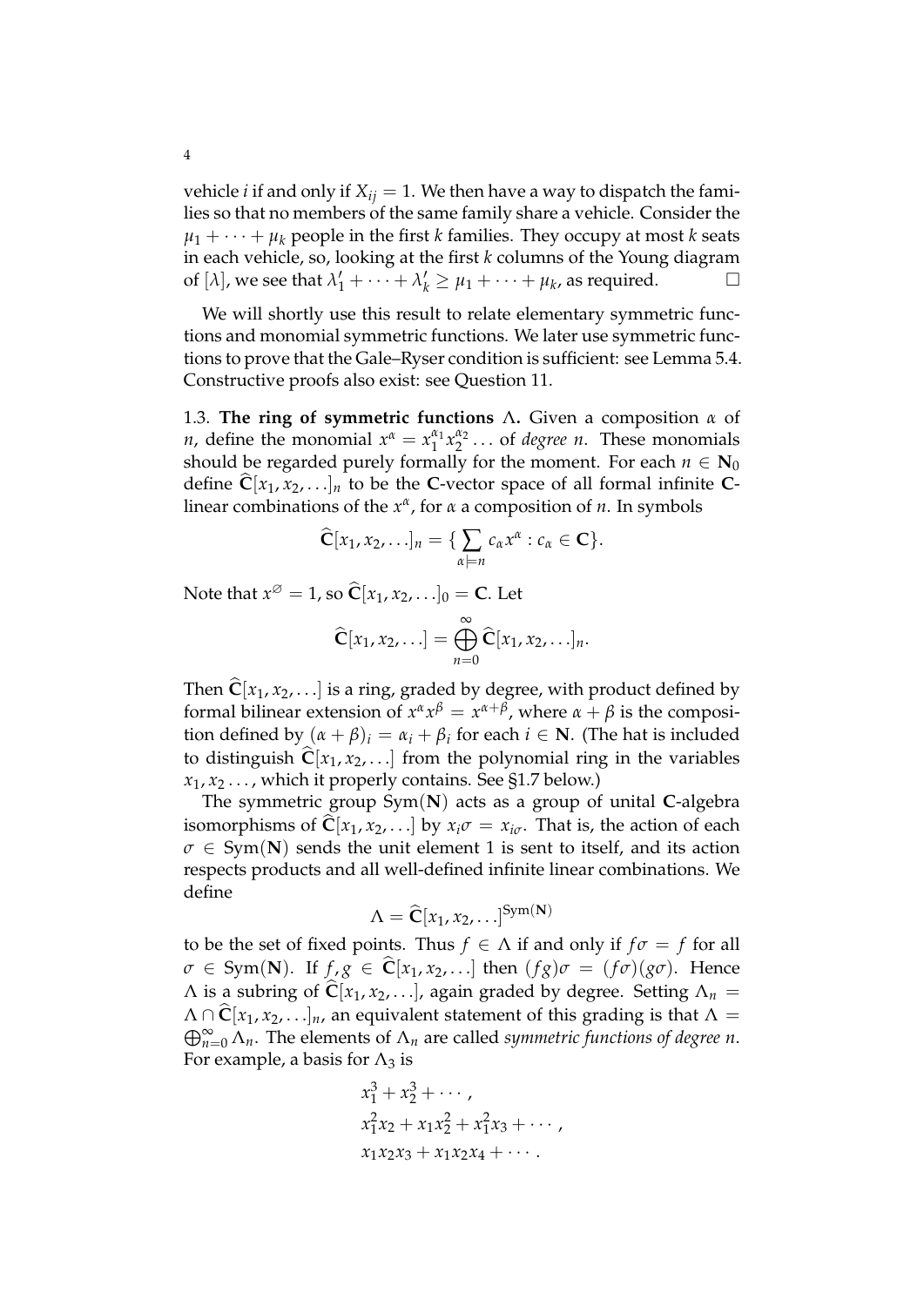vehicle $i$ if and only if $X_{ij} = 1$. We then have a way to dispatch the families so that no members of the same family share a vehicle. Consider the $\mu_1 + \cdots + \mu_k$ people in the first $k$ families. They occupy at most $k$ seats in each vehicle, so, looking at the first $k$ columns of the Young diagram of $[\lambda]$, we see that $\lambda'_1 + \cdots + \lambda'_k \geq \mu_1 + \cdots + \mu_k$, as required. □

We will shortly use this result to relate elementary symmetric functions and monomial symmetric functions. We later use symmetric functions to prove that the Gale–Ryser condition is sufficient: see Lemma 5.4. Constructive proofs also exist: see Question 11.

1.3. **The ring of symmetric functions $\Lambda$.** Given a composition $\alpha$ of $n$, define the monomial $x^\alpha = x_1^{\alpha_1} x_2^{\alpha_2} \ldots$ of *degree n*. These monomials should be regarded purely formally for the moment. For each $n \in \mathbf{N}_0$ define $\widehat{\mathbf{C}}[x_1, x_2, \ldots]_n$ to be the $\mathbf{C}$-vector space of all formal infinite $\mathbf{C}$-linear combinations of the $x^\alpha$, for $\alpha$ a composition of $n$. In symbols

$$\widehat{\mathbf{C}}[x_1, x_2, \ldots]_n = \{ \sum_{\alpha \models n} c_\alpha x^\alpha : c_\alpha \in \mathbf{C} \}.$$

Note that $x^\varnothing = 1$, so $\widehat{\mathbf{C}}[x_1, x_2, \ldots]_0 = \mathbf{C}$. Let

$$\widehat{\mathbf{C}}[x_1, x_2, \ldots] = \bigoplus_{n=0}^{\infty} \widehat{\mathbf{C}}[x_1, x_2, \ldots]_n.$$

Then $\widehat{\mathbf{C}}[x_1, x_2, \ldots]$ is a ring, graded by degree, with product defined by formal bilinear extension of $x^\alpha x^\beta = x^{\alpha+\beta}$, where $\alpha + \beta$ is the composition defined by $(\alpha + \beta)_i = \alpha_i + \beta_i$ for each $i \in \mathbf{N}$. (The hat is included to distinguish $\widehat{\mathbf{C}}[x_1, x_2, \ldots]$ from the polynomial ring in the variables $x_1, x_2 \ldots$, which it properly contains. See §1.7 below.)

The symmetric group $\mathrm{Sym}(\mathbf{N})$ acts as a group of unital $\mathbf{C}$-algebra isomorphisms of $\widehat{\mathbf{C}}[x_1, x_2, \ldots]$ by $x_i \sigma = x_{i\sigma}$. That is, the action of each $\sigma \in \mathrm{Sym}(\mathbf{N})$ sends the unit element 1 is sent to itself, and its action respects products and all well-defined infinite linear combinations. We define

$$\Lambda = \widehat{\mathbf{C}}[x_1, x_2, \ldots]^{\mathrm{Sym}(\mathbf{N})}$$

to be the set of fixed points. Thus $f \in \Lambda$ if and only if $f\sigma = f$ for all $\sigma \in \mathrm{Sym}(\mathbf{N})$. If $f, g \in \widehat{\mathbf{C}}[x_1, x_2, \ldots]$ then $(fg)\sigma = (f\sigma)(g\sigma)$. Hence $\Lambda$ is a subring of $\widehat{\mathbf{C}}[x_1, x_2, \ldots]$, again graded by degree. Setting $\Lambda_n = \Lambda \cap \widehat{\mathbf{C}}[x_1, x_2, \ldots]_n$, an equivalent statement of this grading is that $\Lambda = \bigoplus_{n=0}^{\infty} \Lambda_n$. The elements of $\Lambda_n$ are called *symmetric functions of degree n*. For example, a basis for $\Lambda_3$ is

$$\begin{aligned}
&x_1^3 + x_2^3 + \cdots, \\
&x_1^2 x_2 + x_1 x_2^2 + x_1^2 x_3 + \cdots, \\
&x_1 x_2 x_3 + x_1 x_2 x_4 + \cdots.
\end{aligned}$$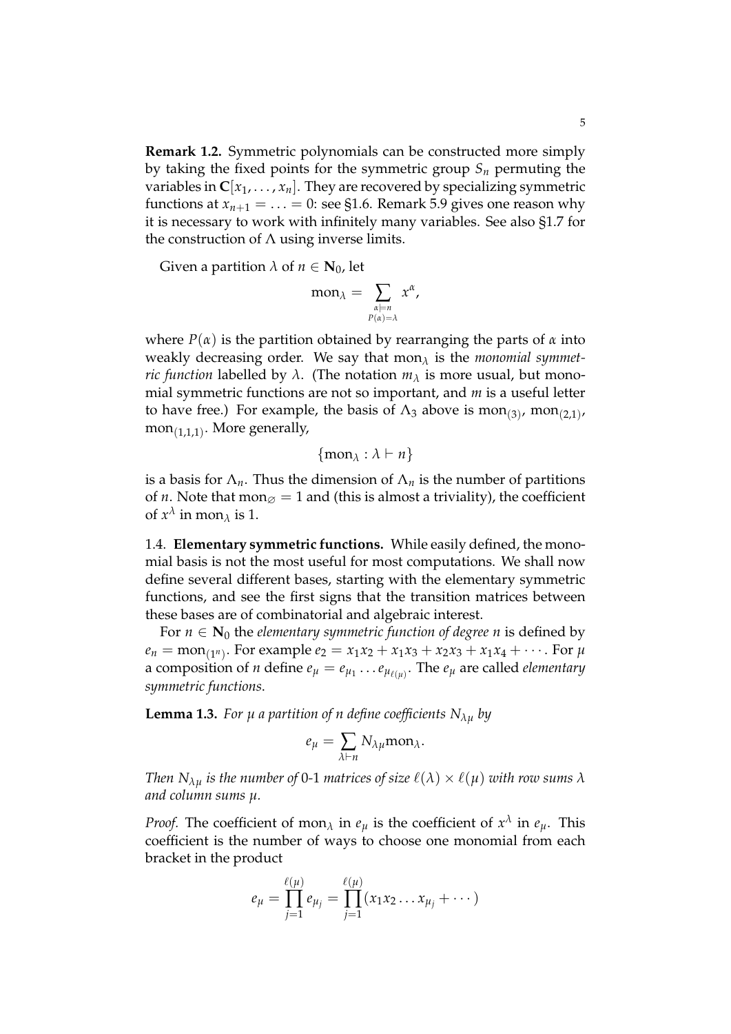**Remark 1.2.** Symmetric polynomials can be constructed more simply by taking the fixed points for the symmetric group $S_n$ permuting the variables in $\mathbf{C}[x_1, \ldots, x_n]$. They are recovered by specializing symmetric functions at $x_{n+1} = \ldots = 0$: see §1.6. Remark 5.9 gives one reason why it is necessary to work with infinitely many variables. See also §1.7 for the construction of $\Lambda$ using inverse limits.

Given a partition $\lambda$ of $n \in \mathbf{N}_0$, let

$$\mathrm{mon}_\lambda = \sum_{\substack{\alpha \models n \\ P(\alpha) = \lambda}} x^\alpha,$$

where $P(\alpha)$ is the partition obtained by rearranging the parts of $\alpha$ into weakly decreasing order. We say that $\mathrm{mon}_\lambda$ is the *monomial symmetric function* labelled by $\lambda$. (The notation $m_\lambda$ is more usual, but monomial symmetric functions are not so important, and $m$ is a useful letter to have free.) For example, the basis of $\Lambda_3$ above is $\mathrm{mon}_{(3)}$, $\mathrm{mon}_{(2,1)}$, $\mathrm{mon}_{(1,1,1)}$. More generally,

$$\{\mathrm{mon}_\lambda : \lambda \vdash n\}$$

is a basis for $\Lambda_n$. Thus the dimension of $\Lambda_n$ is the number of partitions of $n$. Note that $\mathrm{mon}_\varnothing = 1$ and (this is almost a triviality), the coefficient of $x^\lambda$ in $\mathrm{mon}_\lambda$ is 1.

1.4. **Elementary symmetric functions.** While easily defined, the monomial basis is not the most useful for most computations. We shall now define several different bases, starting with the elementary symmetric functions, and see the first signs that the transition matrices between these bases are of combinatorial and algebraic interest.

For $n \in \mathbf{N}_0$ the *elementary symmetric function of degree $n$* is defined by $e_n = \mathrm{mon}_{(1^n)}$. For example $e_2 = x_1x_2 + x_1x_3 + x_2x_3 + x_1x_4 + \cdots$. For $\mu$ a composition of $n$ define $e_\mu = e_{\mu_1} \ldots e_{\mu_{\ell(\mu)}}$. The $e_\mu$ are called *elementary symmetric functions*.

**Lemma 1.3.** *For $\mu$ a partition of $n$ define coefficients $N_{\lambda\mu}$ by*

$$e_\mu = \sum_{\lambda \vdash n} N_{\lambda\mu} \mathrm{mon}_\lambda.$$

*Then $N_{\lambda\mu}$ is the number of* 0-1 *matrices of size $\ell(\lambda) \times \ell(\mu)$ with row sums $\lambda$ and column sums $\mu$.*

*Proof.* The coefficient of $\mathrm{mon}_\lambda$ in $e_\mu$ is the coefficient of $x^\lambda$ in $e_\mu$. This coefficient is the number of ways to choose one monomial from each bracket in the product

$$e_\mu = \prod_{j=1}^{\ell(\mu)} e_{\mu_j} = \prod_{j=1}^{\ell(\mu)} (x_1 x_2 \ldots x_{\mu_j} + \cdots)$$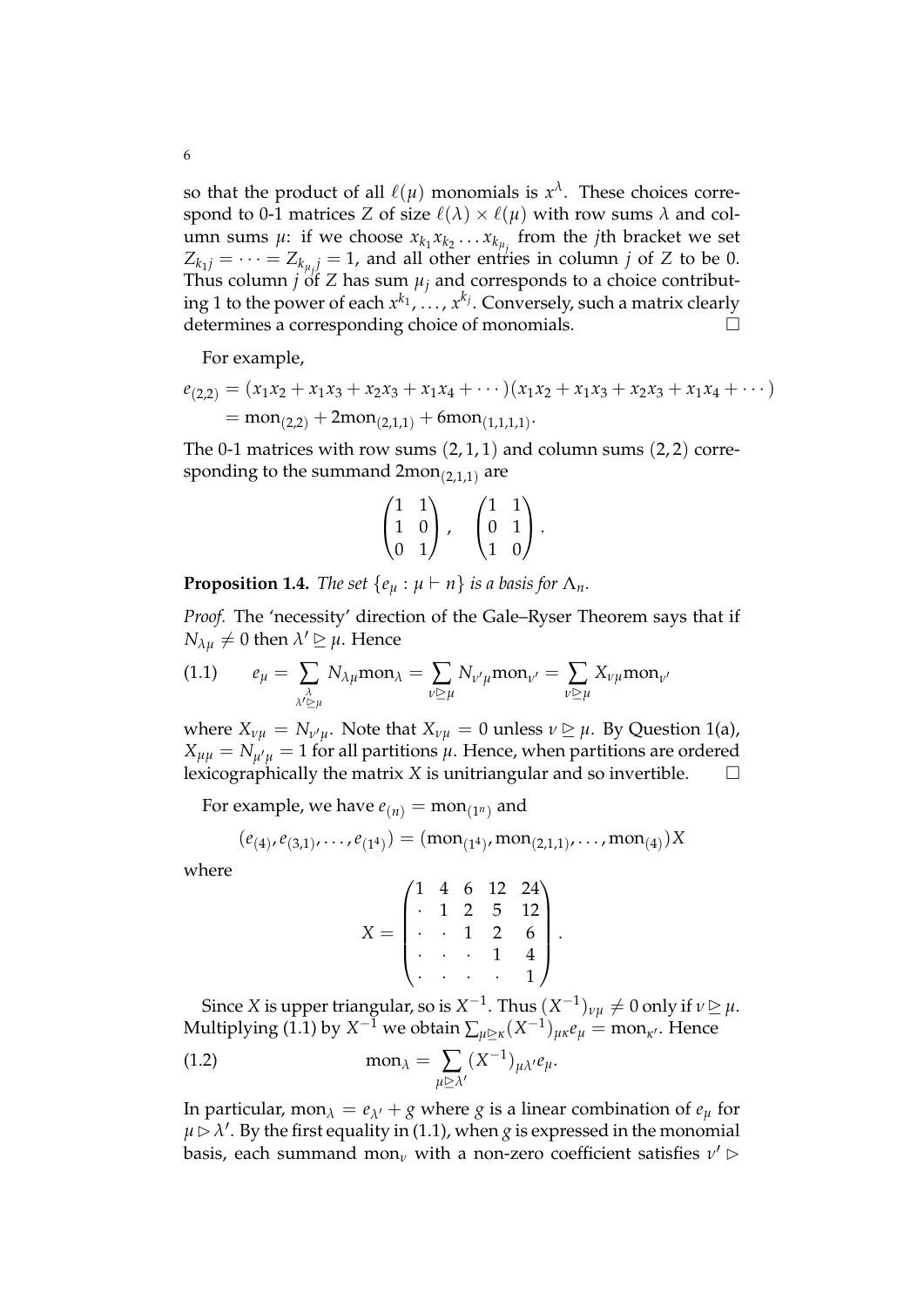so that the product of all $\ell(\mu)$ monomials is $x^\lambda$. These choices correspond to 0-1 matrices $Z$ of size $\ell(\lambda) \times \ell(\mu)$ with row sums $\lambda$ and column sums $\mu$: if we choose $x_{k_1} x_{k_2} \ldots x_{k_{\mu_j}}$ from the $j$th bracket we set $Z_{k_1 j} = \cdots = Z_{k_{\mu_j} j} = 1$, and all other entries in column $j$ of $Z$ to be 0. Thus column $j$ of $Z$ has sum $\mu_j$ and corresponds to a choice contributing 1 to the power of each $x^{k_1}, \ldots, x^{k_j}$. Conversely, such a matrix clearly determines a corresponding choice of monomials. $\square$

For example,

$$e_{(2,2)} = (x_1x_2 + x_1x_3 + x_2x_3 + x_1x_4 + \cdots)(x_1x_2 + x_1x_3 + x_2x_3 + x_1x_4 + \cdots)$$
$$= \mathrm{mon}_{(2,2)} + 2\mathrm{mon}_{(2,1,1)} + 6\mathrm{mon}_{(1,1,1,1)}.$$

The 0-1 matrices with row sums $(2, 1, 1)$ and column sums $(2, 2)$ corresponding to the summand $2\mathrm{mon}_{(2,1,1)}$ are

$$\begin{pmatrix} 1 & 1 \\ 1 & 0 \\ 0 & 1 \end{pmatrix}, \quad \begin{pmatrix} 1 & 1 \\ 0 & 1 \\ 1 & 0 \end{pmatrix}.$$

**Proposition 1.4.** *The set $\{e_\mu : \mu \vdash n\}$ is a basis for $\Lambda_n$.*

*Proof.* The 'necessity' direction of the Gale–Ryser Theorem says that if $N_{\lambda\mu} \neq 0$ then $\lambda' \trianglerighteq \mu$. Hence

$$(1.1) \qquad e_\mu = \sum_{\substack{\lambda \\ \lambda' \trianglerighteq \mu}} N_{\lambda\mu} \mathrm{mon}_\lambda = \sum_{\nu \trianglerighteq \mu} N_{\nu'\mu} \mathrm{mon}_{\nu'} = \sum_{\nu \trianglerighteq \mu} X_{\nu\mu} \mathrm{mon}_{\nu'}$$

where $X_{\nu\mu} = N_{\nu'\mu}$. Note that $X_{\nu\mu} = 0$ unless $\nu \trianglerighteq \mu$. By Question 1(a), $X_{\mu\mu} = N_{\mu'\mu} = 1$ for all partitions $\mu$. Hence, when partitions are ordered lexicographically the matrix $X$ is unitriangular and so invertible. $\square$

For example, we have $e_{(n)} = \mathrm{mon}_{(1^n)}$ and

$$(e_{(4)}, e_{(3,1)}, \ldots, e_{(1^4)}) = (\mathrm{mon}_{(1^4)}, \mathrm{mon}_{(2,1,1)}, \ldots, \mathrm{mon}_{(4)})X$$

where

$$X = \begin{pmatrix} 1 & 4 & 6 & 12 & 24 \\ \cdot & 1 & 2 & 5 & 12 \\ \cdot & \cdot & 1 & 2 & 6 \\ \cdot & \cdot & \cdot & 1 & 4 \\ \cdot & \cdot & \cdot & \cdot & 1 \end{pmatrix}.$$

Since $X$ is upper triangular, so is $X^{-1}$. Thus $(X^{-1})_{\nu\mu} \neq 0$ only if $\nu \trianglerighteq \mu$. Multiplying (1.1) by $X^{-1}$ we obtain $\sum_{\mu \trianglerighteq \kappa} (X^{-1})_{\mu\kappa} e_\mu = \mathrm{mon}_{\kappa'}$. Hence

$$(1.2) \qquad \mathrm{mon}_\lambda = \sum_{\mu \trianglerighteq \lambda'} (X^{-1})_{\mu\lambda'} e_\mu.$$

In particular, $\mathrm{mon}_\lambda = e_{\lambda'} + g$ where $g$ is a linear combination of $e_\mu$ for $\mu \triangleright \lambda'$. By the first equality in (1.1), when $g$ is expressed in the monomial basis, each summand $\mathrm{mon}_\nu$ with a non-zero coefficient satisfies $\nu' \triangleright$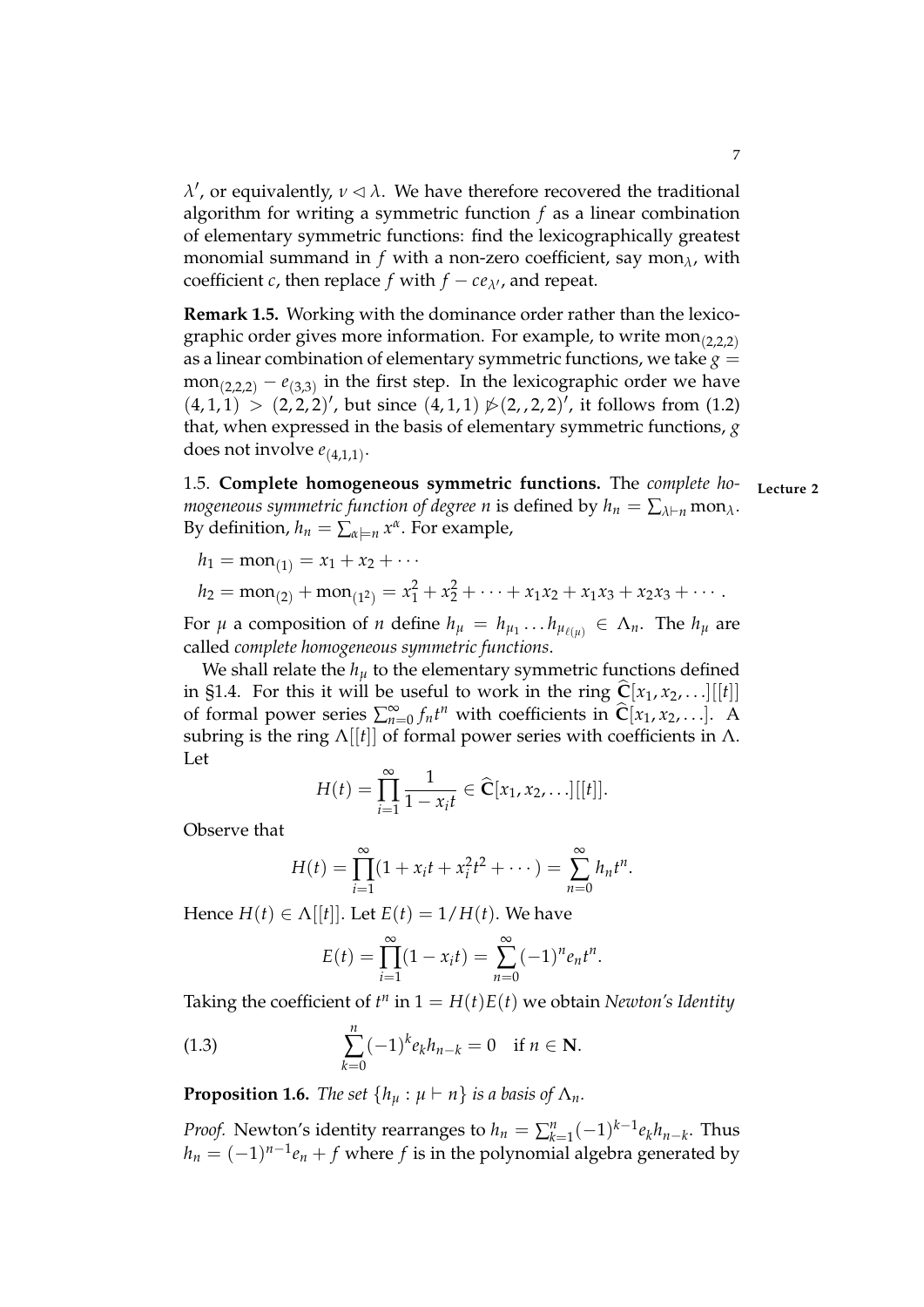$\lambda'$, or equivalently, $\nu \lhd \lambda$. We have therefore recovered the traditional algorithm for writing a symmetric function $f$ as a linear combination of elementary symmetric functions: find the lexicographically greatest monomial summand in $f$ with a non-zero coefficient, say $\mathrm{mon}_\lambda$, with coefficient $c$, then replace $f$ with $f - ce_{\lambda'}$, and repeat.

**Remark 1.5.** Working with the dominance order rather than the lexicographic order gives more information. For example, to write $\mathrm{mon}_{(2,2,2)}$ as a linear combination of elementary symmetric functions, we take $g = \mathrm{mon}_{(2,2,2)} - e_{(3,3)}$ in the first step. In the lexicographic order we have $(4,1,1) > (2,2,2)'$, but since $(4,1,1) \not\trianglerighteq (2,,2,2)'$, it follows from (1.2) that, when expressed in the basis of elementary symmetric functions, $g$ does not involve $e_{(4,1,1)}$.

Lecture 2

1.5. **Complete homogeneous symmetric functions.** The *complete homogeneous symmetric function of degree $n$* is defined by $h_n = \sum_{\lambda \vdash n} \mathrm{mon}_\lambda$. By definition, $h_n = \sum_{\alpha \models n} x^\alpha$. For example,

$$h_1 = \mathrm{mon}_{(1)} = x_1 + x_2 + \cdots$$

$$h_2 = \mathrm{mon}_{(2)} + \mathrm{mon}_{(1^2)} = x_1^2 + x_2^2 + \cdots + x_1x_2 + x_1x_3 + x_2x_3 + \cdots.$$

For $\mu$ a composition of $n$ define $h_\mu = h_{\mu_1} \ldots h_{\mu_{\ell(\mu)}} \in \Lambda_n$. The $h_\mu$ are called *complete homogeneous symmetric functions*.

We shall relate the $h_\mu$ to the elementary symmetric functions defined in §1.4. For this it will be useful to work in the ring $\widehat{\mathbf{C}}[x_1, x_2, \ldots][[t]]$ of formal power series $\sum_{n=0}^{\infty} f_n t^n$ with coefficients in $\widehat{\mathbf{C}}[x_1, x_2, \ldots]$. A subring is the ring $\Lambda[[t]]$ of formal power series with coefficients in $\Lambda$. Let

$$H(t) = \prod_{i=1}^{\infty} \frac{1}{1 - x_i t} \in \widehat{\mathbf{C}}[x_1, x_2, \ldots][[t]].$$

Observe that

$$H(t) = \prod_{i=1}^{\infty} (1 + x_i t + x_i^2 t^2 + \cdots) = \sum_{n=0}^{\infty} h_n t^n.$$

Hence $H(t) \in \Lambda[[t]]$. Let $E(t) = 1/H(t)$. We have

$$E(t) = \prod_{i=1}^{\infty} (1 - x_i t) = \sum_{n=0}^{\infty} (-1)^n e_n t^n.$$

Taking the coefficient of $t^n$ in $1 = H(t)E(t)$ we obtain *Newton's Identity*

$$\sum_{k=0}^{n} (-1)^k e_k h_{n-k} = 0 \quad \text{if } n \in \mathbf{N}. \tag{1.3}$$

**Proposition 1.6.** *The set $\{h_\mu : \mu \vdash n\}$ is a basis of $\Lambda_n$.*

*Proof.* Newton's identity rearranges to $h_n = \sum_{k=1}^{n} (-1)^{k-1} e_k h_{n-k}$. Thus $h_n = (-1)^{n-1} e_n + f$ where $f$ is in the polynomial algebra generated by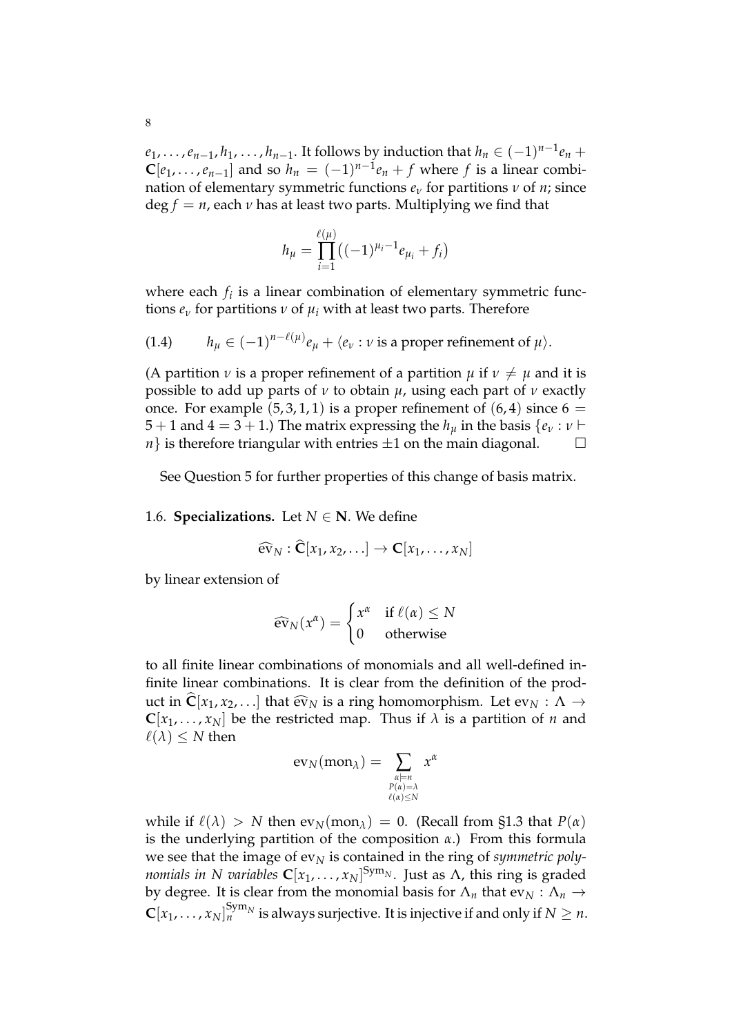$e_1, \ldots, e_{n-1}, h_1, \ldots, h_{n-1}$. It follows by induction that $h_n \in (-1)^{n-1}e_n + \mathbf{C}[e_1, \ldots, e_{n-1}]$ and so $h_n = (-1)^{n-1}e_n + f$ where $f$ is a linear combination of elementary symmetric functions $e_\nu$ for partitions $\nu$ of $n$; since $\deg f = n$, each $\nu$ has at least two parts. Multiplying we find that

$$h_\mu = \prod_{i=1}^{\ell(\mu)} \big((-1)^{\mu_i - 1} e_{\mu_i} + f_i\big)$$

where each $f_i$ is a linear combination of elementary symmetric functions $e_\nu$ for partitions $\nu$ of $\mu_i$ with at least two parts. Therefore

$$h_\mu \in (-1)^{n-\ell(\mu)} e_\mu + \langle e_\nu : \nu \text{ is a proper refinement of } \mu \rangle. \tag{1.4}$$

(A partition $\nu$ is a proper refinement of a partition $\mu$ if $\nu \neq \mu$ and it is possible to add up parts of $\nu$ to obtain $\mu$, using each part of $\nu$ exactly once. For example $(5, 3, 1, 1)$ is a proper refinement of $(6, 4)$ since $6 = 5 + 1$ and $4 = 3 + 1$.) The matrix expressing the $h_\mu$ in the basis $\{e_\nu : \nu \vdash n\}$ is therefore triangular with entries $\pm 1$ on the main diagonal. $\square$

See Question 5 for further properties of this change of basis matrix.

1.6. **Specializations.** Let $N \in \mathbf{N}$. We define

$$\widehat{\mathrm{ev}}_N : \widehat{\mathbf{C}}[x_1, x_2, \ldots] \to \mathbf{C}[x_1, \ldots, x_N]$$

by linear extension of

$$\widehat{\mathrm{ev}}_N(x^\alpha) = \begin{cases} x^\alpha & \text{if } \ell(\alpha) \leq N \\ 0 & \text{otherwise} \end{cases}$$

to all finite linear combinations of monomials and all well-defined infinite linear combinations. It is clear from the definition of the product in $\widehat{\mathbf{C}}[x_1, x_2, \ldots]$ that $\widehat{\mathrm{ev}}_N$ is a ring homomorphism. Let $\mathrm{ev}_N : \Lambda \to \mathbf{C}[x_1, \ldots, x_N]$ be the restricted map. Thus if $\lambda$ is a partition of $n$ and $\ell(\lambda) \leq N$ then

$$\mathrm{ev}_N(\mathrm{mon}_\lambda) = \sum_{\substack{\alpha \models n \\ P(\alpha) = \lambda \\ \ell(\alpha) \leq N}} x^\alpha$$

while if $\ell(\lambda) > N$ then $\mathrm{ev}_N(\mathrm{mon}_\lambda) = 0$. (Recall from §1.3 that $P(\alpha)$ is the underlying partition of the composition $\alpha$.) From this formula we see that the image of $\mathrm{ev}_N$ is contained in the ring of *symmetric polynomials in $N$ variables* $\mathbf{C}[x_1, \ldots, x_N]^{\mathrm{Sym}_N}$. Just as $\Lambda$, this ring is graded by degree. It is clear from the monomial basis for $\Lambda_n$ that $\mathrm{ev}_N : \Lambda_n \to \mathbf{C}[x_1, \ldots, x_N]_n^{\mathrm{Sym}_N}$ is always surjective. It is injective if and only if $N \geq n$.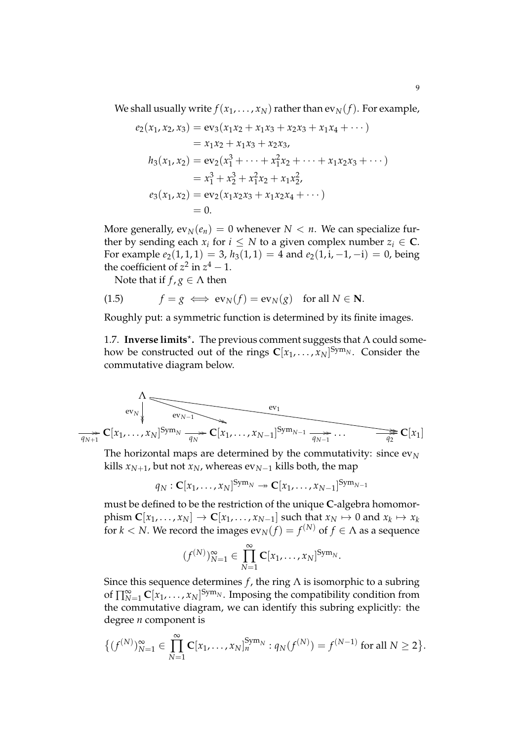We shall usually write $f(x_1, \ldots, x_N)$ rather than $\mathrm{ev}_N(f)$. For example,

$$
\begin{aligned}
e_2(x_1, x_2, x_3) &= \mathrm{ev}_3(x_1x_2 + x_1x_3 + x_2x_3 + x_1x_4 + \cdots) \\
&= x_1x_2 + x_1x_3 + x_2x_3, \\
h_3(x_1, x_2) &= \mathrm{ev}_2(x_1^3 + \cdots + x_1^2x_2 + \cdots + x_1x_2x_3 + \cdots) \\
&= x_1^3 + x_2^3 + x_1^2x_2 + x_1x_2^2, \\
e_3(x_1, x_2) &= \mathrm{ev}_2(x_1x_2x_3 + x_1x_2x_4 + \cdots) \\
&= 0.
\end{aligned}
$$

More generally, $\mathrm{ev}_N(e_n) = 0$ whenever $N < n$. We can specialize further by sending each $x_i$ for $i \leq N$ to a given complex number $z_i \in \mathbf{C}$. For example $e_2(1, 1, 1) = 3$, $h_3(1, 1) = 4$ and $e_2(1, \mathrm{i}, -1, -\mathrm{i}) = 0$, being the coefficient of $z^2$ in $z^4 - 1$.

Note that if $f, g \in \Lambda$ then

$$
(1.5) \qquad f = g \iff \mathrm{ev}_N(f) = \mathrm{ev}_N(g) \quad \text{for all } N \in \mathbf{N}.
$$

Roughly put: a symmetric function is determined by its finite images.

1.7. **Inverse limits**$^\star$. The previous comment suggests that $\Lambda$ could somehow be constructed out of the rings $\mathbf{C}[x_1, \ldots, x_N]^{\mathrm{Sym}_N}$. Consider the commutative diagram below.

$$
\begin{array}{c}
\Lambda \xrightarrow{\mathrm{ev}_N} \mathbf{C}[x_1,\ldots,x_N]^{\mathrm{Sym}_N}, \quad \Lambda \xrightarrow{\mathrm{ev}_{N-1}} \mathbf{C}[x_1,\ldots,x_{N-1}]^{\mathrm{Sym}_{N-1}}, \quad \Lambda \xrightarrow{\mathrm{ev}_1} \mathbf{C}[x_1] \\
\xrightarrow[q_{N+1}]{} \mathbf{C}[x_1,\ldots,x_N]^{\mathrm{Sym}_N} \xrightarrow[q_N]{} \mathbf{C}[x_1,\ldots,x_{N-1}]^{\mathrm{Sym}_{N-1}} \xrightarrow[q_{N-1}]{} \cdots \xrightarrow[q_2]{} \mathbf{C}[x_1]
\end{array}
$$

The horizontal maps are determined by the commutativity: since $\mathrm{ev}_N$ kills $x_{N+1}$, but not $x_N$, whereas $\mathrm{ev}_{N-1}$ kills both, the map

$$
q_N : \mathbf{C}[x_1, \ldots, x_N]^{\mathrm{Sym}_N} \twoheadrightarrow \mathbf{C}[x_1, \ldots, x_{N-1}]^{\mathrm{Sym}_{N-1}}
$$

must be defined to be the restriction of the unique $\mathbf{C}$-algebra homomorphism $\mathbf{C}[x_1, \ldots, x_N] \to \mathbf{C}[x_1, \ldots, x_{N-1}]$ such that $x_N \mapsto 0$ and $x_k \mapsto x_k$ for $k < N$. We record the images $\mathrm{ev}_N(f) = f^{(N)}$ of $f \in \Lambda$ as a sequence

$$
(f^{(N)})_{N=1}^{\infty} \in \prod_{N=1}^{\infty} \mathbf{C}[x_1, \ldots, x_N]^{\mathrm{Sym}_N}.
$$

Since this sequence determines $f$, the ring $\Lambda$ is isomorphic to a subring of $\prod_{N=1}^{\infty} \mathbf{C}[x_1, \ldots, x_N]^{\mathrm{Sym}_N}$. Imposing the compatibility condition from the commutative diagram, we can identify this subring explicitly: the degree $n$ component is

$$
\big\{(f^{(N)})_{N=1}^{\infty} \in \prod_{N=1}^{\infty} \mathbf{C}[x_1, \ldots, x_N]_n^{\mathrm{Sym}_N} : q_N(f^{(N)}) = f^{(N-1)} \text{ for all } N \geq 2\big\}.
$$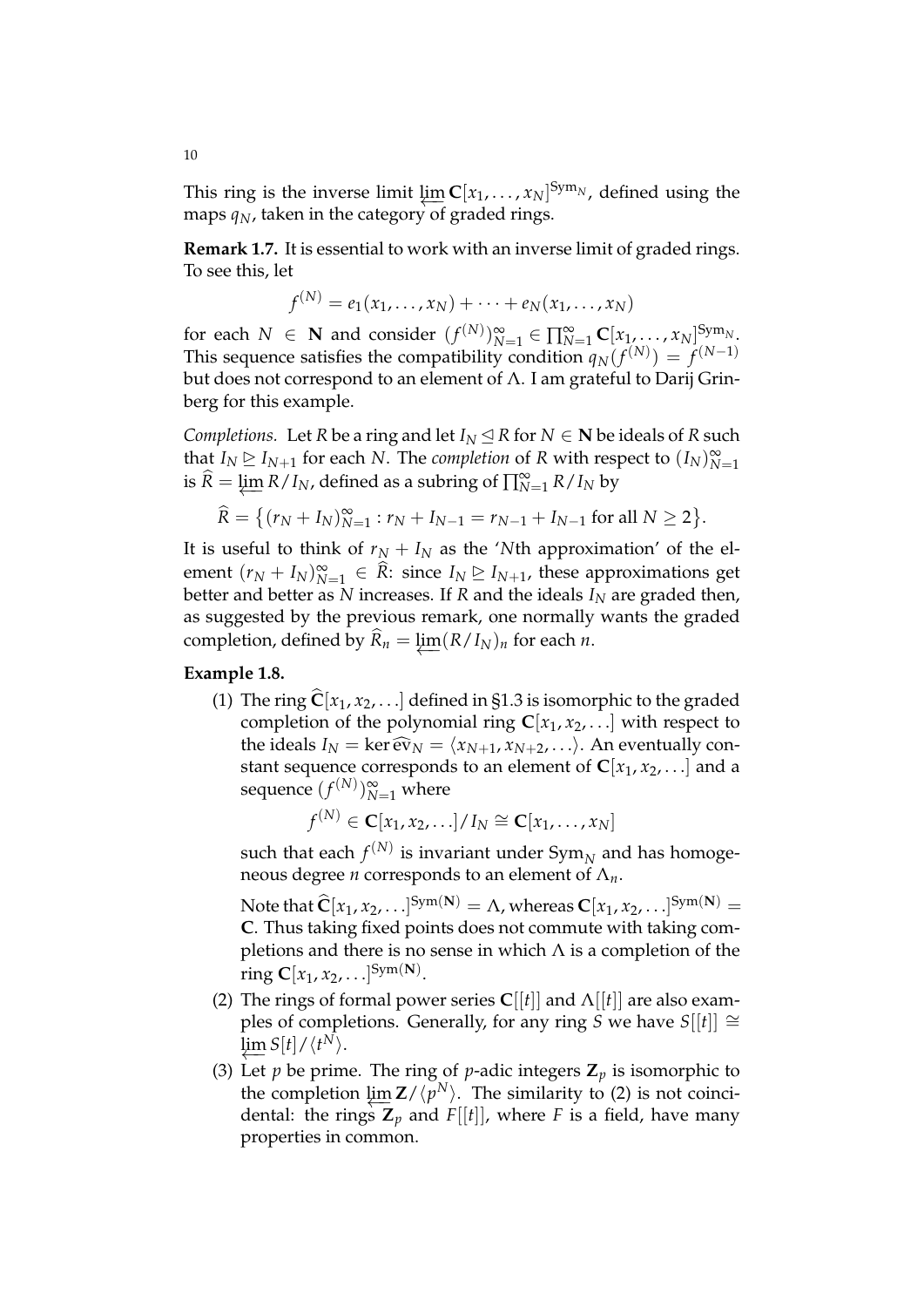This ring is the inverse limit $\varprojlim \mathbf{C}[x_1, \ldots, x_N]^{\mathrm{Sym}_N}$, defined using the maps $q_N$, taken in the category of graded rings.

**Remark 1.7.** It is essential to work with an inverse limit of graded rings. To see this, let

$$f^{(N)} = e_1(x_1, \ldots, x_N) + \cdots + e_N(x_1, \ldots, x_N)$$

for each $N \in \mathbf{N}$ and consider $(f^{(N)})_{N=1}^{\infty} \in \prod_{N=1}^{\infty} \mathbf{C}[x_1, \ldots, x_N]^{\mathrm{Sym}_N}$. This sequence satisfies the compatibility condition $q_N(f^{(N)}) = f^{(N-1)}$ but does not correspond to an element of $\Lambda$. I am grateful to Darij Grinberg for this example.

*Completions.* Let $R$ be a ring and let $I_N \trianglelefteq R$ for $N \in \mathbf{N}$ be ideals of $R$ such that $I_N \trianglerighteq I_{N+1}$ for each $N$. The *completion* of $R$ with respect to $(I_N)_{N=1}^{\infty}$ is $\widehat{R} = \varprojlim R/I_N$, defined as a subring of $\prod_{N=1}^{\infty} R/I_N$ by

$$\widehat{R} = \big\{ (r_N + I_N)_{N=1}^{\infty} : r_N + I_{N-1} = r_{N-1} + I_{N-1} \text{ for all } N \geq 2 \big\}.$$

It is useful to think of $r_N + I_N$ as the '$N$th approximation' of the element $(r_N + I_N)_{N=1}^{\infty} \in \widehat{R}$: since $I_N \trianglerighteq I_{N+1}$, these approximations get better and better as $N$ increases. If $R$ and the ideals $I_N$ are graded then, as suggested by the previous remark, one normally wants the graded completion, defined by $\widehat{R}_n = \varprojlim (R/I_N)_n$ for each $n$.

**Example 1.8.**

(1) The ring $\widehat{\mathbf{C}}[x_1, x_2, \ldots]$ defined in §1.3 is isomorphic to the graded completion of the polynomial ring $\mathbf{C}[x_1, x_2, \ldots]$ with respect to the ideals $I_N = \ker \widehat{\mathrm{ev}}_N = \langle x_{N+1}, x_{N+2}, \ldots \rangle$. An eventually constant sequence corresponds to an element of $\mathbf{C}[x_1, x_2, \ldots]$ and a sequence $(f^{(N)})_{N=1}^{\infty}$ where

$$f^{(N)} \in \mathbf{C}[x_1, x_2, \ldots]/I_N \cong \mathbf{C}[x_1, \ldots, x_N]$$

such that each $f^{(N)}$ is invariant under $\mathrm{Sym}_N$ and has homogeneous degree $n$ corresponds to an element of $\Lambda_n$.

Note that $\widehat{\mathbf{C}}[x_1, x_2, \ldots]^{\mathrm{Sym}(\mathbf{N})} = \Lambda$, whereas $\mathbf{C}[x_1, x_2, \ldots]^{\mathrm{Sym}(\mathbf{N})} = \mathbf{C}$. Thus taking fixed points does not commute with taking completions and there is no sense in which $\Lambda$ is a completion of the ring $\mathbf{C}[x_1, x_2, \ldots]^{\mathrm{Sym}(\mathbf{N})}$.

(2) The rings of formal power series $\mathbf{C}[[t]]$ and $\Lambda[[t]]$ are also examples of completions. Generally, for any ring $S$ we have $S[[t]] \cong \varprojlim S[t]/\langle t^N \rangle$.

(3) Let $p$ be prime. The ring of $p$-adic integers $\mathbf{Z}_p$ is isomorphic to the completion $\varprojlim \mathbf{Z}/\langle p^N \rangle$. The similarity to (2) is not coincidental: the rings $\mathbf{Z}_p$ and $F[[t]]$, where $F$ is a field, have many properties in common.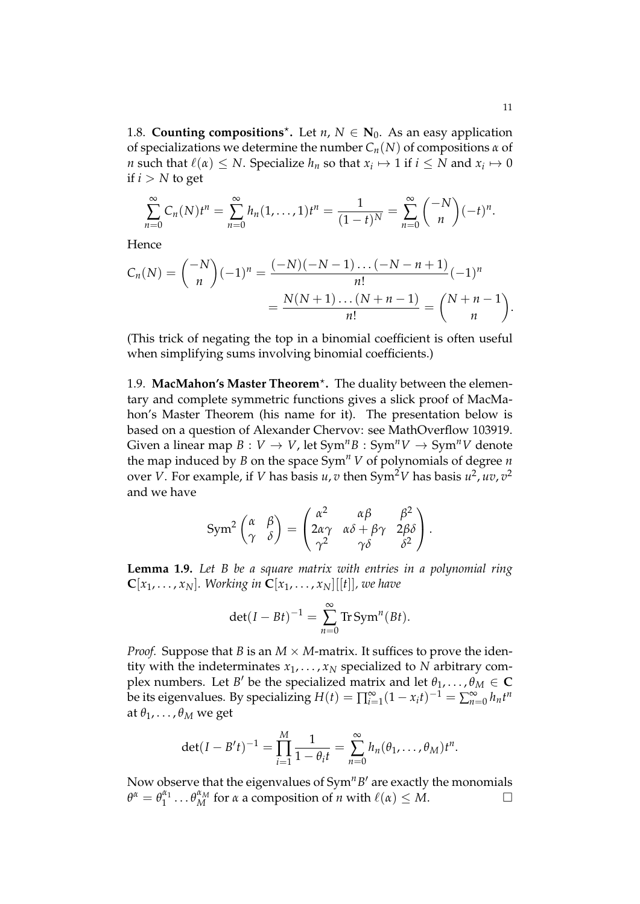1.8. **Counting compositions$^\star$.** Let $n$, $N \in \mathbf{N}_0$. As an easy application of specializations we determine the number $C_n(N)$ of compositions $\alpha$ of $n$ such that $\ell(\alpha) \leq N$. Specialize $h_n$ so that $x_i \mapsto 1$ if $i \leq N$ and $x_i \mapsto 0$ if $i > N$ to get

$$\sum_{n=0}^{\infty} C_n(N) t^n = \sum_{n=0}^{\infty} h_n(1, \ldots, 1) t^n = \frac{1}{(1-t)^N} = \sum_{n=0}^{\infty} \binom{-N}{n} (-t)^n.$$

Hence

$$\begin{aligned} C_n(N) = \binom{-N}{n}(-1)^n &= \frac{(-N)(-N-1)\ldots(-N-n+1)}{n!}(-1)^n \\ &= \frac{N(N+1)\ldots(N+n-1)}{n!} = \binom{N+n-1}{n}. \end{aligned}$$

(This trick of negating the top in a binomial coefficient is often useful when simplifying sums involving binomial coefficients.)

1.9. **MacMahon's Master Theorem$^\star$.** The duality between the elementary and complete symmetric functions gives a slick proof of MacMahon's Master Theorem (his name for it). The presentation below is based on a question of Alexander Chervov: see MathOverflow 103919. Given a linear map $B : V \to V$, let $\mathrm{Sym}^n B : \mathrm{Sym}^n V \to \mathrm{Sym}^n V$ denote the map induced by $B$ on the space $\mathrm{Sym}^n V$ of polynomials of degree $n$ over $V$. For example, if $V$ has basis $u, v$ then $\mathrm{Sym}^2 V$ has basis $u^2, uv, v^2$ and we have

$$\mathrm{Sym}^2 \begin{pmatrix} \alpha & \beta \\ \gamma & \delta \end{pmatrix} = \begin{pmatrix} \alpha^2 & \alpha\beta & \beta^2 \\ 2\alpha\gamma & \alpha\delta + \beta\gamma & 2\beta\delta \\ \gamma^2 & \gamma\delta & \delta^2 \end{pmatrix}.$$

**Lemma 1.9.** *Let $B$ be a square matrix with entries in a polynomial ring $\mathbf{C}[x_1, \ldots, x_N]$. Working in $\mathbf{C}[x_1, \ldots, x_N][[t]]$, we have*

$$\det(I - Bt)^{-1} = \sum_{n=0}^{\infty} \mathrm{Tr}\, \mathrm{Sym}^n(Bt).$$

*Proof.* Suppose that $B$ is an $M \times M$-matrix. It suffices to prove the identity with the indeterminates $x_1, \ldots, x_N$ specialized to $N$ arbitrary complex numbers. Let $B'$ be the specialized matrix and let $\theta_1, \ldots, \theta_M \in \mathbf{C}$ be its eigenvalues. By specializing $H(t) = \prod_{i=1}^{\infty}(1 - x_i t)^{-1} = \sum_{n=0}^{\infty} h_n t^n$ at $\theta_1, \ldots, \theta_M$ we get

$$\det(I - B't)^{-1} = \prod_{i=1}^{M} \frac{1}{1 - \theta_i t} = \sum_{n=0}^{\infty} h_n(\theta_1, \ldots, \theta_M) t^n.$$

Now observe that the eigenvalues of $\mathrm{Sym}^n B'$ are exactly the monomials $\theta^\alpha = \theta_1^{\alpha_1} \ldots \theta_M^{\alpha_M}$ for $\alpha$ a composition of $n$ with $\ell(\alpha) \leq M$. $\square$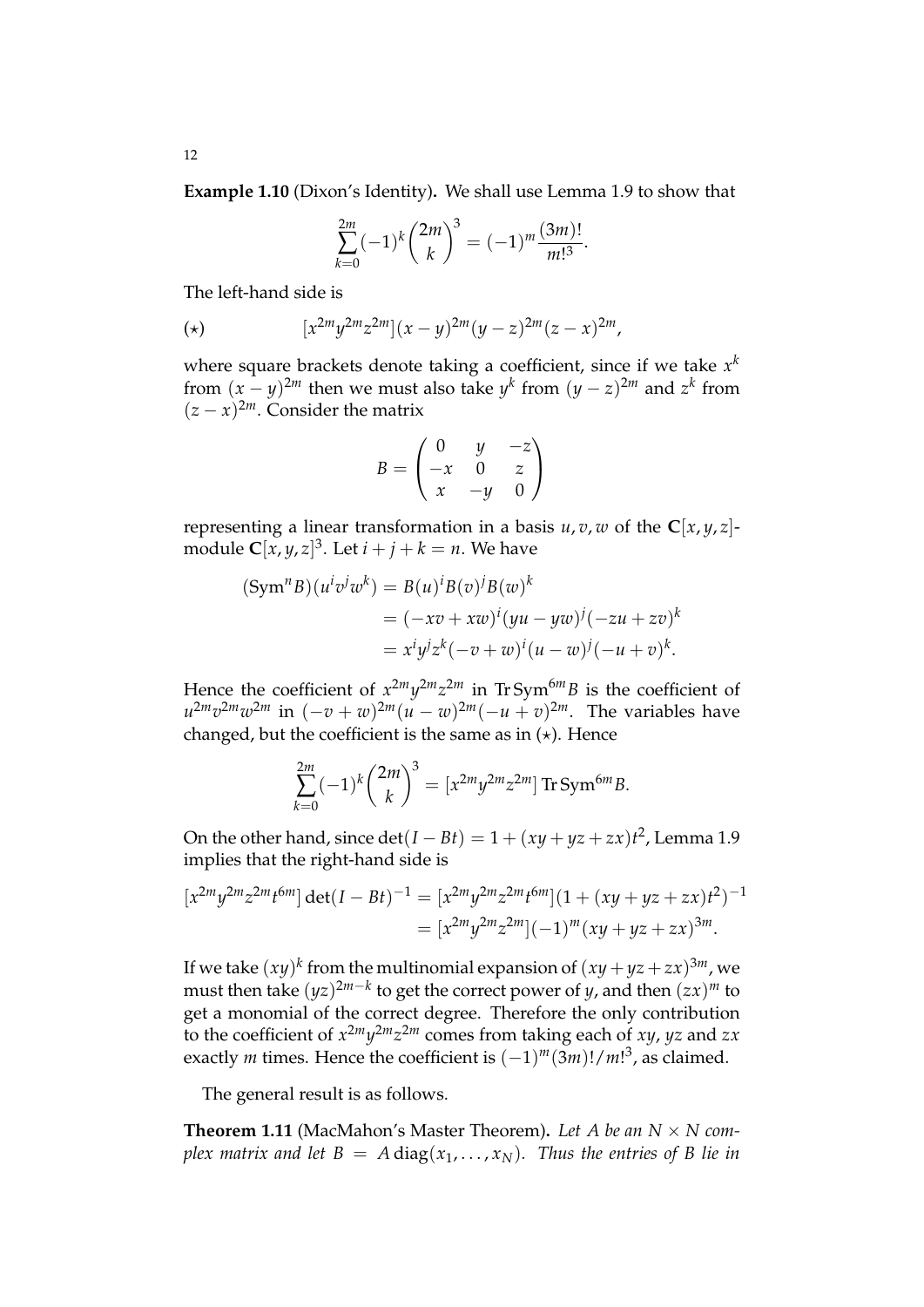**Example 1.10** (Dixon's Identity)**.** We shall use Lemma 1.9 to show that

$$\sum_{k=0}^{2m} (-1)^k \binom{2m}{k}^3 = (-1)^m \frac{(3m)!}{m!^3}.$$

The left-hand side is

$$(\star) \qquad [x^{2m}y^{2m}z^{2m}](x-y)^{2m}(y-z)^{2m}(z-x)^{2m},$$

where square brackets denote taking a coefficient, since if we take $x^k$ from $(x-y)^{2m}$ then we must also take $y^k$ from $(y-z)^{2m}$ and $z^k$ from $(z-x)^{2m}$. Consider the matrix

$$B = \begin{pmatrix} 0 & y & -z \\ -x & 0 & z \\ x & -y & 0 \end{pmatrix}$$

representing a linear transformation in a basis $u, v, w$ of the $\mathbf{C}[x,y,z]$-module $\mathbf{C}[x,y,z]^3$. Let $i+j+k=n$. We have

$$\begin{aligned}
(\mathrm{Sym}^n B)(u^i v^j w^k) &= B(u)^i B(v)^j B(w)^k \\
&= (-xv + xw)^i (yu - yw)^j (-zu + zv)^k \\
&= x^i y^j z^k (-v+w)^i (u-w)^j (-u+v)^k.
\end{aligned}$$

Hence the coefficient of $x^{2m}y^{2m}z^{2m}$ in $\operatorname{Tr}\mathrm{Sym}^{6m} B$ is the coefficient of $u^{2m}v^{2m}w^{2m}$ in $(-v+w)^{2m}(u-w)^{2m}(-u+v)^{2m}$. The variables have changed, but the coefficient is the same as in $(\star)$. Hence

$$\sum_{k=0}^{2m} (-1)^k \binom{2m}{k}^3 = [x^{2m}y^{2m}z^{2m}] \operatorname{Tr}\mathrm{Sym}^{6m} B.$$

On the other hand, since $\det(I - Bt) = 1 + (xy+yz+zx)t^2$, Lemma 1.9 implies that the right-hand side is

$$\begin{aligned}
[x^{2m}y^{2m}z^{2m}t^{6m}] \det(I-Bt)^{-1} &= [x^{2m}y^{2m}z^{2m}t^{6m}](1 + (xy+yz+zx)t^2)^{-1} \\
&= [x^{2m}y^{2m}z^{2m}](-1)^m (xy+yz+zx)^{3m}.
\end{aligned}$$

If we take $(xy)^k$ from the multinomial expansion of $(xy+yz+zx)^{3m}$, we must then take $(yz)^{2m-k}$ to get the correct power of $y$, and then $(zx)^m$ to get a monomial of the correct degree. Therefore the only contribution to the coefficient of $x^{2m}y^{2m}z^{2m}$ comes from taking each of $xy$, $yz$ and $zx$ exactly $m$ times. Hence the coefficient is $(-1)^m(3m)!/m!^3$, as claimed.

The general result is as follows.

**Theorem 1.11** (MacMahon's Master Theorem)**.** *Let $A$ be an $N \times N$ complex matrix and let $B = A\,\mathrm{diag}(x_1, \ldots, x_N)$. Thus the entries of $B$ lie in*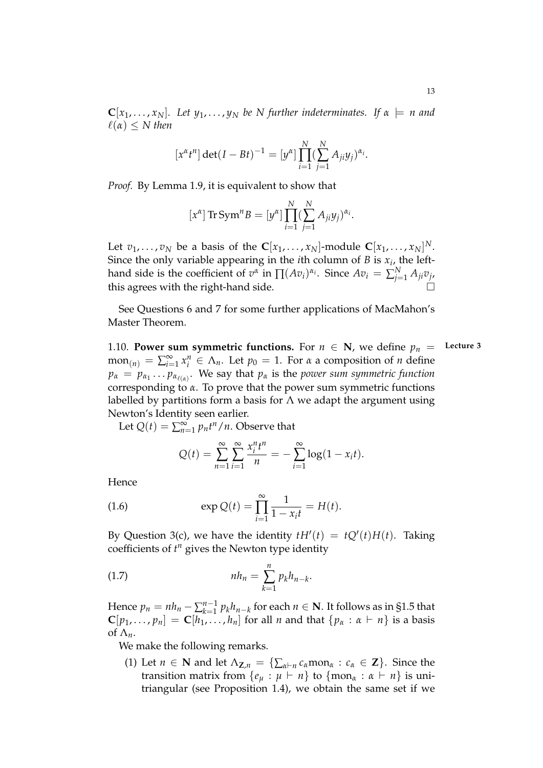*$\mathbf{C}[x_1, \ldots, x_N]$. Let $y_1, \ldots, y_N$ be $N$ further indeterminates. If $\alpha \models n$ and $\ell(\alpha) \leq N$ then*

$$[x^\alpha t^n] \det(I - Bt)^{-1} = [y^\alpha] \prod_{i=1}^{N} (\sum_{j=1}^{N} A_{ji} y_j)^{\alpha_i}.$$

*Proof.* By Lemma 1.9, it is equivalent to show that

$$[x^\alpha] \operatorname{Tr} \operatorname{Sym}^n B = [y^\alpha] \prod_{i=1}^{N} (\sum_{j=1}^{N} A_{ji} y_j)^{\alpha_i}.$$

Let $v_1, \ldots, v_N$ be a basis of the $\mathbf{C}[x_1, \ldots, x_N]$-module $\mathbf{C}[x_1, \ldots, x_N]^N$. Since the only variable appearing in the $i$th column of $B$ is $x_i$, the left-hand side is the coefficient of $v^\alpha$ in $\prod (Av_i)^{\alpha_i}$. Since $Av_i = \sum_{j=1}^{N} A_{ji} v_j$, this agrees with the right-hand side. $\square$

See Questions 6 and 7 for some further applications of MacMahon's Master Theorem.

1.10. **Power sum symmetric functions.** For $n \in \mathbf{N}$, we define $p_n = \operatorname{mon}_{(n)} = \sum_{i=1}^{\infty} x_i^n \in \Lambda_n$. Let $p_0 = 1$. For $\alpha$ a composition of $n$ define $p_\alpha = p_{\alpha_1} \ldots p_{\alpha_{\ell(\alpha)}}$. We say that $p_\alpha$ is the *power sum symmetric function* corresponding to $\alpha$. To prove that the power sum symmetric functions labelled by partitions form a basis for $\Lambda$ we adapt the argument using Newton's Identity seen earlier.

**Lecture 3**

Let $Q(t) = \sum_{n=1}^{\infty} p_n t^n / n$. Observe that

$$Q(t) = \sum_{n=1}^{\infty} \sum_{i=1}^{\infty} \frac{x_i^n t^n}{n} = -\sum_{i=1}^{\infty} \log(1 - x_i t).$$

Hence

$$\exp Q(t) = \prod_{i=1}^{\infty} \frac{1}{1 - x_i t} = H(t). \tag{1.6}$$

By Question 3(c), we have the identity $tH'(t) = tQ'(t)H(t)$. Taking coefficients of $t^n$ gives the Newton type identity

$$nh_n = \sum_{k=1}^{n} p_k h_{n-k}. \tag{1.7}$$

Hence $p_n = nh_n - \sum_{k=1}^{n-1} p_k h_{n-k}$ for each $n \in \mathbf{N}$. It follows as in §1.5 that $\mathbf{C}[p_1, \ldots, p_n] = \mathbf{C}[h_1, \ldots, h_n]$ for all $n$ and that $\{p_\alpha : \alpha \vdash n\}$ is a basis of $\Lambda_n$.

We make the following remarks.

(1) Let $n \in \mathbf{N}$ and let $\Lambda_{\mathbf{Z},n} = \{\sum_{\alpha \vdash n} c_\alpha \operatorname{mon}_\alpha : c_\alpha \in \mathbf{Z}\}$. Since the transition matrix from $\{e_\mu : \mu \vdash n\}$ to $\{\operatorname{mon}_\alpha : \alpha \vdash n\}$ is unitriangular (see Proposition 1.4), we obtain the same set if we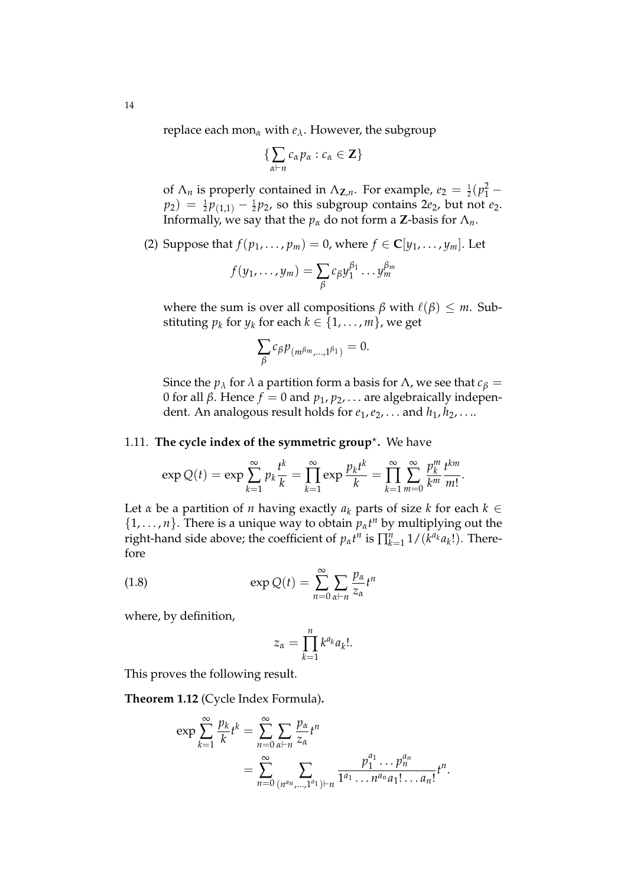replace each $\text{mon}_\alpha$ with $e_\lambda$. However, the subgroup

$$\{\sum_{\alpha \vdash n} c_\alpha p_\alpha : c_\alpha \in \mathbf{Z}\}$$

of $\Lambda_n$ is properly contained in $\Lambda_{\mathbf{Z},n}$. For example, $e_2 = \frac{1}{2}(p_1^2 - p_2) = \frac{1}{2}p_{(1,1)} - \frac{1}{2}p_2$, so this subgroup contains $2e_2$, but not $e_2$. Informally, we say that the $p_\alpha$ do not form a $\mathbf{Z}$-basis for $\Lambda_n$.

(2) Suppose that $f(p_1, \ldots, p_m) = 0$, where $f \in \mathbf{C}[y_1, \ldots, y_m]$. Let

$$f(y_1, \ldots, y_m) = \sum_\beta c_\beta y_1^{\beta_1} \ldots y_m^{\beta_m}$$

where the sum is over all compositions $\beta$ with $\ell(\beta) \leq m$. Substituting $p_k$ for $y_k$ for each $k \in \{1, \ldots, m\}$, we get

$$\sum_\beta c_\beta p_{(m^{\beta_m}, \ldots, 1^{\beta_1})} = 0.$$

Since the $p_\lambda$ for $\lambda$ a partition form a basis for $\Lambda$, we see that $c_\beta = 0$ for all $\beta$. Hence $f = 0$ and $p_1, p_2, \ldots$ are algebraically independent. An analogous result holds for $e_1, e_2, \ldots$ and $h_1, h_2, \ldots$.

### 1.11. **The cycle index of the symmetric group**$^\star$.

We have

$$\exp Q(t) = \exp \sum_{k=1}^{\infty} p_k \frac{t^k}{k} = \prod_{k=1}^{\infty} \exp \frac{p_k t^k}{k} = \prod_{k=1}^{\infty} \sum_{m=0}^{\infty} \frac{p_k^m}{k^m} \frac{t^{km}}{m!}.$$

Let $\alpha$ be a partition of $n$ having exactly $a_k$ parts of size $k$ for each $k \in \{1, \ldots, n\}$. There is a unique way to obtain $p_\alpha t^n$ by multiplying out the right-hand side above; the coefficient of $p_\alpha t^n$ is $\prod_{k=1}^n 1/(k^{a_k} a_k!)$. Therefore

$$\exp Q(t) = \sum_{n=0}^{\infty} \sum_{\alpha \vdash n} \frac{p_\alpha}{z_\alpha} t^n \tag{1.8}$$

where, by definition,

$$z_\alpha = \prod_{k=1}^{n} k^{a_k} a_k!.$$

This proves the following result.

**Theorem 1.12** (Cycle Index Formula)**.**

$$\begin{aligned} \exp \sum_{k=1}^{\infty} \frac{p_k}{k} t^k &= \sum_{n=0}^{\infty} \sum_{\alpha \vdash n} \frac{p_\alpha}{z_\alpha} t^n \\ &= \sum_{n=0}^{\infty} \sum_{(n^{a_n}, \ldots, 1^{a_1}) \vdash n} \frac{p_1^{a_1} \ldots p_n^{a_n}}{1^{a_1} \ldots n^{a_n} a_1! \ldots a_n!} t^n. \end{aligned}$$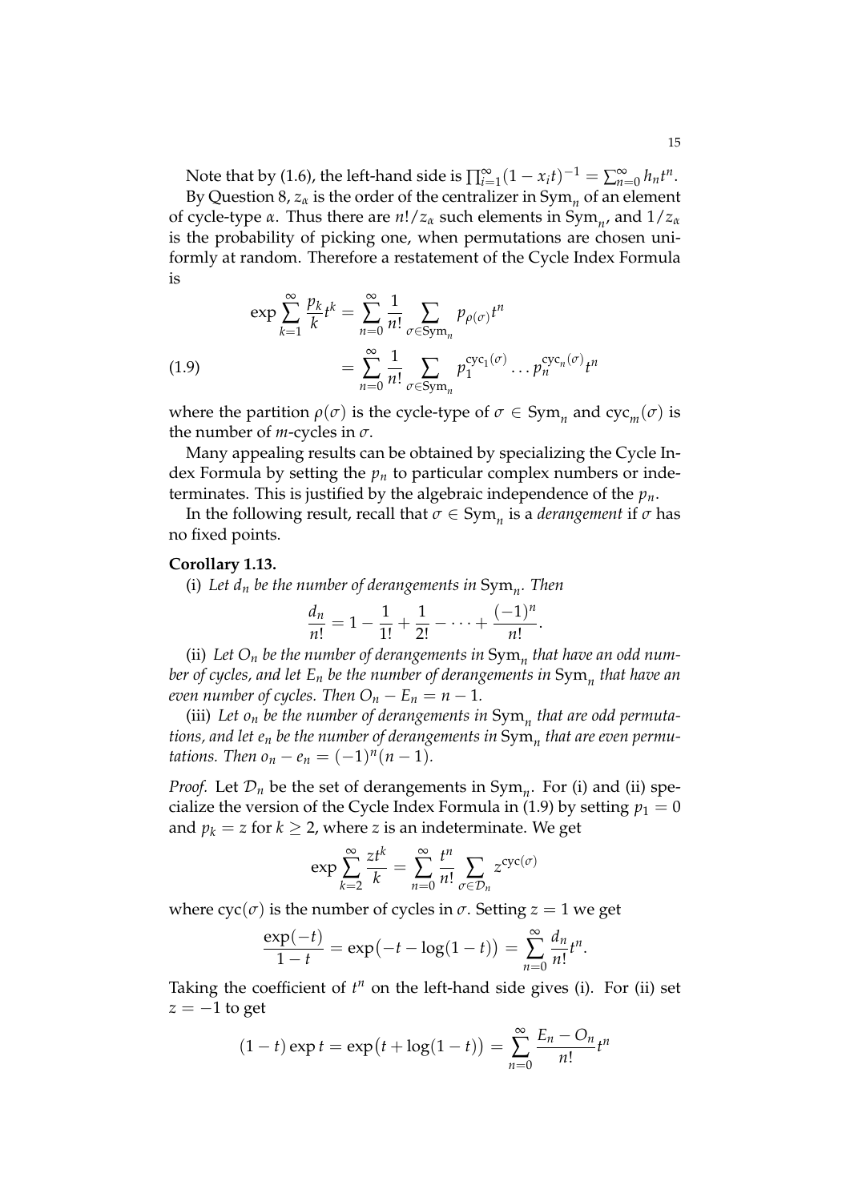Note that by (1.6), the left-hand side is $\prod_{i=1}^{\infty}(1-x_i t)^{-1} = \sum_{n=0}^{\infty} h_n t^n$.

By Question 8, $z_\alpha$ is the order of the centralizer in $\mathrm{Sym}_n$ of an element of cycle-type $\alpha$. Thus there are $n!/z_\alpha$ such elements in $\mathrm{Sym}_n$, and $1/z_\alpha$ is the probability of picking one, when permutations are chosen uniformly at random. Therefore a restatement of the Cycle Index Formula is

$$
\begin{aligned}
\exp \sum_{k=1}^{\infty} \frac{p_k}{k} t^k &= \sum_{n=0}^{\infty} \frac{1}{n!} \sum_{\sigma \in \mathrm{Sym}_n} p_{\rho(\sigma)} t^n \\
&= \sum_{n=0}^{\infty} \frac{1}{n!} \sum_{\sigma \in \mathrm{Sym}_n} p_1^{\mathrm{cyc}_1(\sigma)} \ldots p_n^{\mathrm{cyc}_n(\sigma)} t^n
\end{aligned}
\tag{1.9}
$$

where the partition $\rho(\sigma)$ is the cycle-type of $\sigma \in \mathrm{Sym}_n$ and $\mathrm{cyc}_m(\sigma)$ is the number of $m$-cycles in $\sigma$.

Many appealing results can be obtained by specializing the Cycle Index Formula by setting the $p_n$ to particular complex numbers or indeterminates. This is justified by the algebraic independence of the $p_n$.

In the following result, recall that $\sigma \in \mathrm{Sym}_n$ is a *derangement* if $\sigma$ has no fixed points.

**Corollary 1.13.**

(i) *Let $d_n$ be the number of derangements in $\mathrm{Sym}_n$. Then*

$$
\frac{d_n}{n!} = 1 - \frac{1}{1!} + \frac{1}{2!} - \cdots + \frac{(-1)^n}{n!}.
$$

(ii) *Let $O_n$ be the number of derangements in $\mathrm{Sym}_n$ that have an odd number of cycles, and let $E_n$ be the number of derangements in $\mathrm{Sym}_n$ that have an even number of cycles. Then $O_n - E_n = n - 1$.*

(iii) *Let $o_n$ be the number of derangements in $\mathrm{Sym}_n$ that are odd permutations, and let $e_n$ be the number of derangements in $\mathrm{Sym}_n$ that are even permutations. Then $o_n - e_n = (-1)^n(n-1)$.*

*Proof.* Let $\mathcal{D}_n$ be the set of derangements in $\mathrm{Sym}_n$. For (i) and (ii) specialize the version of the Cycle Index Formula in (1.9) by setting $p_1 = 0$ and $p_k = z$ for $k \geq 2$, where $z$ is an indeterminate. We get

$$
\exp \sum_{k=2}^{\infty} \frac{z t^k}{k} = \sum_{n=0}^{\infty} \frac{t^n}{n!} \sum_{\sigma \in \mathcal{D}_n} z^{\mathrm{cyc}(\sigma)}
$$

where $\mathrm{cyc}(\sigma)$ is the number of cycles in $\sigma$. Setting $z = 1$ we get

$$
\frac{\exp(-t)}{1-t} = \exp\bigl(-t - \log(1-t)\bigr) = \sum_{n=0}^{\infty} \frac{d_n}{n!} t^n.
$$

Taking the coefficient of $t^n$ on the left-hand side gives (i). For (ii) set $z = -1$ to get

$$
(1-t)\exp t = \exp\bigl(t + \log(1-t)\bigr) = \sum_{n=0}^{\infty} \frac{E_n - O_n}{n!} t^n
$$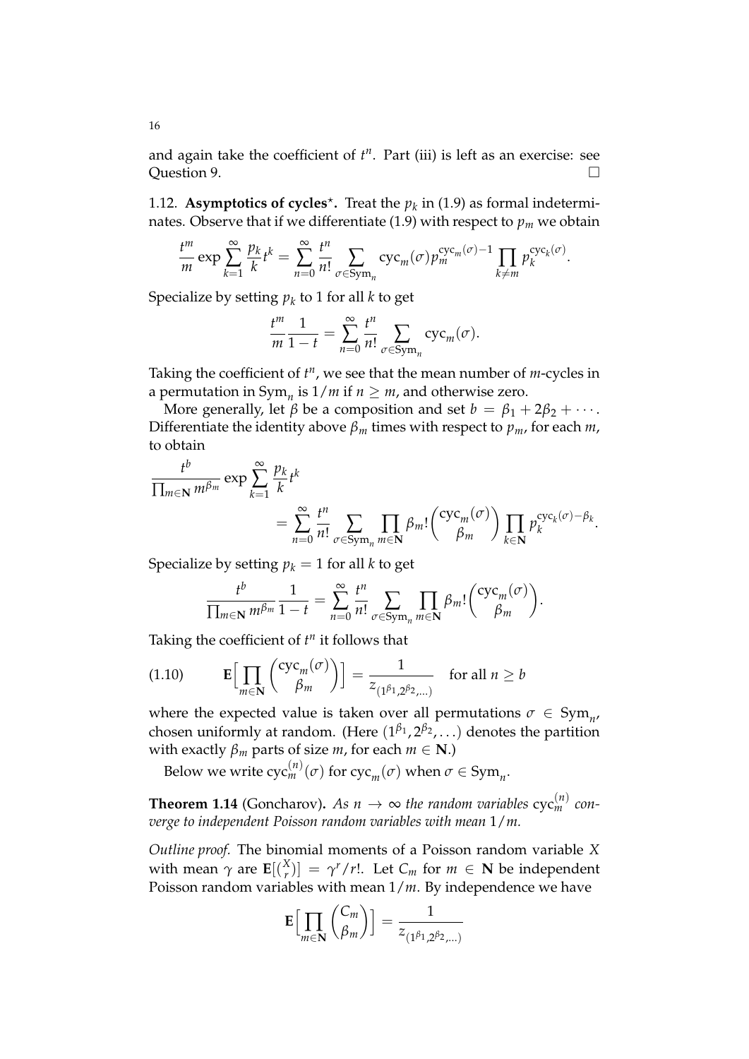and again take the coefficient of $t^n$. Part (iii) is left as an exercise: see Question 9. $\square$

1.12. **Asymptotics of cycles**$^\star$**.** Treat the $p_k$ in (1.9) as formal indeterminates. Observe that if we differentiate (1.9) with respect to $p_m$ we obtain

$$\frac{t^m}{m} \exp \sum_{k=1}^{\infty} \frac{p_k}{k} t^k = \sum_{n=0}^{\infty} \frac{t^n}{n!} \sum_{\sigma \in \mathrm{Sym}_n} \mathrm{cyc}_m(\sigma) p_m^{\mathrm{cyc}_m(\sigma)-1} \prod_{k \neq m} p_k^{\mathrm{cyc}_k(\sigma)}.$$

Specialize by setting $p_k$ to 1 for all $k$ to get

$$\frac{t^m}{m} \frac{1}{1-t} = \sum_{n=0}^{\infty} \frac{t^n}{n!} \sum_{\sigma \in \mathrm{Sym}_n} \mathrm{cyc}_m(\sigma).$$

Taking the coefficient of $t^n$, we see that the mean number of $m$-cycles in a permutation in $\mathrm{Sym}_n$ is $1/m$ if $n \geq m$, and otherwise zero.

More generally, let $\beta$ be a composition and set $b = \beta_1 + 2\beta_2 + \cdots$. Differentiate the identity above $\beta_m$ times with respect to $p_m$, for each $m$, to obtain

$$\frac{t^b}{\prod_{m \in \mathbf{N}} m^{\beta_m}} \exp \sum_{k=1}^{\infty} \frac{p_k}{k} t^k = \sum_{n=0}^{\infty} \frac{t^n}{n!} \sum_{\sigma \in \mathrm{Sym}_n} \prod_{m \in \mathbf{N}} \beta_m! \binom{\mathrm{cyc}_m(\sigma)}{\beta_m} \prod_{k \in \mathbf{N}} p_k^{\mathrm{cyc}_k(\sigma) - \beta_k}.$$

Specialize by setting $p_k = 1$ for all $k$ to get

$$\frac{t^b}{\prod_{m \in \mathbf{N}} m^{\beta_m}} \frac{1}{1-t} = \sum_{n=0}^{\infty} \frac{t^n}{n!} \sum_{\sigma \in \mathrm{Sym}_n} \prod_{m \in \mathbf{N}} \beta_m! \binom{\mathrm{cyc}_m(\sigma)}{\beta_m}.$$

Taking the coefficient of $t^n$ it follows that

$$\mathbf{E}\Big[ \prod_{m \in \mathbf{N}} \binom{\mathrm{cyc}_m(\sigma)}{\beta_m} \Big] = \frac{1}{z_{(1^{\beta_1}, 2^{\beta_2}, \ldots)}} \quad \text{for all } n \geq b \tag{1.10}$$

where the expected value is taken over all permutations $\sigma \in \mathrm{Sym}_n$, chosen uniformly at random. (Here $(1^{\beta_1}, 2^{\beta_2}, \ldots)$ denotes the partition with exactly $\beta_m$ parts of size $m$, for each $m \in \mathbf{N}$.)

Below we write $\mathrm{cyc}_m^{(n)}(\sigma)$ for $\mathrm{cyc}_m(\sigma)$ when $\sigma \in \mathrm{Sym}_n$.

**Theorem 1.14** (Goncharov)**.** *As $n \to \infty$ the random variables $\mathrm{cyc}_m^{(n)}$ converge to independent Poisson random variables with mean $1/m$.*

*Outline proof.* The binomial moments of a Poisson random variable $X$ with mean $\gamma$ are $\mathbf{E}[\binom{X}{r}] = \gamma^r/r!$. Let $C_m$ for $m \in \mathbf{N}$ be independent Poisson random variables with mean $1/m$. By independence we have

$$\mathbf{E}\Big[ \prod_{m \in \mathbf{N}} \binom{C_m}{\beta_m} \Big] = \frac{1}{z_{(1^{\beta_1}, 2^{\beta_2}, \ldots)}}$$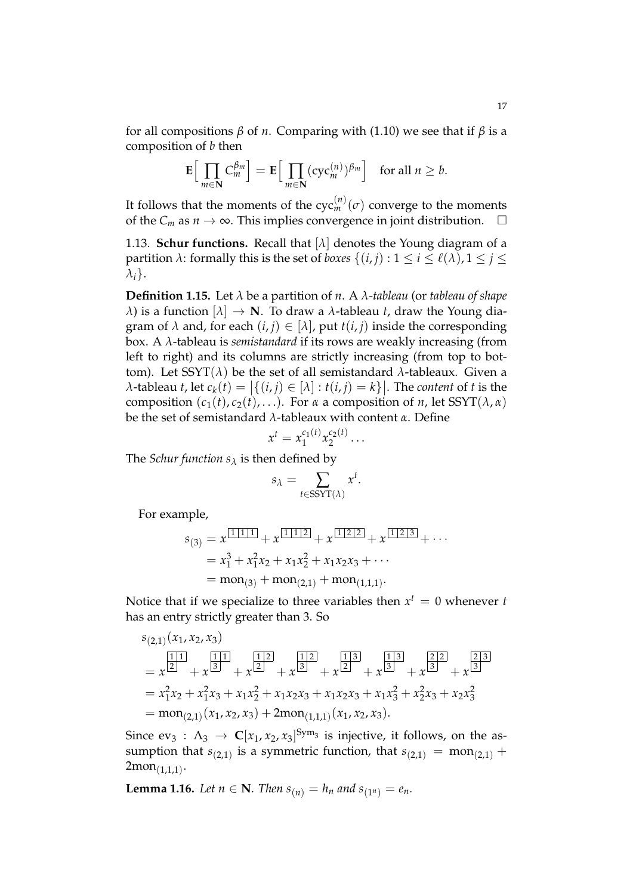for all compositions $\beta$ of $n$. Comparing with (1.10) we see that if $\beta$ is a composition of $b$ then

$$\mathbf{E}\Big[\prod_{m\in\mathbf{N}} C_m^{\beta_m}\Big] = \mathbf{E}\Big[\prod_{m\in\mathbf{N}} (\mathrm{cyc}_m^{(n)})^{\beta_m}\Big] \quad \text{for all } n \geq b.$$

It follows that the moments of the $\mathrm{cyc}_m^{(n)}(\sigma)$ converge to the moments of the $C_m$ as $n \to \infty$. This implies convergence in joint distribution. $\square$

1.13. **Schur functions.** Recall that $[\lambda]$ denotes the Young diagram of a partition $\lambda$: formally this is the set of *boxes* $\{(i,j) : 1 \leq i \leq \ell(\lambda), 1 \leq j \leq \lambda_i\}$.

**Definition 1.15.** Let $\lambda$ be a partition of $n$. A *$\lambda$-tableau* (or *tableau of shape $\lambda$*) is a function $[\lambda] \to \mathbf{N}$. To draw a $\lambda$-tableau $t$, draw the Young diagram of $\lambda$ and, for each $(i,j) \in [\lambda]$, put $t(i,j)$ inside the corresponding box. A $\lambda$-tableau is *semistandard* if its rows are weakly increasing (from left to right) and its columns are strictly increasing (from top to bottom). Let $\mathrm{SSYT}(\lambda)$ be the set of all semistandard $\lambda$-tableaux. Given a $\lambda$-tableau $t$, let $c_k(t) = \big|\{(i,j) \in [\lambda] : t(i,j) = k\}\big|$. The *content* of $t$ is the composition $(c_1(t), c_2(t), \ldots)$. For $\alpha$ a composition of $n$, let $\mathrm{SSYT}(\lambda, \alpha)$ be the set of semistandard $\lambda$-tableaux with content $\alpha$. Define

$$x^t = x_1^{c_1(t)} x_2^{c_2(t)} \ldots$$

The *Schur function* $s_\lambda$ is then defined by

$$s_\lambda = \sum_{t \in \mathrm{SSYT}(\lambda)} x^t.$$

For example,

$$\begin{aligned} s_{(3)} &= x^{\boxed{1}\boxed{1}\boxed{1}} + x^{\boxed{1}\boxed{1}\boxed{2}} + x^{\boxed{1}\boxed{2}\boxed{2}} + x^{\boxed{1}\boxed{2}\boxed{3}} + \cdots \\ &= x_1^3 + x_1^2 x_2 + x_1 x_2^2 + x_1 x_2 x_3 + \cdots \\ &= \mathrm{mon}_{(3)} + \mathrm{mon}_{(2,1)} + \mathrm{mon}_{(1,1,1)}. \end{aligned}$$

Notice that if we specialize to three variables then $x^t = 0$ whenever $t$ has an entry strictly greater than 3. So

$$\begin{aligned} &s_{(2,1)}(x_1, x_2, x_3) \\ &= x^{\begin{smallmatrix}1&1\\2\end{smallmatrix}} + x^{\begin{smallmatrix}1&1\\3\end{smallmatrix}} + x^{\begin{smallmatrix}1&2\\2\end{smallmatrix}} + x^{\begin{smallmatrix}1&2\\3\end{smallmatrix}} + x^{\begin{smallmatrix}1&3\\2\end{smallmatrix}} + x^{\begin{smallmatrix}1&3\\3\end{smallmatrix}} + x^{\begin{smallmatrix}2&2\\3\end{smallmatrix}} + x^{\begin{smallmatrix}2&3\\3\end{smallmatrix}} \\ &= x_1^2 x_2 + x_1^2 x_3 + x_1 x_2^2 + x_1 x_2 x_3 + x_1 x_2 x_3 + x_1 x_3^2 + x_2^2 x_3 + x_2 x_3^2 \\ &= \mathrm{mon}_{(2,1)}(x_1, x_2, x_3) + 2\mathrm{mon}_{(1,1,1)}(x_1, x_2, x_3). \end{aligned}$$

Since $\mathrm{ev}_3 : \Lambda_3 \to \mathbf{C}[x_1, x_2, x_3]^{\mathrm{Sym}_3}$ is injective, it follows, on the assumption that $s_{(2,1)}$ is a symmetric function, that $s_{(2,1)} = \mathrm{mon}_{(2,1)} + 2\mathrm{mon}_{(1,1,1)}$.

**Lemma 1.16.** *Let $n \in \mathbf{N}$. Then $s_{(n)} = h_n$ and $s_{(1^n)} = e_n$.*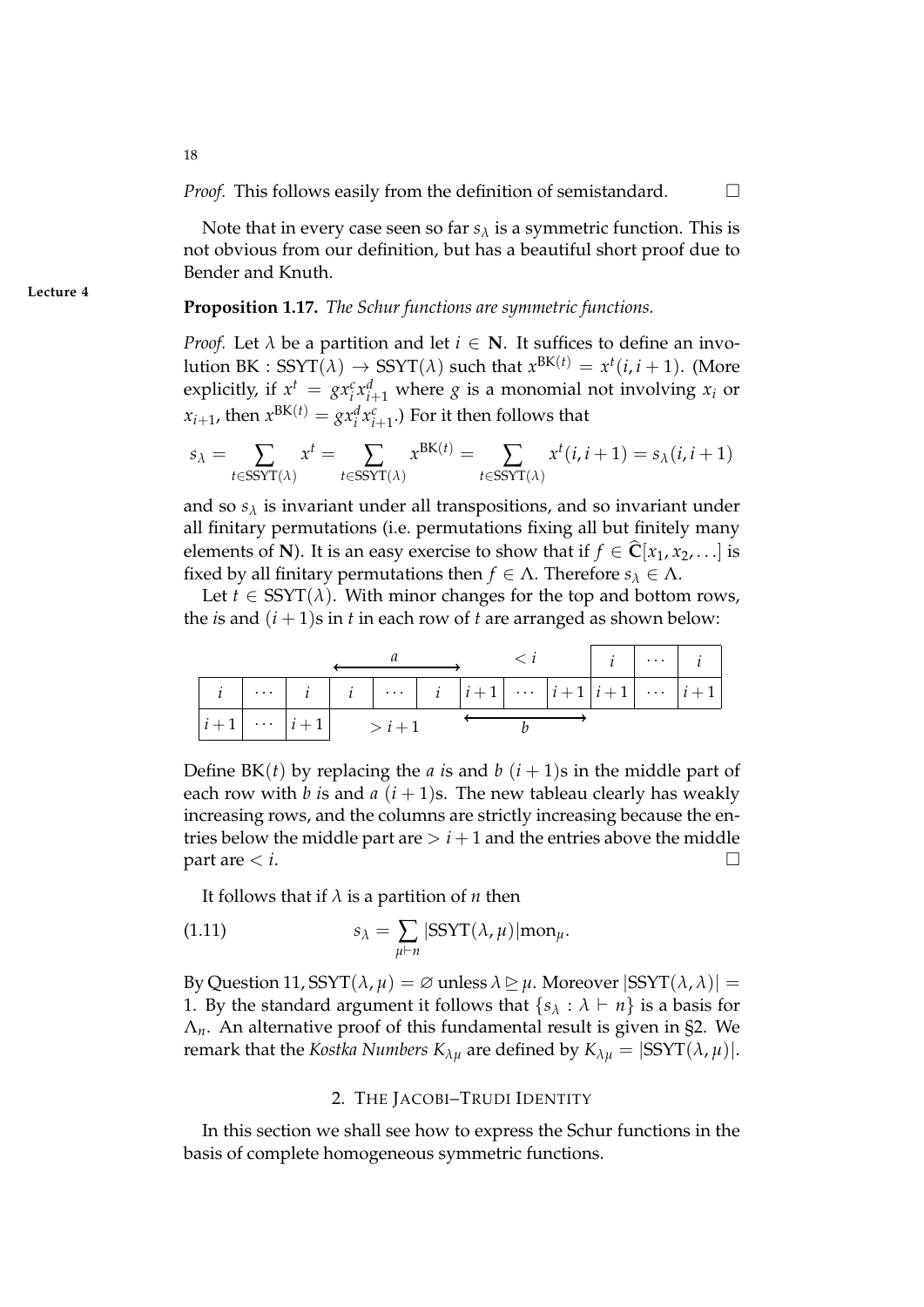*Proof.* This follows easily from the definition of semistandard. $\square$

Note that in every case seen so far $s_\lambda$ is a symmetric function. This is not obvious from our definition, but has a beautiful short proof due to Bender and Knuth.

**Lecture 4**

**Proposition 1.17.** *The Schur functions are symmetric functions.*

*Proof.* Let $\lambda$ be a partition and let $i \in \mathbf{N}$. It suffices to define an involution $\mathrm{BK} : \mathrm{SSYT}(\lambda) \to \mathrm{SSYT}(\lambda)$ such that $x^{\mathrm{BK}(t)} = x^t(i, i+1)$. (More explicitly, if $x^t = g x_i^c x_{i+1}^d$ where $g$ is a monomial not involving $x_i$ or $x_{i+1}$, then $x^{\mathrm{BK}(t)} = g x_i^d x_{i+1}^c$.) For it then follows that

$$s_\lambda = \sum_{t \in \mathrm{SSYT}(\lambda)} x^t = \sum_{t \in \mathrm{SSYT}(\lambda)} x^{\mathrm{BK}(t)} = \sum_{t \in \mathrm{SSYT}(\lambda)} x^t(i, i+1) = s_\lambda(i, i+1)$$

and so $s_\lambda$ is invariant under all transpositions, and so invariant under all finitary permutations (i.e. permutations fixing all but finitely many elements of $\mathbf{N}$). It is an easy exercise to show that if $f \in \widehat{\mathbf{C}}[x_1, x_2, \ldots]$ is fixed by all finitary permutations then $f \in \Lambda$. Therefore $s_\lambda \in \Lambda$.

Let $t \in \mathrm{SSYT}(\lambda)$. With minor changes for the top and bottom rows, the $i$s and $(i+1)$s in $t$ in each row of $t$ are arranged as shown below:

| | | | $\longleftarrow$ | $a$ | $\longrightarrow$ | | $< i$ | | $i$ | $\cdots$ | $i$ |
|---|---|---|---|---|---|---|---|---|---|---|---|
| $i$ | $\cdots$ | $i$ | $i$ | $\cdots$ | $i$ | $i+1$ | $\cdots$ | $i+1$ | $i+1$ | $\cdots$ | $i+1$ |
| $i+1$ | $\cdots$ | $i+1$ | | $> i+1$ | | $\longleftarrow$ | $b$ | $\longrightarrow$ | | | |

Define $\mathrm{BK}(t)$ by replacing the $a$ $i$s and $b$ $(i+1)$s in the middle part of each row with $b$ $i$s and $a$ $(i+1)$s. The new tableau clearly has weakly increasing rows, and the columns are strictly increasing because the entries below the middle part are $> i+1$ and the entries above the middle part are $< i$. $\square$

It follows that if $\lambda$ is a partition of $n$ then

$$s_\lambda = \sum_{\mu \vdash n} |\mathrm{SSYT}(\lambda, \mu)| \mathrm{mon}_\mu. \tag{1.11}$$

By Question 11, $\mathrm{SSYT}(\lambda, \mu) = \varnothing$ unless $\lambda \trianglerighteq \mu$. Moreover $|\mathrm{SSYT}(\lambda, \lambda)| = 1$. By the standard argument it follows that $\{s_\lambda : \lambda \vdash n\}$ is a basis for $\Lambda_n$. An alternative proof of this fundamental result is given in §2. We remark that the *Kostka Numbers* $K_{\lambda\mu}$ are defined by $K_{\lambda\mu} = |\mathrm{SSYT}(\lambda, \mu)|$.

## 2. The Jacobi–Trudi Identity

In this section we shall see how to express the Schur functions in the basis of complete homogeneous symmetric functions.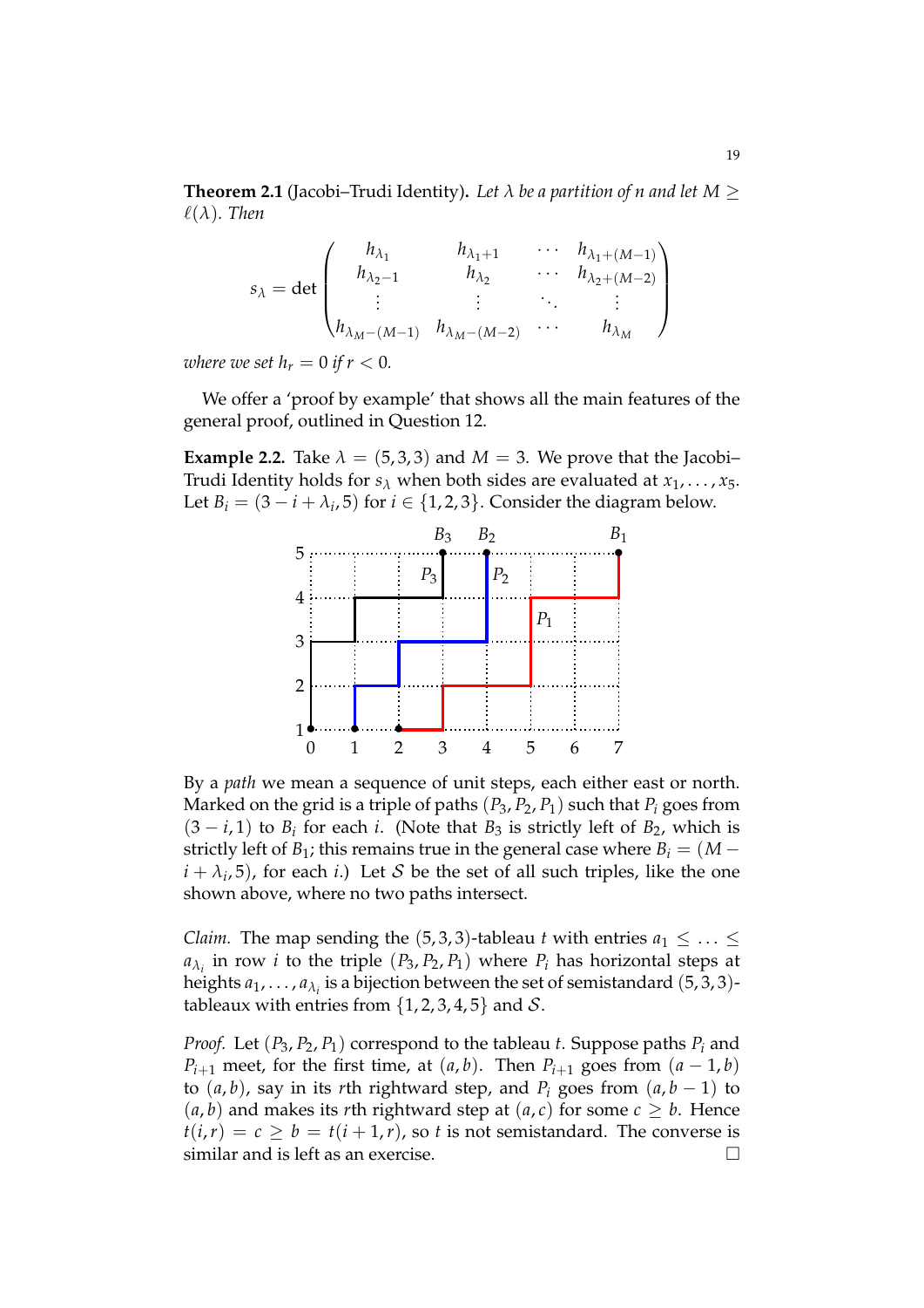**Theorem 2.1** (Jacobi–Trudi Identity)**.** *Let $\lambda$ be a partition of $n$ and let $M \geq \ell(\lambda)$. Then*

$$s_\lambda = \det \begin{pmatrix} h_{\lambda_1} & h_{\lambda_1+1} & \cdots & h_{\lambda_1+(M-1)} \\ h_{\lambda_2-1} & h_{\lambda_2} & \cdots & h_{\lambda_2+(M-2)} \\ \vdots & \vdots & \ddots & \vdots \\ h_{\lambda_M-(M-1)} & h_{\lambda_M-(M-2)} & \cdots & h_{\lambda_M} \end{pmatrix}$$

*where we set $h_r = 0$ if $r < 0$.*

We offer a 'proof by example' that shows all the main features of the general proof, outlined in Question 12.

**Example 2.2.** Take $\lambda = (5,3,3)$ and $M = 3$. We prove that the Jacobi–Trudi Identity holds for $s_\lambda$ when both sides are evaluated at $x_1, \ldots, x_5$. Let $B_i = (3 - i + \lambda_i, 5)$ for $i \in \{1,2,3\}$. Consider the diagram below.

By a *path* we mean a sequence of unit steps, each either east or north. Marked on the grid is a triple of paths $(P_3, P_2, P_1)$ such that $P_i$ goes from $(3-i, 1)$ to $B_i$ for each $i$. (Note that $B_3$ is strictly left of $B_2$, which is strictly left of $B_1$; this remains true in the general case where $B_i = (M - i + \lambda_i, 5)$, for each $i$.) Let $\mathcal{S}$ be the set of all such triples, like the one shown above, where no two paths intersect.

*Claim.* The map sending the $(5,3,3)$-tableau $t$ with entries $a_1 \leq \ldots \leq a_{\lambda_i}$ in row $i$ to the triple $(P_3, P_2, P_1)$ where $P_i$ has horizontal steps at heights $a_1, \ldots, a_{\lambda_i}$ is a bijection between the set of semistandard $(5,3,3)$-tableaux with entries from $\{1,2,3,4,5\}$ and $\mathcal{S}$.

*Proof.* Let $(P_3, P_2, P_1)$ correspond to the tableau $t$. Suppose paths $P_i$ and $P_{i+1}$ meet, for the first time, at $(a,b)$. Then $P_{i+1}$ goes from $(a-1,b)$ to $(a,b)$, say in its $r$th rightward step, and $P_i$ goes from $(a, b-1)$ to $(a,b)$ and makes its $r$th rightward step at $(a,c)$ for some $c \geq b$. Hence $t(i,r) = c \geq b = t(i+1,r)$, so $t$ is not semistandard. The converse is similar and is left as an exercise. □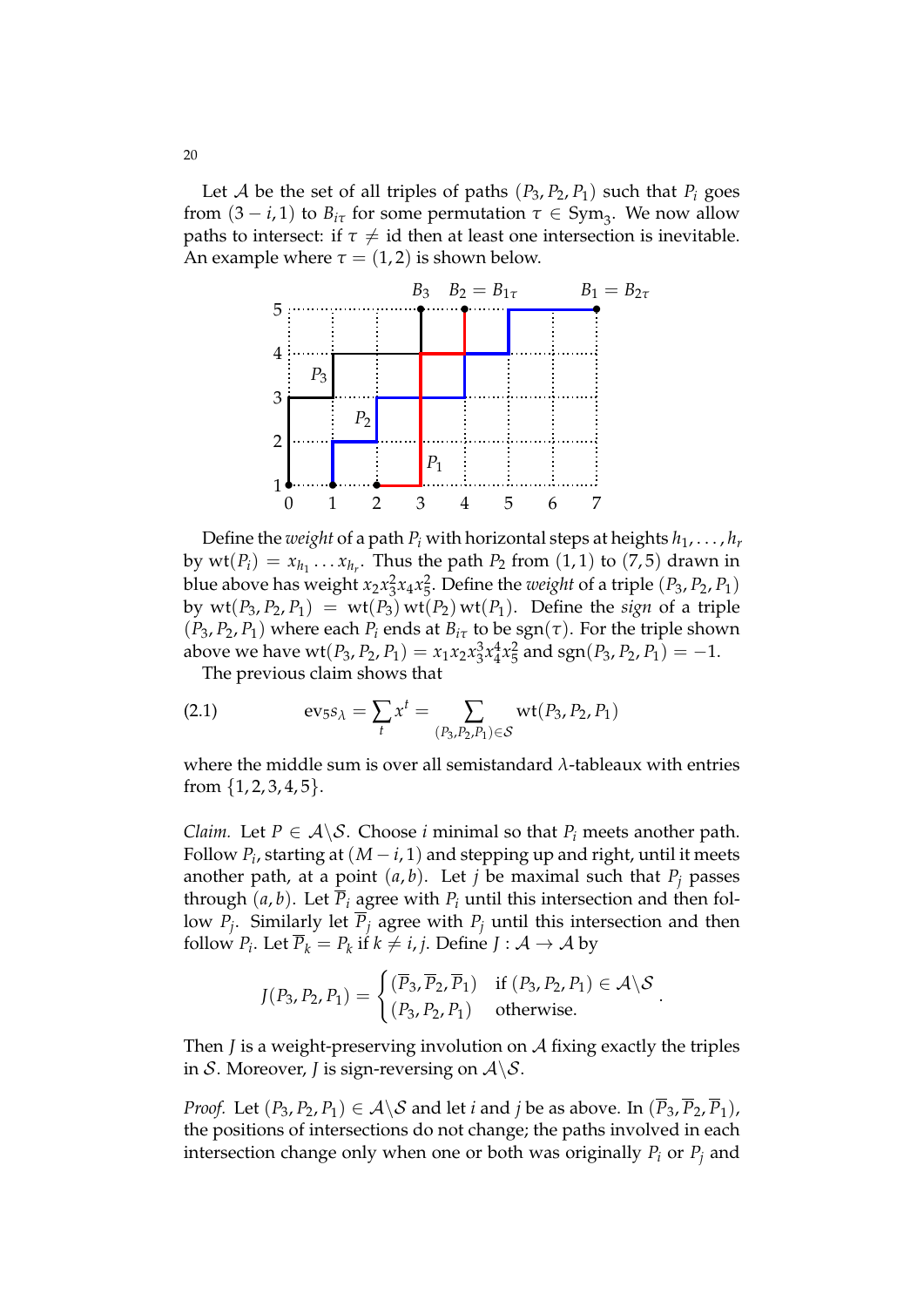Let $\mathcal{A}$ be the set of all triples of paths $(P_3, P_2, P_1)$ such that $P_i$ goes from $(3-i, 1)$ to $B_{i\tau}$ for some permutation $\tau \in \mathrm{Sym}_3$. We now allow paths to intersect: if $\tau \neq \mathrm{id}$ then at least one intersection is inevitable. An example where $\tau = (1,2)$ is shown below.

Define the *weight* of a path $P_i$ with horizontal steps at heights $h_1, \ldots, h_r$ by $\mathrm{wt}(P_i) = x_{h_1} \ldots x_{h_r}$. Thus the path $P_2$ from $(1,1)$ to $(7,5)$ drawn in blue above has weight $x_2 x_3^2 x_4 x_5^2$. Define the *weight* of a triple $(P_3, P_2, P_1)$ by $\mathrm{wt}(P_3, P_2, P_1) = \mathrm{wt}(P_3)\,\mathrm{wt}(P_2)\,\mathrm{wt}(P_1)$. Define the *sign* of a triple $(P_3, P_2, P_1)$ where each $P_i$ ends at $B_{i\tau}$ to be $\mathrm{sgn}(\tau)$. For the triple shown above we have $\mathrm{wt}(P_3, P_2, P_1) = x_1 x_2 x_3^3 x_4^4 x_5^2$ and $\mathrm{sgn}(P_3, P_2, P_1) = -1$.

The previous claim shows that

$$\mathrm{ev}_5 s_\lambda = \sum_t x^t = \sum_{(P_3,P_2,P_1)\in\mathcal{S}} \mathrm{wt}(P_3, P_2, P_1) \tag{2.1}$$

where the middle sum is over all semistandard $\lambda$-tableaux with entries from $\{1, 2, 3, 4, 5\}$.

*Claim.* Let $P \in \mathcal{A}\backslash\mathcal{S}$. Choose $i$ minimal so that $P_i$ meets another path. Follow $P_i$, starting at $(M-i, 1)$ and stepping up and right, until it meets another path, at a point $(a, b)$. Let $j$ be maximal such that $P_j$ passes through $(a, b)$. Let $\overline{P}_i$ agree with $P_i$ until this intersection and then follow $P_j$. Similarly let $\overline{P}_j$ agree with $P_j$ until this intersection and then follow $P_i$. Let $\overline{P}_k = P_k$ if $k \neq i, j$. Define $J : \mathcal{A} \to \mathcal{A}$ by

$$J(P_3, P_2, P_1) = \begin{cases} (\overline{P}_3, \overline{P}_2, \overline{P}_1) & \text{if } (P_3, P_2, P_1) \in \mathcal{A}\backslash\mathcal{S} \\ (P_3, P_2, P_1) & \text{otherwise.} \end{cases}$$

Then $J$ is a weight-preserving involution on $\mathcal{A}$ fixing exactly the triples in $\mathcal{S}$. Moreover, $J$ is sign-reversing on $\mathcal{A}\backslash\mathcal{S}$.

*Proof.* Let $(P_3, P_2, P_1) \in \mathcal{A}\backslash\mathcal{S}$ and let $i$ and $j$ be as above. In $(\overline{P}_3, \overline{P}_2, \overline{P}_1)$, the positions of intersections do not change; the paths involved in each intersection change only when one or both was originally $P_i$ or $P_j$ and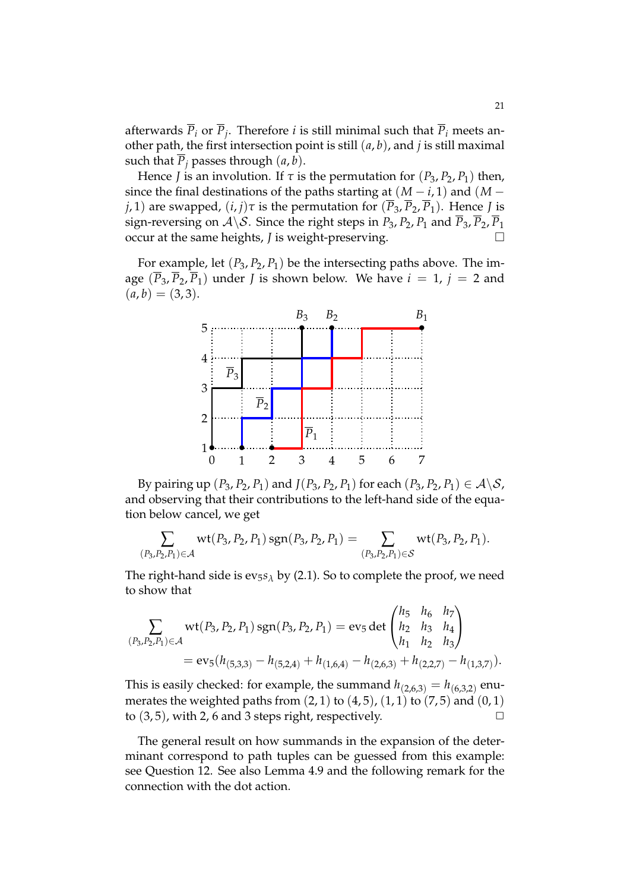afterwards $\overline{P}_i$ or $\overline{P}_j$. Therefore $i$ is still minimal such that $\overline{P}_i$ meets another path, the first intersection point is still $(a, b)$, and $j$ is still maximal such that $\overline{P}_j$ passes through $(a, b)$.

Hence $J$ is an involution. If $\tau$ is the permutation for $(P_3, P_2, P_1)$ then, since the final destinations of the paths starting at $(M - i, 1)$ and $(M - j, 1)$ are swapped, $(i, j)\tau$ is the permutation for $(\overline{P}_3, \overline{P}_2, \overline{P}_1)$. Hence $J$ is sign-reversing on $\mathcal{A}\backslash\mathcal{S}$. Since the right steps in $P_3, P_2, P_1$ and $\overline{P}_3, \overline{P}_2, \overline{P}_1$ occur at the same heights, $J$ is weight-preserving. □

For example, let $(P_3, P_2, P_1)$ be the intersecting paths above. The image $(\overline{P}_3, \overline{P}_2, \overline{P}_1)$ under $J$ is shown below. We have $i = 1$, $j = 2$ and $(a, b) = (3, 3)$.

By pairing up $(P_3, P_2, P_1)$ and $J(P_3, P_2, P_1)$ for each $(P_3, P_2, P_1) \in \mathcal{A}\backslash\mathcal{S}$, and observing that their contributions to the left-hand side of the equation below cancel, we get

$$\sum_{(P_3,P_2,P_1)\in\mathcal{A}} \mathrm{wt}(P_3, P_2, P_1)\,\mathrm{sgn}(P_3, P_2, P_1) = \sum_{(P_3,P_2,P_1)\in\mathcal{S}} \mathrm{wt}(P_3, P_2, P_1).$$

The right-hand side is $\mathrm{ev}_5 s_\lambda$ by (2.1). So to complete the proof, we need to show that

$$\begin{aligned}\sum_{(P_3,P_2,P_1)\in\mathcal{A}} \mathrm{wt}(P_3, P_2, P_1)\,\mathrm{sgn}(P_3, P_2, P_1) &= \mathrm{ev}_5 \det \begin{pmatrix} h_5 & h_6 & h_7 \\ h_2 & h_3 & h_4 \\ h_1 & h_2 & h_3 \end{pmatrix} \\ &= \mathrm{ev}_5\big(h_{(5,3,3)} - h_{(5,2,4)} + h_{(1,6,4)} - h_{(2,6,3)} + h_{(2,2,7)} - h_{(1,3,7)}\big).\end{aligned}$$

This is easily checked: for example, the summand $h_{(2,6,3)} = h_{(6,3,2)}$ enumerates the weighted paths from $(2, 1)$ to $(4, 5)$, $(1, 1)$ to $(7, 5)$ and $(0, 1)$ to $(3, 5)$, with 2, 6 and 3 steps right, respectively. □

The general result on how summands in the expansion of the determinant correspond to path tuples can be guessed from this example: see Question 12. See also Lemma 4.9 and the following remark for the connection with the dot action.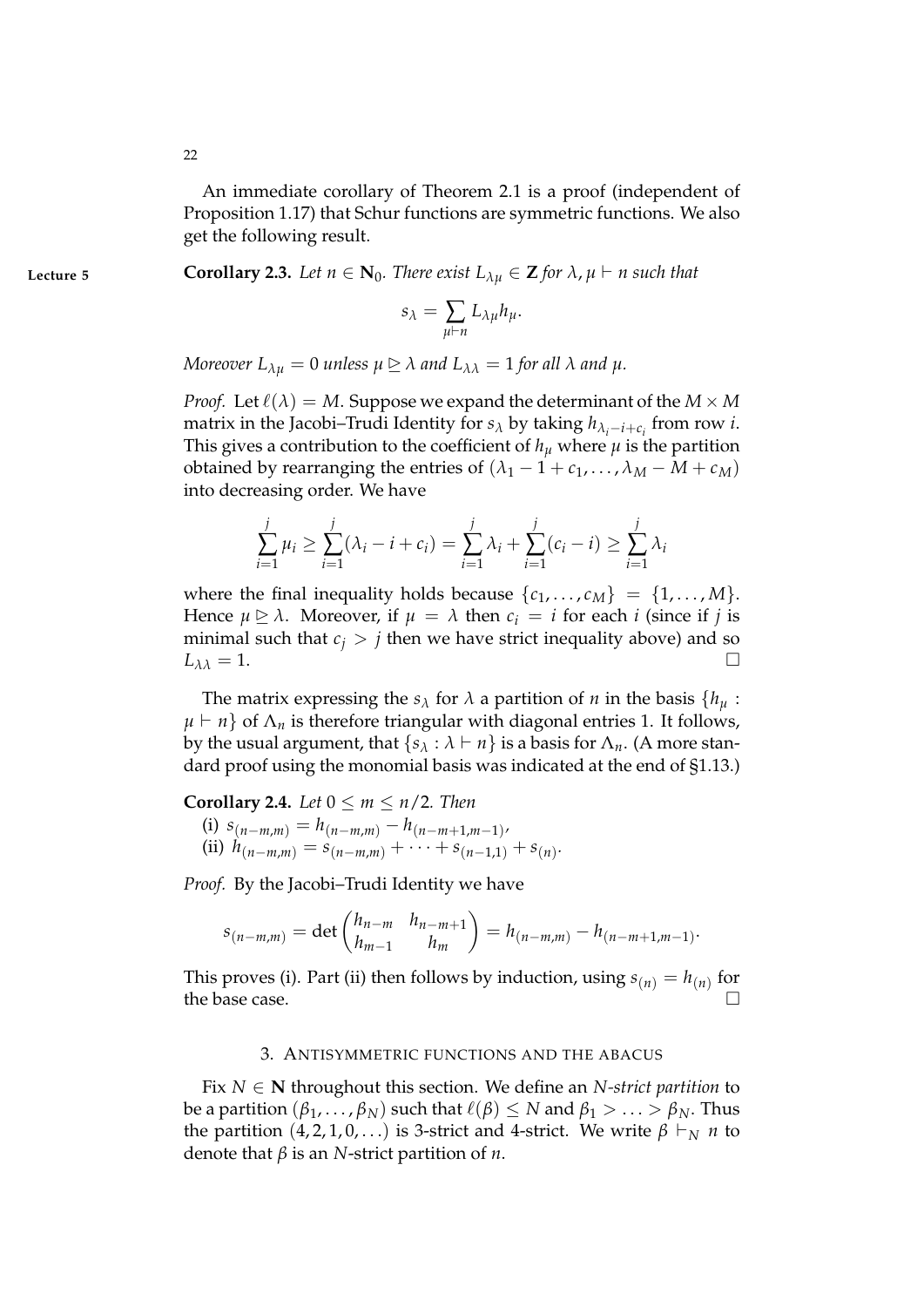An immediate corollary of Theorem 2.1 is a proof (independent of Proposition 1.17) that Schur functions are symmetric functions. We also get the following result.

Lecture 5

**Corollary 2.3.** *Let $n \in \mathbf{N}_0$. There exist $L_{\lambda\mu} \in \mathbf{Z}$ for $\lambda, \mu \vdash n$ such that*

$$s_\lambda = \sum_{\mu \vdash n} L_{\lambda\mu} h_\mu.$$

*Moreover $L_{\lambda\mu} = 0$ unless $\mu \trianglerighteq \lambda$ and $L_{\lambda\lambda} = 1$ for all $\lambda$ and $\mu$.*

*Proof.* Let $\ell(\lambda) = M$. Suppose we expand the determinant of the $M \times M$ matrix in the Jacobi–Trudi Identity for $s_\lambda$ by taking $h_{\lambda_i - i + c_i}$ from row $i$. This gives a contribution to the coefficient of $h_\mu$ where $\mu$ is the partition obtained by rearranging the entries of $(\lambda_1 - 1 + c_1, \ldots, \lambda_M - M + c_M)$ into decreasing order. We have

$$\sum_{i=1}^{j} \mu_i \geq \sum_{i=1}^{j} (\lambda_i - i + c_i) = \sum_{i=1}^{j} \lambda_i + \sum_{i=1}^{j} (c_i - i) \geq \sum_{i=1}^{j} \lambda_i$$

where the final inequality holds because $\{c_1, \ldots, c_M\} = \{1, \ldots, M\}$. Hence $\mu \trianglerighteq \lambda$. Moreover, if $\mu = \lambda$ then $c_i = i$ for each $i$ (since if $j$ is minimal such that $c_j > j$ then we have strict inequality above) and so $L_{\lambda\lambda} = 1$. □

The matrix expressing the $s_\lambda$ for $\lambda$ a partition of $n$ in the basis $\{h_\mu : \mu \vdash n\}$ of $\Lambda_n$ is therefore triangular with diagonal entries 1. It follows, by the usual argument, that $\{s_\lambda : \lambda \vdash n\}$ is a basis for $\Lambda_n$. (A more standard proof using the monomial basis was indicated at the end of §1.13.)

**Corollary 2.4.** *Let $0 \leq m \leq n/2$. Then*

(i) $s_{(n-m,m)} = h_{(n-m,m)} - h_{(n-m+1,m-1)}$,
(ii) $h_{(n-m,m)} = s_{(n-m,m)} + \cdots + s_{(n-1,1)} + s_{(n)}$.

*Proof.* By the Jacobi–Trudi Identity we have

$$s_{(n-m,m)} = \det \begin{pmatrix} h_{n-m} & h_{n-m+1} \\ h_{m-1} & h_m \end{pmatrix} = h_{(n-m,m)} - h_{(n-m+1,m-1)}.$$

This proves (i). Part (ii) then follows by induction, using $s_{(n)} = h_{(n)}$ for the base case. □

## 3. Antisymmetric functions and the abacus

Fix $N \in \mathbf{N}$ throughout this section. We define an *$N$-strict partition* to be a partition $(\beta_1, \ldots, \beta_N)$ such that $\ell(\beta) \leq N$ and $\beta_1 > \ldots > \beta_N$. Thus the partition $(4, 2, 1, 0, \ldots)$ is 3-strict and 4-strict. We write $\beta \vdash_N n$ to denote that $\beta$ is an $N$-strict partition of $n$.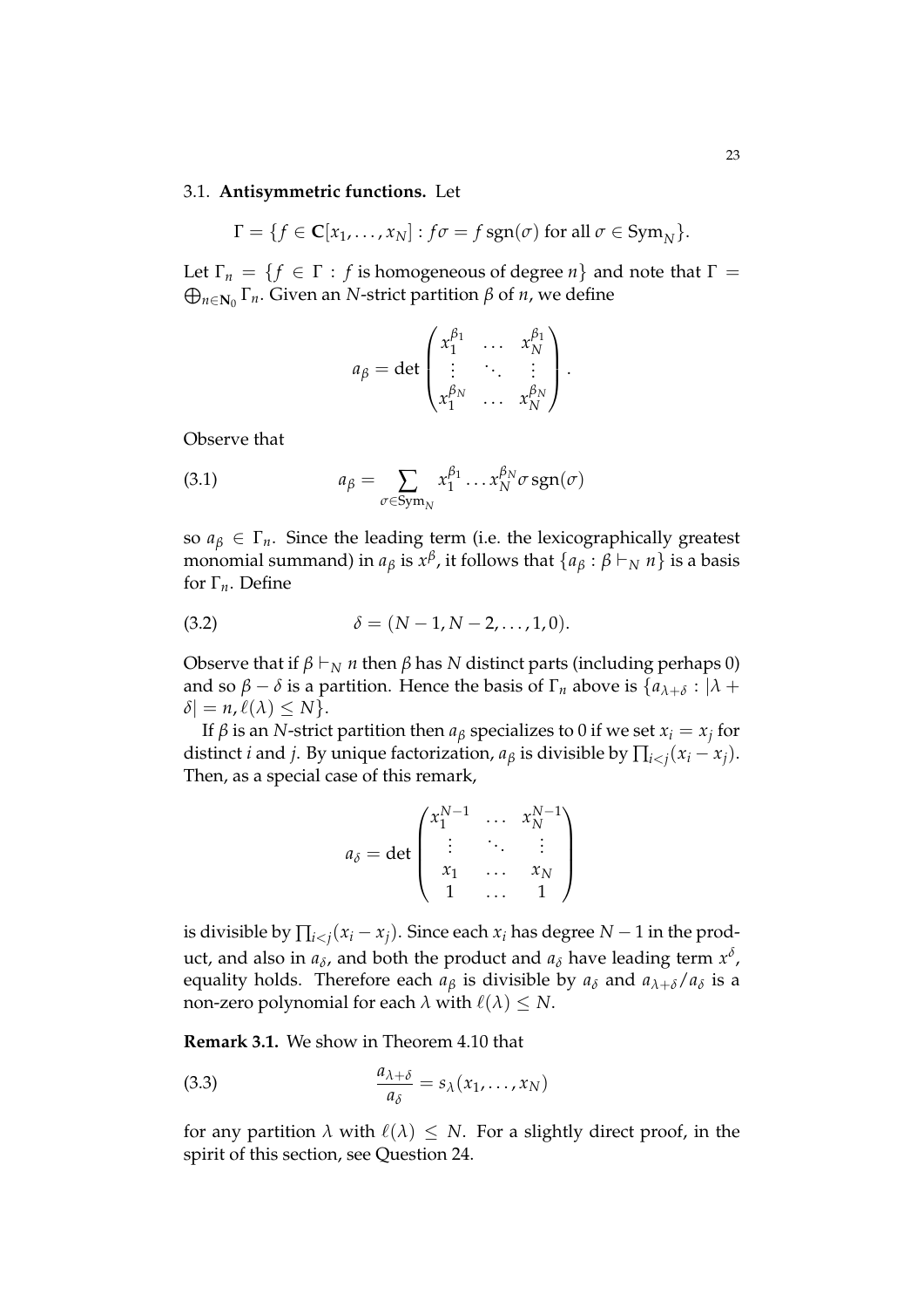3.1. **Antisymmetric functions.** Let

$$\Gamma = \{f \in \mathbf{C}[x_1, \ldots, x_N] : f\sigma = f\,\mathrm{sgn}(\sigma) \text{ for all } \sigma \in \mathrm{Sym}_N\}.$$

Let $\Gamma_n = \{f \in \Gamma : f \text{ is homogeneous of degree } n\}$ and note that $\Gamma = \bigoplus_{n \in \mathbf{N}_0} \Gamma_n$. Given an $N$-strict partition $\beta$ of $n$, we define

$$a_\beta = \det \begin{pmatrix} x_1^{\beta_1} & \ldots & x_N^{\beta_1} \\ \vdots & \ddots & \vdots \\ x_1^{\beta_N} & \ldots & x_N^{\beta_N} \end{pmatrix}.$$

Observe that

$$a_\beta = \sum_{\sigma \in \mathrm{Sym}_N} x_1^{\beta_1} \ldots x_N^{\beta_N} \sigma\, \mathrm{sgn}(\sigma) \tag{3.1}$$

so $a_\beta \in \Gamma_n$. Since the leading term (i.e. the lexicographically greatest monomial summand) in $a_\beta$ is $x^\beta$, it follows that $\{a_\beta : \beta \vdash_N n\}$ is a basis for $\Gamma_n$. Define

$$\delta = (N-1, N-2, \ldots, 1, 0). \tag{3.2}$$

Observe that if $\beta \vdash_N n$ then $\beta$ has $N$ distinct parts (including perhaps 0) and so $\beta - \delta$ is a partition. Hence the basis of $\Gamma_n$ above is $\{a_{\lambda+\delta} : |\lambda + \delta| = n, \ell(\lambda) \leq N\}$.

If $\beta$ is an $N$-strict partition then $a_\beta$ specializes to 0 if we set $x_i = x_j$ for distinct $i$ and $j$. By unique factorization, $a_\beta$ is divisible by $\prod_{i<j}(x_i - x_j)$. Then, as a special case of this remark,

$$a_\delta = \det \begin{pmatrix} x_1^{N-1} & \ldots & x_N^{N-1} \\ \vdots & \ddots & \vdots \\ x_1 & \ldots & x_N \\ 1 & \ldots & 1 \end{pmatrix}$$

is divisible by $\prod_{i<j}(x_i - x_j)$. Since each $x_i$ has degree $N-1$ in the product, and also in $a_\delta$, and both the product and $a_\delta$ have leading term $x^\delta$, equality holds. Therefore each $a_\beta$ is divisible by $a_\delta$ and $a_{\lambda+\delta}/a_\delta$ is a non-zero polynomial for each $\lambda$ with $\ell(\lambda) \leq N$.

**Remark 3.1.** We show in Theorem 4.10 that

$$\frac{a_{\lambda+\delta}}{a_\delta} = s_\lambda(x_1, \ldots, x_N) \tag{3.3}$$

for any partition $\lambda$ with $\ell(\lambda) \leq N$. For a slightly direct proof, in the spirit of this section, see Question 24.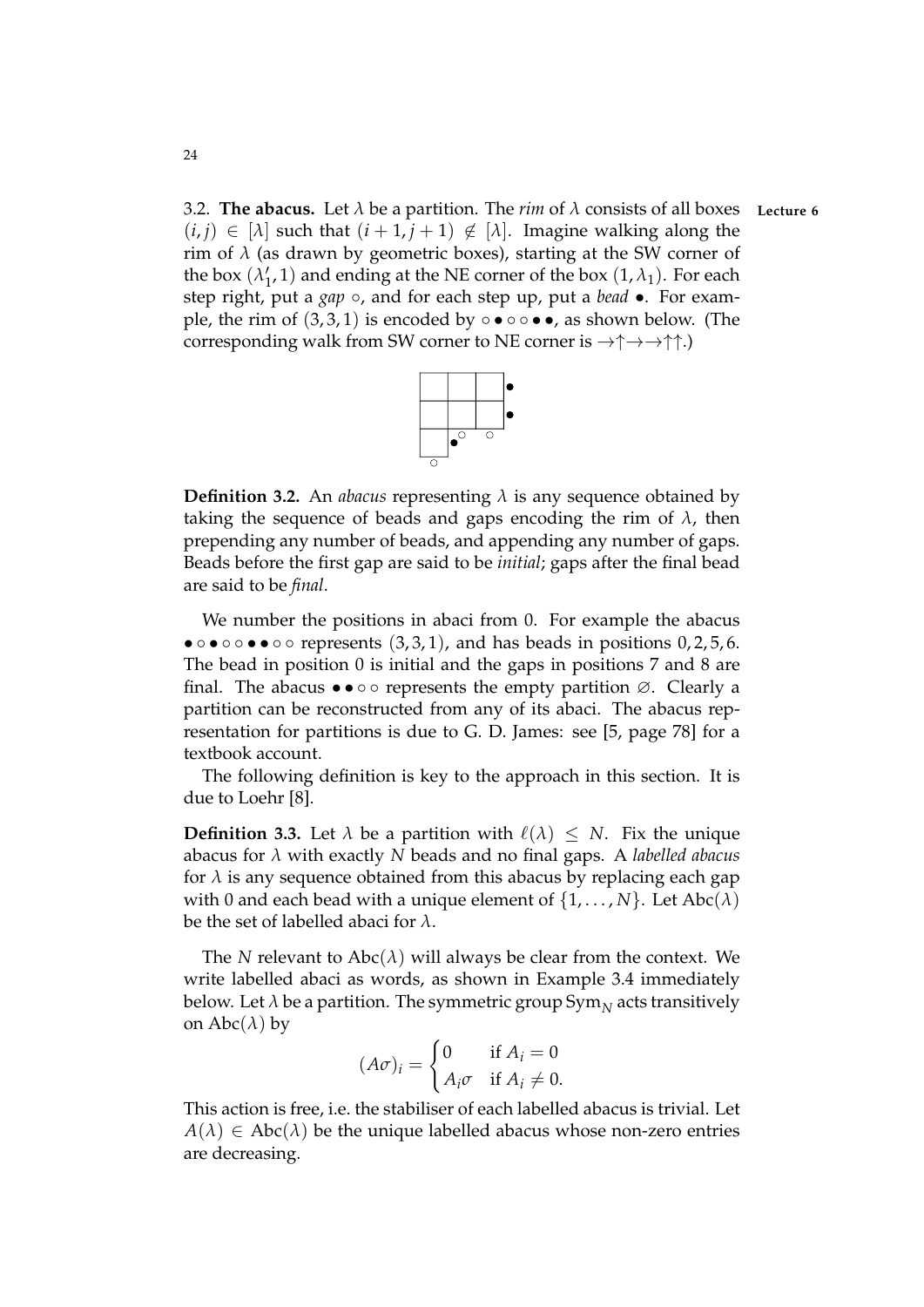**3.2. The abacus.** Let $\lambda$ be a partition. The *rim* of $\lambda$ consists of all boxes $(i, j) \in [\lambda]$ such that $(i+1, j+1) \notin [\lambda]$. Imagine walking along the rim of $\lambda$ (as drawn by geometric boxes), starting at the SW corner of the box $(\lambda'_1, 1)$ and ending at the NE corner of the box $(1, \lambda_1)$. For each step right, put a *gap* $\circ$, and for each step up, put a *bead* $\bullet$. For example, the rim of $(3, 3, 1)$ is encoded by $\circ \bullet \circ \circ \bullet \bullet$, as shown below. (The corresponding walk from SW corner to NE corner is $\rightarrow\uparrow\rightarrow\rightarrow\uparrow\uparrow$.)

**Lecture 6**

**Definition 3.2.** An *abacus* representing $\lambda$ is any sequence obtained by taking the sequence of beads and gaps encoding the rim of $\lambda$, then prepending any number of beads, and appending any number of gaps. Beads before the first gap are said to be *initial*; gaps after the final bead are said to be *final*.

We number the positions in abaci from 0. For example the abacus $\bullet \circ \bullet \circ \circ \bullet \bullet \circ \circ$ represents $(3, 3, 1)$, and has beads in positions $0, 2, 5, 6$. The bead in position 0 is initial and the gaps in positions 7 and 8 are final. The abacus $\bullet \bullet \circ \circ$ represents the empty partition $\varnothing$. Clearly a partition can be reconstructed from any of its abaci. The abacus representation for partitions is due to G. D. James: see [5, page 78] for a textbook account.

The following definition is key to the approach in this section. It is due to Loehr [8].

**Definition 3.3.** Let $\lambda$ be a partition with $\ell(\lambda) \leq N$. Fix the unique abacus for $\lambda$ with exactly $N$ beads and no final gaps. A *labelled abacus* for $\lambda$ is any sequence obtained from this abacus by replacing each gap with 0 and each bead with a unique element of $\{1, \ldots, N\}$. Let $\mathrm{Abc}(\lambda)$ be the set of labelled abaci for $\lambda$.

The $N$ relevant to $\mathrm{Abc}(\lambda)$ will always be clear from the context. We write labelled abaci as words, as shown in Example 3.4 immediately below. Let $\lambda$ be a partition. The symmetric group $\mathrm{Sym}_N$ acts transitively on $\mathrm{Abc}(\lambda)$ by

$$(A\sigma)_i = \begin{cases} 0 & \text{if } A_i = 0 \\ A_i\sigma & \text{if } A_i \neq 0. \end{cases}$$

This action is free, i.e. the stabiliser of each labelled abacus is trivial. Let $A(\lambda) \in \mathrm{Abc}(\lambda)$ be the unique labelled abacus whose non-zero entries are decreasing.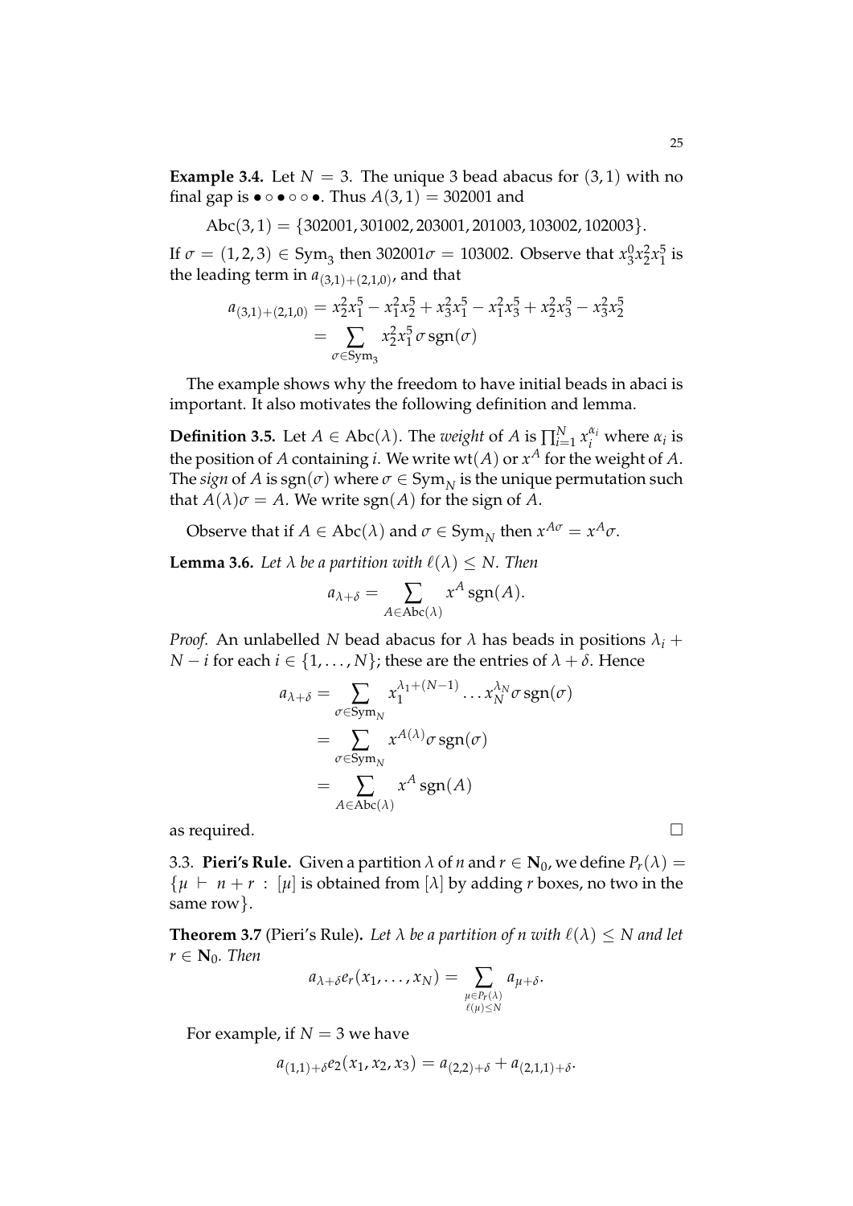**Example 3.4.** Let $N = 3$. The unique 3 bead abacus for $(3,1)$ with no final gap is $\bullet \circ \bullet \circ \circ \bullet$. Thus $A(3,1) = 302001$ and

$$\mathrm{Abc}(3,1) = \{302001, 301002, 203001, 201003, 103002, 102003\}.$$

If $\sigma = (1,2,3) \in \mathrm{Sym}_3$ then $302001\sigma = 103002$. Observe that $x_3^0 x_2^2 x_1^5$ is the leading term in $a_{(3,1)+(2,1,0)}$, and that

$$\begin{aligned} a_{(3,1)+(2,1,0)} &= x_2^2 x_1^5 - x_1^2 x_2^5 + x_3^2 x_1^5 - x_1^2 x_3^5 + x_2^2 x_3^5 - x_3^2 x_2^5 \\ &= \sum_{\sigma \in \mathrm{Sym}_3} x_2^2 x_1^5 \sigma \operatorname{sgn}(\sigma) \end{aligned}$$

The example shows why the freedom to have initial beads in abaci is important. It also motivates the following definition and lemma.

**Definition 3.5.** Let $A \in \mathrm{Abc}(\lambda)$. The *weight* of $A$ is $\prod_{i=1}^N x_i^{\alpha_i}$ where $\alpha_i$ is the position of $A$ containing $i$. We write $\mathrm{wt}(A)$ or $x^A$ for the weight of $A$. The *sign* of $A$ is $\operatorname{sgn}(\sigma)$ where $\sigma \in \mathrm{Sym}_N$ is the unique permutation such that $A(\lambda)\sigma = A$. We write $\operatorname{sgn}(A)$ for the sign of $A$.

Observe that if $A \in \mathrm{Abc}(\lambda)$ and $\sigma \in \mathrm{Sym}_N$ then $x^{A\sigma} = x^A \sigma$.

**Lemma 3.6.** *Let $\lambda$ be a partition with $\ell(\lambda) \leq N$. Then*

$$a_{\lambda+\delta} = \sum_{A \in \mathrm{Abc}(\lambda)} x^A \operatorname{sgn}(A).$$

*Proof.* An unlabelled $N$ bead abacus for $\lambda$ has beads in positions $\lambda_i + N - i$ for each $i \in \{1, \ldots, N\}$; these are the entries of $\lambda + \delta$. Hence

$$\begin{aligned} a_{\lambda+\delta} &= \sum_{\sigma \in \mathrm{Sym}_N} x_1^{\lambda_1 + (N-1)} \ldots x_N^{\lambda_N} \sigma \operatorname{sgn}(\sigma) \\ &= \sum_{\sigma \in \mathrm{Sym}_N} x^{A(\lambda)} \sigma \operatorname{sgn}(\sigma) \\ &= \sum_{A \in \mathrm{Abc}(\lambda)} x^A \operatorname{sgn}(A) \end{aligned}$$

as required. $\square$

3.3. **Pieri's Rule.** Given a partition $\lambda$ of $n$ and $r \in \mathbf{N}_0$, we define $P_r(\lambda) = \{\mu \vdash n + r : [\mu]$ is obtained from $[\lambda]$ by adding $r$ boxes, no two in the same row$\}$.

**Theorem 3.7** (Pieri's Rule). *Let $\lambda$ be a partition of $n$ with $\ell(\lambda) \leq N$ and let $r \in \mathbf{N}_0$. Then*

$$a_{\lambda+\delta} e_r(x_1, \ldots, x_N) = \sum_{\substack{\mu \in P_r(\lambda) \\ \ell(\mu) \leq N}} a_{\mu+\delta}.$$

For example, if $N = 3$ we have

$$a_{(1,1)+\delta} e_2(x_1, x_2, x_3) = a_{(2,2)+\delta} + a_{(2,1,1)+\delta}.$$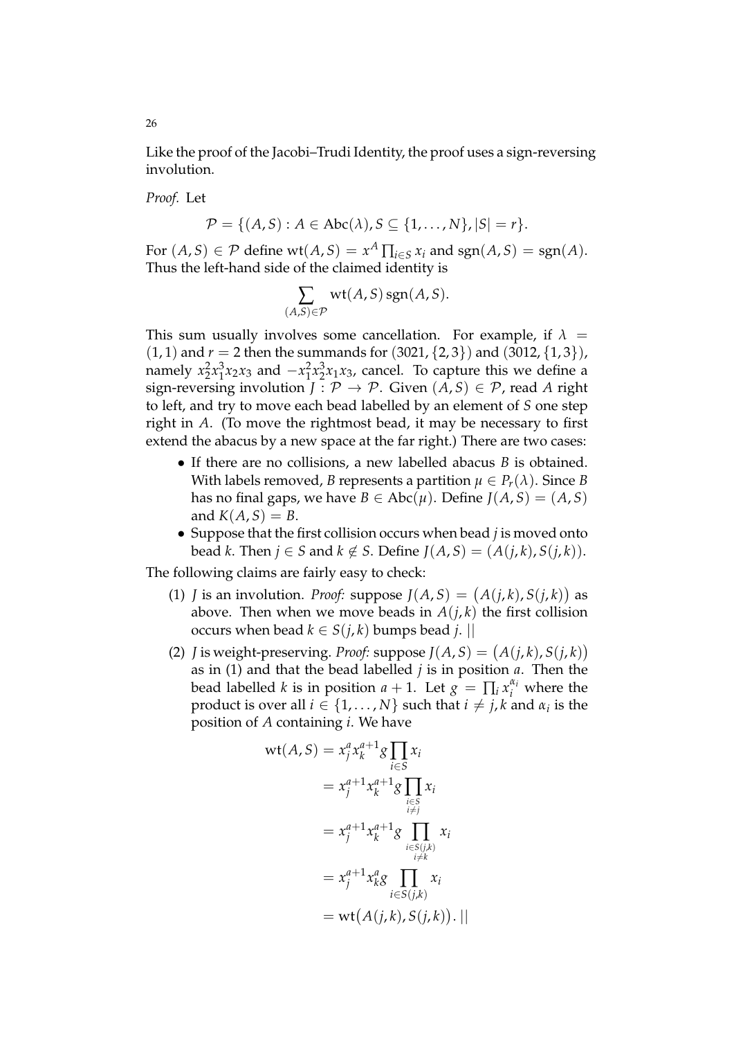Like the proof of the Jacobi–Trudi Identity, the proof uses a sign-reversing involution.

*Proof.* Let

$$\mathcal{P} = \{(A, S) : A \in \mathrm{Abc}(\lambda), S \subseteq \{1, \ldots, N\}, |S| = r\}.$$

For $(A, S) \in \mathcal{P}$ define $\mathrm{wt}(A, S) = x^A \prod_{i \in S} x_i$ and $\mathrm{sgn}(A, S) = \mathrm{sgn}(A)$. Thus the left-hand side of the claimed identity is

$$\sum_{(A,S) \in \mathcal{P}} \mathrm{wt}(A, S) \,\mathrm{sgn}(A, S).$$

This sum usually involves some cancellation. For example, if $\lambda = (1, 1)$ and $r = 2$ then the summands for $(3021, \{2, 3\})$ and $(3012, \{1, 3\})$, namely $x_2^2 x_1^3 x_2 x_3$ and $-x_1^2 x_2^3 x_1 x_3$, cancel. To capture this we define a sign-reversing involution $J : \mathcal{P} \to \mathcal{P}$. Given $(A, S) \in \mathcal{P}$, read $A$ right to left, and try to move each bead labelled by an element of $S$ one step right in $A$. (To move the rightmost bead, it may be necessary to first extend the abacus by a new space at the far right.) There are two cases:

- If there are no collisions, a new labelled abacus $B$ is obtained. With labels removed, $B$ represents a partition $\mu \in P_r(\lambda)$. Since $B$ has no final gaps, we have $B \in \mathrm{Abc}(\mu)$. Define $J(A, S) = (A, S)$ and $K(A, S) = B$.
- Suppose that the first collision occurs when bead $j$ is moved onto bead $k$. Then $j \in S$ and $k \notin S$. Define $J(A, S) = (A(j, k), S(j, k))$.

The following claims are fairly easy to check:

(1) $J$ is an involution. *Proof:* suppose $J(A, S) = \big(A(j, k), S(j, k)\big)$ as above. Then when we move beads in $A(j, k)$ the first collision occurs when bead $k \in S(j, k)$ bumps bead $j$. ||

(2) $J$ is weight-preserving. *Proof:* suppose $J(A, S) = \big(A(j, k), S(j, k)\big)$ as in (1) and that the bead labelled $j$ is in position $a$. Then the bead labelled $k$ is in position $a + 1$. Let $g = \prod_i x_i^{\alpha_i}$ where the product is over all $i \in \{1, \ldots, N\}$ such that $i \neq j, k$ and $\alpha_i$ is the position of $A$ containing $i$. We have

$$\begin{aligned}
\mathrm{wt}(A, S) &= x_j^a x_k^{a+1} g \prod_{i \in S} x_i \\
&= x_j^{a+1} x_k^{a+1} g \prod_{\substack{i \in S \\ i \neq j}} x_i \\
&= x_j^{a+1} x_k^{a+1} g \prod_{\substack{i \in S(j,k) \\ i \neq k}} x_i \\
&= x_j^{a+1} x_k^{a} g \prod_{i \in S(j,k)} x_i \\
&= \mathrm{wt}\big(A(j, k), S(j, k)\big). \;||
\end{aligned}$$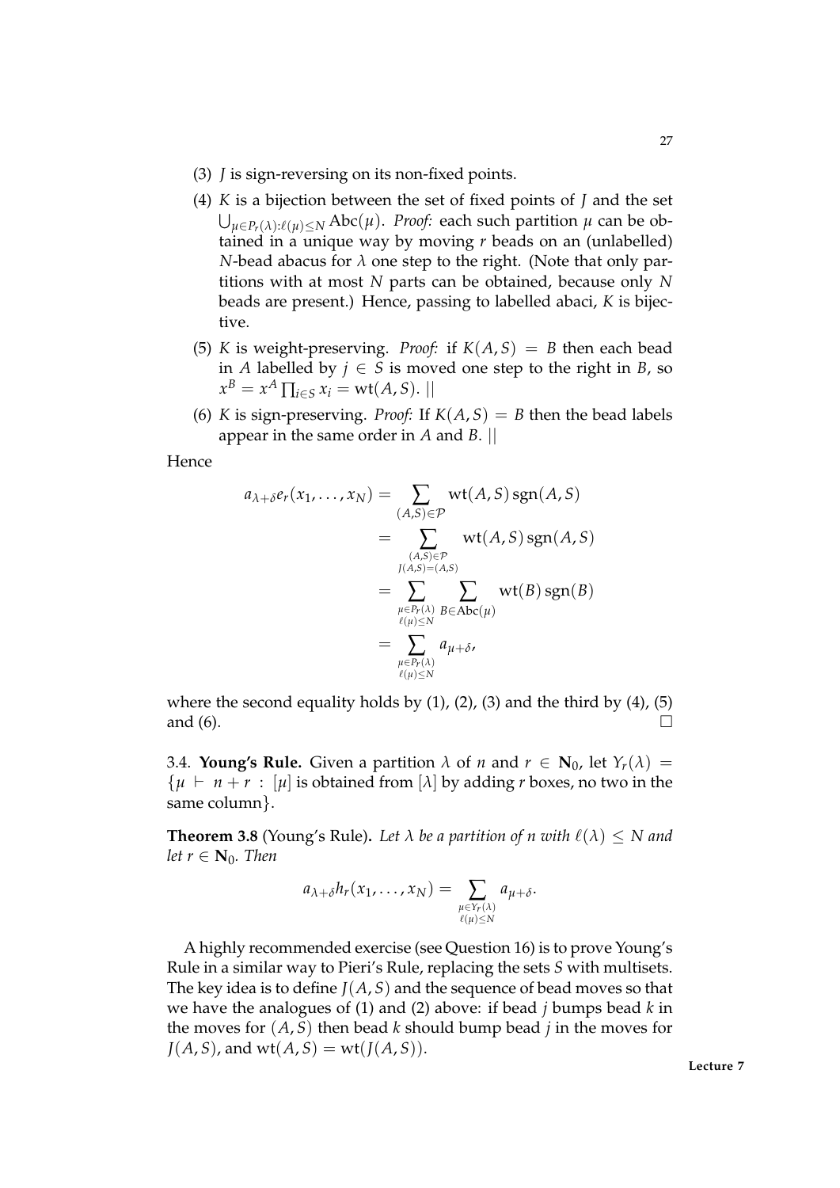(3) $J$ is sign-reversing on its non-fixed points.

(4) $K$ is a bijection between the set of fixed points of $J$ and the set $\bigcup_{\mu \in P_r(\lambda) : \ell(\mu) \leq N} \mathrm{Abc}(\mu)$. *Proof:* each such partition $\mu$ can be obtained in a unique way by moving $r$ beads on an (unlabelled) $N$-bead abacus for $\lambda$ one step to the right. (Note that only partitions with at most $N$ parts can be obtained, because only $N$ beads are present.) Hence, passing to labelled abaci, $K$ is bijective.

(5) $K$ is weight-preserving. *Proof:* if $K(A, S) = B$ then each bead in $A$ labelled by $j \in S$ is moved one step to the right in $B$, so $x^B = x^A \prod_{i \in S} x_i = \mathrm{wt}(A, S)$. $||$

(6) $K$ is sign-preserving. *Proof:* If $K(A, S) = B$ then the bead labels appear in the same order in $A$ and $B$. $||$

Hence

$$
\begin{aligned}
a_{\lambda+\delta} e_r(x_1, \ldots, x_N) &= \sum_{(A,S) \in \mathcal{P}} \mathrm{wt}(A, S) \,\mathrm{sgn}(A, S) \\
&= \sum_{\substack{(A,S) \in \mathcal{P} \\ J(A,S) = (A,S)}} \mathrm{wt}(A, S) \,\mathrm{sgn}(A, S) \\
&= \sum_{\substack{\mu \in P_r(\lambda) \\ \ell(\mu) \leq N}} \sum_{B \in \mathrm{Abc}(\mu)} \mathrm{wt}(B) \,\mathrm{sgn}(B) \\
&= \sum_{\substack{\mu \in P_r(\lambda) \\ \ell(\mu) \leq N}} a_{\mu+\delta},
\end{aligned}
$$

where the second equality holds by (1), (2), (3) and the third by (4), (5) and (6). $\square$

3.4. **Young's Rule.** Given a partition $\lambda$ of $n$ and $r \in \mathbf{N}_0$, let $Y_r(\lambda) = \{\mu \vdash n + r : [\mu]$ is obtained from $[\lambda]$ by adding $r$ boxes, no two in the same column$\}$.

**Theorem 3.8** (Young's Rule). *Let $\lambda$ be a partition of $n$ with $\ell(\lambda) \leq N$ and let $r \in \mathbf{N}_0$. Then*

$$
a_{\lambda+\delta} h_r(x_1, \ldots, x_N) = \sum_{\substack{\mu \in Y_r(\lambda) \\ \ell(\mu) \leq N}} a_{\mu+\delta}.
$$

A highly recommended exercise (see Question 16) is to prove Young's Rule in a similar way to Pieri's Rule, replacing the sets $S$ with multisets. The key idea is to define $J(A, S)$ and the sequence of bead moves so that we have the analogues of (1) and (2) above: if bead $j$ bumps bead $k$ in the moves for $(A, S)$ then bead $k$ should bump bead $j$ in the moves for $J(A, S)$, and $\mathrm{wt}(A, S) = \mathrm{wt}(J(A, S))$.

**Lecture 7**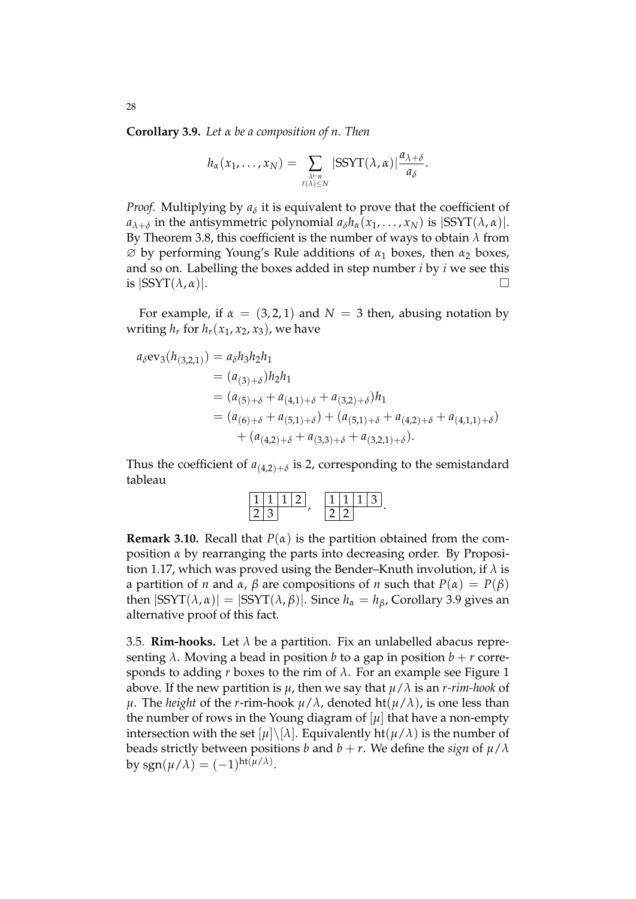**Corollary 3.9.** *Let $\alpha$ be a composition of $n$. Then*

$$h_\alpha(x_1, \ldots, x_N) = \sum_{\substack{\lambda \vdash n \\ \ell(\lambda) \leq N}} |\mathrm{SSYT}(\lambda, \alpha)| \frac{a_{\lambda+\delta}}{a_\delta}.$$

*Proof.* Multiplying by $a_\delta$ it is equivalent to prove that the coefficient of $a_{\lambda+\delta}$ in the antisymmetric polynomial $a_\delta h_\alpha(x_1, \ldots, x_N)$ is $|\mathrm{SSYT}(\lambda, \alpha)|$. By Theorem 3.8, this coefficient is the number of ways to obtain $\lambda$ from $\varnothing$ by performing Young's Rule additions of $\alpha_1$ boxes, then $\alpha_2$ boxes, and so on. Labelling the boxes added in step number $i$ by $i$ we see this is $|\mathrm{SSYT}(\lambda, \alpha)|$. $\square$

For example, if $\alpha = (3, 2, 1)$ and $N = 3$ then, abusing notation by writing $h_r$ for $h_r(x_1, x_2, x_3)$, we have

$$\begin{aligned}
a_\delta \mathrm{ev}_3(h_{(3,2,1)}) &= a_\delta h_3 h_2 h_1 \\
&= (a_{(3)+\delta}) h_2 h_1 \\
&= (a_{(5)+\delta} + a_{(4,1)+\delta} + a_{(3,2)+\delta}) h_1 \\
&= (a_{(6)+\delta} + a_{(5,1)+\delta}) + (a_{(5,1)+\delta} + a_{(4,2)+\delta} + a_{(4,1,1)+\delta}) \\
&\quad + (a_{(4,2)+\delta} + a_{(3,3)+\delta} + a_{(3,2,1)+\delta}).
\end{aligned}$$

Thus the coefficient of $a_{(4,2)+\delta}$ is 2, corresponding to the semistandard tableau

$$\begin{array}{|c|c|c|c|}\hline 1 & 1 & 1 & 2 \\ \hline 2 & 3 \\ \cline{1-2}\end{array}, \quad \begin{array}{|c|c|c|c|}\hline 1 & 1 & 1 & 3 \\ \hline 2 & 2 \\ \cline{1-2}\end{array}.$$

**Remark 3.10.** Recall that $P(\alpha)$ is the partition obtained from the composition $\alpha$ by rearranging the parts into decreasing order. By Proposition 1.17, which was proved using the Bender–Knuth involution, if $\lambda$ is a partition of $n$ and $\alpha$, $\beta$ are compositions of $n$ such that $P(\alpha) = P(\beta)$ then $|\mathrm{SSYT}(\lambda, \alpha)| = |\mathrm{SSYT}(\lambda, \beta)|$. Since $h_\alpha = h_\beta$, Corollary 3.9 gives an alternative proof of this fact.

3.5. **Rim-hooks.** Let $\lambda$ be a partition. Fix an unlabelled abacus representing $\lambda$. Moving a bead in position $b$ to a gap in position $b + r$ corresponds to adding $r$ boxes to the rim of $\lambda$. For an example see Figure 1 above. If the new partition is $\mu$, then we say that $\mu/\lambda$ is an *$r$-rim-hook* of $\mu$. The *height* of the $r$-rim-hook $\mu/\lambda$, denoted $\mathrm{ht}(\mu/\lambda)$, is one less than the number of rows in the Young diagram of $[\mu]$ that have a non-empty intersection with the set $[\mu]\backslash[\lambda]$. Equivalently $\mathrm{ht}(\mu/\lambda)$ is the number of beads strictly between positions $b$ and $b + r$. We define the *sign* of $\mu/\lambda$ by $\mathrm{sgn}(\mu/\lambda) = (-1)^{\mathrm{ht}(\mu/\lambda)}$.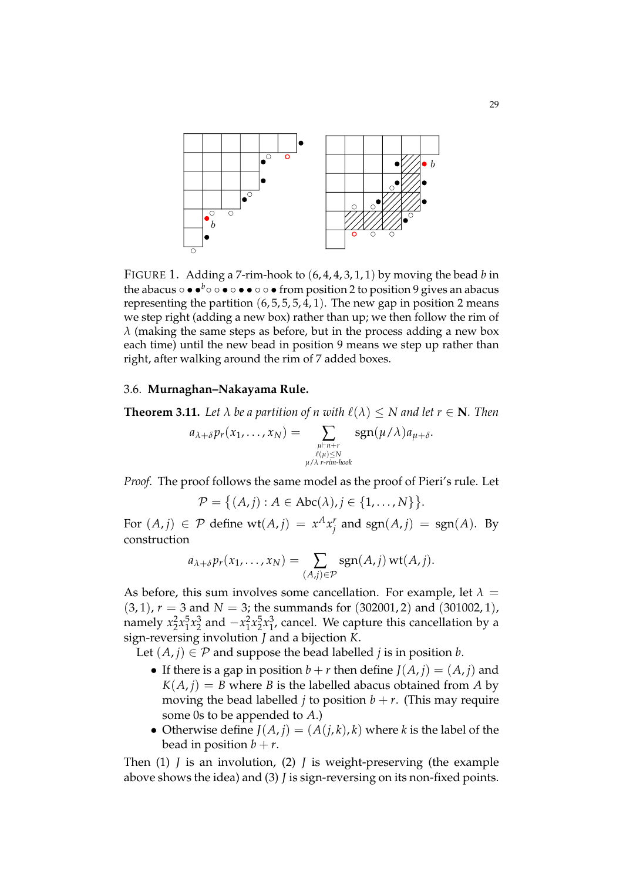FIGURE 1. Adding a 7-rim-hook to $(6,4,4,3,1,1)$ by moving the bead $b$ in the abacus $\circ \bullet \bullet^b \circ \circ \bullet \circ \bullet \bullet \circ \circ \bullet$ from position 2 to position 9 gives an abacus representing the partition $(6,5,5,5,4,1)$. The new gap in position 2 means we step right (adding a new box) rather than up; we then follow the rim of $\lambda$ (making the same steps as before, but in the process adding a new box each time) until the new bead in position 9 means we step up rather than right, after walking around the rim of 7 added boxes.

### 3.6. **Murnaghan–Nakayama Rule.**

**Theorem 3.11.** *Let $\lambda$ be a partition of $n$ with $\ell(\lambda) \leq N$ and let $r \in \mathbf{N}$. Then*

$$a_{\lambda+\delta} p_r(x_1, \ldots, x_N) = \sum_{\substack{\mu \vdash n+r \\ \ell(\mu) \leq N \\ \mu/\lambda \text{ } r\text{-rim-hook}}} \operatorname{sgn}(\mu/\lambda) a_{\mu+\delta}.$$

*Proof.* The proof follows the same model as the proof of Pieri's rule. Let

$$\mathcal{P} = \big\{(A, j) : A \in \operatorname{Abc}(\lambda), j \in \{1, \ldots, N\}\big\}.$$

For $(A, j) \in \mathcal{P}$ define $\operatorname{wt}(A, j) = x^A x_j^r$ and $\operatorname{sgn}(A, j) = \operatorname{sgn}(A)$. By construction

$$a_{\lambda+\delta} p_r(x_1, \ldots, x_N) = \sum_{(A,j)\in\mathcal{P}} \operatorname{sgn}(A, j) \operatorname{wt}(A, j).$$

As before, this sum involves some cancellation. For example, let $\lambda = (3,1)$, $r = 3$ and $N = 3$; the summands for $(302001, 2)$ and $(301002, 1)$, namely $x_2^2 x_1^5 x_2^3$ and $-x_1^2 x_2^5 x_1^3$, cancel. We capture this cancellation by a sign-reversing involution $J$ and a bijection $K$.

Let $(A, j) \in \mathcal{P}$ and suppose the bead labelled $j$ is in position $b$.

- If there is a gap in position $b + r$ then define $J(A, j) = (A, j)$ and $K(A, j) = B$ where $B$ is the labelled abacus obtained from $A$ by moving the bead labelled $j$ to position $b + r$. (This may require some 0s to be appended to $A$.)
- Otherwise define $J(A, j) = (A(j, k), k)$ where $k$ is the label of the bead in position $b + r$.

Then (1) $J$ is an involution, (2) $J$ is weight-preserving (the example above shows the idea) and (3) $J$ is sign-reversing on its non-fixed points.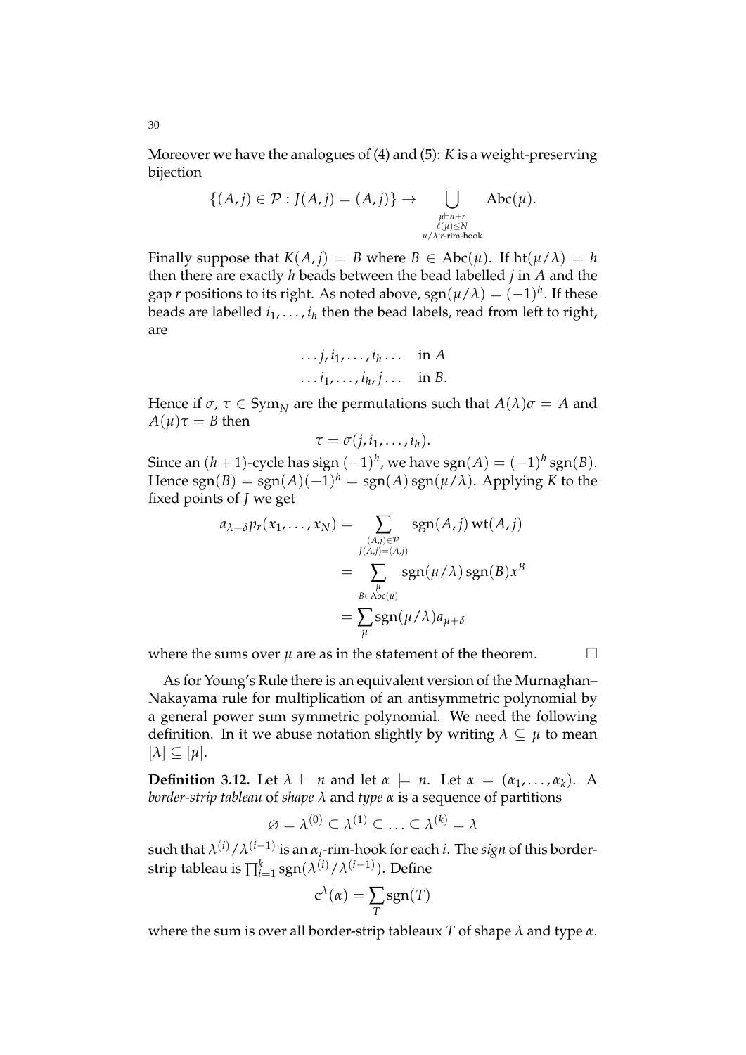Moreover we have the analogues of (4) and (5): $K$ is a weight-preserving bijection

$$\{(A,j) \in \mathcal{P} : J(A,j) = (A,j)\} \to \bigcup_{\substack{\mu \vdash n+r \\ \ell(\mu) \leq N \\ \mu/\lambda \text{ } r\text{-rim-hook}}} \operatorname{Abc}(\mu).$$

Finally suppose that $K(A,j) = B$ where $B \in \operatorname{Abc}(\mu)$. If $\operatorname{ht}(\mu/\lambda) = h$ then there are exactly $h$ beads between the bead labelled $j$ in $A$ and the gap $r$ positions to its right. As noted above, $\operatorname{sgn}(\mu/\lambda) = (-1)^h$. If these beads are labelled $i_1, \ldots, i_h$ then the bead labels, read from left to right, are

$$\begin{aligned} &\ldots j, i_1, \ldots, i_h \ldots \quad \text{in } A \\ &\ldots i_1, \ldots, i_h, j \ldots \quad \text{in } B. \end{aligned}$$

Hence if $\sigma, \tau \in \operatorname{Sym}_N$ are the permutations such that $A(\lambda)\sigma = A$ and $A(\mu)\tau = B$ then

$$\tau = \sigma(j, i_1, \ldots, i_h).$$

Since an $(h+1)$-cycle has sign $(-1)^h$, we have $\operatorname{sgn}(A) = (-1)^h \operatorname{sgn}(B)$. Hence $\operatorname{sgn}(B) = \operatorname{sgn}(A)(-1)^h = \operatorname{sgn}(A)\operatorname{sgn}(\mu/\lambda)$. Applying $K$ to the fixed points of $J$ we get

$$\begin{aligned} a_{\lambda+\delta} p_r(x_1, \ldots, x_N) &= \sum_{\substack{(A,j) \in \mathcal{P} \\ J(A,j) = (A,j)}} \operatorname{sgn}(A,j) \operatorname{wt}(A,j) \\ &= \sum_{\substack{\mu \\ B \in \operatorname{Abc}(\mu)}} \operatorname{sgn}(\mu/\lambda) \operatorname{sgn}(B) x^B \\ &= \sum_{\mu} \operatorname{sgn}(\mu/\lambda) a_{\mu+\delta} \end{aligned}$$

where the sums over $\mu$ are as in the statement of the theorem. $\square$

As for Young's Rule there is an equivalent version of the Murnaghan–Nakayama rule for multiplication of an antisymmetric polynomial by a general power sum symmetric polynomial. We need the following definition. In it we abuse notation slightly by writing $\lambda \subseteq \mu$ to mean $[\lambda] \subseteq [\mu]$.

**Definition 3.12.** Let $\lambda \vdash n$ and let $\alpha \models n$. Let $\alpha = (\alpha_1, \ldots, \alpha_k)$. A *border-strip tableau* of *shape* $\lambda$ and *type* $\alpha$ is a sequence of partitions

$$\varnothing = \lambda^{(0)} \subseteq \lambda^{(1)} \subseteq \ldots \subseteq \lambda^{(k)} = \lambda$$

such that $\lambda^{(i)}/\lambda^{(i-1)}$ is an $\alpha_i$-rim-hook for each $i$. The *sign* of this border-strip tableau is $\prod_{i=1}^{k} \operatorname{sgn}(\lambda^{(i)}/\lambda^{(i-1)})$. Define

$$\mathrm{c}^{\lambda}(\alpha) = \sum_{T} \operatorname{sgn}(T)$$

where the sum is over all border-strip tableaux $T$ of shape $\lambda$ and type $\alpha$.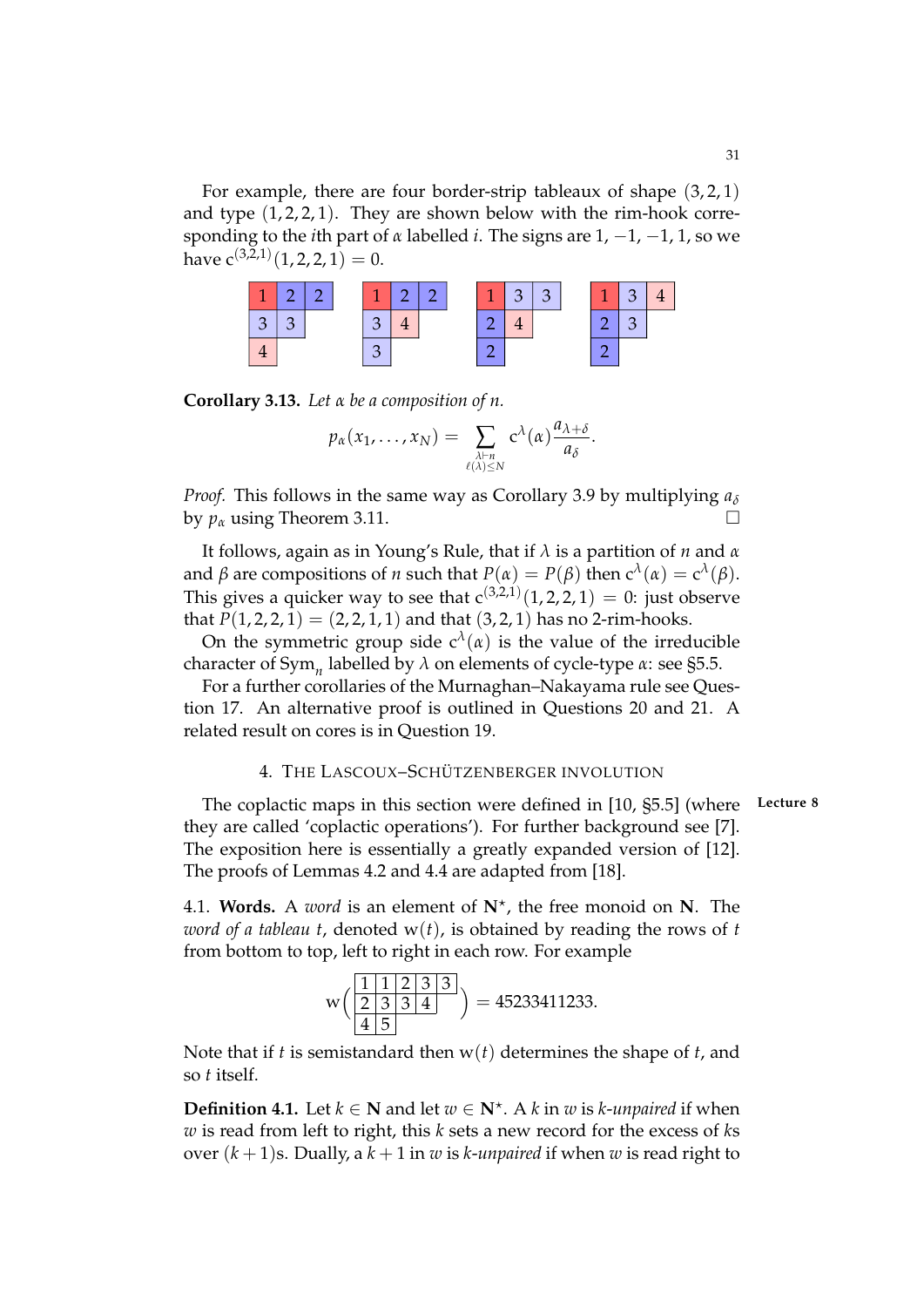For example, there are four border-strip tableaux of shape $(3,2,1)$ and type $(1,2,2,1)$. They are shown below with the rim-hook corresponding to the $i$th part of $\alpha$ labelled $i$. The signs are $1, -1, -1, 1$, so we have $c^{(3,2,1)}(1,2,2,1) = 0$.

| 1 | 2 | 2 |
|---|---|---|
| 3 | 3 | |
| 4 | | |

| 1 | 2 | 2 |
|---|---|---|
| 3 | 4 | |
| 3 | | |

| 1 | 3 | 3 |
|---|---|---|
| 2 | 4 | |
| 2 | | |

| 1 | 3 | 4 |
|---|---|---|
| 2 | 3 | |
| 2 | | |

**Corollary 3.13.** *Let $\alpha$ be a composition of $n$.*

$$p_\alpha(x_1, \ldots, x_N) = \sum_{\substack{\lambda \vdash n \\ \ell(\lambda) \leq N}} c^\lambda(\alpha) \frac{a_{\lambda+\delta}}{a_\delta}.$$

*Proof.* This follows in the same way as Corollary 3.9 by multiplying $a_\delta$ by $p_\alpha$ using Theorem 3.11. □

It follows, again as in Young's Rule, that if $\lambda$ is a partition of $n$ and $\alpha$ and $\beta$ are compositions of $n$ such that $P(\alpha) = P(\beta)$ then $c^\lambda(\alpha) = c^\lambda(\beta)$. This gives a quicker way to see that $c^{(3,2,1)}(1,2,2,1) = 0$: just observe that $P(1,2,2,1) = (2,2,1,1)$ and that $(3,2,1)$ has no 2-rim-hooks.

On the symmetric group side $c^\lambda(\alpha)$ is the value of the irreducible character of $\mathrm{Sym}_n$ labelled by $\lambda$ on elements of cycle-type $\alpha$: see §5.5.

For a further corollaries of the Murnaghan–Nakayama rule see Question 17. An alternative proof is outlined in Questions 20 and 21. A related result on cores is in Question 19.

## 4. The Lascoux–Schützenberger involution

*Lecture 8*

The coplactic maps in this section were defined in [10, §5.5] (where they are called 'coplactic operations'). For further background see [7]. The exposition here is essentially a greatly expanded version of [12]. The proofs of Lemmas 4.2 and 4.4 are adapted from [18].

4.1. **Words.** A *word* is an element of $\mathbf{N}^\star$, the free monoid on $\mathbf{N}$. The *word of a tableau* $t$, denoted $\mathrm{w}(t)$, is obtained by reading the rows of $t$ from bottom to top, left to right in each row. For example

$$\mathrm{w}\left(\begin{array}{|c|c|c|c|c|} \hline 1 & 1 & 2 & 3 & 3 \\ \hline 2 & 3 & 3 & 4 & \\ \hline 4 & 5 & & & \\ \hline \end{array}\right) = 45233411233.$$

Note that if $t$ is semistandard then $\mathrm{w}(t)$ determines the shape of $t$, and so $t$ itself.

**Definition 4.1.** Let $k \in \mathbf{N}$ and let $w \in \mathbf{N}^\star$. A $k$ in $w$ is *$k$-unpaired* if when $w$ is read from left to right, this $k$ sets a new record for the excess of $k$s over $(k+1)$s. Dually, a $k+1$ in $w$ is *$k$-unpaired* if when $w$ is read right to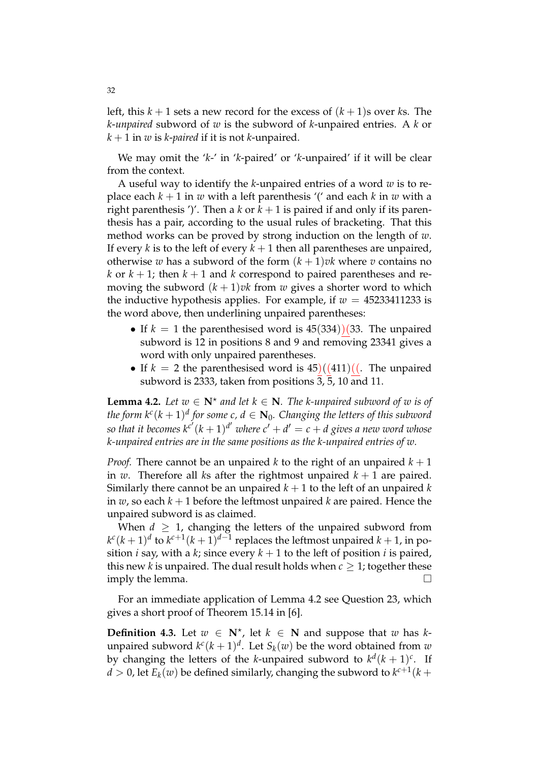left, this $k+1$ sets a new record for the excess of $(k+1)$s over $k$s. The *$k$-unpaired* subword of $w$ is the subword of $k$-unpaired entries. A $k$ or $k+1$ in $w$ is *$k$-paired* if it is not $k$-unpaired.

We may omit the '$k$-' in '$k$-paired' or '$k$-unpaired' if it will be clear from the context.

A useful way to identify the $k$-unpaired entries of a word $w$ is to replace each $k+1$ in $w$ with a left parenthesis '(' and each $k$ in $w$ with a right parenthesis ')'. Then a $k$ or $k+1$ is paired if and only if its parenthesis has a pair, according to the usual rules of bracketing. That this method works can be proved by strong induction on the length of $w$. If every $k$ is to the left of every $k+1$ then all parentheses are unpaired, otherwise $w$ has a subword of the form $(k+1)vk$ where $v$ contains no $k$ or $k+1$; then $k+1$ and $k$ correspond to paired parentheses and removing the subword $(k+1)vk$ from $w$ gives a shorter word to which the inductive hypothesis applies. For example, if $w = 45233411233$ is the word above, then underlining unpaired parentheses:

- If $k = 1$ the parenthesised word is $45(334)\underline{)(}33$. The unpaired subword is 12 in positions 8 and 9 and removing 23341 gives a word with only unpaired parentheses.
- If $k = 2$ the parenthesised word is $45\underline{)(}(411)\underline{((}$. The unpaired subword is 2333, taken from positions 3, 5, 10 and 11.

**Lemma 4.2.** *Let $w \in \mathbf{N}^\star$ and let $k \in \mathbf{N}$. The $k$-unpaired subword of $w$ is of the form $k^c(k+1)^d$ for some $c$, $d \in \mathbf{N}_0$. Changing the letters of this subword so that it becomes $k^{c'}(k+1)^{d'}$ where $c' + d' = c + d$ gives a new word whose $k$-unpaired entries are in the same positions as the $k$-unpaired entries of $w$.*

*Proof.* There cannot be an unpaired $k$ to the right of an unpaired $k+1$ in $w$. Therefore all $k$s after the rightmost unpaired $k+1$ are paired. Similarly there cannot be an unpaired $k+1$ to the left of an unpaired $k$ in $w$, so each $k+1$ before the leftmost unpaired $k$ are paired. Hence the unpaired subword is as claimed.

When $d \geq 1$, changing the letters of the unpaired subword from $k^c(k+1)^d$ to $k^{c+1}(k+1)^{d-1}$ replaces the leftmost unpaired $k+1$, in position $i$ say, with a $k$; since every $k+1$ to the left of position $i$ is paired, this new $k$ is unpaired. The dual result holds when $c \geq 1$; together these imply the lemma. $\square$

For an immediate application of Lemma 4.2 see Question 23, which gives a short proof of Theorem 15.14 in [6].

**Definition 4.3.** Let $w \in \mathbf{N}^\star$, let $k \in \mathbf{N}$ and suppose that $w$ has $k$-unpaired subword $k^c(k+1)^d$. Let $S_k(w)$ be the word obtained from $w$ by changing the letters of the $k$-unpaired subword to $k^d(k+1)^c$. If $d > 0$, let $E_k(w)$ be defined similarly, changing the subword to $k^{c+1}(k+$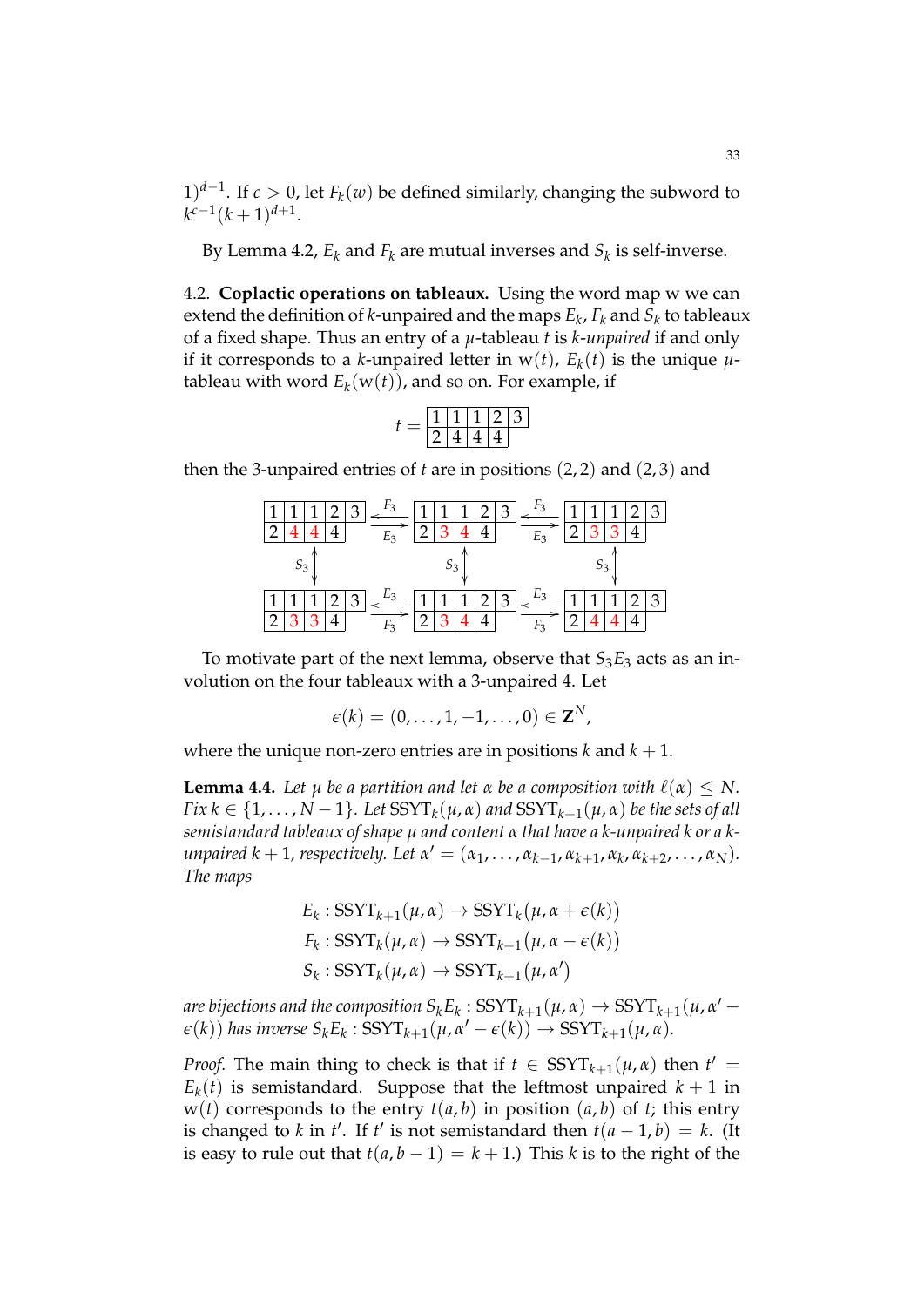$1)^{d-1}$. If $c > 0$, let $F_k(w)$ be defined similarly, changing the subword to $k^{c-1}(k+1)^{d+1}$.

By Lemma 4.2, $E_k$ and $F_k$ are mutual inverses and $S_k$ is self-inverse.

4.2. **Coplactic operations on tableaux.** Using the word map w we can extend the definition of $k$-unpaired and the maps $E_k$, $F_k$ and $S_k$ to tableaux of a fixed shape. Thus an entry of a $\mu$-tableau $t$ is *$k$-unpaired* if and only if it corresponds to a $k$-unpaired letter in $\mathrm{w}(t)$, $E_k(t)$ is the unique $\mu$-tableau with word $E_k(\mathrm{w}(t))$, and so on. For example, if

$$t = \begin{array}{|c|c|c|c|c|}\hline 1&1&1&2&3\\\hline 2&4&4&4\\\cline{1-4}\end{array}$$

then the 3-unpaired entries of $t$ are in positions $(2,2)$ and $(2,3)$ and

$$\begin{array}{ccccc}
\begin{array}{|c|c|c|c|c|}\hline 1&1&1&2&3\\\hline 2&4&4&4\\\cline{1-4}\end{array} & \underset{E_3}{\overset{F_3}{\leftrightarrows}} & \begin{array}{|c|c|c|c|c|}\hline 1&1&1&2&3\\\hline 2&3&4&4\\\cline{1-4}\end{array} & \underset{E_3}{\overset{F_3}{\leftrightarrows}} & \begin{array}{|c|c|c|c|c|}\hline 1&1&1&2&3\\\hline 2&3&3&4\\\cline{1-4}\end{array} \\
S_3 \updownarrow & & S_3 \updownarrow & & S_3 \updownarrow \\
\begin{array}{|c|c|c|c|c|}\hline 1&1&1&2&3\\\hline 2&3&3&4\\\cline{1-4}\end{array} & \underset{F_3}{\overset{E_3}{\leftrightarrows}} & \begin{array}{|c|c|c|c|c|}\hline 1&1&1&2&3\\\hline 2&3&4&4\\\cline{1-4}\end{array} & \underset{F_3}{\overset{E_3}{\leftrightarrows}} & \begin{array}{|c|c|c|c|c|}\hline 1&1&1&2&3\\\hline 2&4&4&4\\\cline{1-4}\end{array}
\end{array}$$

To motivate part of the next lemma, observe that $S_3E_3$ acts as an involution on the four tableaux with a 3-unpaired 4. Let

$$\epsilon(k) = (0, \ldots, 1, -1, \ldots, 0) \in \mathbf{Z}^N,$$

where the unique non-zero entries are in positions $k$ and $k+1$.

**Lemma 4.4.** *Let $\mu$ be a partition and let $\alpha$ be a composition with $\ell(\alpha) \leq N$. Fix $k \in \{1, \ldots, N-1\}$. Let $\mathrm{SSYT}_k(\mu, \alpha)$ and $\mathrm{SSYT}_{k+1}(\mu, \alpha)$ be the sets of all semistandard tableaux of shape $\mu$ and content $\alpha$ that have a $k$-unpaired $k$ or a $k$-unpaired $k+1$, respectively. Let $\alpha' = (\alpha_1, \ldots, \alpha_{k-1}, \alpha_{k+1}, \alpha_k, \alpha_{k+2}, \ldots, \alpha_N)$. The maps*

$$\begin{aligned}
E_k &: \mathrm{SSYT}_{k+1}(\mu, \alpha) \to \mathrm{SSYT}_k(\mu, \alpha + \epsilon(k)) \\
F_k &: \mathrm{SSYT}_k(\mu, \alpha) \to \mathrm{SSYT}_{k+1}(\mu, \alpha - \epsilon(k)) \\
S_k &: \mathrm{SSYT}_k(\mu, \alpha) \to \mathrm{SSYT}_{k+1}(\mu, \alpha')
\end{aligned}$$

*are bijections and the composition $S_kE_k : \mathrm{SSYT}_{k+1}(\mu, \alpha) \to \mathrm{SSYT}_{k+1}(\mu, \alpha' - \epsilon(k))$ has inverse $S_kE_k : \mathrm{SSYT}_{k+1}(\mu, \alpha' - \epsilon(k)) \to \mathrm{SSYT}_{k+1}(\mu, \alpha)$.*

*Proof.* The main thing to check is that if $t \in \mathrm{SSYT}_{k+1}(\mu, \alpha)$ then $t' = E_k(t)$ is semistandard. Suppose that the leftmost unpaired $k+1$ in $\mathrm{w}(t)$ corresponds to the entry $t(a, b)$ in position $(a, b)$ of $t$; this entry is changed to $k$ in $t'$. If $t'$ is not semistandard then $t(a-1, b) = k$. (It is easy to rule out that $t(a, b-1) = k+1$.) This $k$ is to the right of the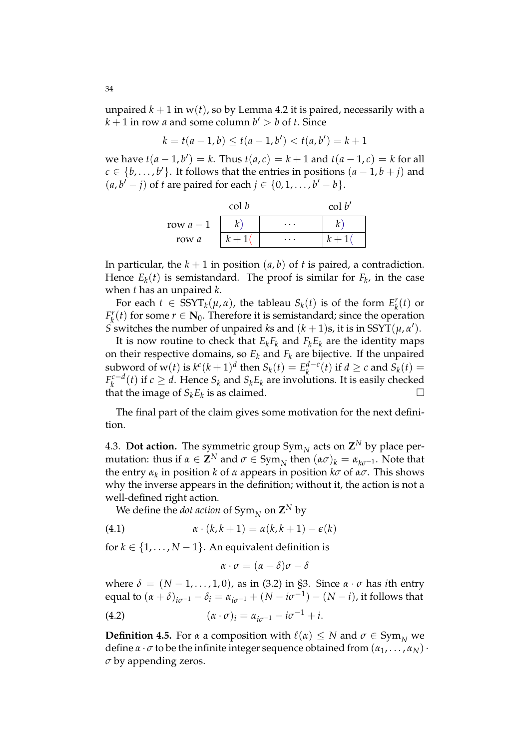unpaired $k+1$ in $\mathrm{w}(t)$, so by Lemma 4.2 it is paired, necessarily with a $k+1$ in row $a$ and some column $b' > b$ of $t$. Since

$$k = t(a-1,b) \leq t(a-1,b') < t(a,b') = k+1$$

we have $t(a-1,b') = k$. Thus $t(a,c) = k+1$ and $t(a-1,c) = k$ for all $c \in \{b,\ldots,b'\}$. It follows that the entries in positions $(a-1,b+j)$ and $(a,b'-j)$ of $t$ are paired for each $j \in \{0,1,\ldots,b'-b\}$.

| | col $b$ | | col $b'$ |
|---|---|---|---|
| row $a-1$ | $k)$ | $\cdots$ | $k)$ |
| row $a$ | $k+1($ | $\cdots$ | $k+1($ |

In particular, the $k+1$ in position $(a,b)$ of $t$ is paired, a contradiction. Hence $E_k(t)$ is semistandard. The proof is similar for $F_k$, in the case when $t$ has an unpaired $k$.

For each $t \in \mathrm{SSYT}_k(\mu,\alpha)$, the tableau $S_k(t)$ is of the form $E_k^r(t)$ or $F_k^r(t)$ for some $r \in \mathbf{N}_0$. Therefore it is semistandard; since the operation $S$ switches the number of unpaired $k$s and $(k+1)$s, it is in $\mathrm{SSYT}(\mu,\alpha')$.

It is now routine to check that $E_kF_k$ and $F_kE_k$ are the identity maps on their respective domains, so $E_k$ and $F_k$ are bijective. If the unpaired subword of $\mathrm{w}(t)$ is $k^c(k+1)^d$ then $S_k(t) = E_k^{d-c}(t)$ if $d \geq c$ and $S_k(t) = F_k^{c-d}(t)$ if $c \geq d$. Hence $S_k$ and $S_kE_k$ are involutions. It is easily checked that the image of $S_kE_k$ is as claimed. $\square$

The final part of the claim gives some motivation for the next definition.

4.3. **Dot action.** The symmetric group $\mathrm{Sym}_N$ acts on $\mathbf{Z}^N$ by place permutation: thus if $\alpha \in \mathbf{Z}^N$ and $\sigma \in \mathrm{Sym}_N$ then $(\alpha\sigma)_k = \alpha_{k\sigma^{-1}}$. Note that the entry $\alpha_k$ in position $k$ of $\alpha$ appears in position $k\sigma$ of $\alpha\sigma$. This shows why the inverse appears in the definition; without it, the action is not a well-defined right action.

We define the *dot action* of $\mathrm{Sym}_N$ on $\mathbf{Z}^N$ by

$$\alpha \cdot (k,k+1) = \alpha(k,k+1) - \epsilon(k) \tag{4.1}$$

for $k \in \{1,\ldots,N-1\}$. An equivalent definition is

$$\alpha \cdot \sigma = (\alpha+\delta)\sigma - \delta$$

where $\delta = (N-1,\ldots,1,0)$, as in (3.2) in §3. Since $\alpha \cdot \sigma$ has $i$th entry equal to $(\alpha+\delta)_{i\sigma^{-1}} - \delta_i = \alpha_{i\sigma^{-1}} + (N - i\sigma^{-1}) - (N-i)$, it follows that

$$(\alpha \cdot \sigma)_i = \alpha_{i\sigma^{-1}} - i\sigma^{-1} + i. \tag{4.2}$$

**Definition 4.5.** For $\alpha$ a composition with $\ell(\alpha) \leq N$ and $\sigma \in \mathrm{Sym}_N$ we define $\alpha \cdot \sigma$ to be the infinite integer sequence obtained from $(\alpha_1,\ldots,\alpha_N) \cdot \sigma$ by appending zeros.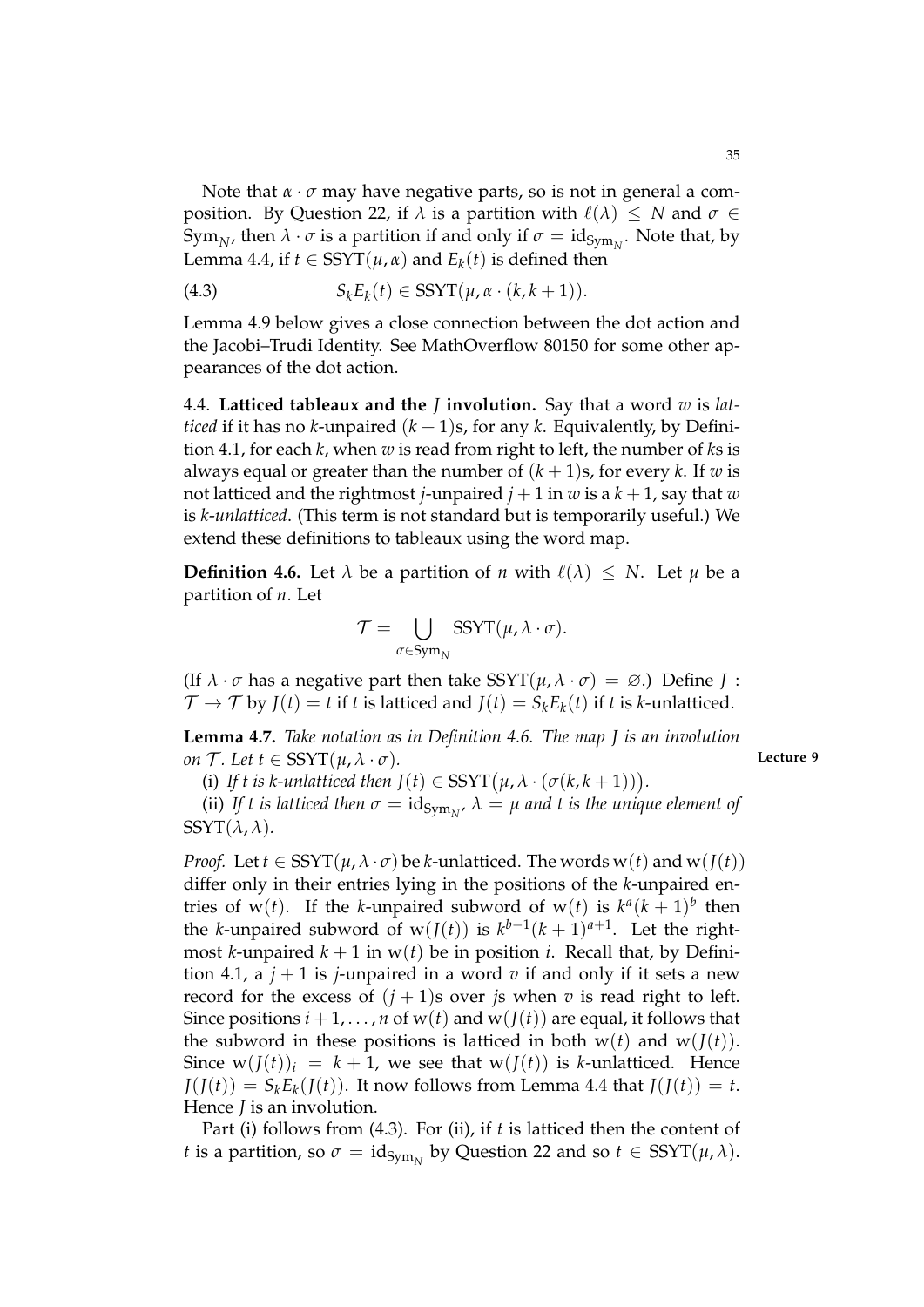Note that $\alpha \cdot \sigma$ may have negative parts, so is not in general a composition. By Question 22, if $\lambda$ is a partition with $\ell(\lambda) \leq N$ and $\sigma \in \mathrm{Sym}_N$, then $\lambda \cdot \sigma$ is a partition if and only if $\sigma = \mathrm{id}_{\mathrm{Sym}_N}$. Note that, by Lemma 4.4, if $t \in \mathrm{SSYT}(\mu, \alpha)$ and $E_k(t)$ is defined then

$$S_k E_k(t) \in \mathrm{SSYT}(\mu, \alpha \cdot (k, k+1)). \tag{4.3}$$

Lemma 4.9 below gives a close connection between the dot action and the Jacobi–Trudi Identity. See MathOverflow 80150 for some other appearances of the dot action.

4.4. **Latticed tableaux and the $J$ involution.** Say that a word $w$ is *latticed* if it has no $k$-unpaired $(k+1)$s, for any $k$. Equivalently, by Definition 4.1, for each $k$, when $w$ is read from right to left, the number of $k$s is always equal or greater than the number of $(k+1)$s, for every $k$. If $w$ is not latticed and the rightmost $j$-unpaired $j+1$ in $w$ is a $k+1$, say that $w$ is *$k$-unlatticed*. (This term is not standard but is temporarily useful.) We extend these definitions to tableaux using the word map.

**Definition 4.6.** Let $\lambda$ be a partition of $n$ with $\ell(\lambda) \leq N$. Let $\mu$ be a partition of $n$. Let

$$\mathcal{T} = \bigcup_{\sigma \in \mathrm{Sym}_N} \mathrm{SSYT}(\mu, \lambda \cdot \sigma).$$

(If $\lambda \cdot \sigma$ has a negative part then take $\mathrm{SSYT}(\mu, \lambda \cdot \sigma) = \varnothing$.) Define $J : \mathcal{T} \to \mathcal{T}$ by $J(t) = t$ if $t$ is latticed and $J(t) = S_k E_k(t)$ if $t$ is $k$-unlatticed.

**Lemma 4.7.** *Take notation as in Definition 4.6. The map $J$ is an involution on $\mathcal{T}$. Let $t \in \mathrm{SSYT}(\mu, \lambda \cdot \sigma)$.*

(i) *If $t$ is $k$-unlatticed then $J(t) \in \mathrm{SSYT}\big(\mu, \lambda \cdot (\sigma(k, k+1))\big)$.*

(ii) *If $t$ is latticed then $\sigma = \mathrm{id}_{\mathrm{Sym}_N}$, $\lambda = \mu$ and $t$ is the unique element of $\mathrm{SSYT}(\lambda, \lambda)$.*

*Proof.* Let $t \in \mathrm{SSYT}(\mu, \lambda \cdot \sigma)$ be $k$-unlatticed. The words $\mathrm{w}(t)$ and $\mathrm{w}(J(t))$ differ only in their entries lying in the positions of the $k$-unpaired entries of $\mathrm{w}(t)$. If the $k$-unpaired subword of $\mathrm{w}(t)$ is $k^a(k+1)^b$ then the $k$-unpaired subword of $\mathrm{w}(J(t))$ is $k^{b-1}(k+1)^{a+1}$. Let the rightmost $k$-unpaired $k+1$ in $\mathrm{w}(t)$ be in position $i$. Recall that, by Definition 4.1, a $j+1$ is $j$-unpaired in a word $v$ if and only if it sets a new record for the excess of $(j+1)$s over $j$s when $v$ is read right to left. Since positions $i+1, \ldots, n$ of $\mathrm{w}(t)$ and $\mathrm{w}(J(t))$ are equal, it follows that the subword in these positions is latticed in both $\mathrm{w}(t)$ and $\mathrm{w}(J(t))$. Since $\mathrm{w}(J(t))_i = k+1$, we see that $\mathrm{w}(J(t))$ is $k$-unlatticed. Hence $J(J(t)) = S_k E_k(J(t))$. It now follows from Lemma 4.4 that $J(J(t)) = t$. Hence $J$ is an involution.

Part (i) follows from (4.3). For (ii), if $t$ is latticed then the content of $t$ is a partition, so $\sigma = \mathrm{id}_{\mathrm{Sym}_N}$ by Question 22 and so $t \in \mathrm{SSYT}(\mu, \lambda)$.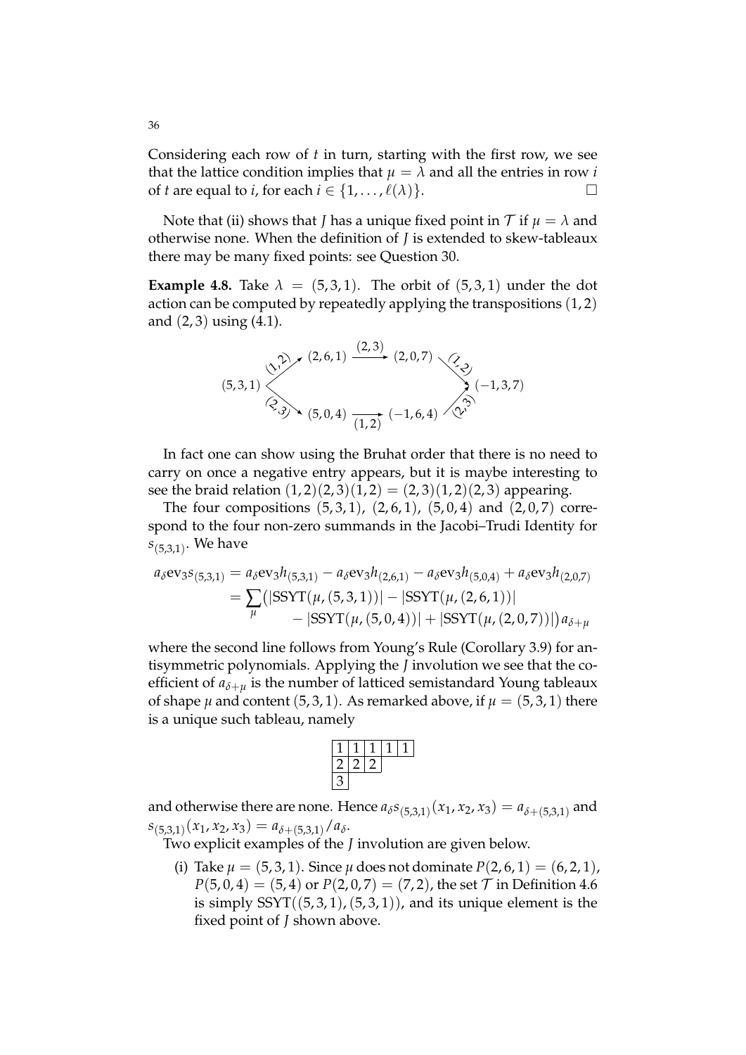Considering each row of $t$ in turn, starting with the first row, we see that the lattice condition implies that $\mu = \lambda$ and all the entries in row $i$ of $t$ are equal to $i$, for each $i \in \{1, \ldots, \ell(\lambda)\}$. □

Note that (ii) shows that $J$ has a unique fixed point in $\mathcal{T}$ if $\mu = \lambda$ and otherwise none. When the definition of $J$ is extended to skew-tableaux there may be many fixed points: see Question 30.

**Example 4.8.** Take $\lambda = (5, 3, 1)$. The orbit of $(5, 3, 1)$ under the dot action can be computed by repeatedly applying the transpositions $(1, 2)$ and $(2, 3)$ using (4.1).

$$
\begin{array}{ccccc}
 & \overset{(1,2)}{\nearrow} (2,6,1) & \xrightarrow{(2,3)} & (2,0,7) \overset{(1,2)}{\searrow} & \\
(5,3,1) & & & & (-1,3,7) \\
 & \underset{(2,3)}{\searrow} (5,0,4) & \xrightarrow[(1,2)]{} & (-1,6,4) \underset{(2,3)}{\nearrow} &
\end{array}
$$

In fact one can show using the Bruhat order that there is no need to carry on once a negative entry appears, but it is maybe interesting to see the braid relation $(1, 2)(2, 3)(1, 2) = (2, 3)(1, 2)(2, 3)$ appearing.

The four compositions $(5, 3, 1)$, $(2, 6, 1)$, $(5, 0, 4)$ and $(2, 0, 7)$ correspond to the four non-zero summands in the Jacobi–Trudi Identity for $s_{(5,3,1)}$. We have

$$
\begin{aligned}
a_\delta \mathrm{ev}_3 s_{(5,3,1)} &= a_\delta \mathrm{ev}_3 h_{(5,3,1)} - a_\delta \mathrm{ev}_3 h_{(2,6,1)} - a_\delta \mathrm{ev}_3 h_{(5,0,4)} + a_\delta \mathrm{ev}_3 h_{(2,0,7)} \\
&= \sum_\mu \big( |\mathrm{SSYT}(\mu, (5,3,1))| - |\mathrm{SSYT}(\mu, (2,6,1))| \\
&\qquad - |\mathrm{SSYT}(\mu, (5,0,4))| + |\mathrm{SSYT}(\mu, (2,0,7))| \big) a_{\delta+\mu}
\end{aligned}
$$

where the second line follows from Young's Rule (Corollary 3.9) for antisymmetric polynomials. Applying the $J$ involution we see that the coefficient of $a_{\delta+\mu}$ is the number of latticed semistandard Young tableaux of shape $\mu$ and content $(5, 3, 1)$. As remarked above, if $\mu = (5, 3, 1)$ there is a unique such tableau, namely

| 1 | 1 | 1 | 1 | 1 |
|---|---|---|---|---|
| 2 | 2 | 2 | | |
| 3 | | | | |

and otherwise there are none. Hence $a_\delta s_{(5,3,1)}(x_1, x_2, x_3) = a_{\delta+(5,3,1)}$ and $s_{(5,3,1)}(x_1, x_2, x_3) = a_{\delta+(5,3,1)}/a_\delta$.

Two explicit examples of the $J$ involution are given below.

(i) Take $\mu = (5, 3, 1)$. Since $\mu$ does not dominate $P(2, 6, 1) = (6, 2, 1)$, $P(5, 0, 4) = (5, 4)$ or $P(2, 0, 7) = (7, 2)$, the set $\mathcal{T}$ in Definition 4.6 is simply $\mathrm{SSYT}((5, 3, 1), (5, 3, 1))$, and its unique element is the fixed point of $J$ shown above.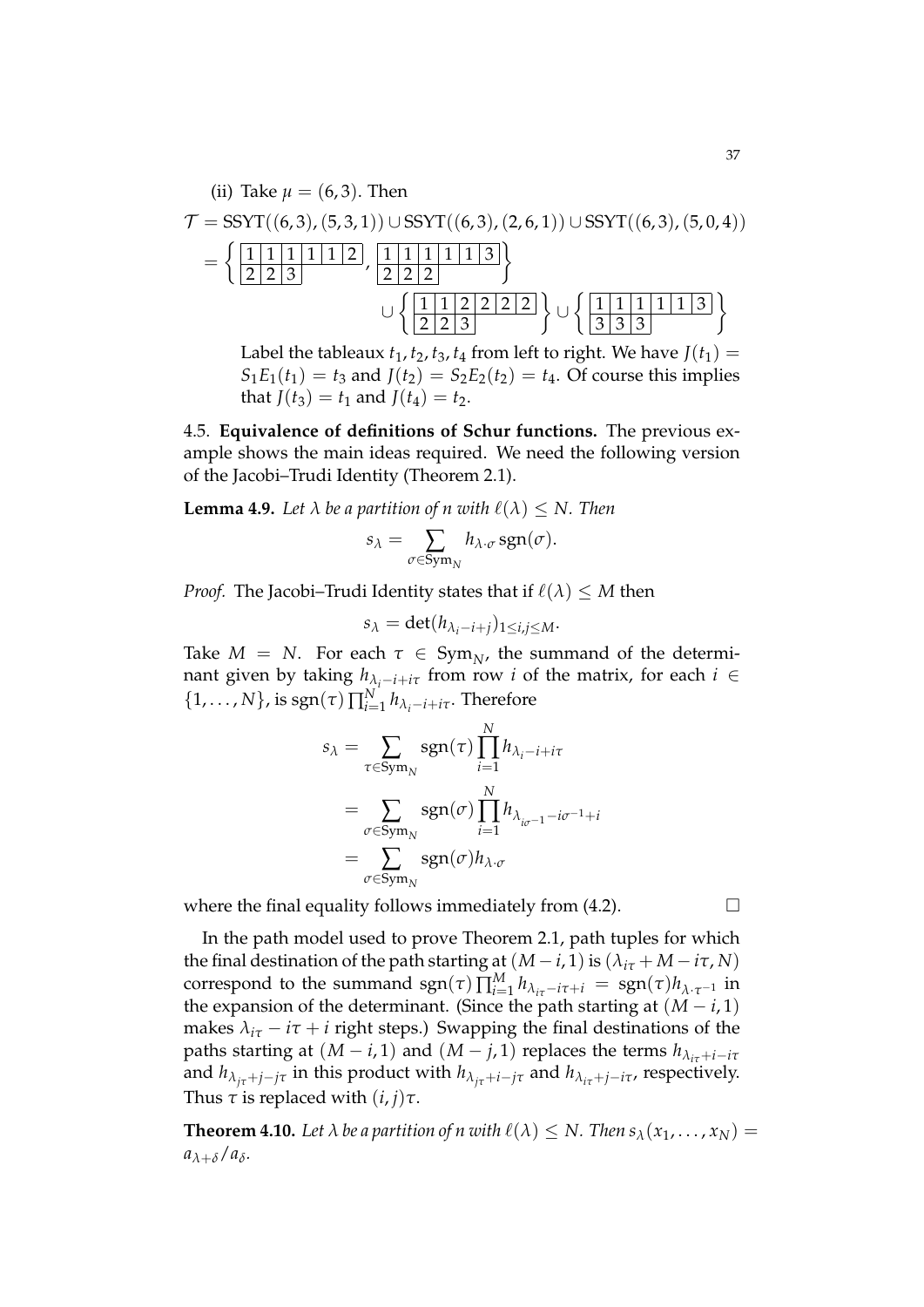(ii) Take $\mu = (6,3)$. Then

$$\mathcal{T} = \mathrm{SSYT}((6,3),(5,3,1)) \cup \mathrm{SSYT}((6,3),(2,6,1)) \cup \mathrm{SSYT}((6,3),(5,0,4))$$

$$= \left\{ \begin{array}{llllll} 1&1&1&1&1&2 \\ 2&2&3 \end{array}, \begin{array}{llllll} 1&1&1&1&1&3 \\ 2&2&2 \end{array} \right\}$$

$$\cup \left\{ \begin{array}{llllll} 1&1&2&2&2&2 \\ 2&2&3 \end{array} \right\} \cup \left\{ \begin{array}{llllll} 1&1&1&1&1&3 \\ 3&3&3 \end{array} \right\}$$

Label the tableaux $t_1, t_2, t_3, t_4$ from left to right. We have $J(t_1) = S_1E_1(t_1) = t_3$ and $J(t_2) = S_2E_2(t_2) = t_4$. Of course this implies that $J(t_3) = t_1$ and $J(t_4) = t_2$.

4.5. **Equivalence of definitions of Schur functions.** The previous example shows the main ideas required. We need the following version of the Jacobi–Trudi Identity (Theorem 2.1).

**Lemma 4.9.** *Let $\lambda$ be a partition of $n$ with $\ell(\lambda) \leq N$. Then*

$$s_\lambda = \sum_{\sigma \in \mathrm{Sym}_N} h_{\lambda \cdot \sigma} \operatorname{sgn}(\sigma).$$

*Proof.* The Jacobi–Trudi Identity states that if $\ell(\lambda) \leq M$ then

$$s_\lambda = \det(h_{\lambda_i - i + j})_{1 \leq i,j \leq M}.$$

Take $M = N$. For each $\tau \in \mathrm{Sym}_N$, the summand of the determinant given by taking $h_{\lambda_i - i + i\tau}$ from row $i$ of the matrix, for each $i \in \{1, \ldots, N\}$, is $\operatorname{sgn}(\tau) \prod_{i=1}^N h_{\lambda_i - i + i\tau}$. Therefore

$$\begin{aligned} s_\lambda &= \sum_{\tau \in \mathrm{Sym}_N} \operatorname{sgn}(\tau) \prod_{i=1}^N h_{\lambda_i - i + i\tau} \\ &= \sum_{\sigma \in \mathrm{Sym}_N} \operatorname{sgn}(\sigma) \prod_{i=1}^N h_{\lambda_{i\sigma^{-1}} - i\sigma^{-1} + i} \\ &= \sum_{\sigma \in \mathrm{Sym}_N} \operatorname{sgn}(\sigma) h_{\lambda \cdot \sigma} \end{aligned}$$

where the final equality follows immediately from (4.2). $\square$

In the path model used to prove Theorem 2.1, path tuples for which the final destination of the path starting at $(M - i, 1)$ is $(\lambda_{i\tau} + M - i\tau, N)$ correspond to the summand $\operatorname{sgn}(\tau) \prod_{i=1}^M h_{\lambda_{i\tau} - i\tau + i} = \operatorname{sgn}(\tau) h_{\lambda \cdot \tau^{-1}}$ in the expansion of the determinant. (Since the path starting at $(M - i, 1)$ makes $\lambda_{i\tau} - i\tau + i$ right steps.) Swapping the final destinations of the paths starting at $(M - i, 1)$ and $(M - j, 1)$ replaces the terms $h_{\lambda_{i\tau} + i - i\tau}$ and $h_{\lambda_{j\tau} + j - j\tau}$ in this product with $h_{\lambda_{j\tau} + i - j\tau}$ and $h_{\lambda_{i\tau} + j - i\tau}$, respectively. Thus $\tau$ is replaced with $(i,j)\tau$.

**Theorem 4.10.** *Let $\lambda$ be a partition of $n$ with $\ell(\lambda) \leq N$. Then $s_\lambda(x_1, \ldots, x_N) = a_{\lambda + \delta}/a_\delta$.*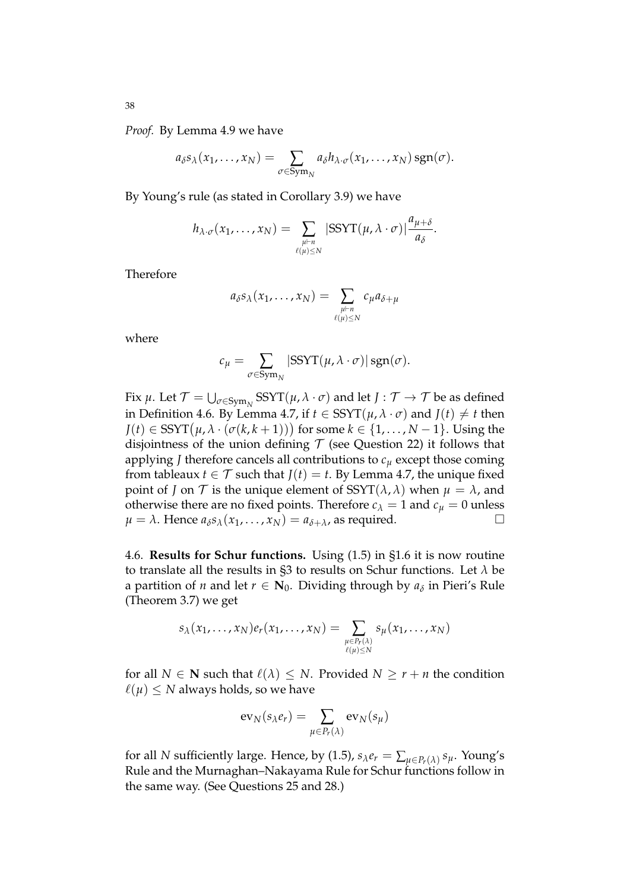*Proof.* By Lemma 4.9 we have

$$a_\delta s_\lambda(x_1, \ldots, x_N) = \sum_{\sigma \in \mathrm{Sym}_N} a_\delta h_{\lambda \cdot \sigma}(x_1, \ldots, x_N) \operatorname{sgn}(\sigma).$$

By Young's rule (as stated in Corollary 3.9) we have

$$h_{\lambda \cdot \sigma}(x_1, \ldots, x_N) = \sum_{\substack{\mu \vdash n \\ \ell(\mu) \leq N}} |\mathrm{SSYT}(\mu, \lambda \cdot \sigma)| \frac{a_{\mu+\delta}}{a_\delta}.$$

Therefore

$$a_\delta s_\lambda(x_1, \ldots, x_N) = \sum_{\substack{\mu \vdash n \\ \ell(\mu) \leq N}} c_\mu a_{\delta+\mu}$$

where

$$c_\mu = \sum_{\sigma \in \mathrm{Sym}_N} |\mathrm{SSYT}(\mu, \lambda \cdot \sigma)| \operatorname{sgn}(\sigma).$$

Fix $\mu$. Let $\mathcal{T} = \bigcup_{\sigma \in \mathrm{Sym}_N} \mathrm{SSYT}(\mu, \lambda \cdot \sigma)$ and let $J : \mathcal{T} \to \mathcal{T}$ be as defined in Definition 4.6. By Lemma 4.7, if $t \in \mathrm{SSYT}(\mu, \lambda \cdot \sigma)$ and $J(t) \neq t$ then $J(t) \in \mathrm{SSYT}\big(\mu, \lambda \cdot (\sigma(k, k+1))\big)$ for some $k \in \{1, \ldots, N-1\}$. Using the disjointness of the union defining $\mathcal{T}$ (see Question 22) it follows that applying $J$ therefore cancels all contributions to $c_\mu$ except those coming from tableaux $t \in \mathcal{T}$ such that $J(t) = t$. By Lemma 4.7, the unique fixed point of $J$ on $\mathcal{T}$ is the unique element of $\mathrm{SSYT}(\lambda, \lambda)$ when $\mu = \lambda$, and otherwise there are no fixed points. Therefore $c_\lambda = 1$ and $c_\mu = 0$ unless $\mu = \lambda$. Hence $a_\delta s_\lambda(x_1, \ldots, x_N) = a_{\delta+\lambda}$, as required. □

4.6. **Results for Schur functions.** Using (1.5) in §1.6 it is now routine to translate all the results in §3 to results on Schur functions. Let $\lambda$ be a partition of $n$ and let $r \in \mathbf{N}_0$. Dividing through by $a_\delta$ in Pieri's Rule (Theorem 3.7) we get

$$s_\lambda(x_1, \ldots, x_N) e_r(x_1, \ldots, x_N) = \sum_{\substack{\mu \in P_r(\lambda) \\ \ell(\mu) \leq N}} s_\mu(x_1, \ldots, x_N)$$

for all $N \in \mathbf{N}$ such that $\ell(\lambda) \leq N$. Provided $N \geq r + n$ the condition $\ell(\mu) \leq N$ always holds, so we have

$$\mathrm{ev}_N(s_\lambda e_r) = \sum_{\mu \in P_r(\lambda)} \mathrm{ev}_N(s_\mu)$$

for all $N$ sufficiently large. Hence, by (1.5), $s_\lambda e_r = \sum_{\mu \in P_r(\lambda)} s_\mu$. Young's Rule and the Murnaghan–Nakayama Rule for Schur functions follow in the same way. (See Questions 25 and 28.)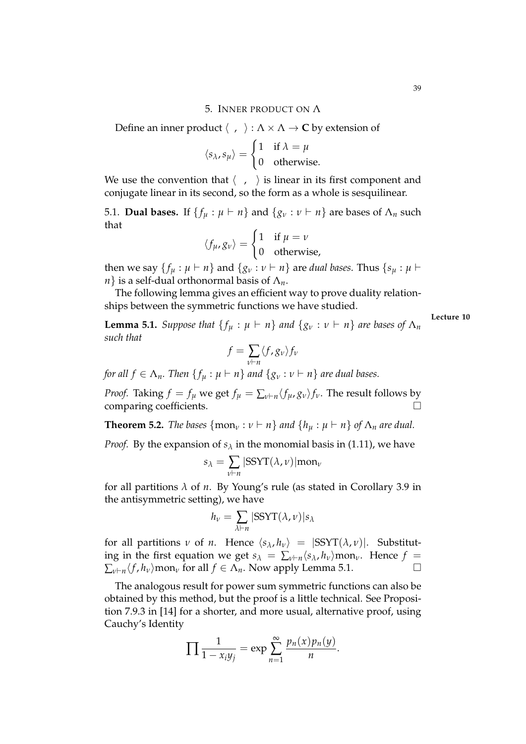# 5. Inner product on $\Lambda$

Define an inner product $\langle\ ,\ \rangle : \Lambda \times \Lambda \to \mathbf{C}$ by extension of

$$\langle s_\lambda, s_\mu \rangle = \begin{cases} 1 & \text{if } \lambda = \mu \\ 0 & \text{otherwise.} \end{cases}$$

We use the convention that $\langle\ ,\ \rangle$ is linear in its first component and conjugate linear in its second, so the form as a whole is sesquilinear.

5.1. **Dual bases.** If $\{f_\mu : \mu \vdash n\}$ and $\{g_\nu : \nu \vdash n\}$ are bases of $\Lambda_n$ such that

$$\langle f_\mu, g_\nu \rangle = \begin{cases} 1 & \text{if } \mu = \nu \\ 0 & \text{otherwise,} \end{cases}$$

then we say $\{f_\mu : \mu \vdash n\}$ and $\{g_\nu : \nu \vdash n\}$ are *dual bases*. Thus $\{s_\mu : \mu \vdash n\}$ is a self-dual orthonormal basis of $\Lambda_n$.

The following lemma gives an efficient way to prove duality relationships between the symmetric functions we have studied.

Lecture 10

**Lemma 5.1.** *Suppose that $\{f_\mu : \mu \vdash n\}$ and $\{g_\nu : \nu \vdash n\}$ are bases of $\Lambda_n$ such that*

$$f = \sum_{\nu \vdash n} \langle f, g_\nu \rangle f_\nu$$

*for all $f \in \Lambda_n$. Then $\{f_\mu : \mu \vdash n\}$ and $\{g_\nu : \nu \vdash n\}$ are dual bases.*

*Proof.* Taking $f = f_\mu$ we get $f_\mu = \sum_{\nu \vdash n} \langle f_\mu, g_\nu \rangle f_\nu$. The result follows by comparing coefficients. □

**Theorem 5.2.** *The bases $\{\mathrm{mon}_\nu : \nu \vdash n\}$ and $\{h_\mu : \mu \vdash n\}$ of $\Lambda_n$ are dual.*

*Proof.* By the expansion of $s_\lambda$ in the monomial basis in (1.11), we have

$$s_\lambda = \sum_{\nu \vdash n} |\mathrm{SSYT}(\lambda, \nu)| \mathrm{mon}_\nu$$

for all partitions $\lambda$ of $n$. By Young's rule (as stated in Corollary 3.9 in the antisymmetric setting), we have

$$h_\nu = \sum_{\lambda \vdash n} |\mathrm{SSYT}(\lambda, \nu)| s_\lambda$$

for all partitions $\nu$ of $n$. Hence $\langle s_\lambda, h_\nu \rangle = |\mathrm{SSYT}(\lambda, \nu)|$. Substituting in the first equation we get $s_\lambda = \sum_{\nu \vdash n} \langle s_\lambda, h_\nu \rangle \mathrm{mon}_\nu$. Hence $f = \sum_{\nu \vdash n} \langle f, h_\nu \rangle \mathrm{mon}_\nu$ for all $f \in \Lambda_n$. Now apply Lemma 5.1. □

The analogous result for power sum symmetric functions can also be obtained by this method, but the proof is a little technical. See Proposition 7.9.3 in [14] for a shorter, and more usual, alternative proof, using Cauchy's Identity

$$\prod \frac{1}{1 - x_i y_j} = \exp \sum_{n=1}^{\infty} \frac{p_n(x) p_n(y)}{n}.$$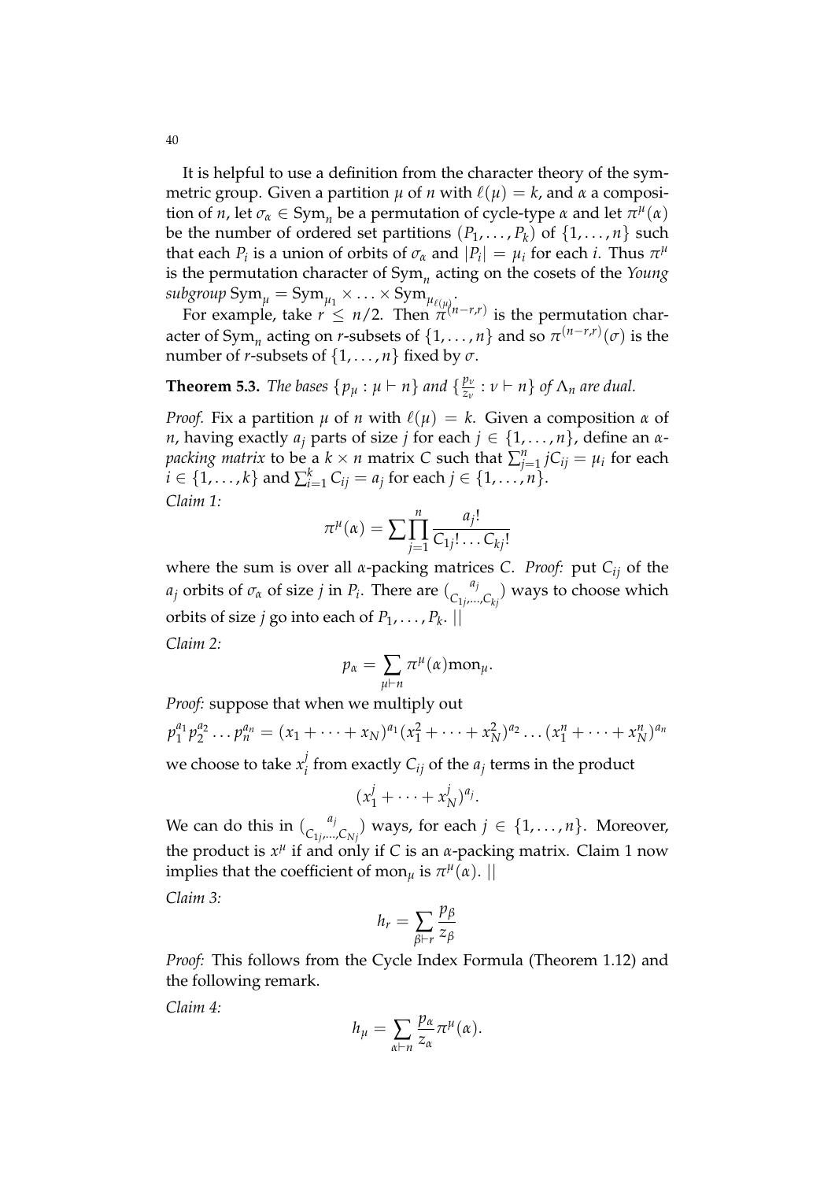It is helpful to use a definition from the character theory of the symmetric group. Given a partition $\mu$ of $n$ with $\ell(\mu) = k$, and $\alpha$ a composition of $n$, let $\sigma_\alpha \in \mathrm{Sym}_n$ be a permutation of cycle-type $\alpha$ and let $\pi^\mu(\alpha)$ be the number of ordered set partitions $(P_1, \ldots, P_k)$ of $\{1, \ldots, n\}$ such that each $P_i$ is a union of orbits of $\sigma_\alpha$ and $|P_i| = \mu_i$ for each $i$. Thus $\pi^\mu$ is the permutation character of $\mathrm{Sym}_n$ acting on the cosets of the *Young subgroup* $\mathrm{Sym}_\mu = \mathrm{Sym}_{\mu_1} \times \ldots \times \mathrm{Sym}_{\mu_{\ell(\mu)}}$.

For example, take $r \leq n/2$. Then $\pi^{(n-r,r)}$ is the permutation character of $\mathrm{Sym}_n$ acting on $r$-subsets of $\{1, \ldots, n\}$ and so $\pi^{(n-r,r)}(\sigma)$ is the number of $r$-subsets of $\{1, \ldots, n\}$ fixed by $\sigma$.

**Theorem 5.3.** *The bases $\{p_\mu : \mu \vdash n\}$ and $\{\frac{p_\nu}{z_\nu} : \nu \vdash n\}$ of $\Lambda_n$ are dual.*

*Proof.* Fix a partition $\mu$ of $n$ with $\ell(\mu) = k$. Given a composition $\alpha$ of $n$, having exactly $a_j$ parts of size $j$ for each $j \in \{1, \ldots, n\}$, define an *$\alpha$-packing matrix* to be a $k \times n$ matrix $C$ such that $\sum_{j=1}^n jC_{ij} = \mu_i$ for each $i \in \{1, \ldots, k\}$ and $\sum_{i=1}^k C_{ij} = a_j$ for each $j \in \{1, \ldots, n\}$.

*Claim 1:*

$$\pi^\mu(\alpha) = \sum \prod_{j=1}^n \frac{a_j!}{C_{1j}! \ldots C_{kj}!}$$

where the sum is over all $\alpha$-packing matrices $C$. *Proof:* put $C_{ij}$ of the $a_j$ orbits of $\sigma_\alpha$ of size $j$ in $P_i$. There are $\binom{a_j}{C_{1j}, \ldots, C_{kj}}$ ways to choose which orbits of size $j$ go into each of $P_1, \ldots, P_k$. $||$

*Claim 2:*

$$p_\alpha = \sum_{\mu \vdash n} \pi^\mu(\alpha) \mathrm{mon}_\mu.$$

*Proof:* suppose that when we multiply out

$$p_1^{a_1} p_2^{a_2} \ldots p_n^{a_n} = (x_1 + \cdots + x_N)^{a_1} (x_1^2 + \cdots + x_N^2)^{a_2} \ldots (x_1^n + \cdots + x_N^n)^{a_n}$$

we choose to take $x_i^j$ from exactly $C_{ij}$ of the $a_j$ terms in the product

$$(x_1^j + \cdots + x_N^j)^{a_j}.$$

We can do this in $\binom{a_j}{C_{1j}, \ldots, C_{Nj}}$ ways, for each $j \in \{1, \ldots, n\}$. Moreover, the product is $x^\mu$ if and only if $C$ is an $\alpha$-packing matrix. Claim 1 now implies that the coefficient of $\mathrm{mon}_\mu$ is $\pi^\mu(\alpha)$. $||$

*Claim 3:*

$$h_r = \sum_{\beta \vdash r} \frac{p_\beta}{z_\beta}$$

*Proof:* This follows from the Cycle Index Formula (Theorem 1.12) and the following remark.

*Claim 4:*

$$h_\mu = \sum_{\alpha \vdash n} \frac{p_\alpha}{z_\alpha} \pi^\mu(\alpha).$$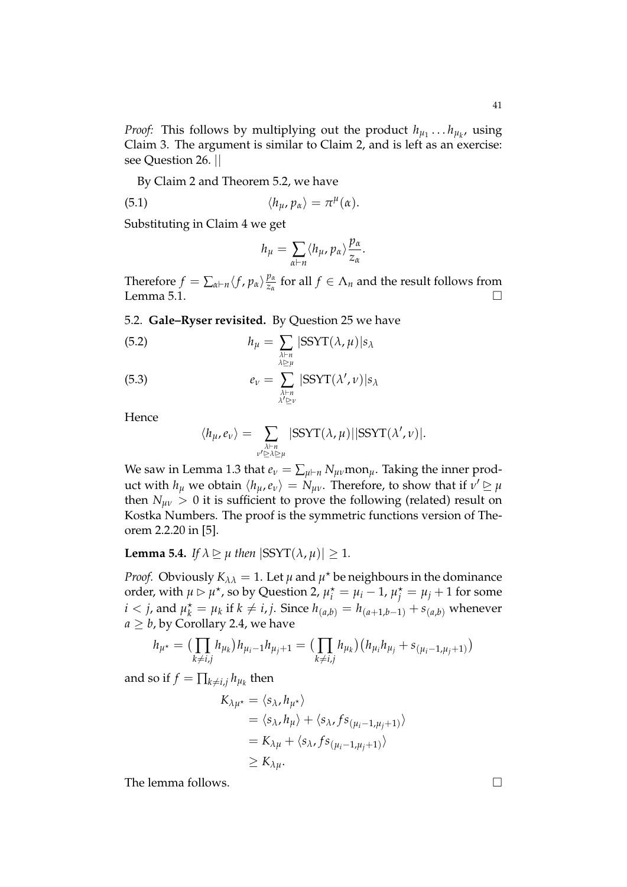*Proof:* This follows by multiplying out the product $h_{\mu_1} \ldots h_{\mu_k}$, using Claim 3. The argument is similar to Claim 2, and is left as an exercise: see Question 26. ||

By Claim 2 and Theorem 5.2, we have

$$\langle h_\mu, p_\alpha \rangle = \pi^\mu(\alpha). \tag{5.1}$$

Substituting in Claim 4 we get

$$h_\mu = \sum_{\alpha \vdash n} \langle h_\mu, p_\alpha \rangle \frac{p_\alpha}{z_\alpha}.$$

Therefore $f = \sum_{\alpha \vdash n} \langle f, p_\alpha \rangle \frac{p_\alpha}{z_\alpha}$ for all $f \in \Lambda_n$ and the result follows from Lemma 5.1. □

## 5.2. Gale–Ryser revisited.

By Question 25 we have

$$h_\mu = \sum_{\substack{\lambda \vdash n \\ \lambda \trianglerighteq \mu}} |\mathrm{SSYT}(\lambda, \mu)| s_\lambda \tag{5.2}$$

$$e_\nu = \sum_{\substack{\lambda \vdash n \\ \lambda' \trianglerighteq \nu}} |\mathrm{SSYT}(\lambda', \nu)| s_\lambda \tag{5.3}$$

Hence

$$\langle h_\mu, e_\nu \rangle = \sum_{\substack{\lambda \vdash n \\ \nu' \trianglerighteq \lambda \trianglerighteq \mu}} |\mathrm{SSYT}(\lambda, \mu)| |\mathrm{SSYT}(\lambda', \nu)|.$$

We saw in Lemma 1.3 that $e_\nu = \sum_{\mu \vdash n} N_{\mu\nu} \mathrm{mon}_\mu$. Taking the inner product with $h_\mu$ we obtain $\langle h_\mu, e_\nu \rangle = N_{\mu\nu}$. Therefore, to show that if $\nu' \trianglerighteq \mu$ then $N_{\mu\nu} > 0$ it is sufficient to prove the following (related) result on Kostka Numbers. The proof is the symmetric functions version of Theorem 2.2.20 in [5].

**Lemma 5.4.** *If $\lambda \trianglerighteq \mu$ then $|\mathrm{SSYT}(\lambda, \mu)| \geq 1$.*

*Proof.* Obviously $K_{\lambda\lambda} = 1$. Let $\mu$ and $\mu^\star$ be neighbours in the dominance order, with $\mu \triangleright \mu^\star$, so by Question 2, $\mu^\star_i = \mu_i - 1$, $\mu^\star_j = \mu_j + 1$ for some $i < j$, and $\mu^\star_k = \mu_k$ if $k \neq i, j$. Since $h_{(a,b)} = h_{(a+1,b-1)} + s_{(a,b)}$ whenever $a \geq b$, by Corollary 2.4, we have

$$h_{\mu^\star} = \big(\prod_{k \neq i,j} h_{\mu_k}\big) h_{\mu_i - 1} h_{\mu_j + 1} = \big(\prod_{k \neq i,j} h_{\mu_k}\big)\big(h_{\mu_i} h_{\mu_j} + s_{(\mu_i - 1, \mu_j + 1)}\big)$$

and so if $f = \prod_{k \neq i,j} h_{\mu_k}$ then

$$\begin{aligned}
K_{\lambda\mu^\star} &= \langle s_\lambda, h_{\mu^\star} \rangle \\
&= \langle s_\lambda, h_\mu \rangle + \langle s_\lambda, f s_{(\mu_i - 1, \mu_j + 1)} \rangle \\
&= K_{\lambda\mu} + \langle s_\lambda, f s_{(\mu_i - 1, \mu_j + 1)} \rangle \\
&\geq K_{\lambda\mu}.
\end{aligned}$$

The lemma follows. □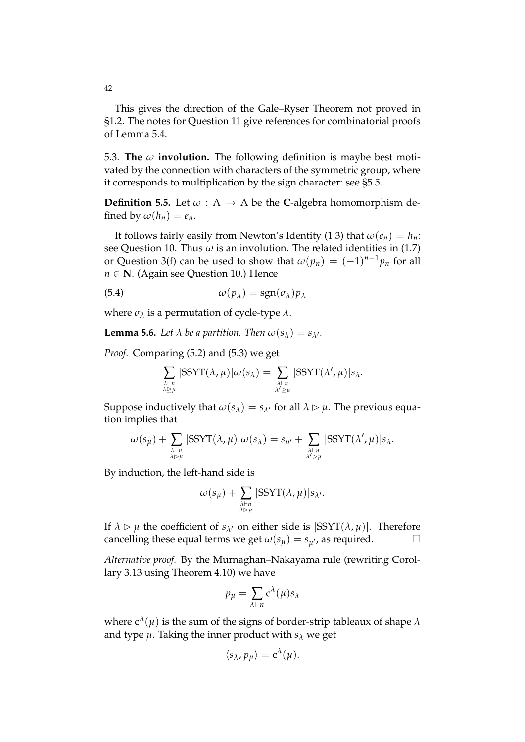This gives the direction of the Gale–Ryser Theorem not proved in §1.2. The notes for Question 11 give references for combinatorial proofs of Lemma 5.4.

5.3. **The $\omega$ involution.** The following definition is maybe best motivated by the connection with characters of the symmetric group, where it corresponds to multiplication by the sign character: see §5.5.

**Definition 5.5.** Let $\omega : \Lambda \to \Lambda$ be the $\mathbf{C}$-algebra homomorphism defined by $\omega(h_n) = e_n$.

It follows fairly easily from Newton's Identity (1.3) that $\omega(e_n) = h_n$: see Question 10. Thus $\omega$ is an involution. The related identities in (1.7) or Question 3(f) can be used to show that $\omega(p_n) = (-1)^{n-1} p_n$ for all $n \in \mathbf{N}$. (Again see Question 10.) Hence

$$\omega(p_\lambda) = \operatorname{sgn}(\sigma_\lambda) p_\lambda \tag{5.4}$$

where $\sigma_\lambda$ is a permutation of cycle-type $\lambda$.

**Lemma 5.6.** *Let $\lambda$ be a partition. Then $\omega(s_\lambda) = s_{\lambda'}$.*

*Proof.* Comparing (5.2) and (5.3) we get

$$\sum_{\substack{\lambda \vdash n \\ \lambda \trianglerighteq \mu}} |\mathrm{SSYT}(\lambda, \mu)| \omega(s_\lambda) = \sum_{\substack{\lambda \vdash n \\ \lambda' \trianglerighteq \mu}} |\mathrm{SSYT}(\lambda', \mu)| s_\lambda.$$

Suppose inductively that $\omega(s_\lambda) = s_{\lambda'}$ for all $\lambda \triangleright \mu$. The previous equation implies that

$$\omega(s_\mu) + \sum_{\substack{\lambda \vdash n \\ \lambda \triangleright \mu}} |\mathrm{SSYT}(\lambda, \mu)| \omega(s_\lambda) = s_{\mu'} + \sum_{\substack{\lambda \vdash n \\ \lambda' \triangleright \mu}} |\mathrm{SSYT}(\lambda', \mu)| s_\lambda.$$

By induction, the left-hand side is

$$\omega(s_\mu) + \sum_{\substack{\lambda \vdash n \\ \lambda \triangleright \mu}} |\mathrm{SSYT}(\lambda, \mu)| s_{\lambda'}.$$

If $\lambda \triangleright \mu$ the coefficient of $s_{\lambda'}$ on either side is $|\mathrm{SSYT}(\lambda, \mu)|$. Therefore cancelling these equal terms we get $\omega(s_\mu) = s_{\mu'}$, as required. $\square$

*Alternative proof.* By the Murnaghan–Nakayama rule (rewriting Corollary 3.13 using Theorem 4.10) we have

$$p_\mu = \sum_{\lambda \vdash n} \mathrm{c}^\lambda(\mu) s_\lambda$$

where $\mathrm{c}^\lambda(\mu)$ is the sum of the signs of border-strip tableaux of shape $\lambda$ and type $\mu$. Taking the inner product with $s_\lambda$ we get

$$\langle s_\lambda, p_\mu \rangle = \mathrm{c}^\lambda(\mu).$$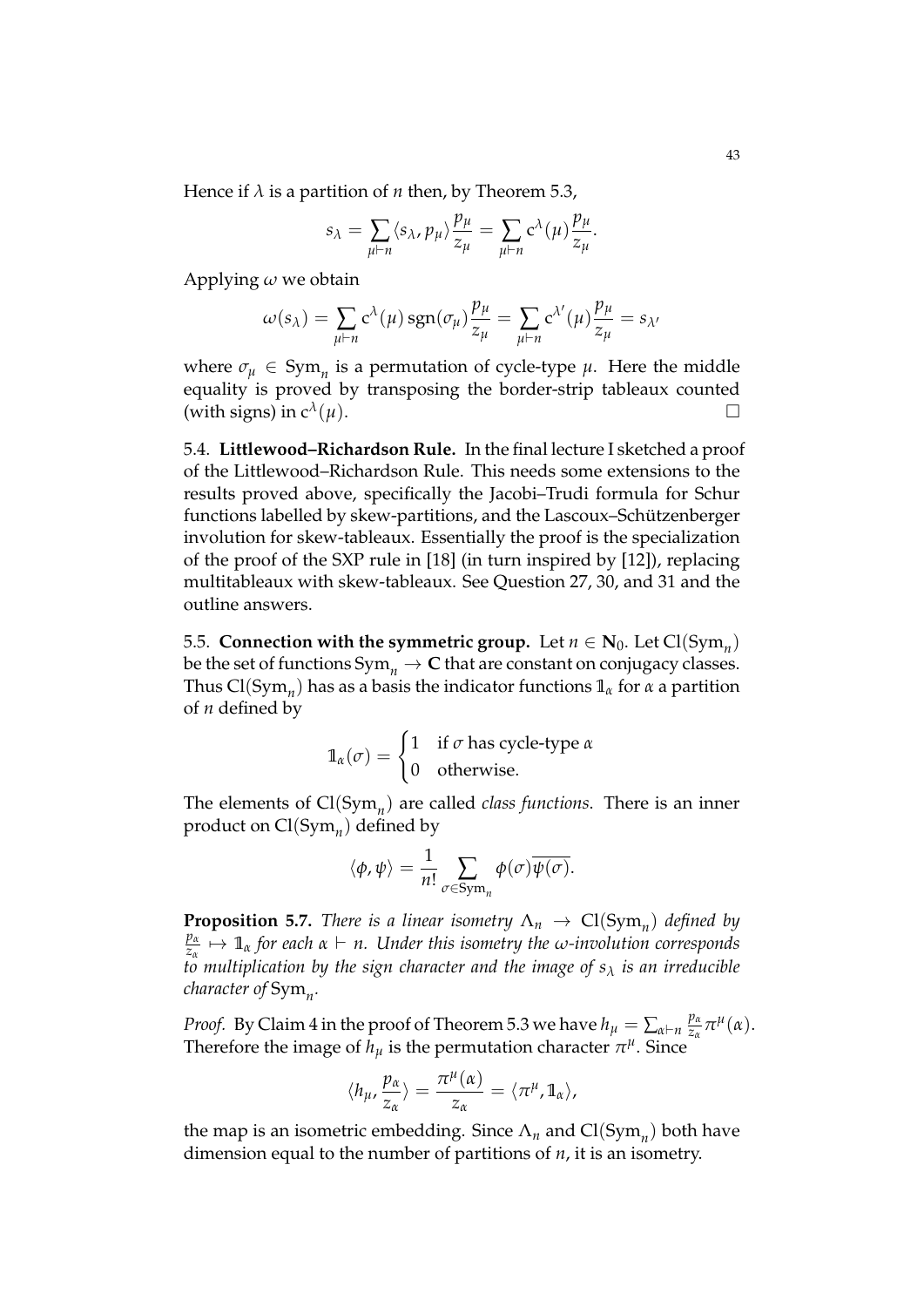Hence if $\lambda$ is a partition of $n$ then, by Theorem 5.3,

$$s_\lambda = \sum_{\mu \vdash n} \langle s_\lambda, p_\mu \rangle \frac{p_\mu}{z_\mu} = \sum_{\mu \vdash n} \mathrm{c}^\lambda(\mu) \frac{p_\mu}{z_\mu}.$$

Applying $\omega$ we obtain

$$\omega(s_\lambda) = \sum_{\mu \vdash n} \mathrm{c}^\lambda(\mu) \operatorname{sgn}(\sigma_\mu) \frac{p_\mu}{z_\mu} = \sum_{\mu \vdash n} \mathrm{c}^{\lambda'}(\mu) \frac{p_\mu}{z_\mu} = s_{\lambda'}$$

where $\sigma_\mu \in \mathrm{Sym}_n$ is a permutation of cycle-type $\mu$. Here the middle equality is proved by transposing the border-strip tableaux counted (with signs) in $\mathrm{c}^\lambda(\mu)$. $\square$

5.4. **Littlewood–Richardson Rule.** In the final lecture I sketched a proof of the Littlewood–Richardson Rule. This needs some extensions to the results proved above, specifically the Jacobi–Trudi formula for Schur functions labelled by skew-partitions, and the Lascoux–Schützenberger involution for skew-tableaux. Essentially the proof is the specialization of the proof of the SXP rule in [18] (in turn inspired by [12]), replacing multitableaux with skew-tableaux. See Question 27, 30, and 31 and the outline answers.

5.5. **Connection with the symmetric group.** Let $n \in \mathbf{N}_0$. Let $\mathrm{Cl}(\mathrm{Sym}_n)$ be the set of functions $\mathrm{Sym}_n \to \mathbf{C}$ that are constant on conjugacy classes. Thus $\mathrm{Cl}(\mathrm{Sym}_n)$ has as a basis the indicator functions $\mathbb{1}_\alpha$ for $\alpha$ a partition of $n$ defined by

$$\mathbb{1}_\alpha(\sigma) = \begin{cases} 1 & \text{if } \sigma \text{ has cycle-type } \alpha \\ 0 & \text{otherwise.} \end{cases}$$

The elements of $\mathrm{Cl}(\mathrm{Sym}_n)$ are called *class functions*. There is an inner product on $\mathrm{Cl}(\mathrm{Sym}_n)$ defined by

$$\langle \phi, \psi \rangle = \frac{1}{n!} \sum_{\sigma \in \mathrm{Sym}_n} \phi(\sigma) \overline{\psi(\sigma)}.$$

**Proposition 5.7.** *There is a linear isometry $\Lambda_n \to \mathrm{Cl}(\mathrm{Sym}_n)$ defined by $\frac{p_\alpha}{z_\alpha} \mapsto \mathbb{1}_\alpha$ for each $\alpha \vdash n$. Under this isometry the $\omega$-involution corresponds to multiplication by the sign character and the image of $s_\lambda$ is an irreducible character of $\mathrm{Sym}_n$.*

*Proof.* By Claim 4 in the proof of Theorem 5.3 we have $h_\mu = \sum_{\alpha \vdash n} \frac{p_\alpha}{z_\alpha} \pi^\mu(\alpha)$. Therefore the image of $h_\mu$ is the permutation character $\pi^\mu$. Since

$$\langle h_\mu, \frac{p_\alpha}{z_\alpha} \rangle = \frac{\pi^\mu(\alpha)}{z_\alpha} = \langle \pi^\mu, \mathbb{1}_\alpha \rangle,$$

the map is an isometric embedding. Since $\Lambda_n$ and $\mathrm{Cl}(\mathrm{Sym}_n)$ both have dimension equal to the number of partitions of $n$, it is an isometry.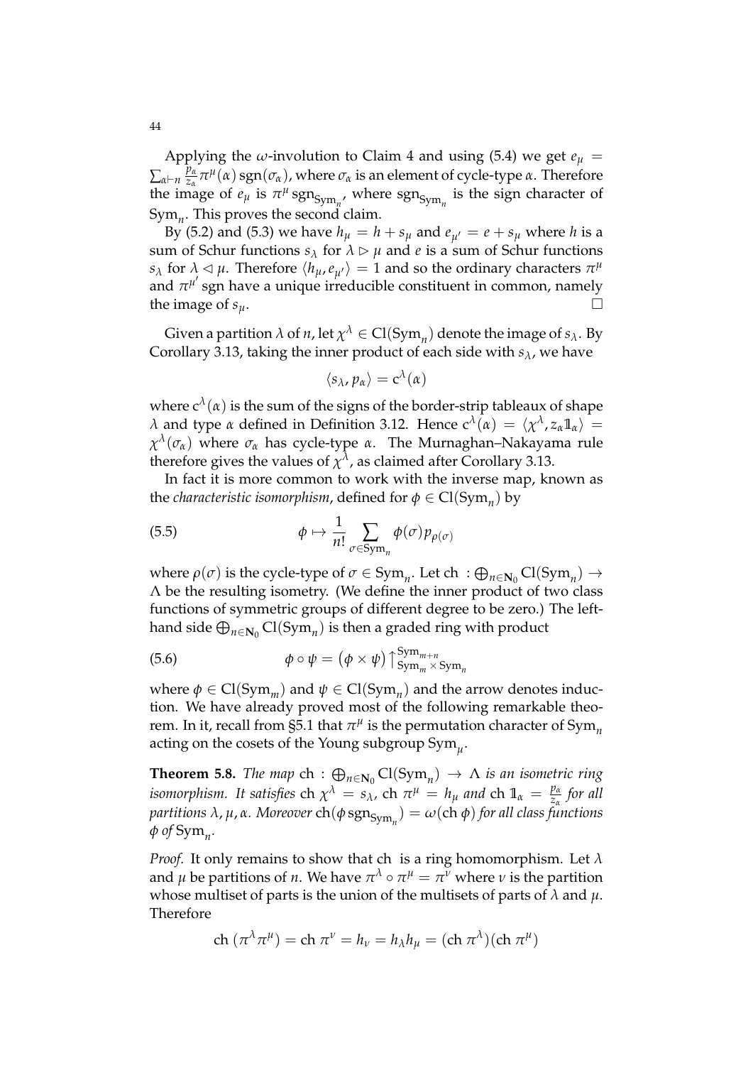Applying the $\omega$-involution to Claim 4 and using (5.4) we get $e_\mu = \sum_{\alpha \vdash n} \frac{p_\alpha}{z_\alpha} \pi^\mu(\alpha) \operatorname{sgn}(\sigma_\alpha)$, where $\sigma_\alpha$ is an element of cycle-type $\alpha$. Therefore the image of $e_\mu$ is $\pi^\mu \operatorname{sgn}_{\mathrm{Sym}_n}$, where $\operatorname{sgn}_{\mathrm{Sym}_n}$ is the sign character of $\mathrm{Sym}_n$. This proves the second claim.

By (5.2) and (5.3) we have $h_\mu = h + s_\mu$ and $e_{\mu'} = e + s_\mu$ where $h$ is a sum of Schur functions $s_\lambda$ for $\lambda \rhd \mu$ and $e$ is a sum of Schur functions $s_\lambda$ for $\lambda \lhd \mu$. Therefore $\langle h_\mu, e_{\mu'} \rangle = 1$ and so the ordinary characters $\pi^\mu$ and $\pi^{\mu'} \operatorname{sgn}$ have a unique irreducible constituent in common, namely the image of $s_\mu$. □

Given a partition $\lambda$ of $n$, let $\chi^\lambda \in \mathrm{Cl}(\mathrm{Sym}_n)$ denote the image of $s_\lambda$. By Corollary 3.13, taking the inner product of each side with $s_\lambda$, we have

$$\langle s_\lambda, p_\alpha \rangle = \mathrm{c}^\lambda(\alpha)$$

where $\mathrm{c}^\lambda(\alpha)$ is the sum of the signs of the border-strip tableaux of shape $\lambda$ and type $\alpha$ defined in Definition 3.12. Hence $\mathrm{c}^\lambda(\alpha) = \langle \chi^\lambda, z_\alpha \mathbb{1}_\alpha \rangle = \chi^\lambda(\sigma_\alpha)$ where $\sigma_\alpha$ has cycle-type $\alpha$. The Murnaghan–Nakayama rule therefore gives the values of $\chi^\lambda$, as claimed after Corollary 3.13.

In fact it is more common to work with the inverse map, known as the *characteristic isomorphism*, defined for $\phi \in \mathrm{Cl}(\mathrm{Sym}_n)$ by

$$\phi \mapsto \frac{1}{n!} \sum_{\sigma \in \mathrm{Sym}_n} \phi(\sigma) p_{\rho(\sigma)} \tag{5.5}$$

where $\rho(\sigma)$ is the cycle-type of $\sigma \in \mathrm{Sym}_n$. Let $\mathrm{ch} : \bigoplus_{n \in \mathbf{N}_0} \mathrm{Cl}(\mathrm{Sym}_n) \to \Lambda$ be the resulting isometry. (We define the inner product of two class functions of symmetric groups of different degree to be zero.) The left-hand side $\bigoplus_{n \in \mathbf{N}_0} \mathrm{Cl}(\mathrm{Sym}_n)$ is then a graded ring with product

$$\phi \circ \psi = \big(\phi \times \psi\big)\big\uparrow_{\mathrm{Sym}_m \times \mathrm{Sym}_n}^{\mathrm{Sym}_{m+n}} \tag{5.6}$$

where $\phi \in \mathrm{Cl}(\mathrm{Sym}_m)$ and $\psi \in \mathrm{Cl}(\mathrm{Sym}_n)$ and the arrow denotes induction. We have already proved most of the following remarkable theorem. In it, recall from §5.1 that $\pi^\mu$ is the permutation character of $\mathrm{Sym}_n$ acting on the cosets of the Young subgroup $\mathrm{Sym}_\mu$.

**Theorem 5.8.** *The map* $\mathrm{ch} : \bigoplus_{n \in \mathbf{N}_0} \mathrm{Cl}(\mathrm{Sym}_n) \to \Lambda$ *is an isometric ring isomorphism. It satisfies* $\mathrm{ch}\,\chi^\lambda = s_\lambda$, $\mathrm{ch}\,\pi^\mu = h_\mu$ *and* $\mathrm{ch}\,\mathbb{1}_\alpha = \frac{p_\alpha}{z_\alpha}$ *for all partitions* $\lambda, \mu, \alpha$. *Moreover* $\mathrm{ch}(\phi \operatorname{sgn}_{\mathrm{Sym}_n}) = \omega(\mathrm{ch}\,\phi)$ *for all class functions* $\phi$ *of* $\mathrm{Sym}_n$.

*Proof.* It only remains to show that ch is a ring homomorphism. Let $\lambda$ and $\mu$ be partitions of $n$. We have $\pi^\lambda \circ \pi^\mu = \pi^\nu$ where $\nu$ is the partition whose multiset of parts is the union of the multisets of parts of $\lambda$ and $\mu$. Therefore

$$\mathrm{ch}\,(\pi^\lambda \pi^\mu) = \mathrm{ch}\,\pi^\nu = h_\nu = h_\lambda h_\mu = (\mathrm{ch}\,\pi^\lambda)(\mathrm{ch}\,\pi^\mu)$$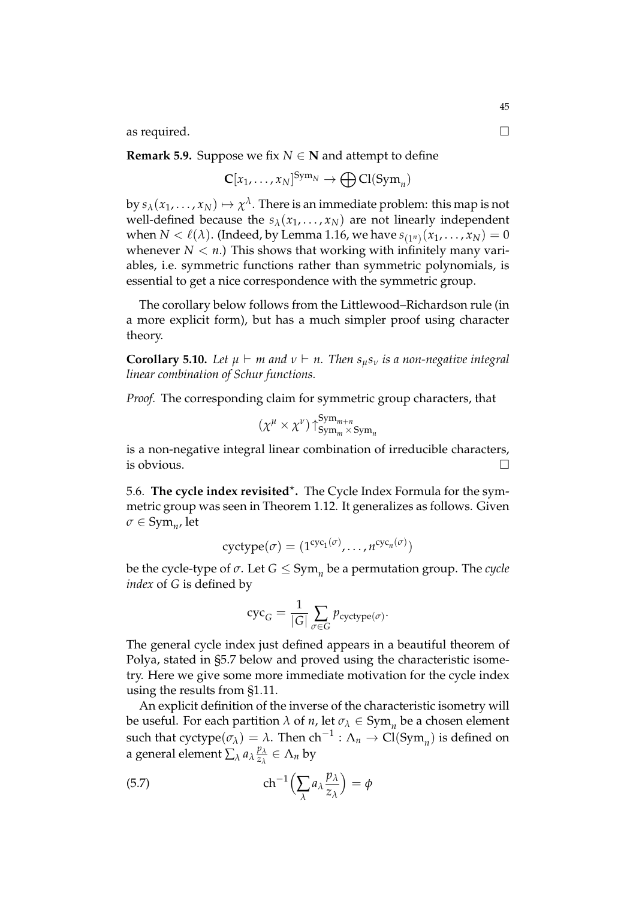as required. $\square$

**Remark 5.9.** Suppose we fix $N \in \mathbf{N}$ and attempt to define

$$\mathbf{C}[x_1, \ldots, x_N]^{\mathrm{Sym}_N} \to \bigoplus \mathrm{Cl}(\mathrm{Sym}_n)$$

by $s_\lambda(x_1, \ldots, x_N) \mapsto \chi^\lambda$. There is an immediate problem: this map is not well-defined because the $s_\lambda(x_1, \ldots, x_N)$ are not linearly independent when $N < \ell(\lambda)$. (Indeed, by Lemma 1.16, we have $s_{(1^n)}(x_1, \ldots, x_N) = 0$ whenever $N < n$.) This shows that working with infinitely many variables, i.e. symmetric functions rather than symmetric polynomials, is essential to get a nice correspondence with the symmetric group.

The corollary below follows from the Littlewood–Richardson rule (in a more explicit form), but has a much simpler proof using character theory.

**Corollary 5.10.** *Let $\mu \vdash m$ and $\nu \vdash n$. Then $s_\mu s_\nu$ is a non-negative integral linear combination of Schur functions.*

*Proof.* The corresponding claim for symmetric group characters, that

$$(\chi^\mu \times \chi^\nu)\uparrow_{\mathrm{Sym}_m \times \mathrm{Sym}_n}^{\mathrm{Sym}_{m+n}}$$

is a non-negative integral linear combination of irreducible characters, is obvious. $\square$

5.6. **The cycle index revisited***. The Cycle Index Formula for the symmetric group was seen in Theorem 1.12. It generalizes as follows. Given $\sigma \in \mathrm{Sym}_n$, let

$$\mathrm{cyctype}(\sigma) = (1^{\mathrm{cyc}_1(\sigma)}, \ldots, n^{\mathrm{cyc}_n(\sigma)})$$

be the cycle-type of $\sigma$. Let $G \leq \mathrm{Sym}_n$ be a permutation group. The *cycle index* of $G$ is defined by

$$\mathrm{cyc}_G = \frac{1}{|G|} \sum_{\sigma \in G} p_{\mathrm{cyctype}(\sigma)}.$$

The general cycle index just defined appears in a beautiful theorem of Polya, stated in §5.7 below and proved using the characteristic isometry. Here we give some more immediate motivation for the cycle index using the results from §1.11.

An explicit definition of the inverse of the characteristic isometry will be useful. For each partition $\lambda$ of $n$, let $\sigma_\lambda \in \mathrm{Sym}_n$ be a chosen element such that $\mathrm{cyctype}(\sigma_\lambda) = \lambda$. Then $\mathrm{ch}^{-1} : \Lambda_n \to \mathrm{Cl}(\mathrm{Sym}_n)$ is defined on a general element $\sum_\lambda a_\lambda \frac{p_\lambda}{z_\lambda} \in \Lambda_n$ by

$$\mathrm{ch}^{-1}\Big(\sum_\lambda a_\lambda \frac{p_\lambda}{z_\lambda}\Big) = \phi \tag{5.7}$$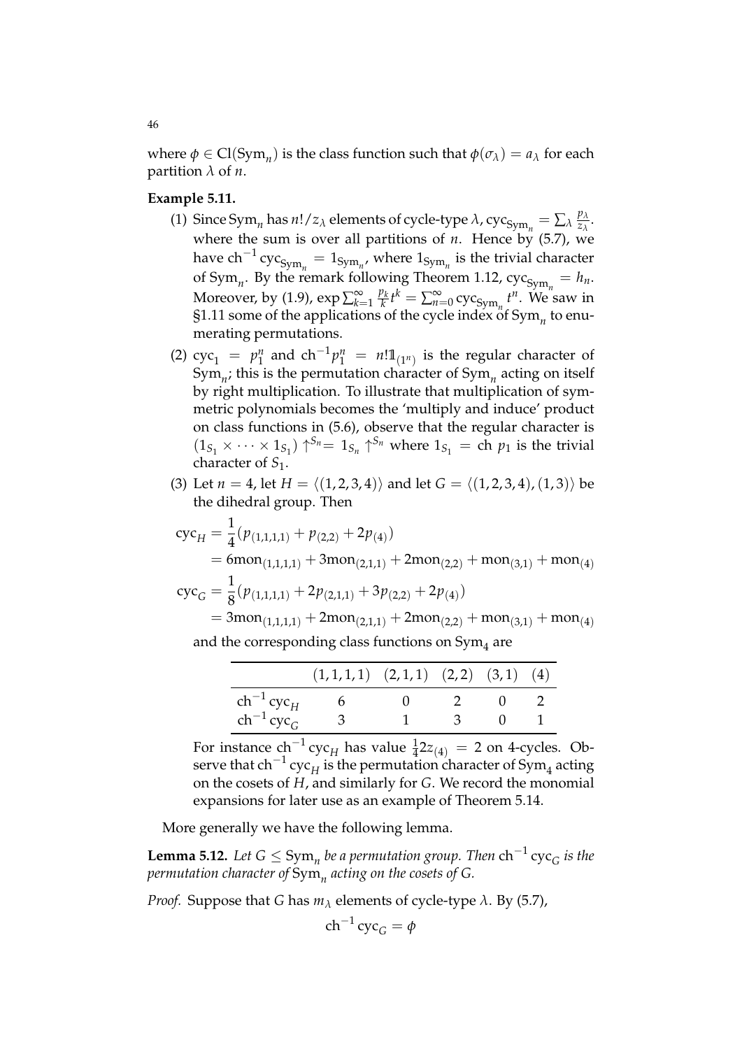where $\phi \in \mathrm{Cl}(\mathrm{Sym}_n)$ is the class function such that $\phi(\sigma_\lambda) = a_\lambda$ for each partition $\lambda$ of $n$.

**Example 5.11.**

(1) Since $\mathrm{Sym}_n$ has $n!/z_\lambda$ elements of cycle-type $\lambda$, $\mathrm{cyc}_{\mathrm{Sym}_n} = \sum_\lambda \frac{p_\lambda}{z_\lambda}$. where the sum is over all partitions of $n$. Hence by (5.7), we have $\mathrm{ch}^{-1} \mathrm{cyc}_{\mathrm{Sym}_n} = 1_{\mathrm{Sym}_n}$, where $1_{\mathrm{Sym}_n}$ is the trivial character of $\mathrm{Sym}_n$. By the remark following Theorem 1.12, $\mathrm{cyc}_{\mathrm{Sym}_n} = h_n$. Moreover, by (1.9), $\exp \sum_{k=1}^{\infty} \frac{p_k}{k} t^k = \sum_{n=0}^{\infty} \mathrm{cyc}_{\mathrm{Sym}_n} t^n$. We saw in §1.11 some of the applications of the cycle index of $\mathrm{Sym}_n$ to enumerating permutations.

(2) $\mathrm{cyc}_1 = p_1^n$ and $\mathrm{ch}^{-1} p_1^n = n! \mathbb{1}_{(1^n)}$ is the regular character of $\mathrm{Sym}_n$; this is the permutation character of $\mathrm{Sym}_n$ acting on itself by right multiplication. To illustrate that multiplication of symmetric polynomials becomes the 'multiply and induce' product on class functions in (5.6), observe that the regular character is $(1_{S_1} \times \cdots \times 1_{S_1}) \uparrow^{S_n} = 1_{S_n} \uparrow^{S_n}$ where $1_{S_1} = \mathrm{ch}\ p_1$ is the trivial character of $S_1$.

(3) Let $n = 4$, let $H = \langle (1,2,3,4) \rangle$ and let $G = \langle (1,2,3,4), (1,3) \rangle$ be the dihedral group. Then

$$
\begin{aligned}
\mathrm{cyc}_H &= \frac{1}{4}\left(p_{(1,1,1,1)} + p_{(2,2)} + 2p_{(4)}\right) \\
&= 6\mathrm{mon}_{(1,1,1,1)} + 3\mathrm{mon}_{(2,1,1)} + 2\mathrm{mon}_{(2,2)} + \mathrm{mon}_{(3,1)} + \mathrm{mon}_{(4)} \\
\mathrm{cyc}_G &= \frac{1}{8}\left(p_{(1,1,1,1)} + 2p_{(2,1,1)} + 3p_{(2,2)} + 2p_{(4)}\right) \\
&= 3\mathrm{mon}_{(1,1,1,1)} + 2\mathrm{mon}_{(2,1,1)} + 2\mathrm{mon}_{(2,2)} + \mathrm{mon}_{(3,1)} + \mathrm{mon}_{(4)}
\end{aligned}
$$

and the corresponding class functions on $\mathrm{Sym}_4$ are

| | $(1,1,1,1)$ | $(2,1,1)$ | $(2,2)$ | $(3,1)$ | $(4)$ |
|---|---|---|---|---|---|
| $\mathrm{ch}^{-1} \mathrm{cyc}_H$ | 6 | 0 | 2 | 0 | 2 |
| $\mathrm{ch}^{-1} \mathrm{cyc}_G$ | 3 | 1 | 3 | 0 | 1 |

For instance $\mathrm{ch}^{-1} \mathrm{cyc}_H$ has value $\frac{1}{4} 2 z_{(4)} = 2$ on 4-cycles. Observe that $\mathrm{ch}^{-1} \mathrm{cyc}_H$ is the permutation character of $\mathrm{Sym}_4$ acting on the cosets of $H$, and similarly for $G$. We record the monomial expansions for later use as an example of Theorem 5.14.

More generally we have the following lemma.

**Lemma 5.12.** *Let $G \leq \mathrm{Sym}_n$ be a permutation group. Then $\mathrm{ch}^{-1} \mathrm{cyc}_G$ is the permutation character of $\mathrm{Sym}_n$ acting on the cosets of $G$.*

*Proof.* Suppose that $G$ has $m_\lambda$ elements of cycle-type $\lambda$. By (5.7),

$$
\mathrm{ch}^{-1} \mathrm{cyc}_G = \phi
$$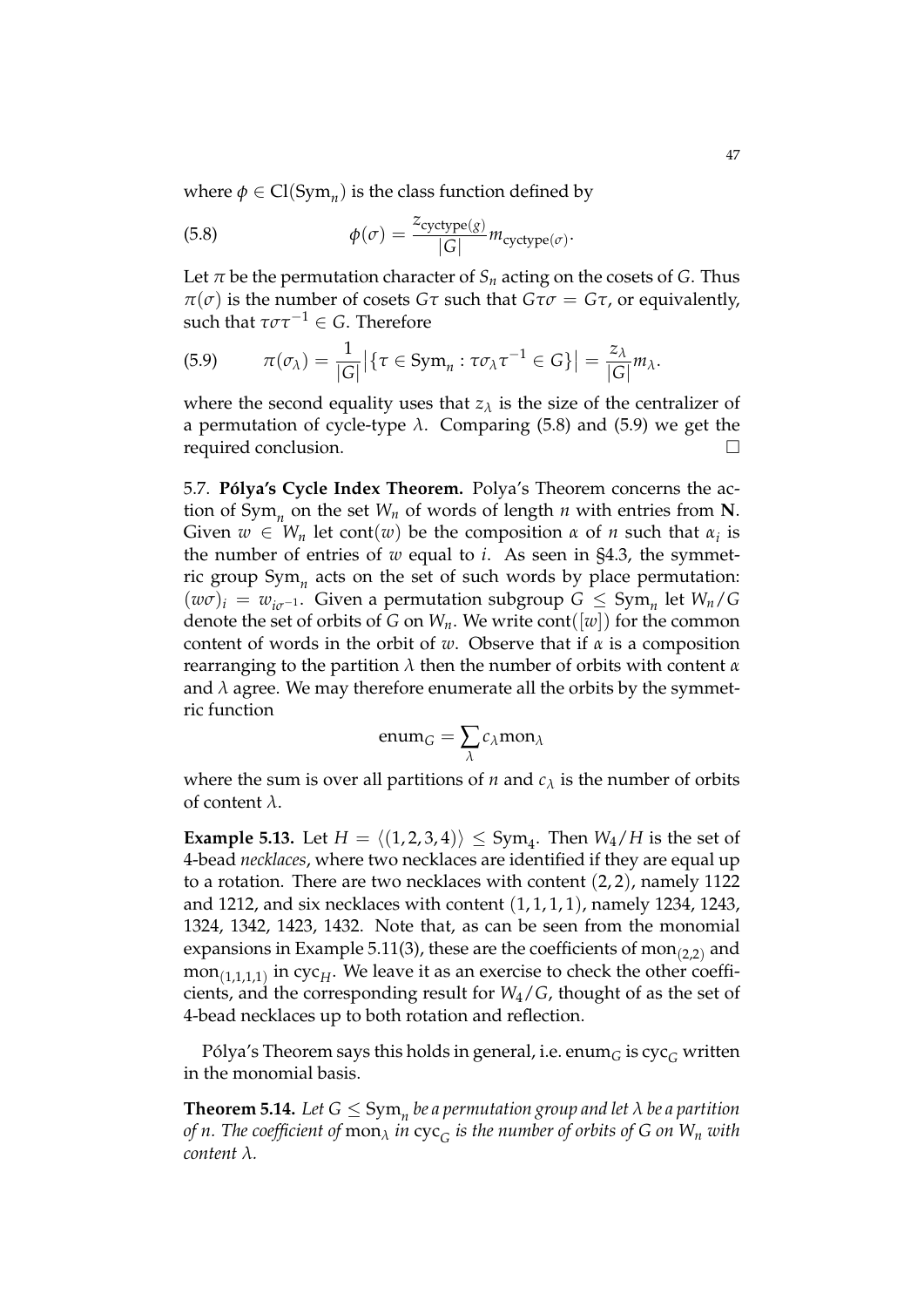where $\phi \in \mathrm{Cl}(\mathrm{Sym}_n)$ is the class function defined by

$$\phi(\sigma) = \frac{z_{\mathrm{cyctype}(g)}}{|G|} m_{\mathrm{cyctype}(\sigma)}. \tag{5.8}$$

Let $\pi$ be the permutation character of $S_n$ acting on the cosets of $G$. Thus $\pi(\sigma)$ is the number of cosets $G\tau$ such that $G\tau\sigma = G\tau$, or equivalently, such that $\tau\sigma\tau^{-1} \in G$. Therefore

$$\pi(\sigma_\lambda) = \frac{1}{|G|}\big|\{\tau \in \mathrm{Sym}_n : \tau\sigma_\lambda\tau^{-1} \in G\}\big| = \frac{z_\lambda}{|G|} m_\lambda. \tag{5.9}$$

where the second equality uses that $z_\lambda$ is the size of the centralizer of a permutation of cycle-type $\lambda$. Comparing (5.8) and (5.9) we get the required conclusion. □

5.7. **Pólya's Cycle Index Theorem.** Polya's Theorem concerns the action of $\mathrm{Sym}_n$ on the set $W_n$ of words of length $n$ with entries from $\mathbf{N}$. Given $w \in W_n$ let $\mathrm{cont}(w)$ be the composition $\alpha$ of $n$ such that $\alpha_i$ is the number of entries of $w$ equal to $i$. As seen in §4.3, the symmetric group $\mathrm{Sym}_n$ acts on the set of such words by place permutation: $(w\sigma)_i = w_{i\sigma^{-1}}$. Given a permutation subgroup $G \leq \mathrm{Sym}_n$ let $W_n/G$ denote the set of orbits of $G$ on $W_n$. We write $\mathrm{cont}([w])$ for the common content of words in the orbit of $w$. Observe that if $\alpha$ is a composition rearranging to the partition $\lambda$ then the number of orbits with content $\alpha$ and $\lambda$ agree. We may therefore enumerate all the orbits by the symmetric function

$$\mathrm{enum}_G = \sum_\lambda c_\lambda \mathrm{mon}_\lambda$$

where the sum is over all partitions of $n$ and $c_\lambda$ is the number of orbits of content $\lambda$.

**Example 5.13.** Let $H = \langle(1,2,3,4)\rangle \leq \mathrm{Sym}_4$. Then $W_4/H$ is the set of 4-bead *necklaces*, where two necklaces are identified if they are equal up to a rotation. There are two necklaces with content $(2,2)$, namely 1122 and 1212, and six necklaces with content $(1,1,1,1)$, namely 1234, 1243, 1324, 1342, 1423, 1432. Note that, as can be seen from the monomial expansions in Example 5.11(3), these are the coefficients of $\mathrm{mon}_{(2,2)}$ and $\mathrm{mon}_{(1,1,1,1)}$ in $\mathrm{cyc}_H$. We leave it as an exercise to check the other coefficients, and the corresponding result for $W_4/G$, thought of as the set of 4-bead necklaces up to both rotation and reflection.

Pólya's Theorem says this holds in general, i.e. $\mathrm{enum}_G$ is $\mathrm{cyc}_G$ written in the monomial basis.

**Theorem 5.14.** *Let $G \leq \mathrm{Sym}_n$ be a permutation group and let $\lambda$ be a partition of $n$. The coefficient of $\mathrm{mon}_\lambda$ in $\mathrm{cyc}_G$ is the number of orbits of $G$ on $W_n$ with content $\lambda$.*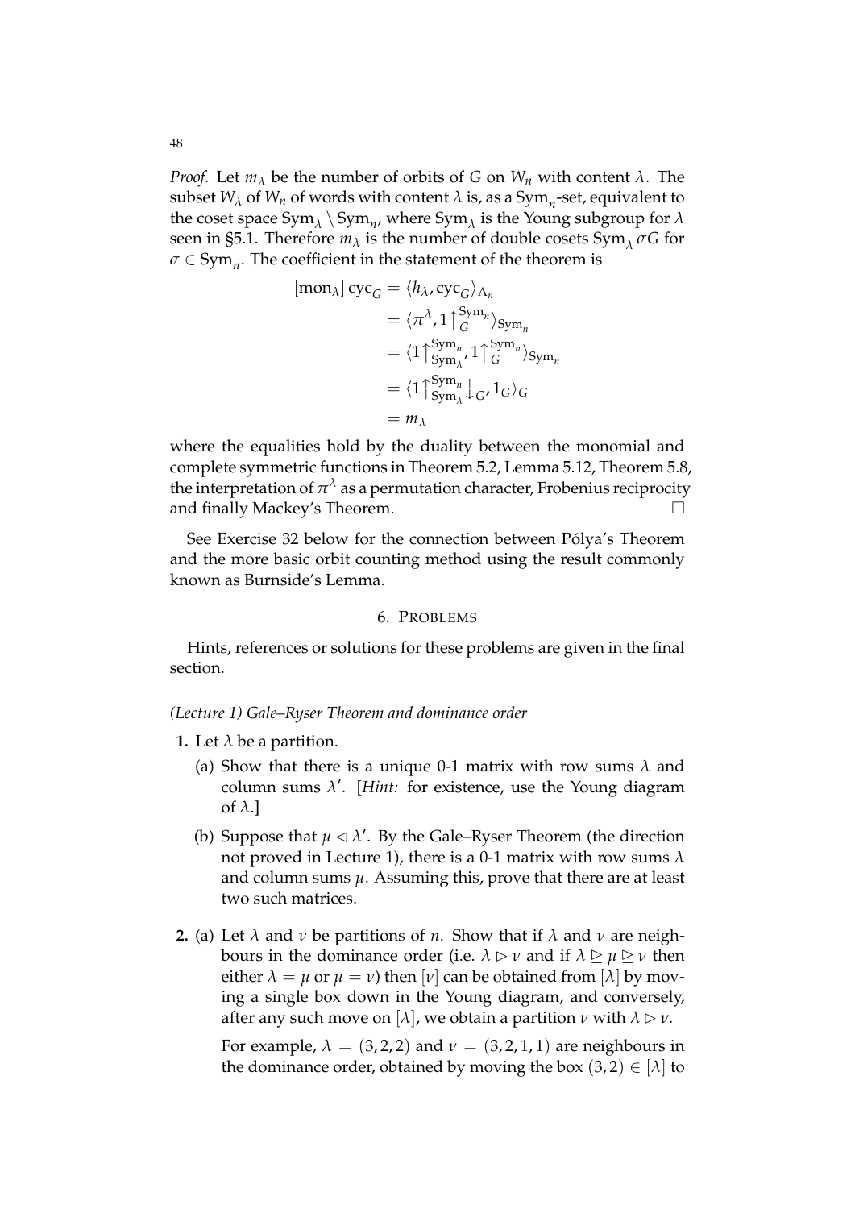*Proof.* Let $m_\lambda$ be the number of orbits of $G$ on $W_n$ with content $\lambda$. The subset $W_\lambda$ of $W_n$ of words with content $\lambda$ is, as a $\mathrm{Sym}_n$-set, equivalent to the coset space $\mathrm{Sym}_\lambda \setminus \mathrm{Sym}_n$, where $\mathrm{Sym}_\lambda$ is the Young subgroup for $\lambda$ seen in §5.1. Therefore $m_\lambda$ is the number of double cosets $\mathrm{Sym}_\lambda\, \sigma G$ for $\sigma \in \mathrm{Sym}_n$. The coefficient in the statement of the theorem is

$$
\begin{aligned}
[\mathrm{mon}_\lambda]\, \mathrm{cyc}_G &= \langle h_\lambda, \mathrm{cyc}_G \rangle_{\Lambda_n} \\
&= \langle \pi^\lambda, 1\!\uparrow_G^{\mathrm{Sym}_n} \rangle_{\mathrm{Sym}_n} \\
&= \langle 1\!\uparrow_{\mathrm{Sym}_\lambda}^{\mathrm{Sym}_n}, 1\!\uparrow_G^{\mathrm{Sym}_n} \rangle_{\mathrm{Sym}_n} \\
&= \langle 1\!\uparrow_{\mathrm{Sym}_\lambda}^{\mathrm{Sym}_n}\!\downarrow_G, 1_G \rangle_G \\
&= m_\lambda
\end{aligned}
$$

where the equalities hold by the duality between the monomial and complete symmetric functions in Theorem 5.2, Lemma 5.12, Theorem 5.8, the interpretation of $\pi^\lambda$ as a permutation character, Frobenius reciprocity and finally Mackey's Theorem. □

See Exercise 32 below for the connection between Pólya's Theorem and the more basic orbit counting method using the result commonly known as Burnside's Lemma.

## 6. Problems

Hints, references or solutions for these problems are given in the final section.

*(Lecture 1) Gale–Ryser Theorem and dominance order*

**1.** Let $\lambda$ be a partition.

(a) Show that there is a unique 0-1 matrix with row sums $\lambda$ and column sums $\lambda'$. [*Hint:* for existence, use the Young diagram of $\lambda$.]

(b) Suppose that $\mu \lhd \lambda'$. By the Gale–Ryser Theorem (the direction not proved in Lecture 1), there is a 0-1 matrix with row sums $\lambda$ and column sums $\mu$. Assuming this, prove that there are at least two such matrices.

**2.** (a) Let $\lambda$ and $\nu$ be partitions of $n$. Show that if $\lambda$ and $\nu$ are neighbours in the dominance order (i.e. $\lambda \rhd \nu$ and if $\lambda \trianglerighteq \mu \trianglerighteq \nu$ then either $\lambda = \mu$ or $\mu = \nu$) then $[\nu]$ can be obtained from $[\lambda]$ by moving a single box down in the Young diagram, and conversely, after any such move on $[\lambda]$, we obtain a partition $\nu$ with $\lambda \rhd \nu$.

For example, $\lambda = (3, 2, 2)$ and $\nu = (3, 2, 1, 1)$ are neighbours in the dominance order, obtained by moving the box $(3, 2) \in [\lambda]$ to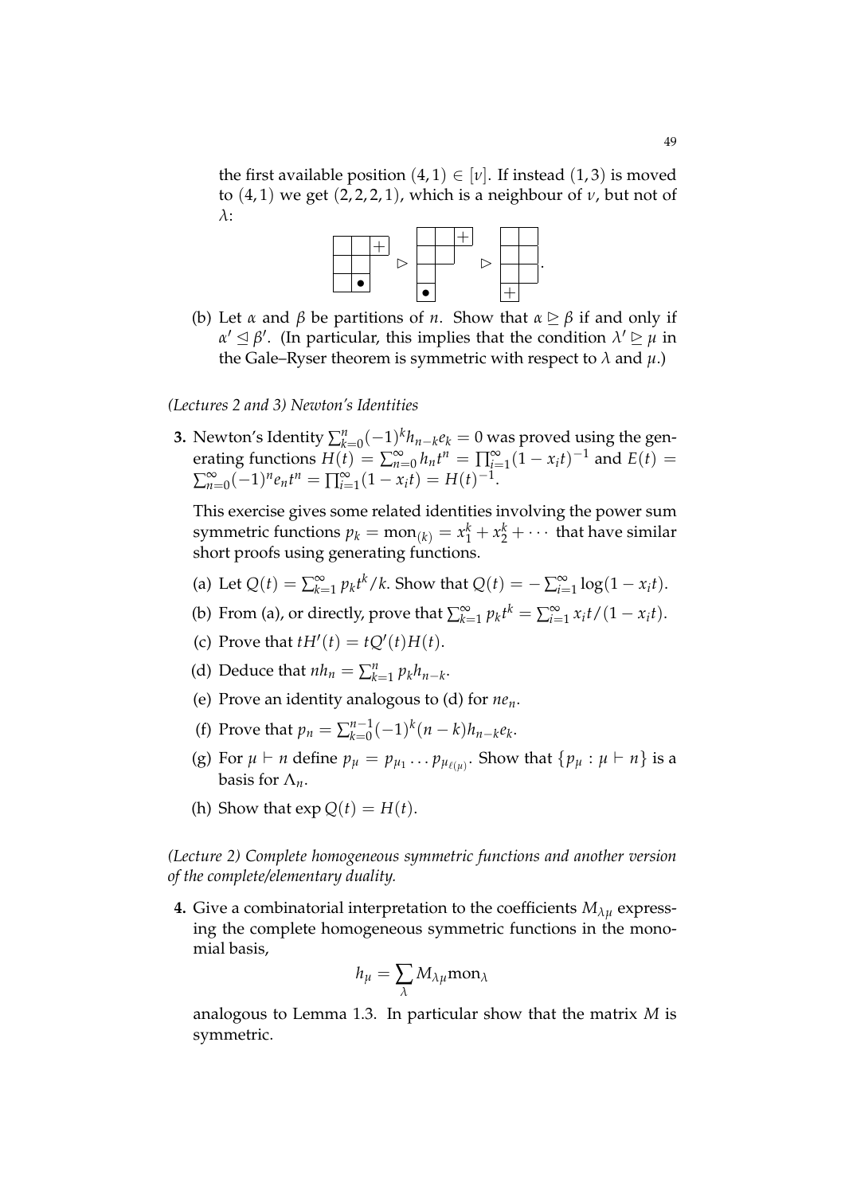the first available position $(4,1) \in [\nu]$. If instead $(1,3)$ is moved to $(4,1)$ we get $(2,2,2,1)$, which is a neighbour of $\nu$, but not of $\lambda$:

(b) Let $\alpha$ and $\beta$ be partitions of $n$. Show that $\alpha \trianglerighteq \beta$ if and only if $\alpha' \trianglelefteq \beta'$. (In particular, this implies that the condition $\lambda' \trianglerighteq \mu$ in the Gale–Ryser theorem is symmetric with respect to $\lambda$ and $\mu$.)

*(Lectures 2 and 3) Newton's Identities*

**3.** Newton's Identity $\sum_{k=0}^{n}(-1)^k h_{n-k}e_k = 0$ was proved using the generating functions $H(t) = \sum_{n=0}^{\infty} h_n t^n = \prod_{i=1}^{\infty}(1-x_i t)^{-1}$ and $E(t) = \sum_{n=0}^{\infty}(-1)^n e_n t^n = \prod_{i=1}^{\infty}(1-x_i t) = H(t)^{-1}$.

This exercise gives some related identities involving the power sum symmetric functions $p_k = \mathrm{mon}_{(k)} = x_1^k + x_2^k + \cdots$ that have similar short proofs using generating functions.

(a) Let $Q(t) = \sum_{k=1}^{\infty} p_k t^k / k$. Show that $Q(t) = -\sum_{i=1}^{\infty} \log(1-x_i t)$.

(b) From (a), or directly, prove that $\sum_{k=1}^{\infty} p_k t^k = \sum_{i=1}^{\infty} x_i t/(1-x_i t)$.

(c) Prove that $tH'(t) = tQ'(t)H(t)$.

(d) Deduce that $nh_n = \sum_{k=1}^{n} p_k h_{n-k}$.

(e) Prove an identity analogous to (d) for $ne_n$.

(f) Prove that $p_n = \sum_{k=0}^{n-1}(-1)^k (n-k) h_{n-k} e_k$.

(g) For $\mu \vdash n$ define $p_\mu = p_{\mu_1} \ldots p_{\mu_{\ell(\mu)}}$. Show that $\{p_\mu : \mu \vdash n\}$ is a basis for $\Lambda_n$.

(h) Show that $\exp Q(t) = H(t)$.

*(Lecture 2) Complete homogeneous symmetric functions and another version of the complete/elementary duality.*

**4.** Give a combinatorial interpretation to the coefficients $M_{\lambda\mu}$ expressing the complete homogeneous symmetric functions in the monomial basis,

$$h_\mu = \sum_\lambda M_{\lambda\mu} \mathrm{mon}_\lambda$$

analogous to Lemma 1.3. In particular show that the matrix $M$ is symmetric.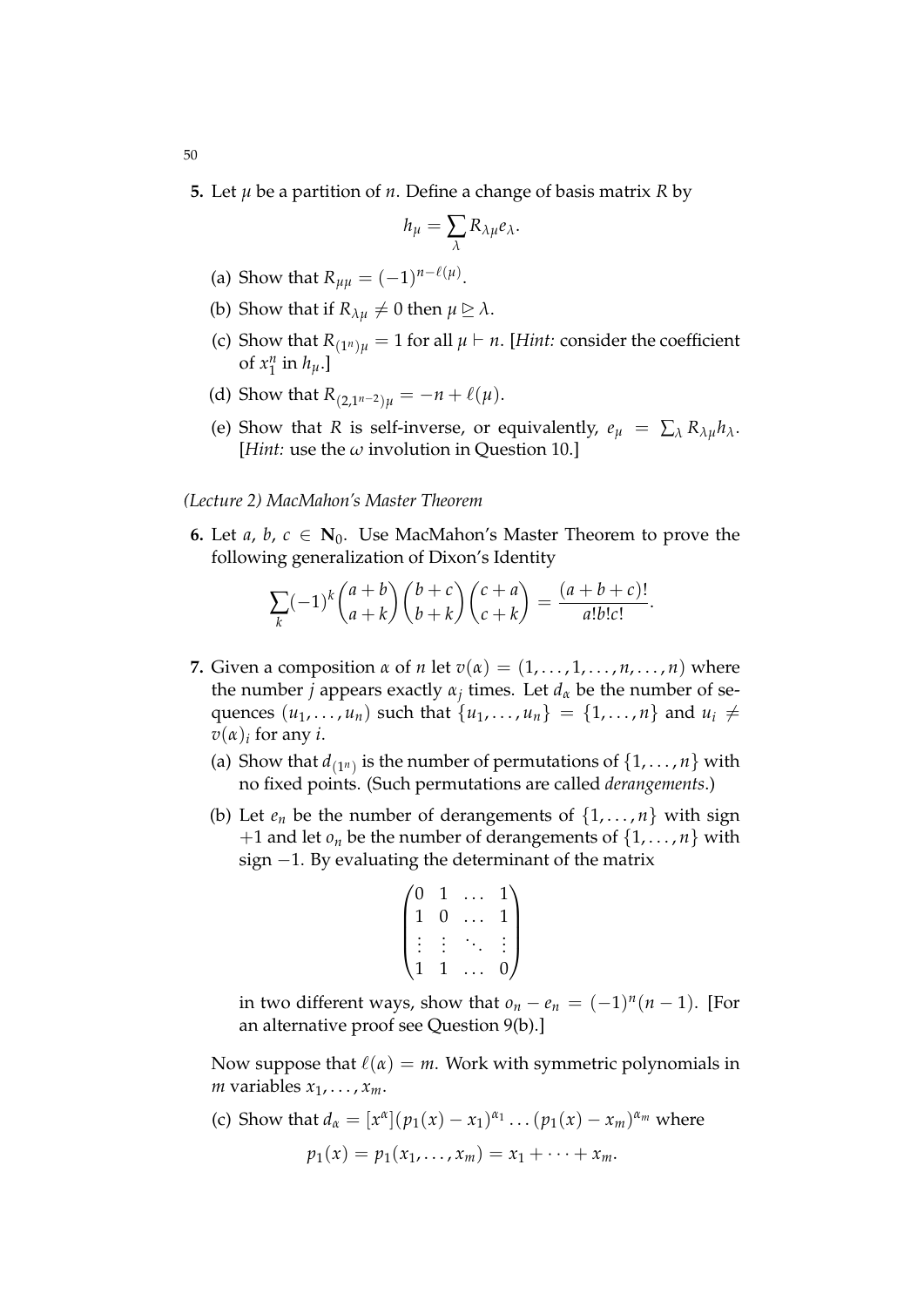**5.** Let $\mu$ be a partition of $n$. Define a change of basis matrix $R$ by

$$h_\mu = \sum_\lambda R_{\lambda\mu} e_\lambda.$$

(a) Show that $R_{\mu\mu} = (-1)^{n-\ell(\mu)}$.

(b) Show that if $R_{\lambda\mu} \neq 0$ then $\mu \trianglerighteq \lambda$.

(c) Show that $R_{(1^n)\mu} = 1$ for all $\mu \vdash n$. [*Hint:* consider the coefficient of $x_1^n$ in $h_\mu$.]

(d) Show that $R_{(2,1^{n-2})\mu} = -n + \ell(\mu)$.

(e) Show that $R$ is self-inverse, or equivalently, $e_\mu = \sum_\lambda R_{\lambda\mu} h_\lambda$. [*Hint:* use the $\omega$ involution in Question 10.]

*(Lecture 2) MacMahon's Master Theorem*

**6.** Let $a$, $b$, $c \in \mathbf{N}_0$. Use MacMahon's Master Theorem to prove the following generalization of Dixon's Identity

$$\sum_k (-1)^k \binom{a+b}{a+k}\binom{b+c}{b+k}\binom{c+a}{c+k} = \frac{(a+b+c)!}{a!b!c!}.$$

**7.** Given a composition $\alpha$ of $n$ let $v(\alpha) = (1, \ldots, 1, \ldots, n, \ldots, n)$ where the number $j$ appears exactly $\alpha_j$ times. Let $d_\alpha$ be the number of sequences $(u_1, \ldots, u_n)$ such that $\{u_1, \ldots, u_n\} = \{1, \ldots, n\}$ and $u_i \neq v(\alpha)_i$ for any $i$.

(a) Show that $d_{(1^n)}$ is the number of permutations of $\{1, \ldots, n\}$ with no fixed points. (Such permutations are called *derangements*.)

(b) Let $e_n$ be the number of derangements of $\{1, \ldots, n\}$ with sign $+1$ and let $o_n$ be the number of derangements of $\{1, \ldots, n\}$ with sign $-1$. By evaluating the determinant of the matrix

$$\begin{pmatrix} 0 & 1 & \ldots & 1 \\ 1 & 0 & \ldots & 1 \\ \vdots & \vdots & \ddots & \vdots \\ 1 & 1 & \ldots & 0 \end{pmatrix}$$

in two different ways, show that $o_n - e_n = (-1)^n(n-1)$. [For an alternative proof see Question 9(b).]

Now suppose that $\ell(\alpha) = m$. Work with symmetric polynomials in $m$ variables $x_1, \ldots, x_m$.

(c) Show that $d_\alpha = [x^\alpha](p_1(x) - x_1)^{\alpha_1} \ldots (p_1(x) - x_m)^{\alpha_m}$ where

$$p_1(x) = p_1(x_1, \ldots, x_m) = x_1 + \cdots + x_m.$$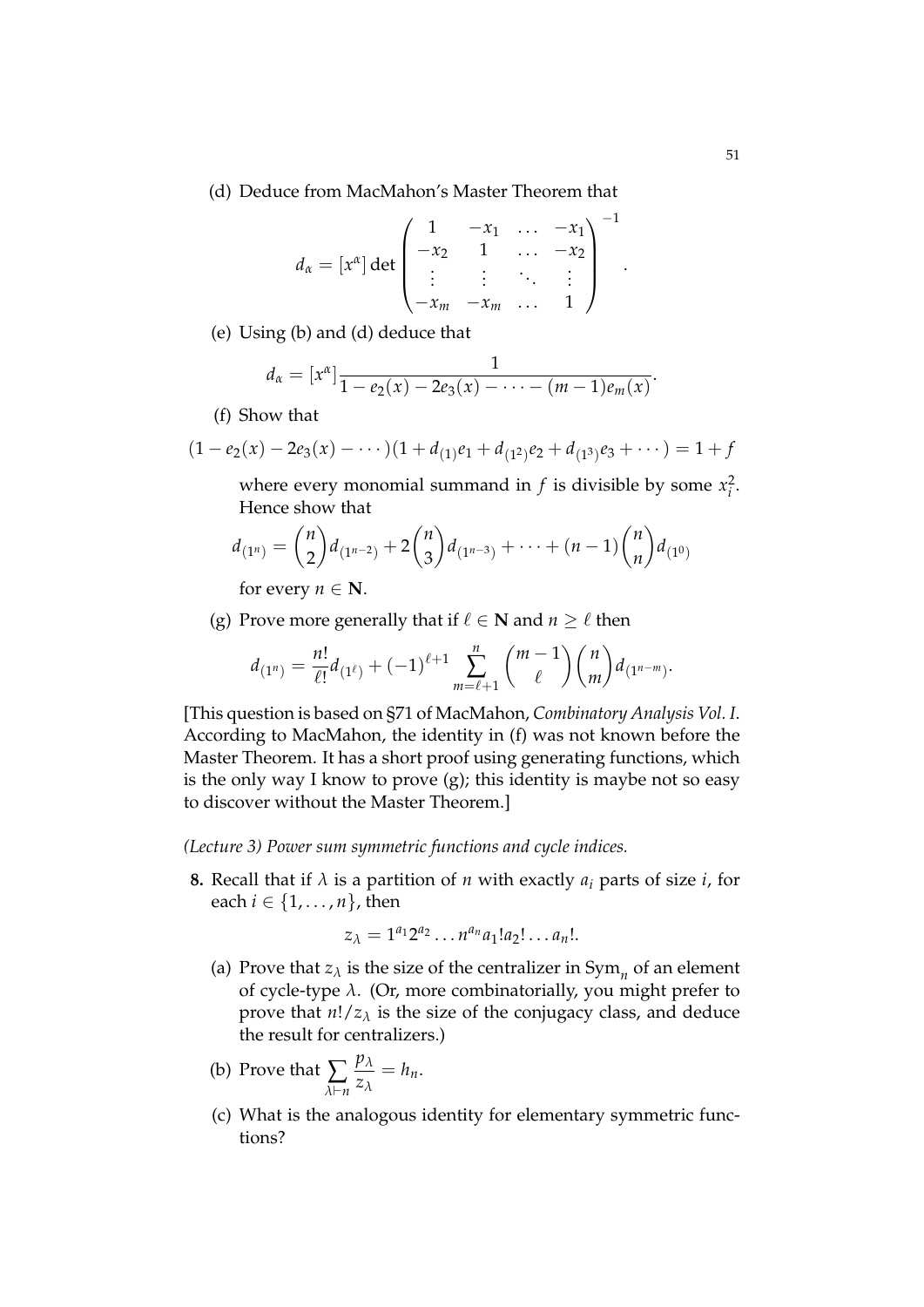(d) Deduce from MacMahon's Master Theorem that

$$d_\alpha = [x^\alpha] \det \begin{pmatrix} 1 & -x_1 & \dots & -x_1 \\ -x_2 & 1 & \dots & -x_2 \\ \vdots & \vdots & \ddots & \vdots \\ -x_m & -x_m & \dots & 1 \end{pmatrix}^{-1}.$$

(e) Using (b) and (d) deduce that

$$d_\alpha = [x^\alpha] \frac{1}{1 - e_2(x) - 2e_3(x) - \dots - (m-1)e_m(x)}.$$

(f) Show that

$$(1 - e_2(x) - 2e_3(x) - \dots)(1 + d_{(1)}e_1 + d_{(1^2)}e_2 + d_{(1^3)}e_3 + \dots) = 1 + f$$

where every monomial summand in $f$ is divisible by some $x_i^2$. Hence show that

$$d_{(1^n)} = \binom{n}{2} d_{(1^{n-2})} + 2\binom{n}{3} d_{(1^{n-3})} + \dots + (n-1)\binom{n}{n} d_{(1^0)}$$

for every $n \in \mathbf{N}$.

(g) Prove more generally that if $\ell \in \mathbf{N}$ and $n \geq \ell$ then

$$d_{(1^n)} = \frac{n!}{\ell!} d_{(1^\ell)} + (-1)^{\ell+1} \sum_{m=\ell+1}^{n} \binom{m-1}{\ell}\binom{n}{m} d_{(1^{n-m})}.$$

[This question is based on §71 of MacMahon, *Combinatory Analysis Vol. I*. According to MacMahon, the identity in (f) was not known before the Master Theorem. It has a short proof using generating functions, which is the only way I know to prove (g); this identity is maybe not so easy to discover without the Master Theorem.]

*(Lecture 3) Power sum symmetric functions and cycle indices.*

**8.** Recall that if $\lambda$ is a partition of $n$ with exactly $a_i$ parts of size $i$, for each $i \in \{1, \dots, n\}$, then

$$z_\lambda = 1^{a_1} 2^{a_2} \dots n^{a_n} a_1! a_2! \dots a_n!.$$

(a) Prove that $z_\lambda$ is the size of the centralizer in $\mathrm{Sym}_n$ of an element of cycle-type $\lambda$. (Or, more combinatorially, you might prefer to prove that $n!/z_\lambda$ is the size of the conjugacy class, and deduce the result for centralizers.)

(b) Prove that $\displaystyle\sum_{\lambda \vdash n} \frac{p_\lambda}{z_\lambda} = h_n$.

(c) What is the analogous identity for elementary symmetric functions?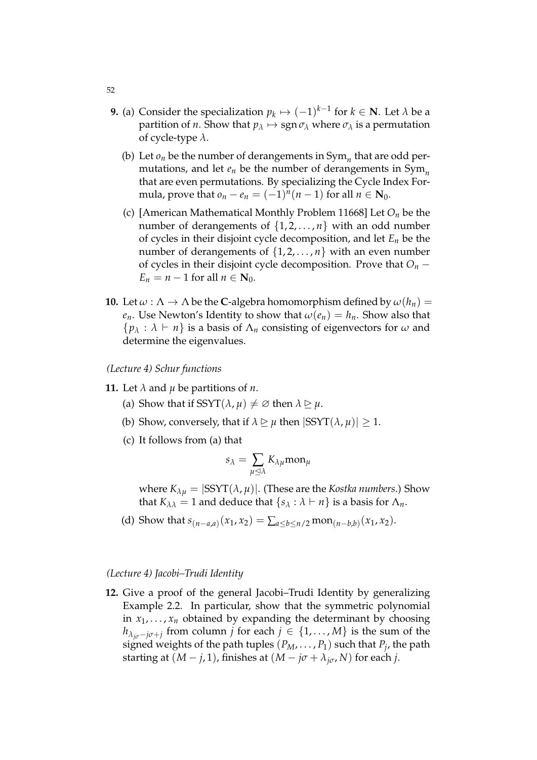**9.** (a) Consider the specialization $p_k \mapsto (-1)^{k-1}$ for $k \in \mathbf{N}$. Let $\lambda$ be a partition of $n$. Show that $p_\lambda \mapsto \operatorname{sgn} \sigma_\lambda$ where $\sigma_\lambda$ is a permutation of cycle-type $\lambda$.

(b) Let $o_n$ be the number of derangements in $\mathrm{Sym}_n$ that are odd permutations, and let $e_n$ be the number of derangements in $\mathrm{Sym}_n$ that are even permutations. By specializing the Cycle Index Formula, prove that $o_n - e_n = (-1)^n(n-1)$ for all $n \in \mathbf{N}_0$.

(c) [American Mathematical Monthly Problem 11668] Let $O_n$ be the number of derangements of $\{1, 2, \ldots, n\}$ with an odd number of cycles in their disjoint cycle decomposition, and let $E_n$ be the number of derangements of $\{1, 2, \ldots, n\}$ with an even number of cycles in their disjoint cycle decomposition. Prove that $O_n - E_n = n - 1$ for all $n \in \mathbf{N}_0$.

**10.** Let $\omega : \Lambda \to \Lambda$ be the $\mathbf{C}$-algebra homomorphism defined by $\omega(h_n) = e_n$. Use Newton's Identity to show that $\omega(e_n) = h_n$. Show also that $\{p_\lambda : \lambda \vdash n\}$ is a basis of $\Lambda_n$ consisting of eigenvectors for $\omega$ and determine the eigenvalues.

*(Lecture 4) Schur functions*

**11.** Let $\lambda$ and $\mu$ be partitions of $n$.

(a) Show that if $\mathrm{SSYT}(\lambda, \mu) \neq \varnothing$ then $\lambda \trianglerighteq \mu$.

(b) Show, conversely, that if $\lambda \trianglerighteq \mu$ then $|\mathrm{SSYT}(\lambda, \mu)| \geq 1$.

(c) It follows from (a) that

$$s_\lambda = \sum_{\mu \trianglelefteq \lambda} K_{\lambda\mu} \mathrm{mon}_\mu$$

where $K_{\lambda\mu} = |\mathrm{SSYT}(\lambda, \mu)|$. (These are the *Kostka numbers*.) Show that $K_{\lambda\lambda} = 1$ and deduce that $\{s_\lambda : \lambda \vdash n\}$ is a basis for $\Lambda_n$.

(d) Show that $s_{(n-a,a)}(x_1, x_2) = \sum_{a \leq b \leq n/2} \mathrm{mon}_{(n-b,b)}(x_1, x_2)$.

*(Lecture 4) Jacobi–Trudi Identity*

**12.** Give a proof of the general Jacobi–Trudi Identity by generalizing Example 2.2. In particular, show that the symmetric polynomial in $x_1, \ldots, x_n$ obtained by expanding the determinant by choosing $h_{\lambda_{j\sigma} - j\sigma + j}$ from column $j$ for each $j \in \{1, \ldots, M\}$ is the sum of the signed weights of the path tuples $(P_M, \ldots, P_1)$ such that $P_j$, the path starting at $(M - j, 1)$, finishes at $(M - j\sigma + \lambda_{j\sigma}, N)$ for each $j$.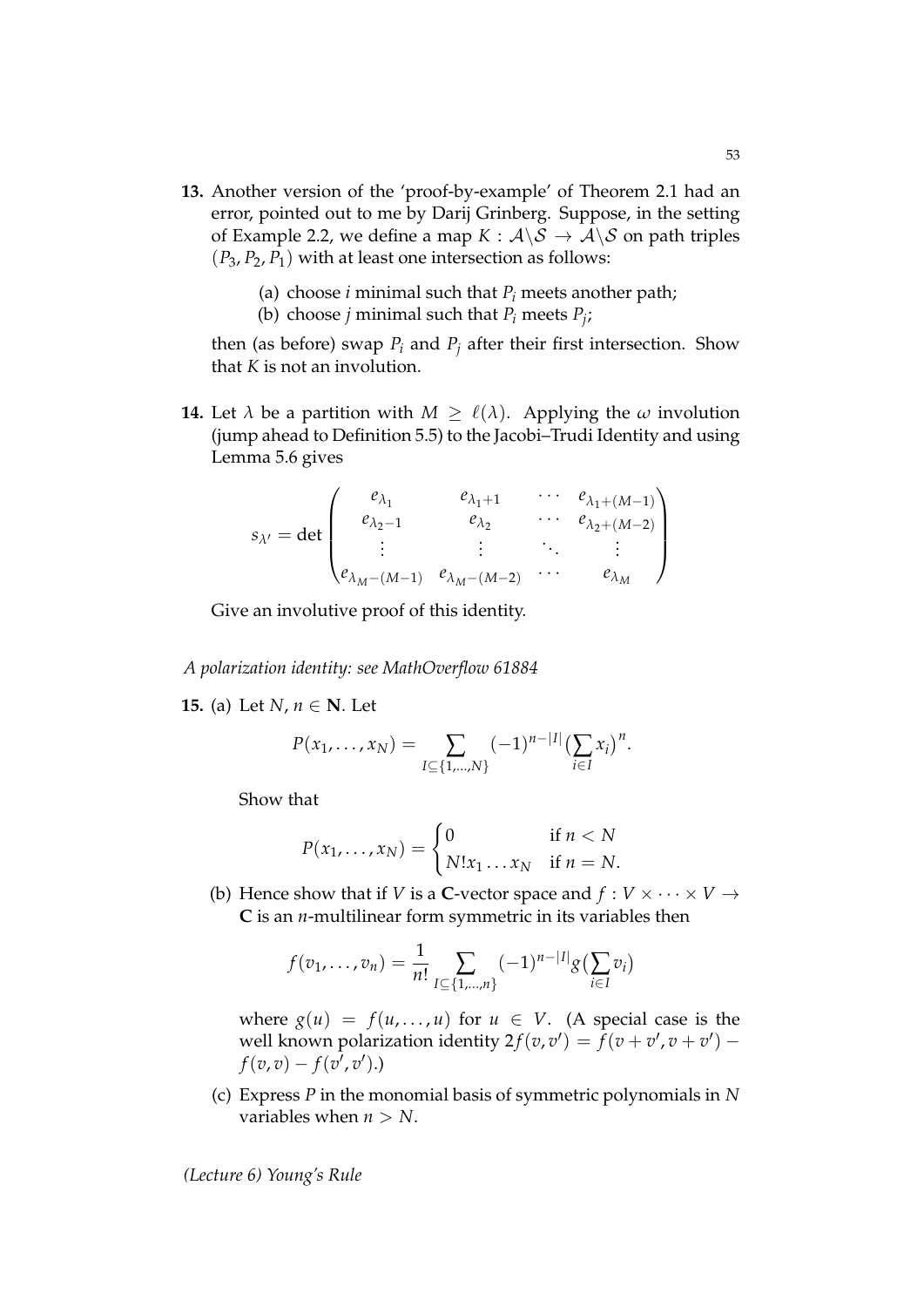**13.** Another version of the 'proof-by-example' of Theorem 2.1 had an error, pointed out to me by Darij Grinberg. Suppose, in the setting of Example 2.2, we define a map $K : \mathcal{A}\backslash\mathcal{S} \to \mathcal{A}\backslash\mathcal{S}$ on path triples $(P_3, P_2, P_1)$ with at least one intersection as follows:

(a) choose $i$ minimal such that $P_i$ meets another path;

(b) choose $j$ minimal such that $P_i$ meets $P_j$;

then (as before) swap $P_i$ and $P_j$ after their first intersection. Show that $K$ is not an involution.

**14.** Let $\lambda$ be a partition with $M \geq \ell(\lambda)$. Applying the $\omega$ involution (jump ahead to Definition 5.5) to the Jacobi–Trudi Identity and using Lemma 5.6 gives

$$s_{\lambda'} = \det \begin{pmatrix} e_{\lambda_1} & e_{\lambda_1+1} & \cdots & e_{\lambda_1+(M-1)} \\ e_{\lambda_2-1} & e_{\lambda_2} & \cdots & e_{\lambda_2+(M-2)} \\ \vdots & \vdots & \ddots & \vdots \\ e_{\lambda_M-(M-1)} & e_{\lambda_M-(M-2)} & \cdots & e_{\lambda_M} \end{pmatrix}$$

Give an involutive proof of this identity.

*A polarization identity: see MathOverflow 61884*

**15.** (a) Let $N, n \in \mathbf{N}$. Let

$$P(x_1, \ldots, x_N) = \sum_{I \subseteq \{1,\ldots,N\}} (-1)^{n-|I|} \big(\sum_{i \in I} x_i\big)^n.$$

Show that

$$P(x_1, \ldots, x_N) = \begin{cases} 0 & \text{if } n < N \\ N! x_1 \ldots x_N & \text{if } n = N. \end{cases}$$

(b) Hence show that if $V$ is a $\mathbf{C}$-vector space and $f : V \times \cdots \times V \to \mathbf{C}$ is an $n$-multilinear form symmetric in its variables then

$$f(v_1, \ldots, v_n) = \frac{1}{n!} \sum_{I \subseteq \{1,\ldots,n\}} (-1)^{n-|I|} g\big(\sum_{i \in I} v_i\big)$$

where $g(u) = f(u, \ldots, u)$ for $u \in V$. (A special case is the well known polarization identity $2f(v, v') = f(v + v', v + v') - f(v, v) - f(v', v')$.)

(c) Express $P$ in the monomial basis of symmetric polynomials in $N$ variables when $n > N$.

*(Lecture 6) Young's Rule*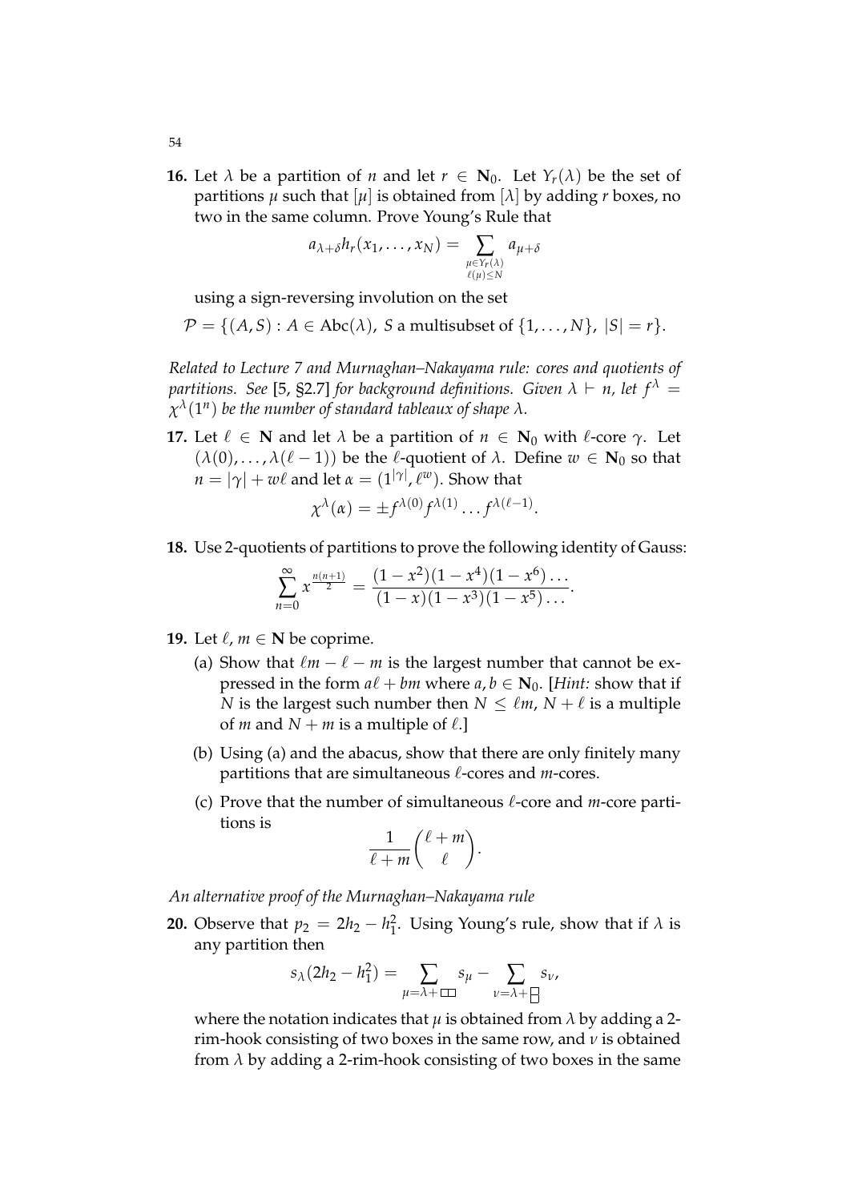**16.** Let $\lambda$ be a partition of $n$ and let $r \in \mathbf{N}_0$. Let $Y_r(\lambda)$ be the set of partitions $\mu$ such that $[\mu]$ is obtained from $[\lambda]$ by adding $r$ boxes, no two in the same column. Prove Young's Rule that

$$a_{\lambda+\delta} h_r(x_1, \ldots, x_N) = \sum_{\substack{\mu \in Y_r(\lambda) \\ \ell(\mu) \leq N}} a_{\mu+\delta}$$

using a sign-reversing involution on the set

$$\mathcal{P} = \{(A, S) : A \in \mathrm{Abc}(\lambda),\ S \text{ a multisubset of } \{1, \ldots, N\},\ |S| = r\}.$$

*Related to Lecture 7 and Murnaghan–Nakayama rule: cores and quotients of partitions. See* [5, §2.7] *for background definitions. Given $\lambda \vdash n$, let $f^\lambda = \chi^\lambda(1^n)$ be the number of standard tableaux of shape $\lambda$.*

**17.** Let $\ell \in \mathbf{N}$ and let $\lambda$ be a partition of $n \in \mathbf{N}_0$ with $\ell$-core $\gamma$. Let $(\lambda(0), \ldots, \lambda(\ell-1))$ be the $\ell$-quotient of $\lambda$. Define $w \in \mathbf{N}_0$ so that $n = |\gamma| + w\ell$ and let $\alpha = (1^{|\gamma|}, \ell^w)$. Show that

$$\chi^\lambda(\alpha) = \pm f^{\lambda(0)} f^{\lambda(1)} \ldots f^{\lambda(\ell-1)}.$$

**18.** Use 2-quotients of partitions to prove the following identity of Gauss:

$$\sum_{n=0}^{\infty} x^{\frac{n(n+1)}{2}} = \frac{(1-x^2)(1-x^4)(1-x^6)\ldots}{(1-x)(1-x^3)(1-x^5)\ldots}.$$

**19.** Let $\ell, m \in \mathbf{N}$ be coprime.

(a) Show that $\ell m - \ell - m$ is the largest number that cannot be expressed in the form $a\ell + bm$ where $a, b \in \mathbf{N}_0$. [*Hint:* show that if $N$ is the largest such number then $N \leq \ell m$, $N + \ell$ is a multiple of $m$ and $N + m$ is a multiple of $\ell$.]

(b) Using (a) and the abacus, show that there are only finitely many partitions that are simultaneous $\ell$-cores and $m$-cores.

(c) Prove that the number of simultaneous $\ell$-core and $m$-core partitions is

$$\frac{1}{\ell + m}\binom{\ell + m}{\ell}.$$

*An alternative proof of the Murnaghan–Nakayama rule*

**20.** Observe that $p_2 = 2h_2 - h_1^2$. Using Young's rule, show that if $\lambda$ is any partition then

$$s_\lambda(2h_2 - h_1^2) = \sum_{\mu = \lambda + \square\square} s_\mu - \sum_{\nu = \lambda + \substack{\square \\ \square}} s_\nu,$$

where the notation indicates that $\mu$ is obtained from $\lambda$ by adding a 2-rim-hook consisting of two boxes in the same row, and $\nu$ is obtained from $\lambda$ by adding a 2-rim-hook consisting of two boxes in the same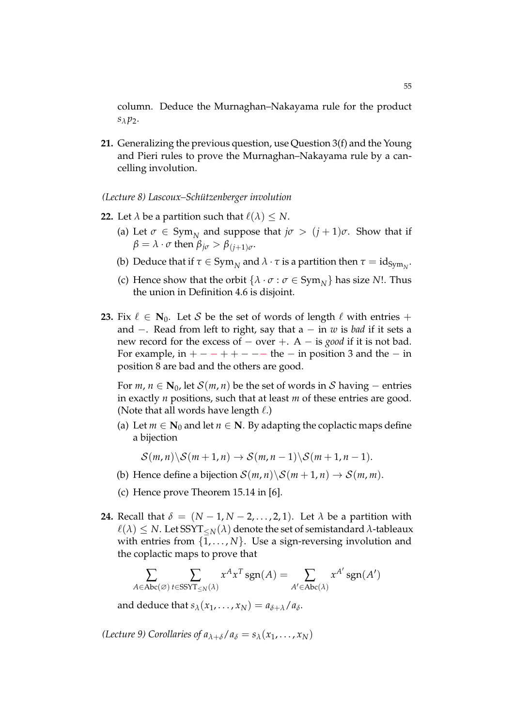column. Deduce the Murnaghan–Nakayama rule for the product $s_\lambda p_2$.

**21.** Generalizing the previous question, use Question 3(f) and the Young and Pieri rules to prove the Murnaghan–Nakayama rule by a cancelling involution.

*(Lecture 8) Lascoux–Schützenberger involution*

**22.** Let $\lambda$ be a partition such that $\ell(\lambda) \leq N$.

(a) Let $\sigma \in \mathrm{Sym}_N$ and suppose that $j\sigma > (j+1)\sigma$. Show that if $\beta = \lambda \cdot \sigma$ then $\beta_{j\sigma} > \beta_{(j+1)\sigma}$.

(b) Deduce that if $\tau \in \mathrm{Sym}_N$ and $\lambda \cdot \tau$ is a partition then $\tau = \mathrm{id}_{\mathrm{Sym}_N}$.

(c) Hence show that the orbit $\{\lambda \cdot \sigma : \sigma \in \mathrm{Sym}_N\}$ has size $N!$. Thus the union in Definition 4.6 is disjoint.

**23.** Fix $\ell \in \mathbf{N}_0$. Let $\mathcal{S}$ be the set of words of length $\ell$ with entries $+$ and $-$. Read from left to right, say that a $-$ in $w$ is *bad* if it sets a new record for the excess of $-$ over $+$. A $-$ is *good* if it is not bad. For example, in $+--++---$ the $-$ in position 3 and the $-$ in position 8 are bad and the others are good.

For $m, n \in \mathbf{N}_0$, let $\mathcal{S}(m,n)$ be the set of words in $\mathcal{S}$ having $-$ entries in exactly $n$ positions, such that at least $m$ of these entries are good. (Note that all words have length $\ell$.)

(a) Let $m \in \mathbf{N}_0$ and let $n \in \mathbf{N}$. By adapting the coplactic maps define a bijection

$$\mathcal{S}(m,n)\backslash\mathcal{S}(m+1,n) \to \mathcal{S}(m,n-1)\backslash\mathcal{S}(m+1,n-1).$$

(b) Hence define a bijection $\mathcal{S}(m,n)\backslash\mathcal{S}(m+1,n) \to \mathcal{S}(m,m)$.

(c) Hence prove Theorem 15.14 in [6].

**24.** Recall that $\delta = (N-1, N-2, \ldots, 2, 1)$. Let $\lambda$ be a partition with $\ell(\lambda) \leq N$. Let $\mathrm{SSYT}_{\leq N}(\lambda)$ denote the set of semistandard $\lambda$-tableaux with entries from $\{1, \ldots, N\}$. Use a sign-reversing involution and the coplactic maps to prove that

$$\sum_{A \in \mathrm{Abc}(\varnothing)} \sum_{t \in \mathrm{SSYT}_{\leq N}(\lambda)} x^A x^T \,\mathrm{sgn}(A) = \sum_{A' \in \mathrm{Abc}(\lambda)} x^{A'} \,\mathrm{sgn}(A')$$

and deduce that $s_\lambda(x_1, \ldots, x_N) = a_{\delta+\lambda}/a_\delta$.

*(Lecture 9) Corollaries of $a_{\lambda+\delta}/a_\delta = s_\lambda(x_1, \ldots, x_N)$*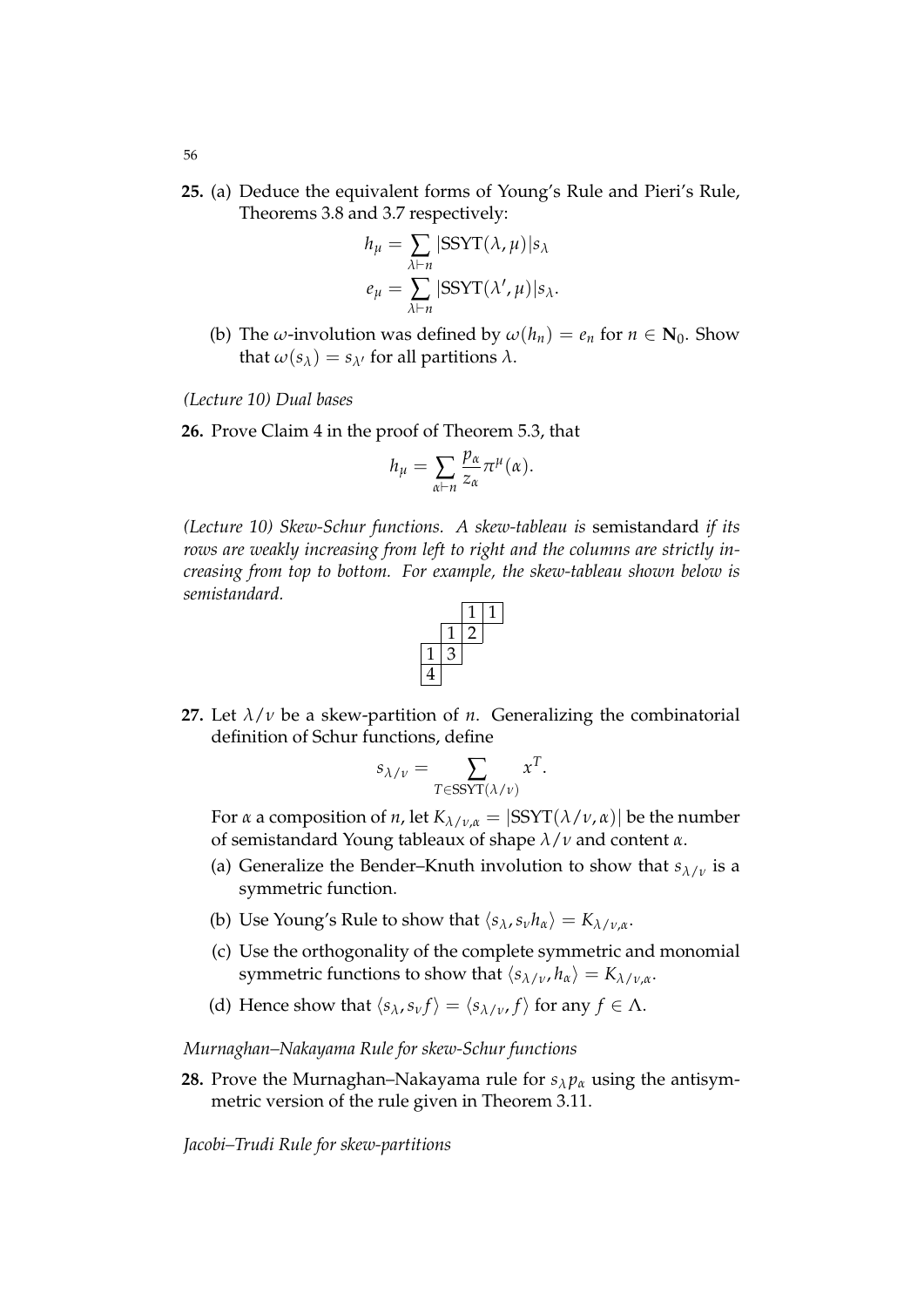**25.** (a) Deduce the equivalent forms of Young's Rule and Pieri's Rule, Theorems 3.8 and 3.7 respectively:

$$h_\mu = \sum_{\lambda \vdash n} |\mathrm{SSYT}(\lambda, \mu)| s_\lambda$$

$$e_\mu = \sum_{\lambda \vdash n} |\mathrm{SSYT}(\lambda', \mu)| s_\lambda.$$

(b) The $\omega$-involution was defined by $\omega(h_n) = e_n$ for $n \in \mathbf{N}_0$. Show that $\omega(s_\lambda) = s_{\lambda'}$ for all partitions $\lambda$.

*(Lecture 10) Dual bases*

**26.** Prove Claim 4 in the proof of Theorem 5.3, that

$$h_\mu = \sum_{\alpha \vdash n} \frac{p_\alpha}{z_\alpha} \pi^\mu(\alpha).$$

*(Lecture 10) Skew-Schur functions. A skew-tableau is* semistandard *if its rows are weakly increasing from left to right and the columns are strictly increasing from top to bottom. For example, the skew-tableau shown below is semistandard.*

|   |   |   |   |
|---|---|---|---|
|   |   | 1 | 1 |
|   | 1 | 2 |   |
| 1 | 3 |   |   |
| 4 |   |   |   |

**27.** Let $\lambda/\nu$ be a skew-partition of $n$. Generalizing the combinatorial definition of Schur functions, define

$$s_{\lambda/\nu} = \sum_{T \in \mathrm{SSYT}(\lambda/\nu)} x^T.$$

For $\alpha$ a composition of $n$, let $K_{\lambda/\nu,\alpha} = |\mathrm{SSYT}(\lambda/\nu, \alpha)|$ be the number of semistandard Young tableaux of shape $\lambda/\nu$ and content $\alpha$.

(a) Generalize the Bender–Knuth involution to show that $s_{\lambda/\nu}$ is a symmetric function.

(b) Use Young's Rule to show that $\langle s_\lambda, s_\nu h_\alpha \rangle = K_{\lambda/\nu,\alpha}$.

(c) Use the orthogonality of the complete symmetric and monomial symmetric functions to show that $\langle s_{\lambda/\nu}, h_\alpha \rangle = K_{\lambda/\nu,\alpha}$.

(d) Hence show that $\langle s_\lambda, s_\nu f \rangle = \langle s_{\lambda/\nu}, f \rangle$ for any $f \in \Lambda$.

*Murnaghan–Nakayama Rule for skew-Schur functions*

**28.** Prove the Murnaghan–Nakayama rule for $s_\lambda p_\alpha$ using the antisymmetric version of the rule given in Theorem 3.11.

*Jacobi–Trudi Rule for skew-partitions*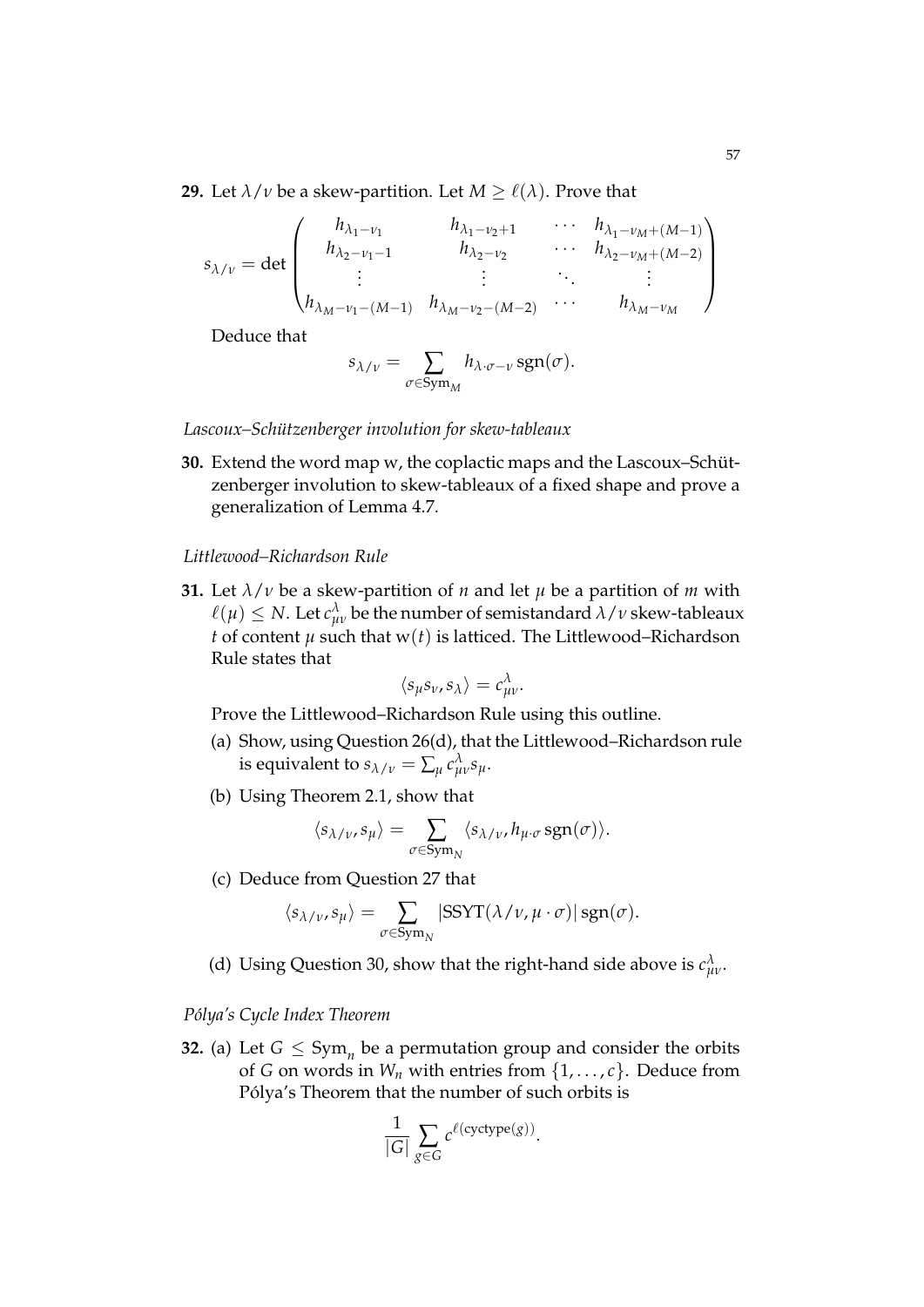**29.** Let $\lambda/\nu$ be a skew-partition. Let $M \geq \ell(\lambda)$. Prove that

$$s_{\lambda/\nu} = \det \begin{pmatrix} h_{\lambda_1-\nu_1} & h_{\lambda_1-\nu_2+1} & \cdots & h_{\lambda_1-\nu_M+(M-1)} \\ h_{\lambda_2-\nu_1-1} & h_{\lambda_2-\nu_2} & \cdots & h_{\lambda_2-\nu_M+(M-2)} \\ \vdots & \vdots & \ddots & \vdots \\ h_{\lambda_M-\nu_1-(M-1)} & h_{\lambda_M-\nu_2-(M-2)} & \cdots & h_{\lambda_M-\nu_M} \end{pmatrix}$$

Deduce that

$$s_{\lambda/\nu} = \sum_{\sigma \in \mathrm{Sym}_M} h_{\lambda\cdot\sigma-\nu} \operatorname{sgn}(\sigma).$$

*Lascoux–Schützenberger involution for skew-tableaux*

**30.** Extend the word map w, the coplactic maps and the Lascoux–Schützenberger involution to skew-tableaux of a fixed shape and prove a generalization of Lemma 4.7.

*Littlewood–Richardson Rule*

**31.** Let $\lambda/\nu$ be a skew-partition of $n$ and let $\mu$ be a partition of $m$ with $\ell(\mu) \leq N$. Let $c^{\lambda}_{\mu\nu}$ be the number of semistandard $\lambda/\nu$ skew-tableaux $t$ of content $\mu$ such that $\mathrm{w}(t)$ is latticed. The Littlewood–Richardson Rule states that

$$\langle s_\mu s_\nu, s_\lambda \rangle = c^{\lambda}_{\mu\nu}.$$

Prove the Littlewood–Richardson Rule using this outline.

(a) Show, using Question 26(d), that the Littlewood–Richardson rule is equivalent to $s_{\lambda/\nu} = \sum_\mu c^{\lambda}_{\mu\nu} s_\mu$.

(b) Using Theorem 2.1, show that

$$\langle s_{\lambda/\nu}, s_\mu \rangle = \sum_{\sigma \in \mathrm{Sym}_N} \langle s_{\lambda/\nu}, h_{\mu\cdot\sigma} \operatorname{sgn}(\sigma) \rangle.$$

(c) Deduce from Question 27 that

$$\langle s_{\lambda/\nu}, s_\mu \rangle = \sum_{\sigma \in \mathrm{Sym}_N} |\mathrm{SSYT}(\lambda/\nu, \mu\cdot\sigma)| \operatorname{sgn}(\sigma).$$

(d) Using Question 30, show that the right-hand side above is $c^{\lambda}_{\mu\nu}$.

*Pólya's Cycle Index Theorem*

**32.** (a) Let $G \leq \mathrm{Sym}_n$ be a permutation group and consider the orbits of $G$ on words in $W_n$ with entries from $\{1, \ldots, c\}$. Deduce from Pólya's Theorem that the number of such orbits is

$$\frac{1}{|G|} \sum_{g \in G} c^{\ell(\mathrm{cyctype}(g))}.$$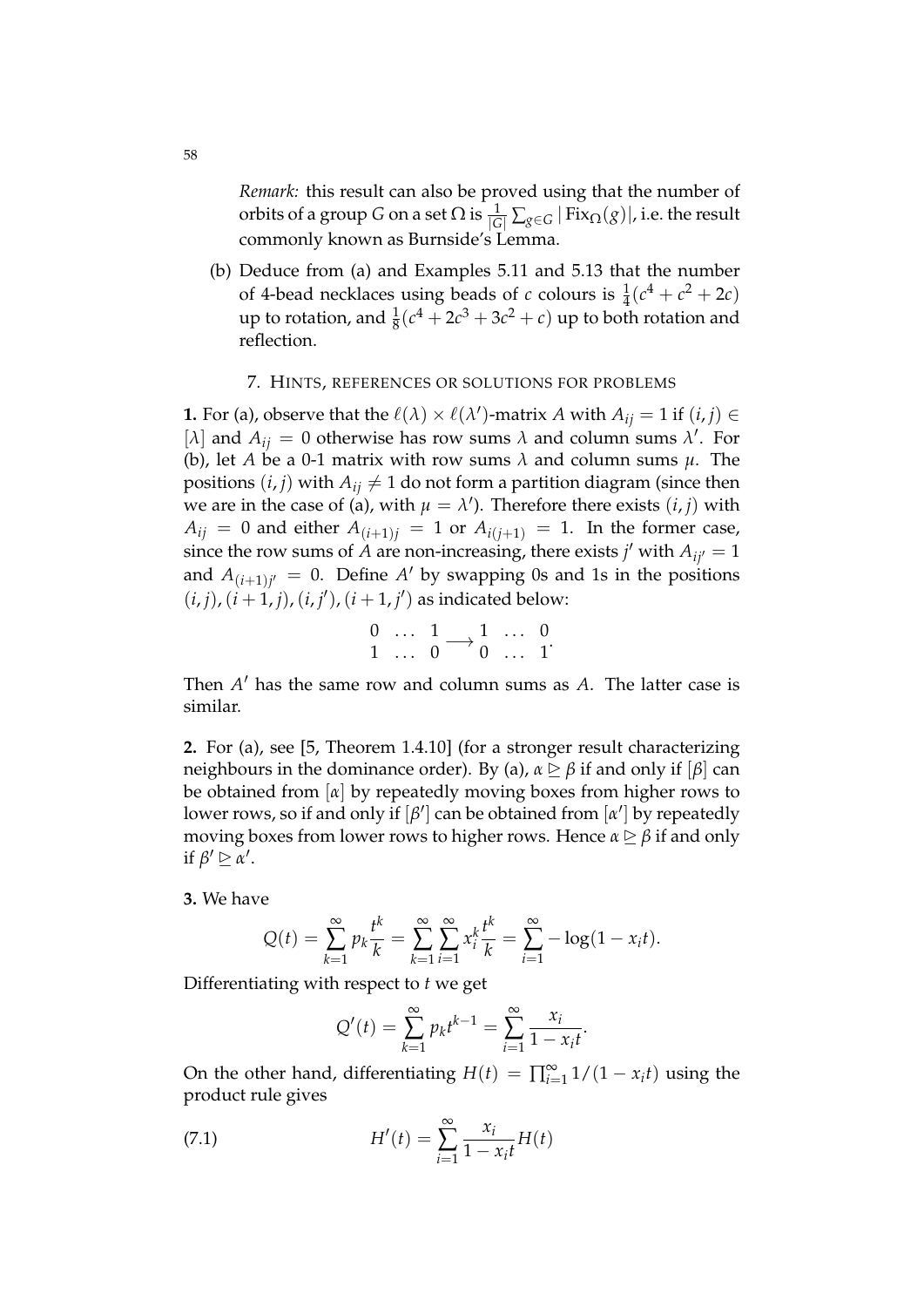*Remark:* this result can also be proved using that the number of orbits of a group $G$ on a set $\Omega$ is $\frac{1}{|G|}\sum_{g\in G}|\mathrm{Fix}_\Omega(g)|$, i.e. the result commonly known as Burnside's Lemma.

(b) Deduce from (a) and Examples 5.11 and 5.13 that the number of 4-bead necklaces using beads of $c$ colours is $\frac{1}{4}(c^4+c^2+2c)$ up to rotation, and $\frac{1}{8}(c^4+2c^3+3c^2+c)$ up to both rotation and reflection.

## 7. Hints, references or solutions for problems

**1.** For (a), observe that the $\ell(\lambda)\times\ell(\lambda')$-matrix $A$ with $A_{ij}=1$ if $(i,j)\in[\lambda]$ and $A_{ij}=0$ otherwise has row sums $\lambda$ and column sums $\lambda'$. For (b), let $A$ be a 0-1 matrix with row sums $\lambda$ and column sums $\mu$. The positions $(i,j)$ with $A_{ij}\neq 1$ do not form a partition diagram (since then we are in the case of (a), with $\mu=\lambda'$). Therefore there exists $(i,j)$ with $A_{ij}=0$ and either $A_{(i+1)j}=1$ or $A_{i(j+1)}=1$. In the former case, since the row sums of $A$ are non-increasing, there exists $j'$ with $A_{ij'}=1$ and $A_{(i+1)j'}=0$. Define $A'$ by swapping 0s and 1s in the positions $(i,j),(i+1,j),(i,j'),(i+1,j')$ as indicated below:

$$\begin{matrix}0 & \ldots & 1\\ 1 & \ldots & 0\end{matrix}\longrightarrow\begin{matrix}1 & \ldots & 0\\ 0 & \ldots & 1\end{matrix}.$$

Then $A'$ has the same row and column sums as $A$. The latter case is similar.

**2.** For (a), see [5, Theorem 1.4.10] (for a stronger result characterizing neighbours in the dominance order). By (a), $\alpha\trianglerighteq\beta$ if and only if $[\beta]$ can be obtained from $[\alpha]$ by repeatedly moving boxes from higher rows to lower rows, so if and only if $[\beta']$ can be obtained from $[\alpha']$ by repeatedly moving boxes from lower rows to higher rows. Hence $\alpha\trianglerighteq\beta$ if and only if $\beta'\trianglerighteq\alpha'$.

**3.** We have

$$Q(t)=\sum_{k=1}^{\infty}p_k\frac{t^k}{k}=\sum_{k=1}^{\infty}\sum_{i=1}^{\infty}x_i^k\frac{t^k}{k}=\sum_{i=1}^{\infty}-\log(1-x_it).$$

Differentiating with respect to $t$ we get

$$Q'(t)=\sum_{k=1}^{\infty}p_kt^{k-1}=\sum_{i=1}^{\infty}\frac{x_i}{1-x_it}.$$

On the other hand, differentiating $H(t)=\prod_{i=1}^{\infty}1/(1-x_it)$ using the product rule gives

$$H'(t)=\sum_{i=1}^{\infty}\frac{x_i}{1-x_it}H(t)\tag{7.1}$$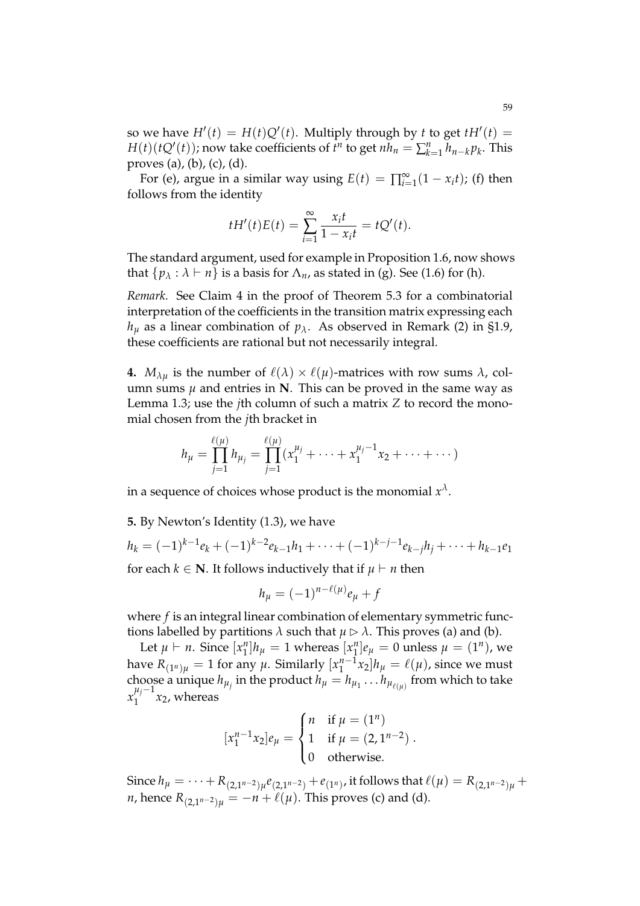so we have $H'(t) = H(t)Q'(t)$. Multiply through by $t$ to get $tH'(t) = H(t)(tQ'(t))$; now take coefficients of $t^n$ to get $nh_n = \sum_{k=1}^n h_{n-k}p_k$. This proves (a), (b), (c), (d).

For (e), argue in a similar way using $E(t) = \prod_{i=1}^{\infty}(1 - x_i t)$; (f) then follows from the identity

$$tH'(t)E(t) = \sum_{i=1}^{\infty} \frac{x_i t}{1 - x_i t} = tQ'(t).$$

The standard argument, used for example in Proposition 1.6, now shows that $\{p_\lambda : \lambda \vdash n\}$ is a basis for $\Lambda_n$, as stated in (g). See (1.6) for (h).

*Remark.* See Claim 4 in the proof of Theorem 5.3 for a combinatorial interpretation of the coefficients in the transition matrix expressing each $h_\mu$ as a linear combination of $p_\lambda$. As observed in Remark (2) in §1.9, these coefficients are rational but not necessarily integral.

**4.** $M_{\lambda\mu}$ is the number of $\ell(\lambda) \times \ell(\mu)$-matrices with row sums $\lambda$, column sums $\mu$ and entries in $\mathbf{N}$. This can be proved in the same way as Lemma 1.3; use the $j$th column of such a matrix $Z$ to record the monomial chosen from the $j$th bracket in

$$h_\mu = \prod_{j=1}^{\ell(\mu)} h_{\mu_j} = \prod_{j=1}^{\ell(\mu)} (x_1^{\mu_j} + \cdots + x_1^{\mu_j - 1}x_2 + \cdots + \cdots)$$

in a sequence of choices whose product is the monomial $x^\lambda$.

**5.** By Newton's Identity (1.3), we have

$$h_k = (-1)^{k-1}e_k + (-1)^{k-2}e_{k-1}h_1 + \cdots + (-1)^{k-j-1}e_{k-j}h_j + \cdots + h_{k-1}e_1$$

for each $k \in \mathbf{N}$. It follows inductively that if $\mu \vdash n$ then

$$h_\mu = (-1)^{n-\ell(\mu)}e_\mu + f$$

where $f$ is an integral linear combination of elementary symmetric functions labelled by partitions $\lambda$ such that $\mu \rhd \lambda$. This proves (a) and (b).

Let $\mu \vdash n$. Since $[x_1^n]h_\mu = 1$ whereas $[x_1^n]e_\mu = 0$ unless $\mu = (1^n)$, we have $R_{(1^n)\mu} = 1$ for any $\mu$. Similarly $[x_1^{n-1}x_2]h_\mu = \ell(\mu)$, since we must choose a unique $h_{\mu_j}$ in the product $h_\mu = h_{\mu_1} \ldots h_{\mu_{\ell(\mu)}}$ from which to take $x_1^{\mu_j - 1}x_2$, whereas

$$[x_1^{n-1}x_2]e_\mu = \begin{cases} n & \text{if } \mu = (1^n) \\ 1 & \text{if } \mu = (2, 1^{n-2}) \\ 0 & \text{otherwise.} \end{cases}.$$

Since $h_\mu = \cdots + R_{(2,1^{n-2})\mu}e_{(2,1^{n-2})} + e_{(1^n)}$, it follows that $\ell(\mu) = R_{(2,1^{n-2})\mu} + n$, hence $R_{(2,1^{n-2})\mu} = -n + \ell(\mu)$. This proves (c) and (d).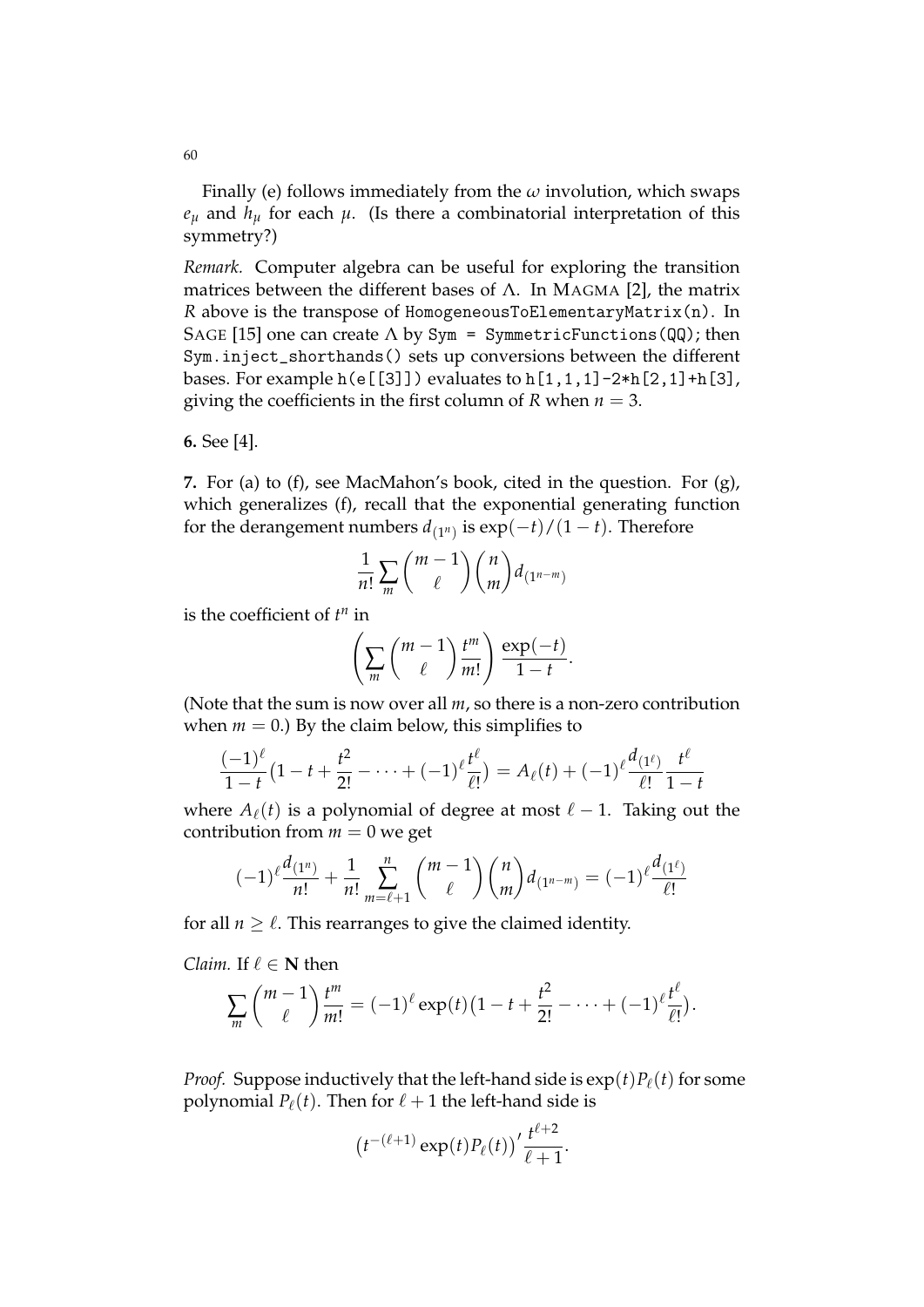Finally (e) follows immediately from the $\omega$ involution, which swaps $e_\mu$ and $h_\mu$ for each $\mu$. (Is there a combinatorial interpretation of this symmetry?)

*Remark.* Computer algebra can be useful for exploring the transition matrices between the different bases of $\Lambda$. In MAGMA [2], the matrix $R$ above is the transpose of `HomogeneousToElementaryMatrix(n)`. In SAGE [15] one can create $\Lambda$ by `Sym = SymmetricFunctions(QQ)`; then `Sym.inject_shorthands()` sets up conversions between the different bases. For example `h(e[[3]])` evaluates to `h[1,1,1]-2*h[2,1]+h[3]`, giving the coefficients in the first column of $R$ when $n = 3$.

**6.** See [4].

**7.** For (a) to (f), see MacMahon's book, cited in the question. For (g), which generalizes (f), recall that the exponential generating function for the derangement numbers $d_{(1^n)}$ is $\exp(-t)/(1-t)$. Therefore

$$\frac{1}{n!}\sum_m \binom{m-1}{\ell}\binom{n}{m} d_{(1^{n-m})}$$

is the coefficient of $t^n$ in

$$\left(\sum_m \binom{m-1}{\ell}\frac{t^m}{m!}\right)\frac{\exp(-t)}{1-t}.$$

(Note that the sum is now over all $m$, so there is a non-zero contribution when $m = 0$.) By the claim below, this simplifies to

$$\frac{(-1)^\ell}{1-t}\left(1 - t + \frac{t^2}{2!} - \cdots + (-1)^\ell \frac{t^\ell}{\ell!}\right) = A_\ell(t) + (-1)^\ell \frac{d_{(1^\ell)}}{\ell!}\frac{t^\ell}{1-t}$$

where $A_\ell(t)$ is a polynomial of degree at most $\ell - 1$. Taking out the contribution from $m = 0$ we get

$$(-1)^\ell \frac{d_{(1^n)}}{n!} + \frac{1}{n!}\sum_{m=\ell+1}^{n}\binom{m-1}{\ell}\binom{n}{m} d_{(1^{n-m})} = (-1)^\ell \frac{d_{(1^\ell)}}{\ell!}$$

for all $n \geq \ell$. This rearranges to give the claimed identity.

*Claim.* If $\ell \in \mathbf{N}$ then

$$\sum_m \binom{m-1}{\ell}\frac{t^m}{m!} = (-1)^\ell \exp(t)\left(1 - t + \frac{t^2}{2!} - \cdots + (-1)^\ell \frac{t^\ell}{\ell!}\right).$$

*Proof.* Suppose inductively that the left-hand side is $\exp(t)P_\ell(t)$ for some polynomial $P_\ell(t)$. Then for $\ell + 1$ the left-hand side is

$$\left(t^{-(\ell+1)}\exp(t)P_\ell(t)\right)' \frac{t^{\ell+2}}{\ell+1}.$$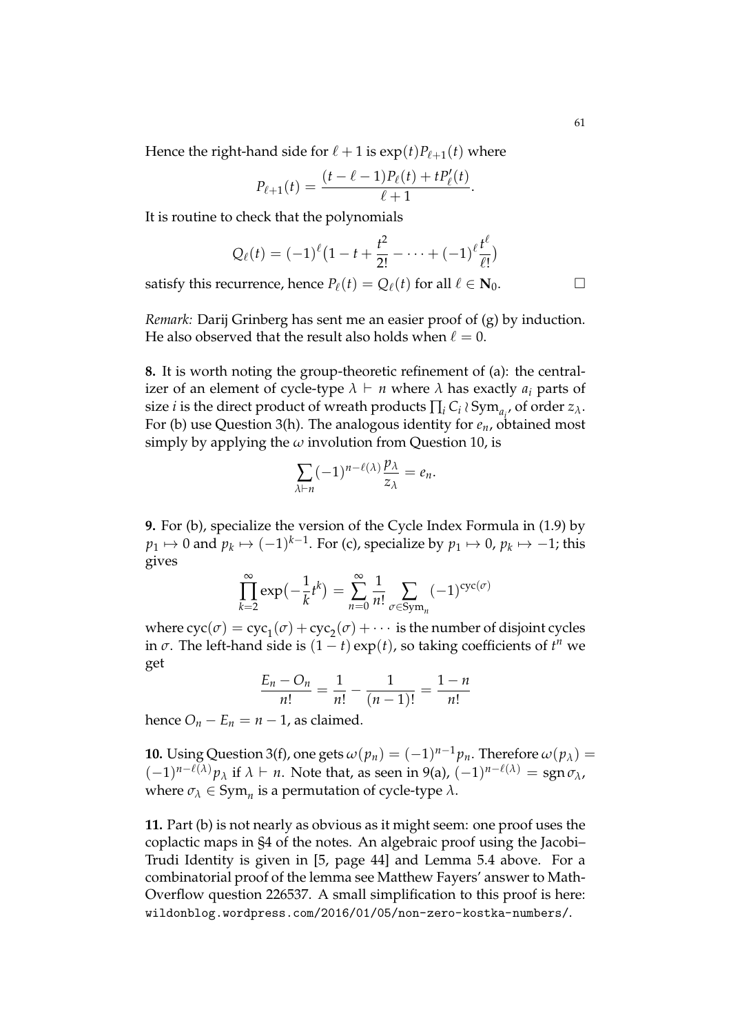Hence the right-hand side for $\ell + 1$ is $\exp(t) P_{\ell+1}(t)$ where

$$P_{\ell+1}(t) = \frac{(t - \ell - 1)P_\ell(t) + tP'_\ell(t)}{\ell + 1}.$$

It is routine to check that the polynomials

$$Q_\ell(t) = (-1)^\ell \big(1 - t + \frac{t^2}{2!} - \cdots + (-1)^\ell \frac{t^\ell}{\ell!}\big)$$

satisfy this recurrence, hence $P_\ell(t) = Q_\ell(t)$ for all $\ell \in \mathbf{N}_0$. $\square$

*Remark:* Darij Grinberg has sent me an easier proof of (g) by induction. He also observed that the result also holds when $\ell = 0$.

**8.** It is worth noting the group-theoretic refinement of (a): the centralizer of an element of cycle-type $\lambda \vdash n$ where $\lambda$ has exactly $a_i$ parts of size $i$ is the direct product of wreath products $\prod_i C_i \wr \mathrm{Sym}_{a_i}$, of order $z_\lambda$. For (b) use Question 3(h). The analogous identity for $e_n$, obtained most simply by applying the $\omega$ involution from Question 10, is

$$\sum_{\lambda \vdash n} (-1)^{n - \ell(\lambda)} \frac{p_\lambda}{z_\lambda} = e_n.$$

**9.** For (b), specialize the version of the Cycle Index Formula in (1.9) by $p_1 \mapsto 0$ and $p_k \mapsto (-1)^{k-1}$. For (c), specialize by $p_1 \mapsto 0$, $p_k \mapsto -1$; this gives

$$\prod_{k=2}^{\infty} \exp\big(-\frac{1}{k} t^k\big) = \sum_{n=0}^{\infty} \frac{1}{n!} \sum_{\sigma \in \mathrm{Sym}_n} (-1)^{\mathrm{cyc}(\sigma)}$$

where $\mathrm{cyc}(\sigma) = \mathrm{cyc}_1(\sigma) + \mathrm{cyc}_2(\sigma) + \cdots$ is the number of disjoint cycles in $\sigma$. The left-hand side is $(1 - t)\exp(t)$, so taking coefficients of $t^n$ we get

$$\frac{E_n - O_n}{n!} = \frac{1}{n!} - \frac{1}{(n-1)!} = \frac{1 - n}{n!}$$

hence $O_n - E_n = n - 1$, as claimed.

**10.** Using Question 3(f), one gets $\omega(p_n) = (-1)^{n-1} p_n$. Therefore $\omega(p_\lambda) = (-1)^{n - \ell(\lambda)} p_\lambda$ if $\lambda \vdash n$. Note that, as seen in 9(a), $(-1)^{n - \ell(\lambda)} = \mathrm{sgn}\, \sigma_\lambda$, where $\sigma_\lambda \in \mathrm{Sym}_n$ is a permutation of cycle-type $\lambda$.

**11.** Part (b) is not nearly as obvious as it might seem: one proof uses the coplactic maps in §4 of the notes. An algebraic proof using the Jacobi–Trudi Identity is given in [5, page 44] and Lemma 5.4 above. For a combinatorial proof of the lemma see Matthew Fayers' answer to MathOverflow question 226537. A small simplification to this proof is here: `wildonblog.wordpress.com/2016/01/05/non-zero-kostka-numbers/`.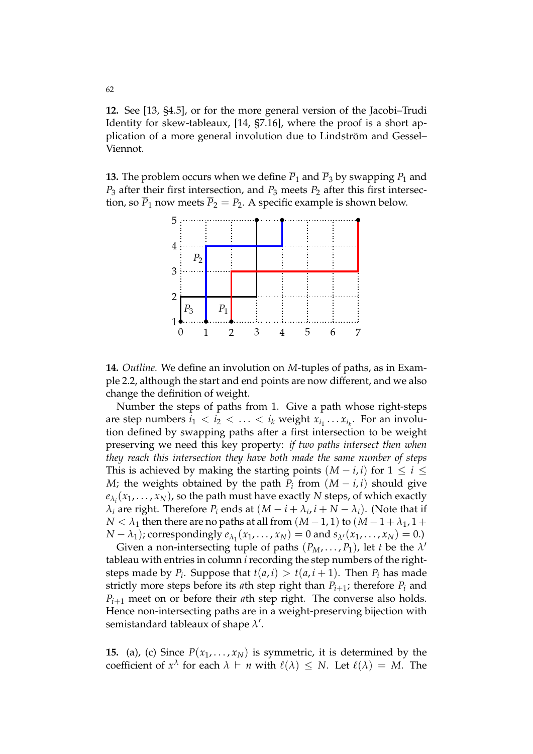**12.** See [13, §4.5], or for the more general version of the Jacobi–Trudi Identity for skew-tableaux, [14, §7.16], where the proof is a short application of a more general involution due to Lindström and Gessel–Viennot.

**13.** The problem occurs when we define $\overline{P}_1$ and $\overline{P}_3$ by swapping $P_1$ and $P_3$ after their first intersection, and $P_3$ meets $P_2$ after this first intersection, so $\overline{P}_1$ now meets $\overline{P}_2 = P_2$. A specific example is shown below.

**14.** *Outline.* We define an involution on $M$-tuples of paths, as in Example 2.2, although the start and end points are now different, and we also change the definition of weight.

Number the steps of paths from 1. Give a path whose right-steps are step numbers $i_1 < i_2 < \ldots < i_k$ weight $x_{i_1} \ldots x_{i_k}$. For an involution defined by swapping paths after a first intersection to be weight preserving we need this key property: *if two paths intersect then when they reach this intersection they have both made the same number of steps* This is achieved by making the starting points $(M-i, i)$ for $1 \leq i \leq M$; the weights obtained by the path $P_i$ from $(M-i, i)$ should give $e_{\lambda_i}(x_1, \ldots, x_N)$, so the path must have exactly $N$ steps, of which exactly $\lambda_i$ are right. Therefore $P_i$ ends at $(M - i + \lambda_i, i + N - \lambda_i)$. (Note that if $N < \lambda_1$ then there are no paths at all from $(M-1, 1)$ to $(M - 1 + \lambda_1, 1 + N - \lambda_1)$; correspondingly $e_{\lambda_1}(x_1, \ldots, x_N) = 0$ and $s_{\lambda'}(x_1, \ldots, x_N) = 0$.)

Given a non-intersecting tuple of paths $(P_M, \ldots, P_1)$, let $t$ be the $\lambda'$ tableau with entries in column $i$ recording the step numbers of the right-steps made by $P_i$. Suppose that $t(a, i) > t(a, i+1)$. Then $P_i$ has made strictly more steps before its $a$th step right than $P_{i+1}$; therefore $P_i$ and $P_{i+1}$ meet on or before their $a$th step right. The converse also holds. Hence non-intersecting paths are in a weight-preserving bijection with semistandard tableaux of shape $\lambda'$.

**15.** (a), (c) Since $P(x_1, \ldots, x_N)$ is symmetric, it is determined by the coefficient of $x^\lambda$ for each $\lambda \vdash n$ with $\ell(\lambda) \leq N$. Let $\ell(\lambda) = M$. The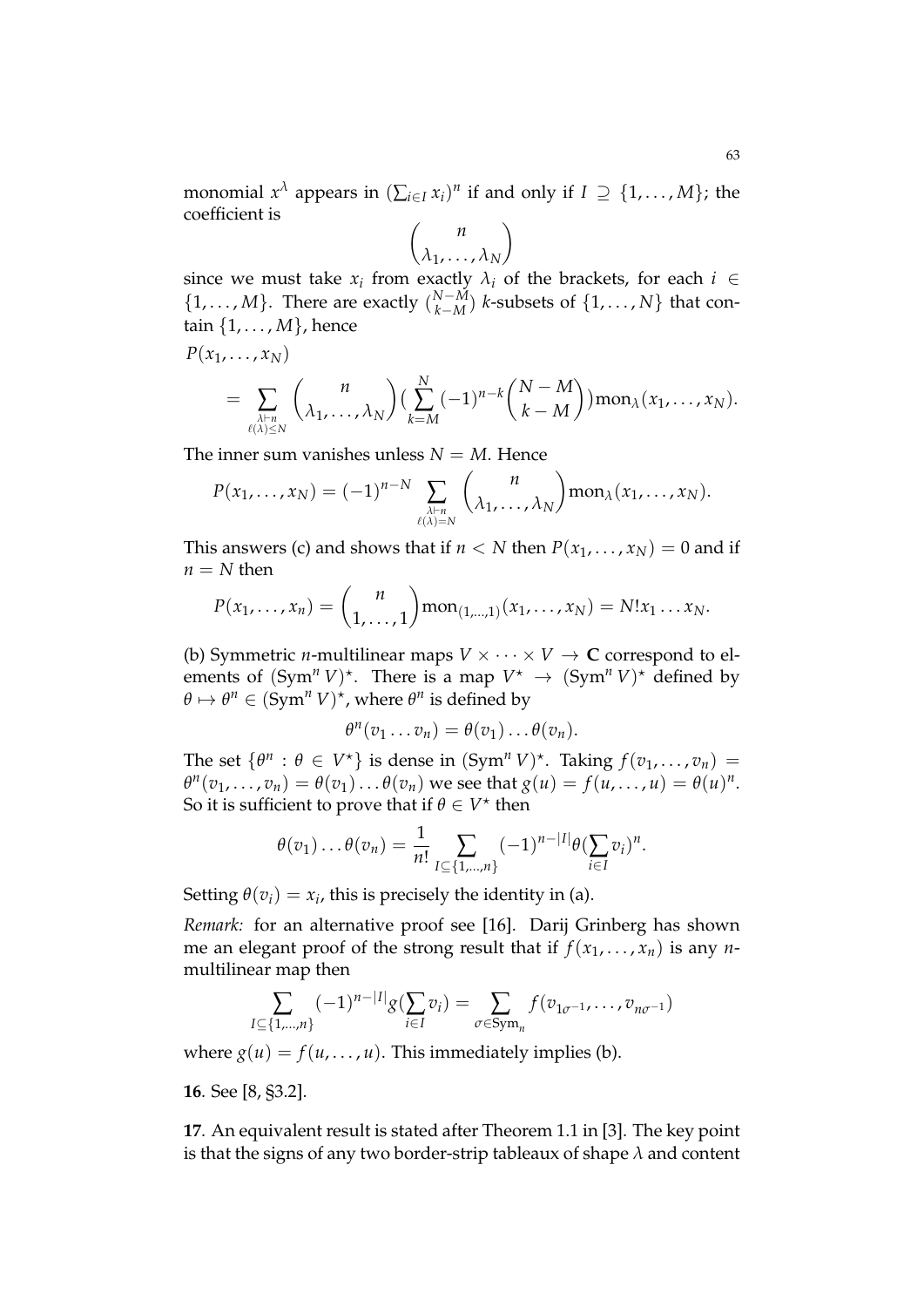monomial $x^\lambda$ appears in $(\sum_{i\in I} x_i)^n$ if and only if $I \supseteq \{1,\ldots,M\}$; the coefficient is

$$\binom{n}{\lambda_1,\ldots,\lambda_N}$$

since we must take $x_i$ from exactly $\lambda_i$ of the brackets, for each $i \in \{1,\ldots,M\}$. There are exactly $\binom{N-M}{k-M}$ $k$-subsets of $\{1,\ldots,N\}$ that contain $\{1,\ldots,M\}$, hence

$$P(x_1,\ldots,x_N)$$

$$= \sum_{\substack{\lambda\vdash n\\ \ell(\lambda)\leq N}} \binom{n}{\lambda_1,\ldots,\lambda_N}\big(\sum_{k=M}^{N}(-1)^{n-k}\binom{N-M}{k-M}\big)\mathrm{mon}_\lambda(x_1,\ldots,x_N).$$

The inner sum vanishes unless $N = M$. Hence

$$P(x_1,\ldots,x_N) = (-1)^{n-N}\sum_{\substack{\lambda\vdash n\\ \ell(\lambda)=N}}\binom{n}{\lambda_1,\ldots,\lambda_N}\mathrm{mon}_\lambda(x_1,\ldots,x_N).$$

This answers (c) and shows that if $n < N$ then $P(x_1,\ldots,x_N) = 0$ and if $n = N$ then

$$P(x_1,\ldots,x_n) = \binom{n}{1,\ldots,1}\mathrm{mon}_{(1,\ldots,1)}(x_1,\ldots,x_N) = N!x_1\ldots x_N.$$

(b) Symmetric $n$-multilinear maps $V\times\cdots\times V \to \mathbf{C}$ correspond to elements of $(\mathrm{Sym}^n V)^\star$. There is a map $V^\star \to (\mathrm{Sym}^n V)^\star$ defined by $\theta \mapsto \theta^n \in (\mathrm{Sym}^n V)^\star$, where $\theta^n$ is defined by

$$\theta^n(v_1\ldots v_n) = \theta(v_1)\ldots\theta(v_n).$$

The set $\{\theta^n : \theta \in V^\star\}$ is dense in $(\mathrm{Sym}^n V)^\star$. Taking $f(v_1,\ldots,v_n) = \theta^n(v_1,\ldots,v_n) = \theta(v_1)\ldots\theta(v_n)$ we see that $g(u) = f(u,\ldots,u) = \theta(u)^n$. So it is sufficient to prove that if $\theta \in V^\star$ then

$$\theta(v_1)\ldots\theta(v_n) = \frac{1}{n!}\sum_{I\subseteq\{1,\ldots,n\}}(-1)^{n-|I|}\theta(\sum_{i\in I}v_i)^n.$$

Setting $\theta(v_i) = x_i$, this is precisely the identity in (a).

*Remark:* for an alternative proof see [16]. Darij Grinberg has shown me an elegant proof of the strong result that if $f(x_1,\ldots,x_n)$ is any $n$-multilinear map then

$$\sum_{I\subseteq\{1,\ldots,n\}}(-1)^{n-|I|}g(\sum_{i\in I}v_i) = \sum_{\sigma\in\mathrm{Sym}_n} f(v_{1\sigma^{-1}},\ldots,v_{n\sigma^{-1}})$$

where $g(u) = f(u,\ldots,u)$. This immediately implies (b).

**16**. See [8, §3.2].

**17**. An equivalent result is stated after Theorem 1.1 in [3]. The key point is that the signs of any two border-strip tableaux of shape $\lambda$ and content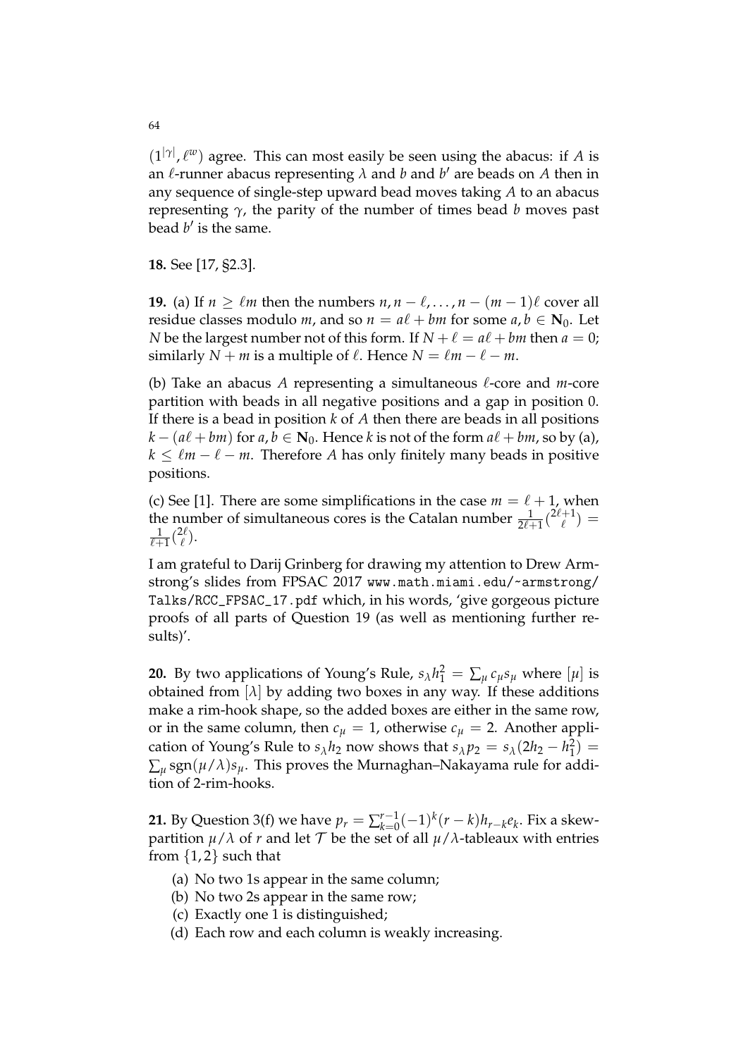$(1^{|\gamma|}, \ell^w)$ agree. This can most easily be seen using the abacus: if $A$ is an $\ell$-runner abacus representing $\lambda$ and $b$ and $b'$ are beads on $A$ then in any sequence of single-step upward bead moves taking $A$ to an abacus representing $\gamma$, the parity of the number of times bead $b$ moves past bead $b'$ is the same.

**18.** See [17, §2.3].

**19.** (a) If $n \geq \ell m$ then the numbers $n, n-\ell, \ldots, n-(m-1)\ell$ cover all residue classes modulo $m$, and so $n = a\ell + bm$ for some $a, b \in \mathbf{N}_0$. Let $N$ be the largest number not of this form. If $N + \ell = a\ell + bm$ then $a = 0$; similarly $N + m$ is a multiple of $\ell$. Hence $N = \ell m - \ell - m$.

(b) Take an abacus $A$ representing a simultaneous $\ell$-core and $m$-core partition with beads in all negative positions and a gap in position 0. If there is a bead in position $k$ of $A$ then there are beads in all positions $k - (a\ell + bm)$ for $a, b \in \mathbf{N}_0$. Hence $k$ is not of the form $a\ell + bm$, so by (a), $k \leq \ell m - \ell - m$. Therefore $A$ has only finitely many beads in positive positions.

(c) See [1]. There are some simplifications in the case $m = \ell + 1$, when the number of simultaneous cores is the Catalan number $\frac{1}{2\ell+1}\binom{2\ell+1}{\ell} = \frac{1}{\ell+1}\binom{2\ell}{\ell}$.

I am grateful to Darij Grinberg for drawing my attention to Drew Armstrong's slides from FPSAC 2017 `www.math.miami.edu/~armstrong/Talks/RCC_FPSAC_17.pdf` which, in his words, 'give gorgeous picture proofs of all parts of Question 19 (as well as mentioning further results)'.

**20.** By two applications of Young's Rule, $s_\lambda h_1^2 = \sum_\mu c_\mu s_\mu$ where $[\mu]$ is obtained from $[\lambda]$ by adding two boxes in any way. If these additions make a rim-hook shape, so the added boxes are either in the same row, or in the same column, then $c_\mu = 1$, otherwise $c_\mu = 2$. Another application of Young's Rule to $s_\lambda h_2$ now shows that $s_\lambda p_2 = s_\lambda(2h_2 - h_1^2) = \sum_\mu \mathrm{sgn}(\mu/\lambda) s_\mu$. This proves the Murnaghan–Nakayama rule for addition of 2-rim-hooks.

**21.** By Question 3(f) we have $p_r = \sum_{k=0}^{r-1} (-1)^k (r-k) h_{r-k} e_k$. Fix a skew-partition $\mu/\lambda$ of $r$ and let $\mathcal{T}$ be the set of all $\mu/\lambda$-tableaux with entries from $\{1, 2\}$ such that

(a) No two 1s appear in the same column;
(b) No two 2s appear in the same row;
(c) Exactly one 1 is distinguished;
(d) Each row and each column is weakly increasing.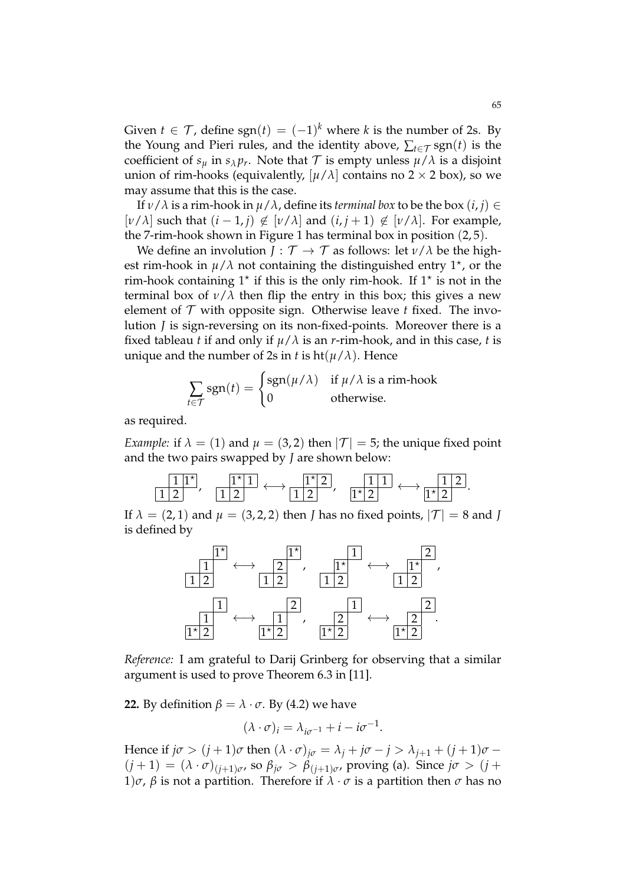Given $t \in \mathcal{T}$, define $\operatorname{sgn}(t) = (-1)^k$ where $k$ is the number of 2s. By the Young and Pieri rules, and the identity above, $\sum_{t \in \mathcal{T}} \operatorname{sgn}(t)$ is the coefficient of $s_\mu$ in $s_\lambda p_r$. Note that $\mathcal{T}$ is empty unless $\mu/\lambda$ is a disjoint union of rim-hooks (equivalently, $[\mu/\lambda]$ contains no $2 \times 2$ box), so we may assume that this is the case.

If $\nu/\lambda$ is a rim-hook in $\mu/\lambda$, define its *terminal box* to be the box $(i, j) \in [\nu/\lambda]$ such that $(i-1, j) \notin [\nu/\lambda]$ and $(i, j+1) \notin [\nu/\lambda]$. For example, the 7-rim-hook shown in Figure 1 has terminal box in position $(2, 5)$.

We define an involution $J : \mathcal{T} \to \mathcal{T}$ as follows: let $\nu/\lambda$ be the highest rim-hook in $\mu/\lambda$ not containing the distinguished entry $1^\star$, or the rim-hook containing $1^\star$ if this is the only rim-hook. If $1^\star$ is not in the terminal box of $\nu/\lambda$ then flip the entry in this box; this gives a new element of $\mathcal{T}$ with opposite sign. Otherwise leave $t$ fixed. The involution $J$ is sign-reversing on its non-fixed-points. Moreover there is a fixed tableau $t$ if and only if $\mu/\lambda$ is an $r$-rim-hook, and in this case, $t$ is unique and the number of 2s in $t$ is $\operatorname{ht}(\mu/\lambda)$. Hence

$$\sum_{t \in \mathcal{T}} \operatorname{sgn}(t) = \begin{cases} \operatorname{sgn}(\mu/\lambda) & \text{if } \mu/\lambda \text{ is a rim-hook} \\ 0 & \text{otherwise.} \end{cases}$$

as required.

*Example:* if $\lambda = (1)$ and $\mu = (3, 2)$ then $|\mathcal{T}| = 5$; the unique fixed point and the two pairs swapped by $J$ are shown below:

$$\begin{smallmatrix} & 1 & 1^\star \\ 1 & 2 & \end{smallmatrix}, \quad \begin{smallmatrix} & 1^\star & 1 \\ 1 & 2 & \end{smallmatrix} \longleftrightarrow \begin{smallmatrix} & 1^\star & 2 \\ 1 & 2 & \end{smallmatrix}, \quad \begin{smallmatrix} & 1 & 1 \\ 1^\star & 2 & \end{smallmatrix} \longleftrightarrow \begin{smallmatrix} & 1 & 2 \\ 1^\star & 2 & \end{smallmatrix}.$$

If $\lambda = (2, 1)$ and $\mu = (3, 2, 2)$ then $J$ has no fixed points, $|\mathcal{T}| = 8$ and $J$ is defined by

$$\begin{smallmatrix} & & 1^\star \\ & 1 & \\ 1 & 2 & \end{smallmatrix} \longleftrightarrow \begin{smallmatrix} & & 1^\star \\ & 2 & \\ 1 & 2 & \end{smallmatrix}, \quad \begin{smallmatrix} & & 1 \\ & 1^\star & \\ 1 & 2 & \end{smallmatrix} \longleftrightarrow \begin{smallmatrix} & & 2 \\ & 1^\star & \\ 1 & 2 & \end{smallmatrix},$$

$$\begin{smallmatrix} & & 1 \\ & 1 & \\ 1^\star & 2 & \end{smallmatrix} \longleftrightarrow \begin{smallmatrix} & & 2 \\ & 1 & \\ 1^\star & 2 & \end{smallmatrix}, \quad \begin{smallmatrix} & & 1 \\ & 2 & \\ 1^\star & 2 & \end{smallmatrix} \longleftrightarrow \begin{smallmatrix} & & 2 \\ & 2 & \\ 1^\star & 2 & \end{smallmatrix}.$$

*Reference:* I am grateful to Darij Grinberg for observing that a similar argument is used to prove Theorem 6.3 in [11].

**22.** By definition $\beta = \lambda \cdot \sigma$. By (4.2) we have

$$(\lambda \cdot \sigma)_i = \lambda_{i\sigma^{-1}} + i - i\sigma^{-1}.$$

Hence if $j\sigma > (j+1)\sigma$ then $(\lambda \cdot \sigma)_{j\sigma} = \lambda_j + j\sigma - j > \lambda_{j+1} + (j+1)\sigma - (j+1) = (\lambda \cdot \sigma)_{(j+1)\sigma}$, so $\beta_{j\sigma} > \beta_{(j+1)\sigma}$, proving (a). Since $j\sigma > (j+1)\sigma$, $\beta$ is not a partition. Therefore if $\lambda \cdot \sigma$ is a partition then $\sigma$ has no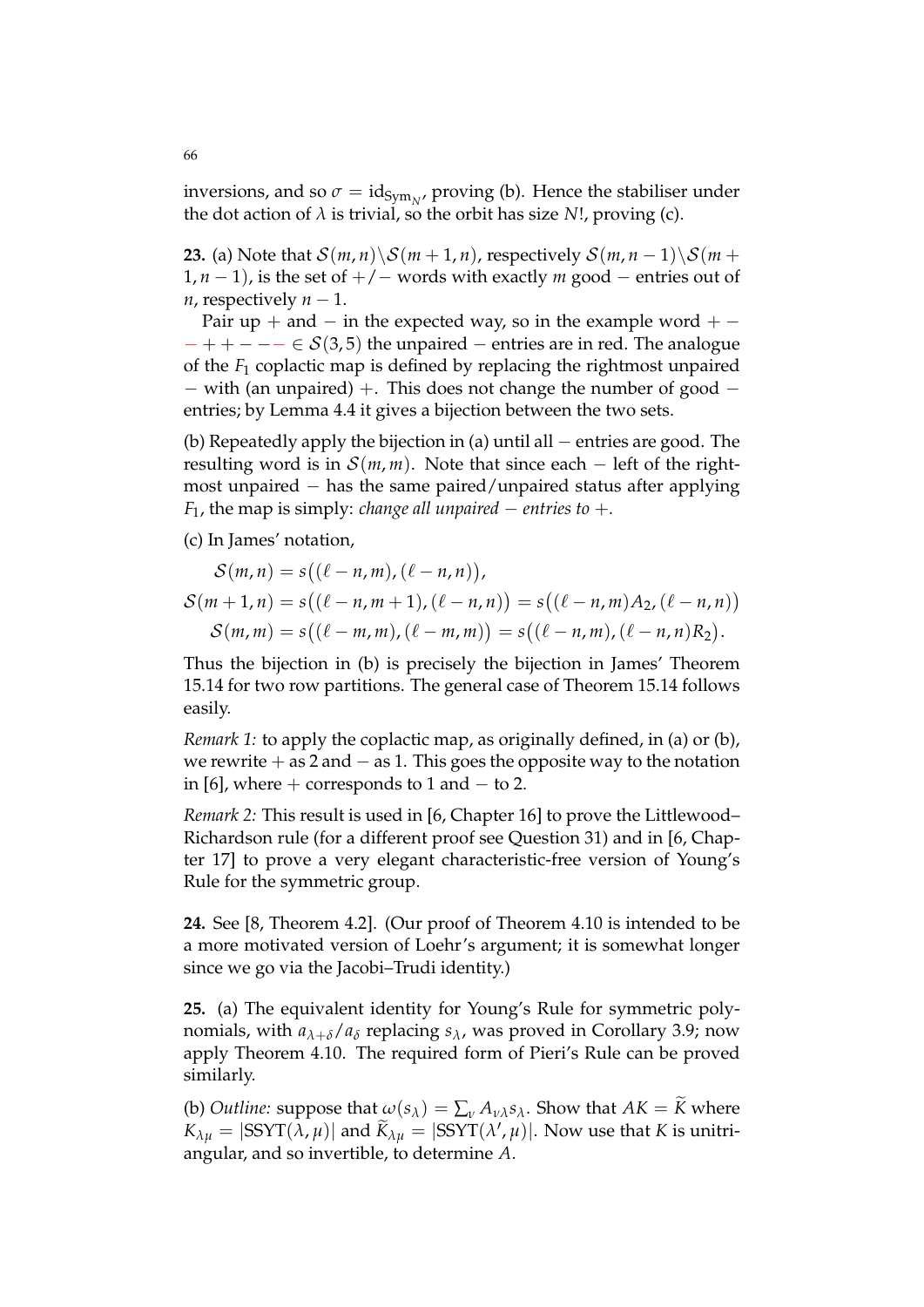inversions, and so $\sigma = \mathrm{id}_{\mathrm{Sym}_N}$, proving (b). Hence the stabiliser under the dot action of $\lambda$ is trivial, so the orbit has size $N!$, proving (c).

**23.** (a) Note that $\mathcal{S}(m,n)\backslash\mathcal{S}(m+1,n)$, respectively $\mathcal{S}(m,n-1)\backslash\mathcal{S}(m+1,n-1)$, is the set of $+/-$ words with exactly $m$ good $-$ entries out of $n$, respectively $n-1$.

Pair up $+$ and $-$ in the expected way, so in the example word $+--++---- \in \mathcal{S}(3,5)$ the unpaired $-$ entries are in red. The analogue of the $F_1$ coplactic map is defined by replacing the rightmost unpaired $-$ with (an unpaired) $+$. This does not change the number of good $-$ entries; by Lemma 4.4 it gives a bijection between the two sets.

(b) Repeatedly apply the bijection in (a) until all $-$ entries are good. The resulting word is in $\mathcal{S}(m,m)$. Note that since each $-$ left of the rightmost unpaired $-$ has the same paired/unpaired status after applying $F_1$, the map is simply: *change all unpaired $-$ entries to $+$.*

(c) In James' notation,

$$\mathcal{S}(m,n) = s\big((\ell-n,m),(\ell-n,n)\big),$$
$$\mathcal{S}(m+1,n) = s\big((\ell-n,m+1),(\ell-n,n)\big) = s\big((\ell-n,m)A_2,(\ell-n,n)\big)$$
$$\mathcal{S}(m,m) = s\big((\ell-m,m),(\ell-m,m)\big) = s\big((\ell-n,m),(\ell-n,n)R_2\big).$$

Thus the bijection in (b) is precisely the bijection in James' Theorem 15.14 for two row partitions. The general case of Theorem 15.14 follows easily.

*Remark 1:* to apply the coplactic map, as originally defined, in (a) or (b), we rewrite $+$ as 2 and $-$ as 1. This goes the opposite way to the notation in [6], where $+$ corresponds to 1 and $-$ to 2.

*Remark 2:* This result is used in [6, Chapter 16] to prove the Littlewood–Richardson rule (for a different proof see Question 31) and in [6, Chapter 17] to prove a very elegant characteristic-free version of Young's Rule for the symmetric group.

**24.** See [8, Theorem 4.2]. (Our proof of Theorem 4.10 is intended to be a more motivated version of Loehr's argument; it is somewhat longer since we go via the Jacobi–Trudi identity.)

**25.** (a) The equivalent identity for Young's Rule for symmetric polynomials, with $a_{\lambda+\delta}/a_\delta$ replacing $s_\lambda$, was proved in Corollary 3.9; now apply Theorem 4.10. The required form of Pieri's Rule can be proved similarly.

(b) *Outline:* suppose that $\omega(s_\lambda) = \sum_\nu A_{\nu\lambda} s_\lambda$. Show that $AK = \widetilde{K}$ where $K_{\lambda\mu} = |\mathrm{SSYT}(\lambda,\mu)|$ and $\widetilde{K}_{\lambda\mu} = |\mathrm{SSYT}(\lambda',\mu)|$. Now use that $K$ is unitriangular, and so invertible, to determine $A$.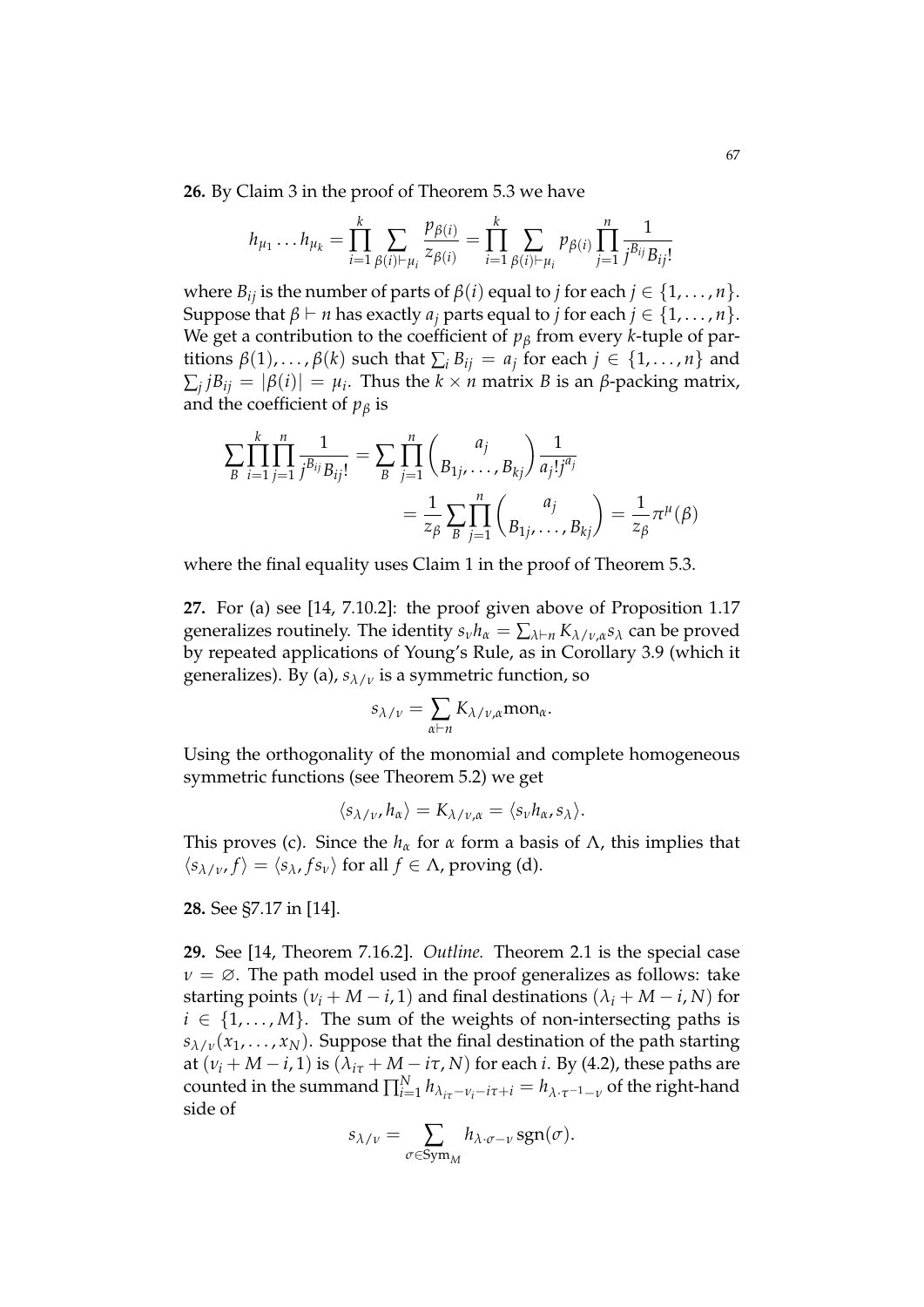**26.** By Claim 3 in the proof of Theorem 5.3 we have

$$h_{\mu_1} \dots h_{\mu_k} = \prod_{i=1}^{k} \sum_{\beta(i) \vdash \mu_i} \frac{p_{\beta(i)}}{z_{\beta(i)}} = \prod_{i=1}^{k} \sum_{\beta(i) \vdash \mu_i} p_{\beta(i)} \prod_{j=1}^{n} \frac{1}{j^{B_{ij}} B_{ij}!}$$

where $B_{ij}$ is the number of parts of $\beta(i)$ equal to $j$ for each $j \in \{1, \dots, n\}$. Suppose that $\beta \vdash n$ has exactly $a_j$ parts equal to $j$ for each $j \in \{1, \dots, n\}$. We get a contribution to the coefficient of $p_\beta$ from every $k$-tuple of partitions $\beta(1), \dots, \beta(k)$ such that $\sum_i B_{ij} = a_j$ for each $j \in \{1, \dots, n\}$ and $\sum_j j B_{ij} = |\beta(i)| = \mu_i$. Thus the $k \times n$ matrix $B$ is an $\beta$-packing matrix, and the coefficient of $p_\beta$ is

$$\begin{aligned} \sum_B \prod_{i=1}^{k} \prod_{j=1}^{n} \frac{1}{j^{B_{ij}} B_{ij}!} &= \sum_B \prod_{j=1}^{n} \binom{a_j}{B_{1j}, \dots, B_{kj}} \frac{1}{a_j! j^{a_j}} \\ &= \frac{1}{z_\beta} \sum_B \prod_{j=1}^{n} \binom{a_j}{B_{1j}, \dots, B_{kj}} = \frac{1}{z_\beta} \pi^\mu(\beta) \end{aligned}$$

where the final equality uses Claim 1 in the proof of Theorem 5.3.

**27.** For (a) see [14, 7.10.2]: the proof given above of Proposition 1.17 generalizes routinely. The identity $s_\nu h_\alpha = \sum_{\lambda \vdash n} K_{\lambda/\nu,\alpha} s_\lambda$ can be proved by repeated applications of Young's Rule, as in Corollary 3.9 (which it generalizes). By (a), $s_{\lambda/\nu}$ is a symmetric function, so

$$s_{\lambda/\nu} = \sum_{\alpha \vdash n} K_{\lambda/\nu,\alpha} \mathrm{mon}_\alpha.$$

Using the orthogonality of the monomial and complete homogeneous symmetric functions (see Theorem 5.2) we get

$$\langle s_{\lambda/\nu}, h_\alpha \rangle = K_{\lambda/\nu,\alpha} = \langle s_\nu h_\alpha, s_\lambda \rangle.$$

This proves (c). Since the $h_\alpha$ for $\alpha$ form a basis of $\Lambda$, this implies that $\langle s_{\lambda/\nu}, f \rangle = \langle s_\lambda, f s_\nu \rangle$ for all $f \in \Lambda$, proving (d).

**28.** See §7.17 in [14].

**29.** See [14, Theorem 7.16.2]. *Outline.* Theorem 2.1 is the special case $\nu = \varnothing$. The path model used in the proof generalizes as follows: take starting points $(\nu_i + M - i, 1)$ and final destinations $(\lambda_i + M - i, N)$ for $i \in \{1, \dots, M\}$. The sum of the weights of non-intersecting paths is $s_{\lambda/\nu}(x_1, \dots, x_N)$. Suppose that the final destination of the path starting at $(\nu_i + M - i, 1)$ is $(\lambda_{i\tau} + M - i\tau, N)$ for each $i$. By (4.2), these paths are counted in the summand $\prod_{i=1}^{N} h_{\lambda_{i\tau} - \nu_i - i\tau + i} = h_{\lambda \cdot \tau^{-1} - \nu}$ of the right-hand side of

$$s_{\lambda/\nu} = \sum_{\sigma \in \mathrm{Sym}_M} h_{\lambda \cdot \sigma - \nu} \operatorname{sgn}(\sigma).$$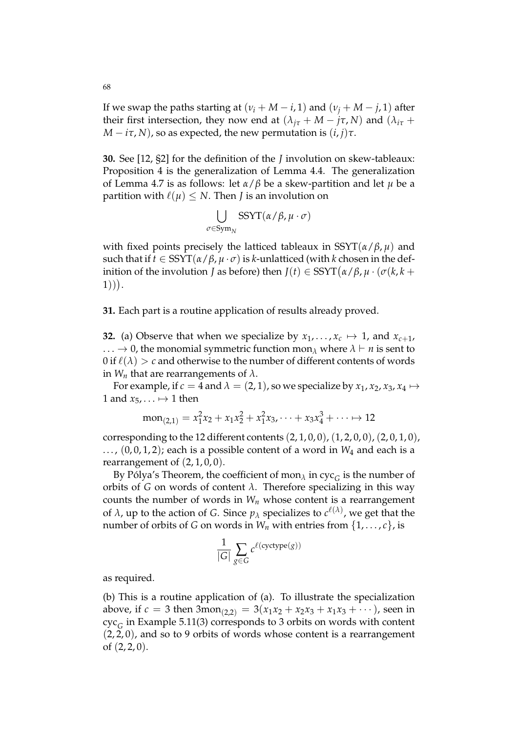If we swap the paths starting at $(\nu_i + M - i, 1)$ and $(\nu_j + M - j, 1)$ after their first intersection, they now end at $(\lambda_{j\tau} + M - j\tau, N)$ and $(\lambda_{i\tau} + M - i\tau, N)$, so as expected, the new permutation is $(i, j)\tau$.

**30.** See [12, §2] for the definition of the $J$ involution on skew-tableaux: Proposition 4 is the generalization of Lemma 4.4. The generalization of Lemma 4.7 is as follows: let $\alpha/\beta$ be a skew-partition and let $\mu$ be a partition with $\ell(\mu) \leq N$. Then $J$ is an involution on

$$\bigcup_{\sigma \in \mathrm{Sym}_N} \mathrm{SSYT}(\alpha/\beta, \mu \cdot \sigma)$$

with fixed points precisely the latticed tableaux in $\mathrm{SSYT}(\alpha/\beta, \mu)$ and such that if $t \in \mathrm{SSYT}(\alpha/\beta, \mu \cdot \sigma)$ is $k$-unlatticed (with $k$ chosen in the definition of the involution $J$ as before) then $J(t) \in \mathrm{SSYT}\big(\alpha/\beta, \mu \cdot (\sigma(k, k+1))\big)$.

**31.** Each part is a routine application of results already proved.

**32.** (a) Observe that when we specialize by $x_1, \ldots, x_c \mapsto 1$, and $x_{c+1}, \ldots \to 0$, the monomial symmetric function $\mathrm{mon}_\lambda$ where $\lambda \vdash n$ is sent to $0$ if $\ell(\lambda) > c$ and otherwise to the number of different contents of words in $W_n$ that are rearrangements of $\lambda$.

For example, if $c = 4$ and $\lambda = (2, 1)$, so we specialize by $x_1, x_2, x_3, x_4 \mapsto 1$ and $x_5, \ldots \mapsto 1$ then

$$\mathrm{mon}_{(2,1)} = x_1^2 x_2 + x_1 x_2^2 + x_1^2 x_3, \cdots + x_3 x_4^3 + \cdots \mapsto 12$$

corresponding to the 12 different contents $(2, 1, 0, 0)$, $(1, 2, 0, 0)$, $(2, 0, 1, 0)$, $\ldots$, $(0, 0, 1, 2)$; each is a possible content of a word in $W_4$ and each is a rearrangement of $(2, 1, 0, 0)$.

By Pólya's Theorem, the coefficient of $\mathrm{mon}_\lambda$ in $\mathrm{cyc}_G$ is the number of orbits of $G$ on words of content $\lambda$. Therefore specializing in this way counts the number of words in $W_n$ whose content is a rearrangement of $\lambda$, up to the action of $G$. Since $p_\lambda$ specializes to $c^{\ell(\lambda)}$, we get that the number of orbits of $G$ on words in $W_n$ with entries from $\{1, \ldots, c\}$, is

$$\frac{1}{|G|} \sum_{g \in G} c^{\ell(\mathrm{cyctype}(g))}$$

as required.

(b) This is a routine application of (a). To illustrate the specialization above, if $c = 3$ then $3\mathrm{mon}_{(2,2)} = 3(x_1 x_2 + x_2 x_3 + x_1 x_3 + \cdots)$, seen in $\mathrm{cyc}_G$ in Example 5.11(3) corresponds to 3 orbits on words with content $(2, 2, 0)$, and so to 9 orbits of words whose content is a rearrangement of $(2, 2, 0)$.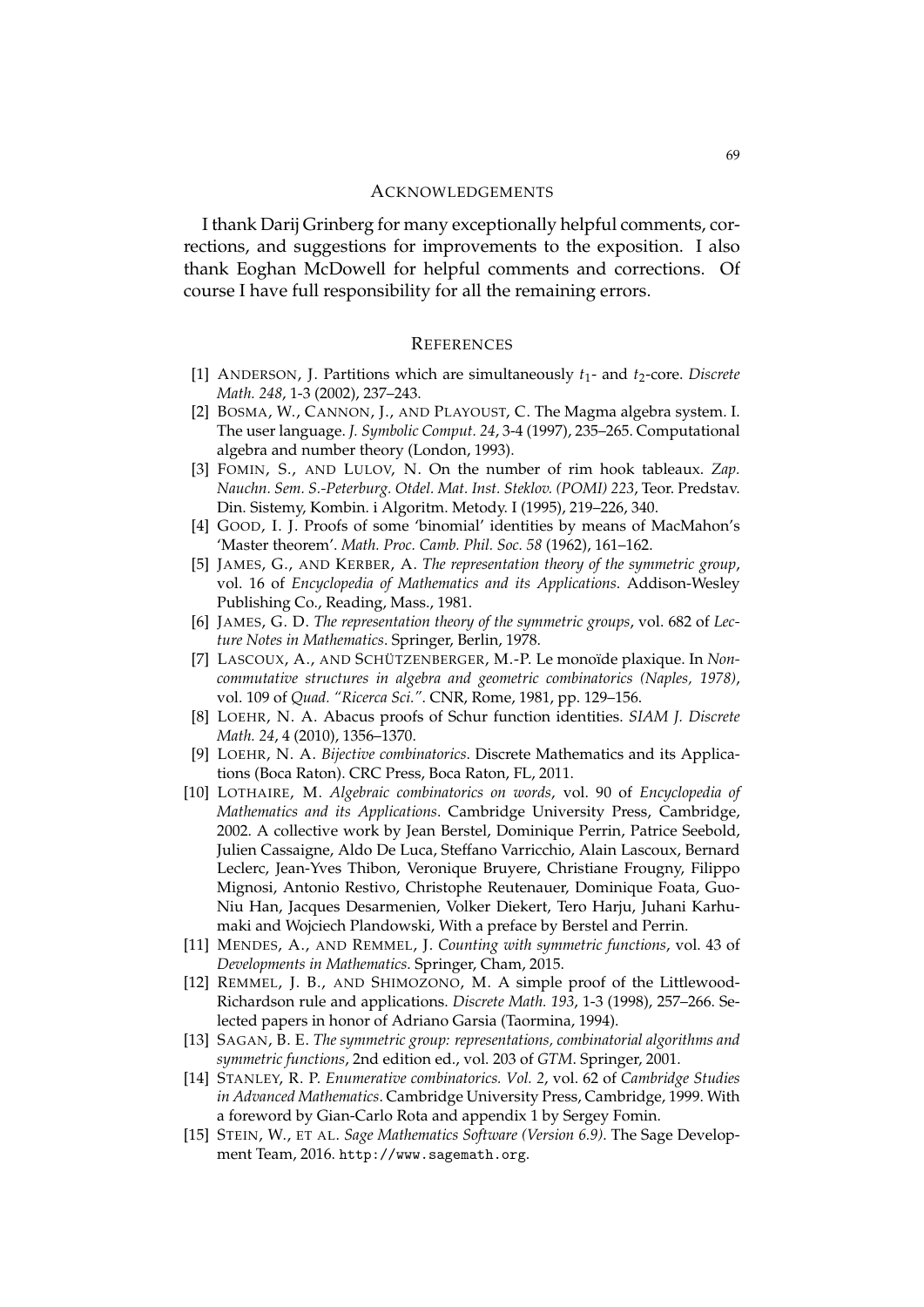## Acknowledgements

I thank Darij Grinberg for many exceptionally helpful comments, corrections, and suggestions for improvements to the exposition. I also thank Eoghan McDowell for helpful comments and corrections. Of course I have full responsibility for all the remaining errors.

## References

[1] Anderson, J. Partitions which are simultaneously $t_1$- and $t_2$-core. *Discrete Math. 248*, 1-3 (2002), 237–243.

[2] Bosma, W., Cannon, J., and Playoust, C. The Magma algebra system. I. The user language. *J. Symbolic Comput. 24*, 3-4 (1997), 235–265. Computational algebra and number theory (London, 1993).

[3] Fomin, S., and Lulov, N. On the number of rim hook tableaux. *Zap. Nauchn. Sem. S.-Peterburg. Otdel. Mat. Inst. Steklov. (POMI) 223*, Teor. Predstav. Din. Sistemy, Kombin. i Algoritm. Metody. I (1995), 219–226, 340.

[4] Good, I. J. Proofs of some 'binomial' identities by means of MacMahon's 'Master theorem'. *Math. Proc. Camb. Phil. Soc. 58* (1962), 161–162.

[5] James, G., and Kerber, A. *The representation theory of the symmetric group*, vol. 16 of *Encyclopedia of Mathematics and its Applications*. Addison-Wesley Publishing Co., Reading, Mass., 1981.

[6] James, G. D. *The representation theory of the symmetric groups*, vol. 682 of *Lecture Notes in Mathematics*. Springer, Berlin, 1978.

[7] Lascoux, A., and Schützenberger, M.-P. Le monoïde plaxique. In *Noncommutative structures in algebra and geometric combinatorics (Naples, 1978)*, vol. 109 of *Quad. "Ricerca Sci."*. CNR, Rome, 1981, pp. 129–156.

[8] Loehr, N. A. Abacus proofs of Schur function identities. *SIAM J. Discrete Math. 24*, 4 (2010), 1356–1370.

[9] Loehr, N. A. *Bijective combinatorics*. Discrete Mathematics and its Applications (Boca Raton). CRC Press, Boca Raton, FL, 2011.

[10] Lothaire, M. *Algebraic combinatorics on words*, vol. 90 of *Encyclopedia of Mathematics and its Applications*. Cambridge University Press, Cambridge, 2002. A collective work by Jean Berstel, Dominique Perrin, Patrice Seebold, Julien Cassaigne, Aldo De Luca, Steffano Varricchio, Alain Lascoux, Bernard Leclerc, Jean-Yves Thibon, Veronique Bruyere, Christiane Frougny, Filippo Mignosi, Antonio Restivo, Christophe Reutenauer, Dominique Foata, Guo-Niu Han, Jacques Desarmenien, Volker Diekert, Tero Harju, Juhani Karhumaki and Wojciech Plandowski, With a preface by Berstel and Perrin.

[11] Mendes, A., and Remmel, J. *Counting with symmetric functions*, vol. 43 of *Developments in Mathematics*. Springer, Cham, 2015.

[12] Remmel, J. B., and Shimozono, M. A simple proof of the Littlewood-Richardson rule and applications. *Discrete Math. 193*, 1-3 (1998), 257–266. Selected papers in honor of Adriano Garsia (Taormina, 1994).

[13] Sagan, B. E. *The symmetric group: representations, combinatorial algorithms and symmetric functions*, 2nd edition ed., vol. 203 of *GTM*. Springer, 2001.

[14] Stanley, R. P. *Enumerative combinatorics. Vol. 2*, vol. 62 of *Cambridge Studies in Advanced Mathematics*. Cambridge University Press, Cambridge, 1999. With a foreword by Gian-Carlo Rota and appendix 1 by Sergey Fomin.

[15] Stein, W., et al. *Sage Mathematics Software (Version 6.9)*. The Sage Development Team, 2016. `http://www.sagemath.org`.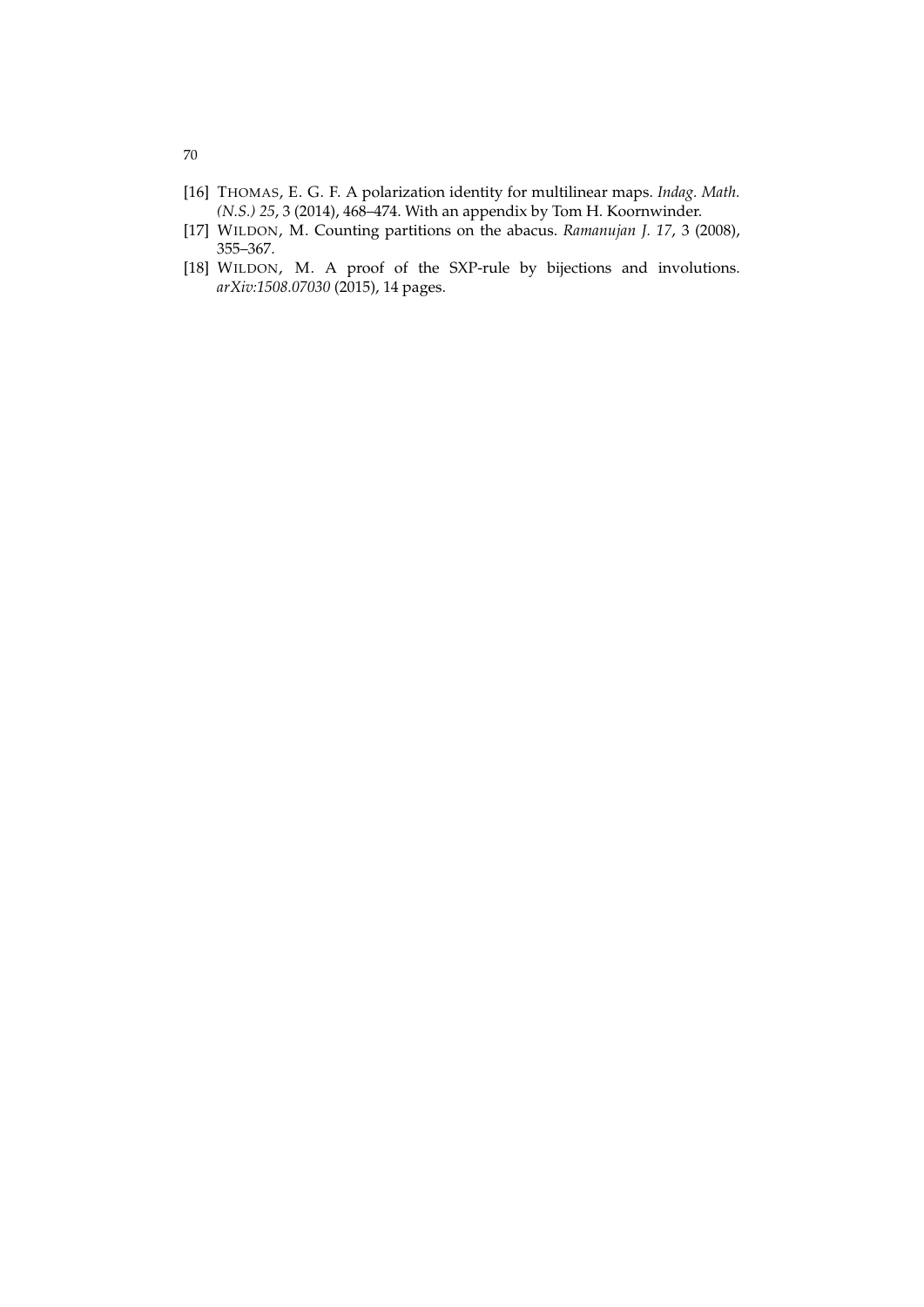[16] THOMAS, E. G. F. A polarization identity for multilinear maps. *Indag. Math. (N.S.) 25*, 3 (2014), 468–474. With an appendix by Tom H. Koornwinder.

[17] WILDON, M. Counting partitions on the abacus. *Ramanujan J. 17*, 3 (2008), 355–367.

[18] WILDON, M. A proof of the SXP-rule by bijections and involutions. *arXiv:1508.07030* (2015), 14 pages.